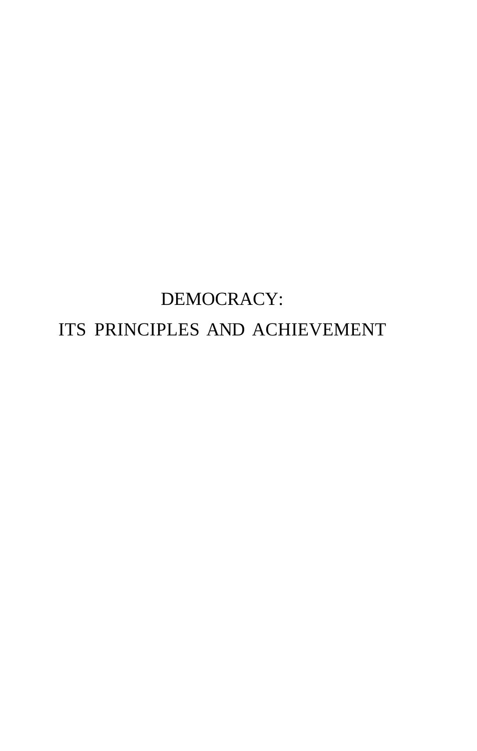# DEMOCRACY:
# ITS PRINCIPLES AND ACHIEVEMENT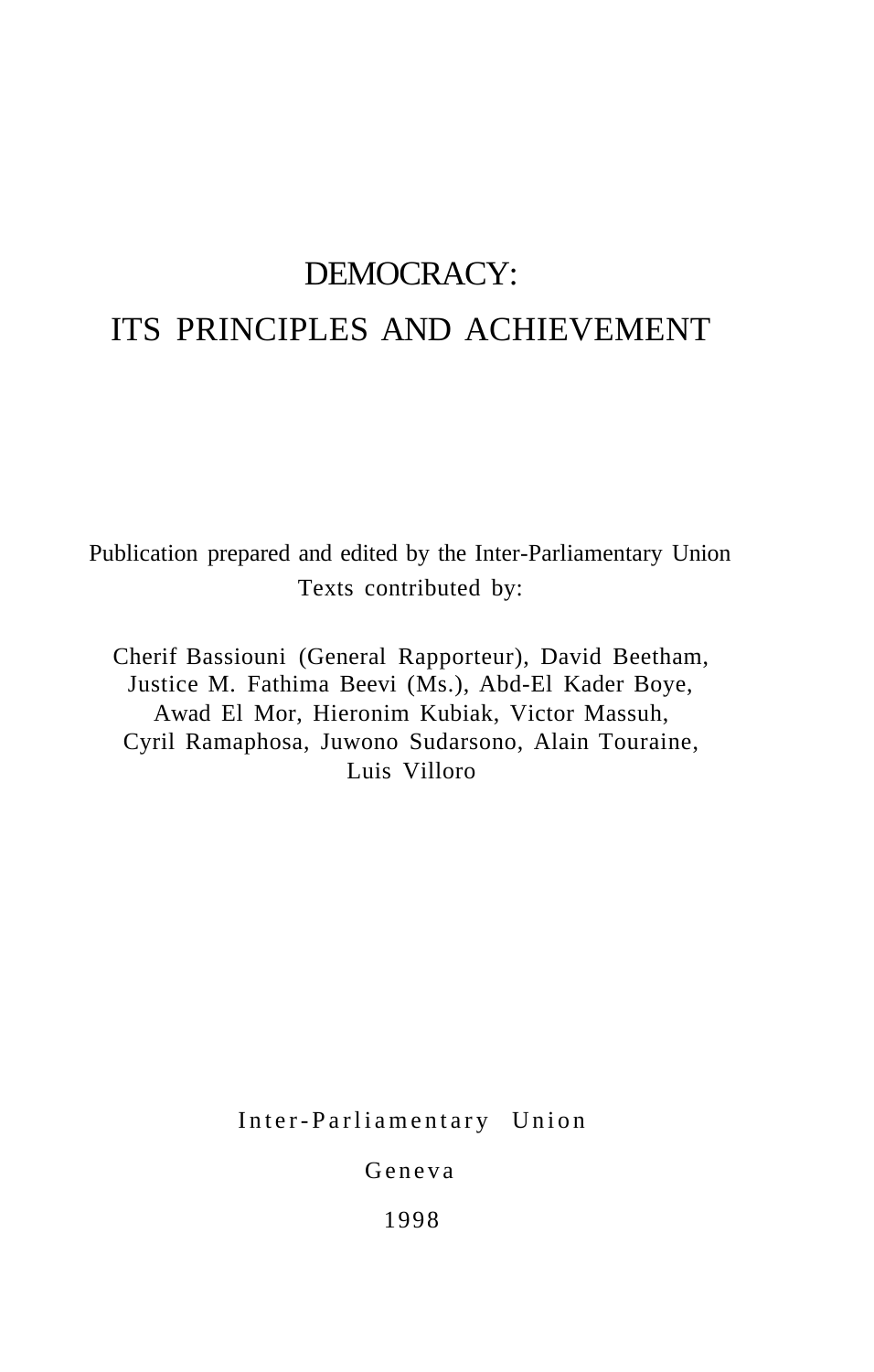# DEMOCRACY:
# ITS PRINCIPLES AND ACHIEVEMENT

Publication prepared and edited by the Inter-Parliamentary Union
Texts contributed by:

Cherif Bassiouni (General Rapporteur), David Beetham,
Justice M. Fathima Beevi (Ms.), Abd-El Kader Boye,
Awad El Mor, Hieronim Kubiak, Victor Massuh,
Cyril Ramaphosa, Juwono Sudarsono, Alain Touraine,
Luis Villoro

Inter-Parliamentary Union

Geneva

1998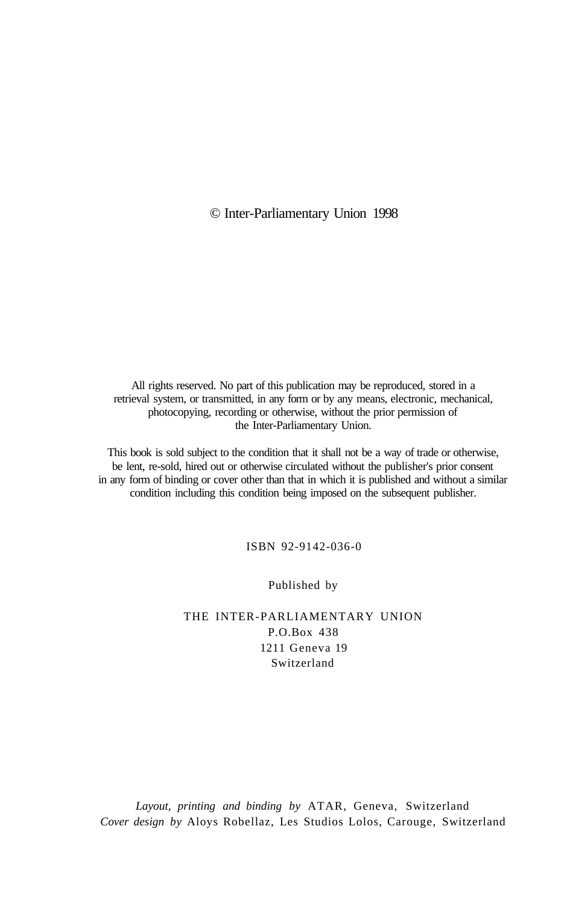© Inter-Parliamentary Union 1998

All rights reserved. No part of this publication may be reproduced, stored in a retrieval system, or transmitted, in any form or by any means, electronic, mechanical, photocopying, recording or otherwise, without the prior permission of the Inter-Parliamentary Union.

This book is sold subject to the condition that it shall not be a way of trade or otherwise, be lent, re-sold, hired out or otherwise circulated without the publisher's prior consent in any form of binding or cover other than that in which it is published and without a similar condition including this condition being imposed on the subsequent publisher.

ISBN 92-9142-036-0

Published by

THE INTER-PARLIAMENTARY UNION
P.O.Box 438
1211 Geneva 19
Switzerland

*Layout, printing and binding by* ATAR, Geneva, Switzerland
*Cover design by* Aloys Robellaz, Les Studios Lolos, Carouge, Switzerland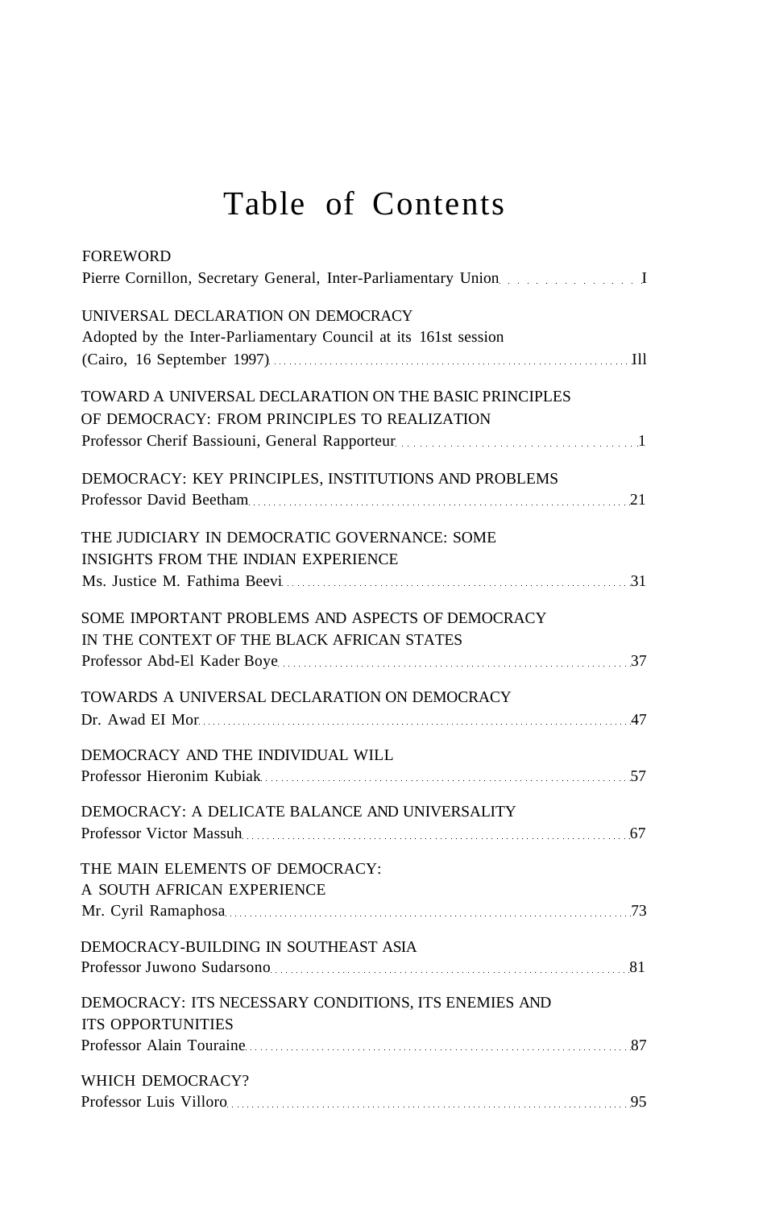# Table of Contents

FOREWORD
Pierre Cornillon, Secretary General, Inter-Parliamentary Union . . . . . . . . . . . . . . . I

UNIVERSAL DECLARATION ON DEMOCRACY
Adopted by the Inter-Parliamentary Council at its 161st session
(Cairo, 16 September 1997) . . . . . . . . . . . . . . . Ill

TOWARD A UNIVERSAL DECLARATION ON THE BASIC PRINCIPLES OF DEMOCRACY: FROM PRINCIPLES TO REALIZATION
Professor Cherif Bassiouni, General Rapporteur . . . . . . . . . . . . . . . 1

DEMOCRACY: KEY PRINCIPLES, INSTITUTIONS AND PROBLEMS
Professor David Beetham . . . . . . . . . . . . . . . 21

THE JUDICIARY IN DEMOCRATIC GOVERNANCE: SOME INSIGHTS FROM THE INDIAN EXPERIENCE
Ms. Justice M. Fathima Beevi . . . . . . . . . . . . . . . 31

SOME IMPORTANT PROBLEMS AND ASPECTS OF DEMOCRACY IN THE CONTEXT OF THE BLACK AFRICAN STATES
Professor Abd-El Kader Boye . . . . . . . . . . . . . . . 37

TOWARDS A UNIVERSAL DECLARATION ON DEMOCRACY
Dr. Awad EI Mor . . . . . . . . . . . . . . . 47

DEMOCRACY AND THE INDIVIDUAL WILL
Professor Hieronim Kubiak . . . . . . . . . . . . . . . 57

DEMOCRACY: A DELICATE BALANCE AND UNIVERSALITY
Professor Victor Massuh . . . . . . . . . . . . . . . 67

THE MAIN ELEMENTS OF DEMOCRACY: A SOUTH AFRICAN EXPERIENCE
Mr. Cyril Ramaphosa . . . . . . . . . . . . . . . 73

DEMOCRACY-BUILDING IN SOUTHEAST ASIA
Professor Juwono Sudarsono . . . . . . . . . . . . . . . 81

DEMOCRACY: ITS NECESSARY CONDITIONS, ITS ENEMIES AND ITS OPPORTUNITIES
Professor Alain Touraine . . . . . . . . . . . . . . . 87

WHICH DEMOCRACY?
Professor Luis Villoro . . . . . . . . . . . . . . . 95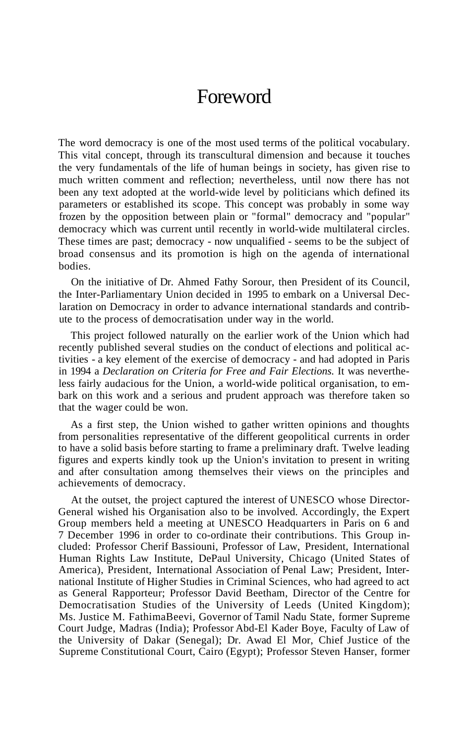# Foreword

The word democracy is one of the most used terms of the political vocabulary. This vital concept, through its transcultural dimension and because it touches the very fundamentals of the life of human beings in society, has given rise to much written comment and reflection; nevertheless, until now there has not been any text adopted at the world-wide level by politicians which defined its parameters or established its scope. This concept was probably in some way frozen by the opposition between plain or "formal" democracy and "popular" democracy which was current until recently in world-wide multilateral circles. These times are past; democracy - now unqualified - seems to be the subject of broad consensus and its promotion is high on the agenda of international bodies.

On the initiative of Dr. Ahmed Fathy Sorour, then President of its Council, the Inter-Parliamentary Union decided in 1995 to embark on a Universal Declaration on Democracy in order to advance international standards and contribute to the process of democratisation under way in the world.

This project followed naturally on the earlier work of the Union which had recently published several studies on the conduct of elections and political activities - a key element of the exercise of democracy - and had adopted in Paris in 1994 a *Declaration on Criteria for Free and Fair Elections.* It was nevertheless fairly audacious for the Union, a world-wide political organisation, to embark on this work and a serious and prudent approach was therefore taken so that the wager could be won.

As a first step, the Union wished to gather written opinions and thoughts from personalities representative of the different geopolitical currents in order to have a solid basis before starting to frame a preliminary draft. Twelve leading figures and experts kindly took up the Union's invitation to present in writing and after consultation among themselves their views on the principles and achievements of democracy.

At the outset, the project captured the interest of UNESCO whose Director-General wished his Organisation also to be involved. Accordingly, the Expert Group members held a meeting at UNESCO Headquarters in Paris on 6 and 7 December 1996 in order to co-ordinate their contributions. This Group included: Professor Cherif Bassiouni, Professor of Law, President, International Human Rights Law Institute, DePaul University, Chicago (United States of America), President, International Association of Penal Law; President, International Institute of Higher Studies in Criminal Sciences, who had agreed to act as General Rapporteur; Professor David Beetham, Director of the Centre for Democratisation Studies of the University of Leeds (United Kingdom); Ms. Justice M. FathimaBeevi, Governor of Tamil Nadu State, former Supreme Court Judge, Madras (India); Professor Abd-El Kader Boye, Faculty of Law of the University of Dakar (Senegal); Dr. Awad El Mor, Chief Justice of the Supreme Constitutional Court, Cairo (Egypt); Professor Steven Hanser, former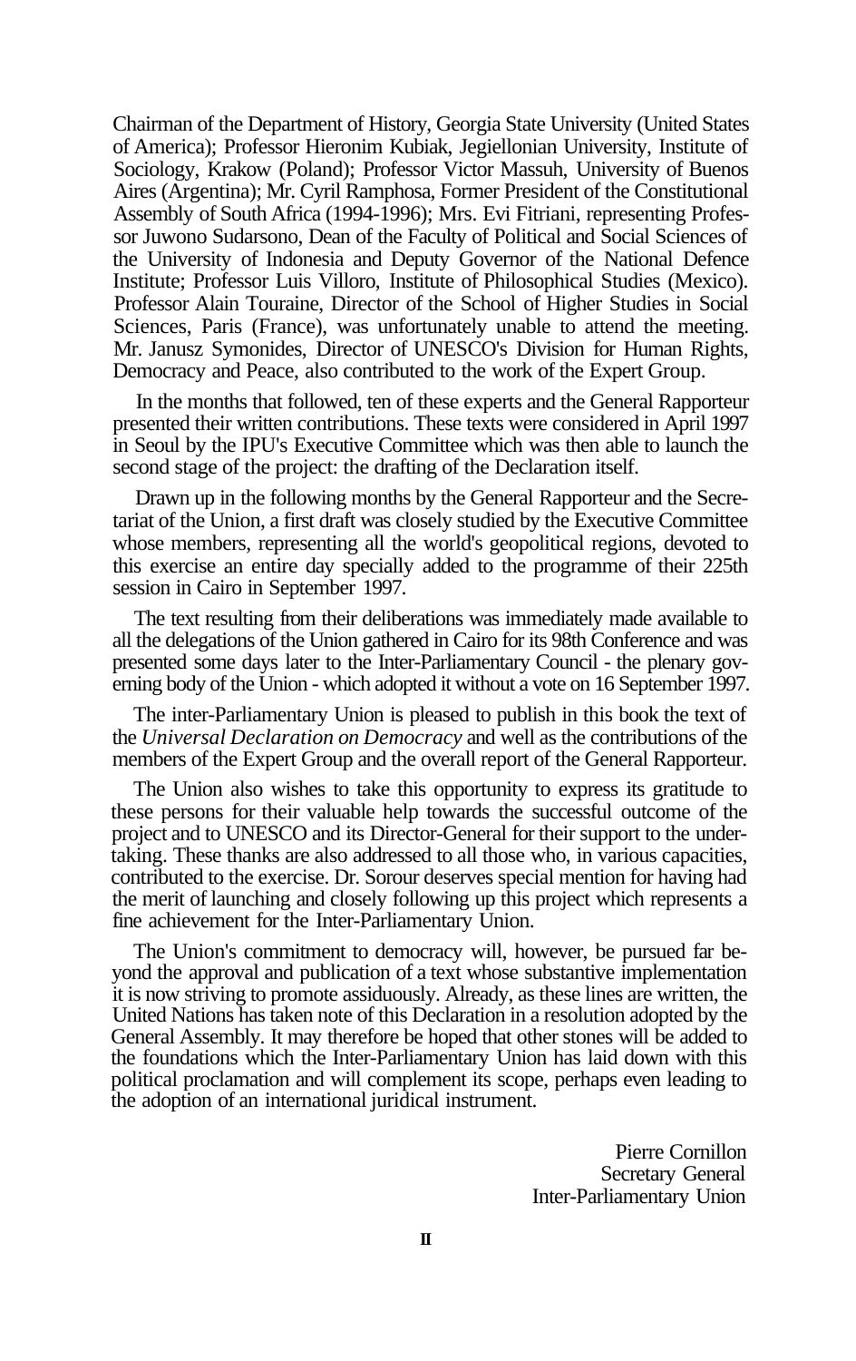Chairman of the Department of History, Georgia State University (United States of America); Professor Hieronim Kubiak, Jegiellonian University, Institute of Sociology, Krakow (Poland); Professor Victor Massuh, University of Buenos Aires (Argentina); Mr. Cyril Ramphosa, Former President of the Constitutional Assembly of South Africa (1994-1996); Mrs. Evi Fitriani, representing Professor Juwono Sudarsono, Dean of the Faculty of Political and Social Sciences of the University of Indonesia and Deputy Governor of the National Defence Institute; Professor Luis Villoro, Institute of Philosophical Studies (Mexico). Professor Alain Touraine, Director of the School of Higher Studies in Social Sciences, Paris (France), was unfortunately unable to attend the meeting. Mr. Janusz Symonides, Director of UNESCO's Division for Human Rights, Democracy and Peace, also contributed to the work of the Expert Group.

In the months that followed, ten of these experts and the General Rapporteur presented their written contributions. These texts were considered in April 1997 in Seoul by the IPU's Executive Committee which was then able to launch the second stage of the project: the drafting of the Declaration itself.

Drawn up in the following months by the General Rapporteur and the Secretariat of the Union, a first draft was closely studied by the Executive Committee whose members, representing all the world's geopolitical regions, devoted to this exercise an entire day specially added to the programme of their 225th session in Cairo in September 1997.

The text resulting from their deliberations was immediately made available to all the delegations of the Union gathered in Cairo for its 98th Conference and was presented some days later to the Inter-Parliamentary Council - the plenary governing body of the Union - which adopted it without a vote on 16 September 1997.

The inter-Parliamentary Union is pleased to publish in this book the text of the *Universal Declaration on Democracy* and well as the contributions of the members of the Expert Group and the overall report of the General Rapporteur.

The Union also wishes to take this opportunity to express its gratitude to these persons for their valuable help towards the successful outcome of the project and to UNESCO and its Director-General for their support to the undertaking. These thanks are also addressed to all those who, in various capacities, contributed to the exercise. Dr. Sorour deserves special mention for having had the merit of launching and closely following up this project which represents a fine achievement for the Inter-Parliamentary Union.

The Union's commitment to democracy will, however, be pursued far beyond the approval and publication of a text whose substantive implementation it is now striving to promote assiduously. Already, as these lines are written, the United Nations has taken note of this Declaration in a resolution adopted by the General Assembly. It may therefore be hoped that other stones will be added to the foundations which the Inter-Parliamentary Union has laid down with this political proclamation and will complement its scope, perhaps even leading to the adoption of an international juridical instrument.

Pierre Cornillon
Secretary General
Inter-Parliamentary Union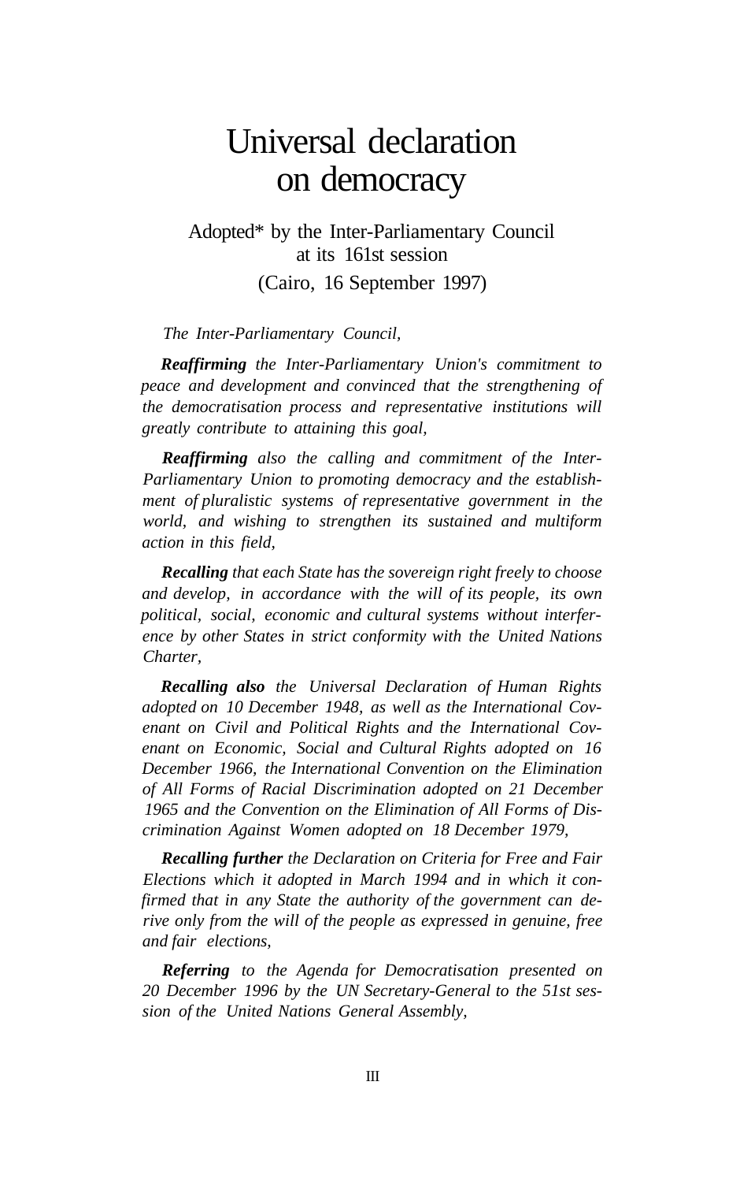# Universal declaration on democracy

Adopted* by the Inter-Parliamentary Council at its 161st session

(Cairo, 16 September 1997)

*The Inter-Parliamentary Council,*

***Reaffirming** the Inter-Parliamentary Union's commitment to peace and development and convinced that the strengthening of the democratisation process and representative institutions will greatly contribute to attaining this goal,*

***Reaffirming** also the calling and commitment of the Inter-Parliamentary Union to promoting democracy and the establishment of pluralistic systems of representative government in the world, and wishing to strengthen its sustained and multiform action in this field,*

***Recalling** that each State has the sovereign right freely to choose and develop, in accordance with the will of its people, its own political, social, economic and cultural systems without interference by other States in strict conformity with the United Nations Charter,*

***Recalling also** the Universal Declaration of Human Rights adopted on 10 December 1948, as well as the International Covenant on Civil and Political Rights and the International Covenant on Economic, Social and Cultural Rights adopted on 16 December 1966, the International Convention on the Elimination of All Forms of Racial Discrimination adopted on 21 December 1965 and the Convention on the Elimination of All Forms of Discrimination Against Women adopted on 18 December 1979,*

***Recalling further** the Declaration on Criteria for Free and Fair Elections which it adopted in March 1994 and in which it confirmed that in any State the authority of the government can derive only from the will of the people as expressed in genuine, free and fair elections,*

***Referring** to the Agenda for Democratisation presented on 20 December 1996 by the UN Secretary-General to the 51st session of the United Nations General Assembly,*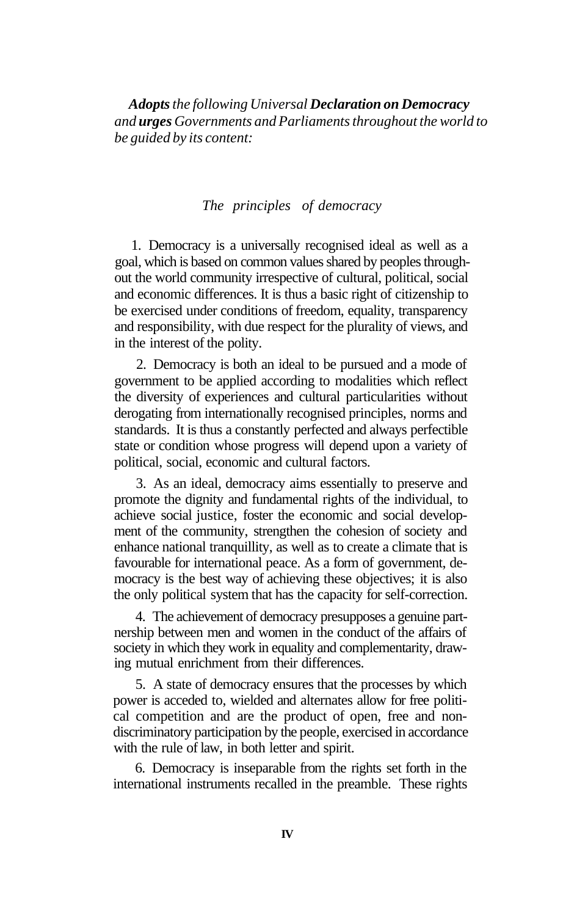***Adopts** the following Universal **Declaration on Democracy** and **urges** Governments and Parliaments throughout the world to be guided by its content:*

## *The principles of democracy*

1. Democracy is a universally recognised ideal as well as a goal, which is based on common values shared by peoples throughout the world community irrespective of cultural, political, social and economic differences. It is thus a basic right of citizenship to be exercised under conditions of freedom, equality, transparency and responsibility, with due respect for the plurality of views, and in the interest of the polity.

2. Democracy is both an ideal to be pursued and a mode of government to be applied according to modalities which reflect the diversity of experiences and cultural particularities without derogating from internationally recognised principles, norms and standards. It is thus a constantly perfected and always perfectible state or condition whose progress will depend upon a variety of political, social, economic and cultural factors.

3. As an ideal, democracy aims essentially to preserve and promote the dignity and fundamental rights of the individual, to achieve social justice, foster the economic and social development of the community, strengthen the cohesion of society and enhance national tranquillity, as well as to create a climate that is favourable for international peace. As a form of government, democracy is the best way of achieving these objectives; it is also the only political system that has the capacity for self-correction.

4. The achievement of democracy presupposes a genuine partnership between men and women in the conduct of the affairs of society in which they work in equality and complementarity, drawing mutual enrichment from their differences.

5. A state of democracy ensures that the processes by which power is acceded to, wielded and alternates allow for free political competition and are the product of open, free and non-discriminatory participation by the people, exercised in accordance with the rule of law, in both letter and spirit.

6. Democracy is inseparable from the rights set forth in the international instruments recalled in the preamble. These rights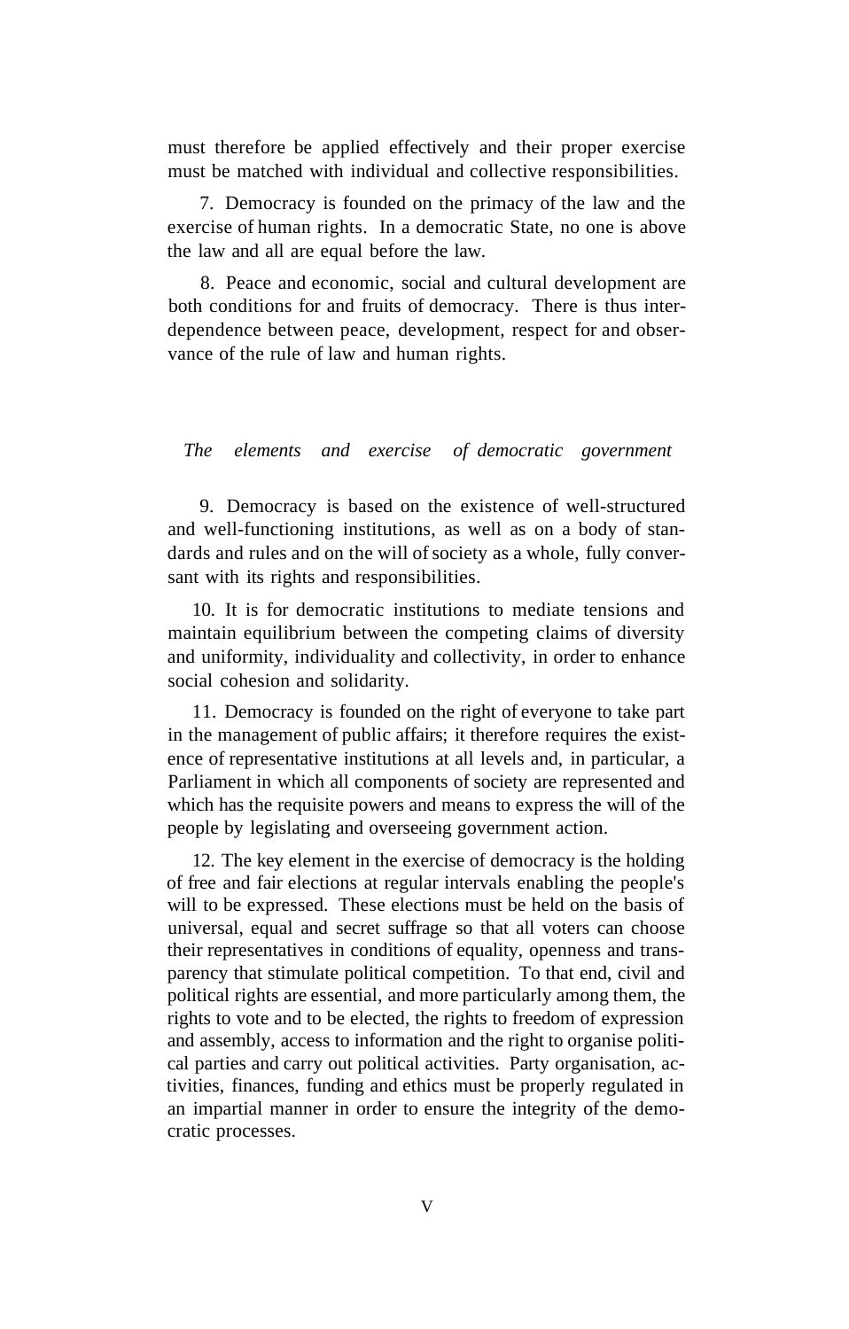must therefore be applied effectively and their proper exercise must be matched with individual and collective responsibilities.

7. Democracy is founded on the primacy of the law and the exercise of human rights. In a democratic State, no one is above the law and all are equal before the law.

8. Peace and economic, social and cultural development are both conditions for and fruits of democracy. There is thus interdependence between peace, development, respect for and observance of the rule of law and human rights.

## *The elements and exercise of democratic government*

9. Democracy is based on the existence of well-structured and well-functioning institutions, as well as on a body of standards and rules and on the will of society as a whole, fully conversant with its rights and responsibilities.

10. It is for democratic institutions to mediate tensions and maintain equilibrium between the competing claims of diversity and uniformity, individuality and collectivity, in order to enhance social cohesion and solidarity.

11. Democracy is founded on the right of everyone to take part in the management of public affairs; it therefore requires the existence of representative institutions at all levels and, in particular, a Parliament in which all components of society are represented and which has the requisite powers and means to express the will of the people by legislating and overseeing government action.

12. The key element in the exercise of democracy is the holding of free and fair elections at regular intervals enabling the people's will to be expressed. These elections must be held on the basis of universal, equal and secret suffrage so that all voters can choose their representatives in conditions of equality, openness and transparency that stimulate political competition. To that end, civil and political rights are essential, and more particularly among them, the rights to vote and to be elected, the rights to freedom of expression and assembly, access to information and the right to organise political parties and carry out political activities. Party organisation, activities, finances, funding and ethics must be properly regulated in an impartial manner in order to ensure the integrity of the democratic processes.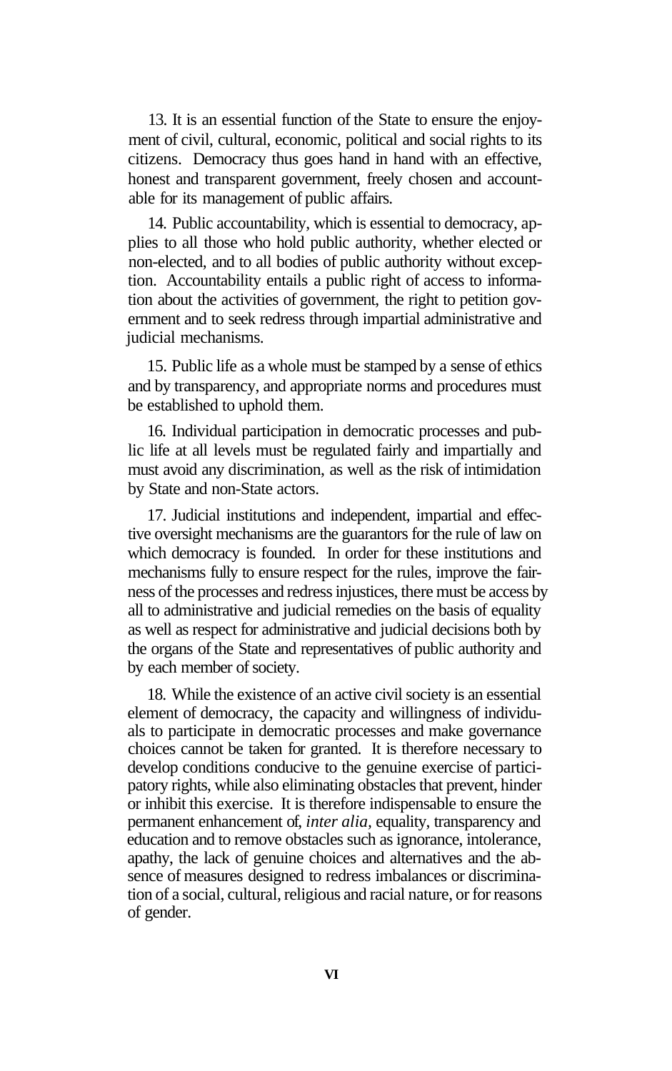13. It is an essential function of the State to ensure the enjoyment of civil, cultural, economic, political and social rights to its citizens. Democracy thus goes hand in hand with an effective, honest and transparent government, freely chosen and accountable for its management of public affairs.

14. Public accountability, which is essential to democracy, applies to all those who hold public authority, whether elected or non-elected, and to all bodies of public authority without exception. Accountability entails a public right of access to information about the activities of government, the right to petition government and to seek redress through impartial administrative and judicial mechanisms.

15. Public life as a whole must be stamped by a sense of ethics and by transparency, and appropriate norms and procedures must be established to uphold them.

16. Individual participation in democratic processes and public life at all levels must be regulated fairly and impartially and must avoid any discrimination, as well as the risk of intimidation by State and non-State actors.

17. Judicial institutions and independent, impartial and effective oversight mechanisms are the guarantors for the rule of law on which democracy is founded. In order for these institutions and mechanisms fully to ensure respect for the rules, improve the fairness of the processes and redress injustices, there must be access by all to administrative and judicial remedies on the basis of equality as well as respect for administrative and judicial decisions both by the organs of the State and representatives of public authority and by each member of society.

18. While the existence of an active civil society is an essential element of democracy, the capacity and willingness of individuals to participate in democratic processes and make governance choices cannot be taken for granted. It is therefore necessary to develop conditions conducive to the genuine exercise of participatory rights, while also eliminating obstacles that prevent, hinder or inhibit this exercise. It is therefore indispensable to ensure the permanent enhancement of, *inter alia*, equality, transparency and education and to remove obstacles such as ignorance, intolerance, apathy, the lack of genuine choices and alternatives and the absence of measures designed to redress imbalances or discrimination of a social, cultural, religious and racial nature, or for reasons of gender.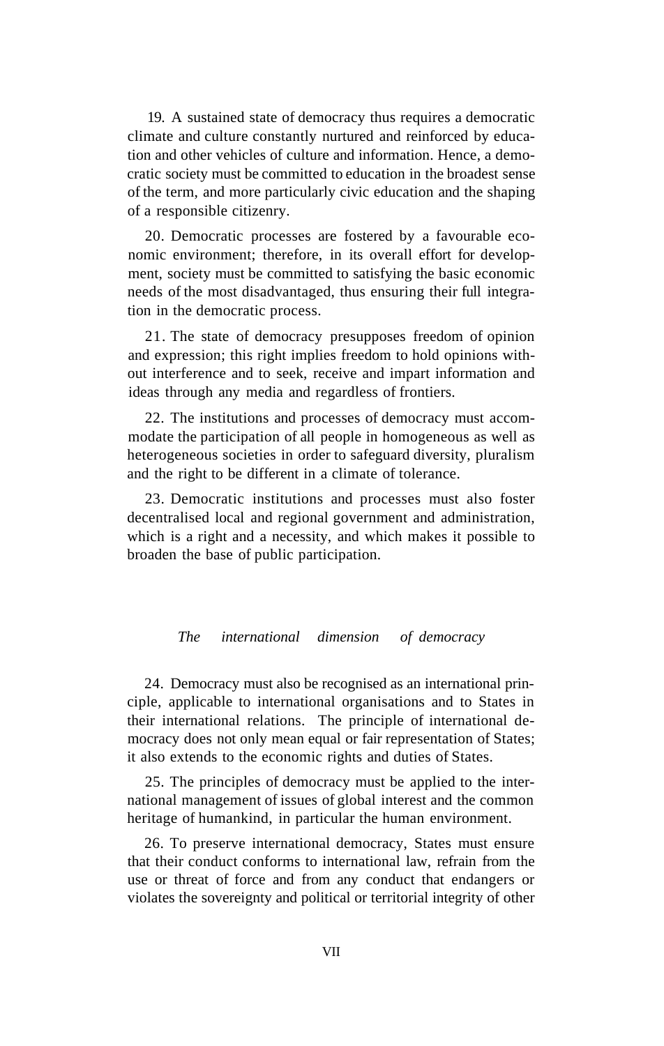19. A sustained state of democracy thus requires a democratic climate and culture constantly nurtured and reinforced by education and other vehicles of culture and information. Hence, a democratic society must be committed to education in the broadest sense of the term, and more particularly civic education and the shaping of a responsible citizenry.

20. Democratic processes are fostered by a favourable economic environment; therefore, in its overall effort for development, society must be committed to satisfying the basic economic needs of the most disadvantaged, thus ensuring their full integration in the democratic process.

21. The state of democracy presupposes freedom of opinion and expression; this right implies freedom to hold opinions without interference and to seek, receive and impart information and ideas through any media and regardless of frontiers.

22. The institutions and processes of democracy must accommodate the participation of all people in homogeneous as well as heterogeneous societies in order to safeguard diversity, pluralism and the right to be different in a climate of tolerance.

23. Democratic institutions and processes must also foster decentralised local and regional government and administration, which is a right and a necessity, and which makes it possible to broaden the base of public participation.

### *The international dimension of democracy*

24. Democracy must also be recognised as an international principle, applicable to international organisations and to States in their international relations. The principle of international democracy does not only mean equal or fair representation of States; it also extends to the economic rights and duties of States.

25. The principles of democracy must be applied to the international management of issues of global interest and the common heritage of humankind, in particular the human environment.

26. To preserve international democracy, States must ensure that their conduct conforms to international law, refrain from the use or threat of force and from any conduct that endangers or violates the sovereignty and political or territorial integrity of other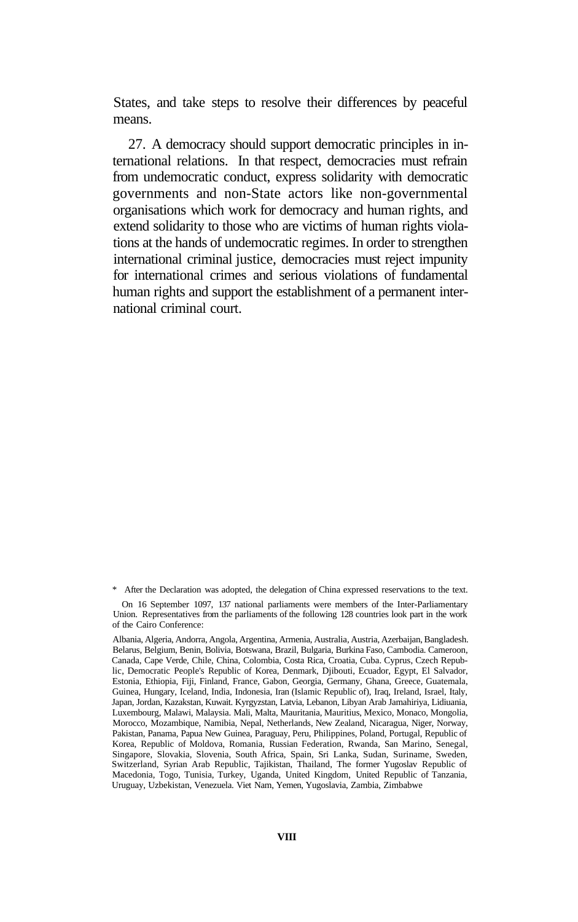States, and take steps to resolve their differences by peaceful means.

27. A democracy should support democratic principles in international relations. In that respect, democracies must refrain from undemocratic conduct, express solidarity with democratic governments and non-State actors like non-governmental organisations which work for democracy and human rights, and extend solidarity to those who are victims of human rights violations at the hands of undemocratic regimes. In order to strengthen international criminal justice, democracies must reject impunity for international crimes and serious violations of fundamental human rights and support the establishment of a permanent international criminal court.

* After the Declaration was adopted, the delegation of China expressed reservations to the text.

On 16 September 1097, 137 national parliaments were members of the Inter-Parliamentary Union. Representatives from the parliaments of the following 128 countries look part in the work of the Cairo Conference:

Albania, Algeria, Andorra, Angola, Argentina, Armenia, Australia, Austria, Azerbaijan, Bangladesh. Belarus, Belgium, Benin, Bolivia, Botswana, Brazil, Bulgaria, Burkina Faso, Cambodia. Cameroon, Canada, Cape Verde, Chile, China, Colombia, Costa Rica, Croatia, Cuba. Cyprus, Czech Republic, Democratic People's Republic of Korea, Denmark, Djibouti, Ecuador, Egypt, El Salvador, Estonia, Ethiopia, Fiji, Finland, France, Gabon, Georgia, Germany, Ghana, Greece, Guatemala, Guinea, Hungary, Iceland, India, Indonesia, Iran (Islamic Republic of), Iraq, Ireland, Israel, Italy, Japan, Jordan, Kazakstan, Kuwait. Kyrgyzstan, Latvia, Lebanon, Libyan Arab Jamahiriya, Lidiuania, Luxembourg, Malawi, Malaysia. Mali, Malta, Mauritania, Mauritius, Mexico, Monaco, Mongolia, Morocco, Mozambique, Namibia, Nepal, Netherlands, New Zealand, Nicaragua, Niger, Norway, Pakistan, Panama, Papua New Guinea, Paraguay, Peru, Philippines, Poland, Portugal, Republic of Korea, Republic of Moldova, Romania, Russian Federation, Rwanda, San Marino, Senegal, Singapore, Slovakia, Slovenia, South Africa, Spain, Sri Lanka, Sudan, Suriname, Sweden, Switzerland, Syrian Arab Republic, Tajikistan, Thailand, The former Yugoslav Republic of Macedonia, Togo, Tunisia, Turkey, Uganda, United Kingdom, United Republic of Tanzania, Uruguay, Uzbekistan, Venezuela. Viet Nam, Yemen, Yugoslavia, Zambia, Zimbabwe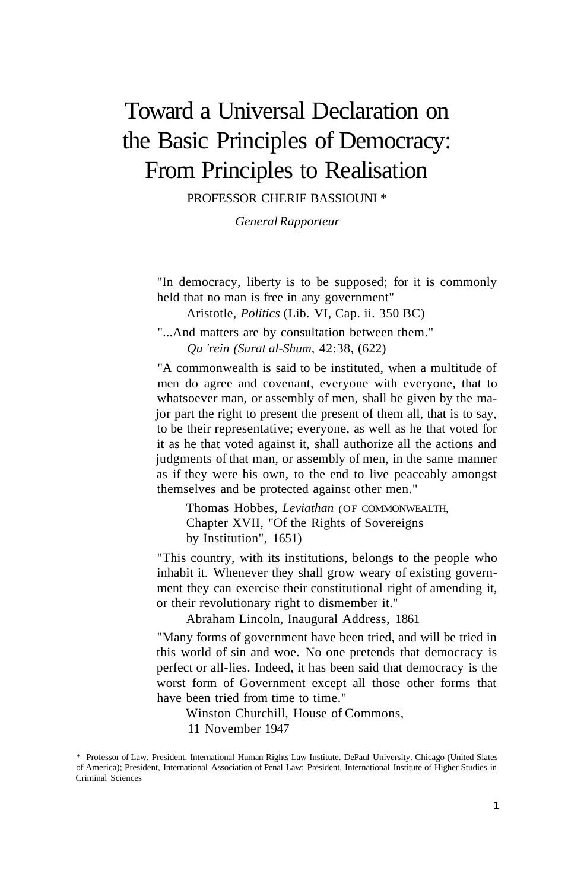# Toward a Universal Declaration on the Basic Principles of Democracy: From Principles to Realisation

PROFESSOR CHERIF BASSIOUNI *

*General Rapporteur*

"In democracy, liberty is to be supposed; for it is commonly held that no man is free in any government"

Aristotle, *Politics* (Lib. VI, Cap. ii. 350 BC)

"...And matters are by consultation between them."

*Qu 'rein (Surat al-Shum,* 42:38, (622)

"A commonwealth is said to be instituted, when a multitude of men do agree and covenant, everyone with everyone, that to whatsoever man, or assembly of men, shall be given by the major part the right to present the present of them all, that is to say, to be their representative; everyone, as well as he that voted for it as he that voted against it, shall authorize all the actions and judgments of that man, or assembly of men, in the same manner as if they were his own, to the end to live peaceably amongst themselves and be protected against other men."

Thomas Hobbes, *Leviathan* (OF COMMONWEALTH, Chapter XVII, "Of the Rights of Sovereigns by Institution", 1651)

"This country, with its institutions, belongs to the people who inhabit it. Whenever they shall grow weary of existing government they can exercise their constitutional right of amending it, or their revolutionary right to dismember it."

Abraham Lincoln, Inaugural Address, 1861

"Many forms of government have been tried, and will be tried in this world of sin and woe. No one pretends that democracy is perfect or all-lies. Indeed, it has been said that democracy is the worst form of Government except all those other forms that have been tried from time to time."

Winston Churchill, House of Commons, 11 November 1947

\* Professor of Law. President. International Human Rights Law Institute. DePaul University. Chicago (United Slates of America); President, International Association of Penal Law; President, International Institute of Higher Studies in Criminal Sciences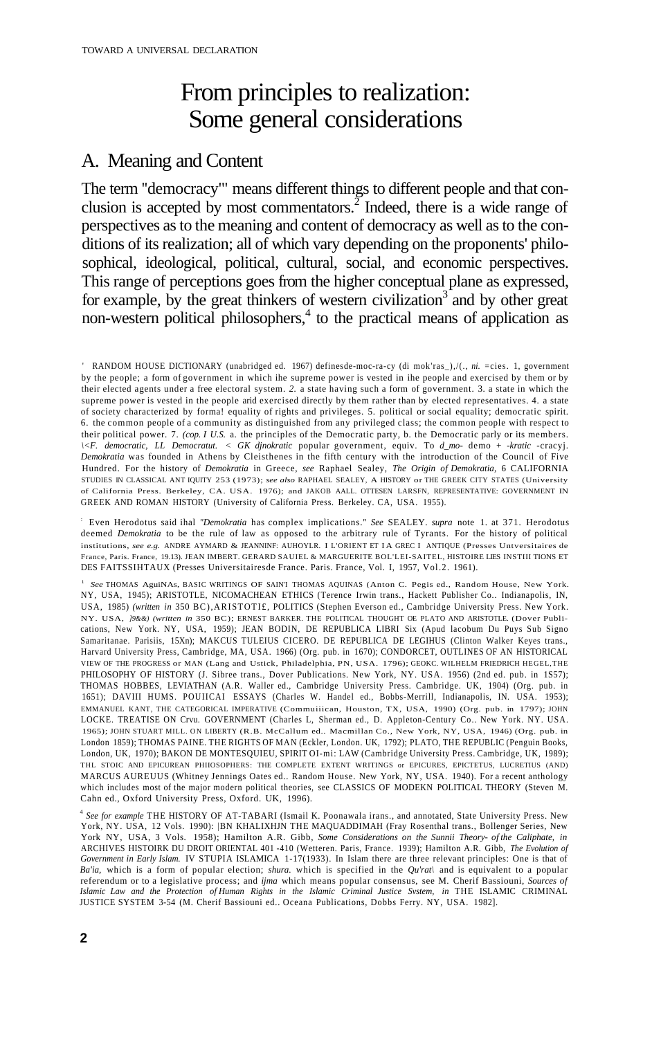# From principles to realization: Some general considerations

## A. Meaning and Content

The term "democracy"[1] means different things to different people and that conclusion is accepted by most commentators.[2] Indeed, there is a wide range of perspectives as to the meaning and content of democracy as well as to the conditions of its realization; all of which vary depending on the proponents' philosophical, ideological, political, cultural, social, and economic perspectives. This range of perceptions goes from the higher conceptual plane as expressed, for example, by the great thinkers of western civilization[3] and by other great non-western political philosophers,[4] to the practical means of application as

---

[1] RANDOM HOUSE DICTIONARY (unabridged ed. 1967) definesde-moc-ra-cy (di mok'ras_),/(., *ni.* =cies. 1, government by the people; a form of government in which ihe supreme power is vested in ihe people and exercised by them or by their elected agents under a free electoral system. *2.* a state having such a form of government. 3. a state in which the supreme power is vested in the people arid exercised directly by them rather than by elected representatives. 4. a state of society characterized by forma! equality of rights and privileges. 5. political or social equality; democratic spirit. 6. the common people of a community as distinguished from any privileged class; the common people with respect to their political power. 7. *(cop. I U.S.* a. the principles of the Democratic party, b. the Democratic parly or its members. *\<F. democratic, LL Democratut. < GK djnokratic* popular government, equiv. To *d_mo-* demo + *-kratic* -cracyj. *Demokratia* was founded in Athens by Cleisthenes in the fifth century with the introduction of the Council of Five Hundred. For the history of *Demokratia* in Greece, *see* Raphael Sealey, *The Origin of Demokratia,* 6 CALIFORNIA STUDIES IN CLASSICAL ANT IQUITY 253 (1973); *see also* RAPHAEL SEALEY, A HISTORY or THE GREEK CITY STATES (University of California Press. Berkeley, CA. USA. 1976); and JAKOB AALL. OTTESEN LARSFN, REPRESENTATIVE: GOVERNMENT IN GREEK AND ROMAN HISTORY (University of California Press. Berkeley. CA, USA. 1955).

[2] Even Herodotus said ihal *"Demokratia* has complex implications." *See* SEALEY. *supra* note 1. at 371. Herodotus deemed *Demokratia* to be the rule of law as opposed to the arbitrary rule of Tyrants. For the history of political institutions, *see e.g.* ANDRE AYMARD & JEANNINF: AUHOYLR. I L'ORIENT ET I A GREC I ANTIQUE (Presses Untversitaires de France, Paris. France, 19.13). JEAN IMBERT. GERARD SAUIEL & MARGUERITE BOL'LEI-SAITEL, HISTOIRE LIES INSTIII TIONS ET DES FAITSSIHTAUX (Presses Universitairesde France. Paris. France, Vol. I, 1957, Vol.2. 1961).

[3] *See* THOMAS AguiNAs, BASIC WRITINGS OF SAIN'I THOMAS AQUINAS (Anton C. Pegis ed., Random House, New York. NY, USA, 1945); ARISTOTLE, NICOMACHEAN ETHICS (Terence Irwin trans., Hackett Publisher Co.. Indianapolis, IN, USA, 1985) *(written in* 350 BC),ARISTOTI£, POLITICS (Stephen Everson ed., Cambridge University Press. New York. NY. USA, *]9&&) (written in* 350 BC); ERNEST BARKER. THE POLITICAL THOUGHT OE PLATO AND ARISTOTLE. (Dover Publications, New York. NY, USA, 1959); JEAN BODIN, DE REPUBLICA LIBRI Six (Apud lacobum Du Puys Sub Signo Samaritanae. Parisiis, 15Xn); MAKCUS TULEIUS CICERO. DE REPUBLICA DE LEGIHUS (Clinton Walker Keyes trans., Harvard University Press, Cambridge, MA, USA. 1966) (Org. pub. in 1670); CONDORCET, OUTLINES OF AN HISTORICAL VIEW OF THE PROGRESS or MAN (Lang and Ustick, Philadelphia, PN, USA. 1796); GEOKC. WILHELM FRIEDRICH HEGEL,THE PHILOSOPHY OF HISTORY (J. Sibree trans., Dover Publications. New York, NY. USA. 1956) (2nd ed. pub. in 1S57); THOMAS HOBBES, LEVIATHAN (A.R. Waller ed., Cambridge University Press. Cambridge. UK, 1904) (Org. pub. in 1651); DAVIII HUMS. POUIICAI ESSAYS (Charles W. Handel ed., Bobbs-Merrill, Indianapolis, IN. USA. 1953); EMMANUEL KANT, THE CATEGORICAL IMPERATIVE (Commuiiican, Houston, TX, USA, 1990) (Org. pub. in 1797); JOHN LOCKE. TREATISE ON Crvu. GOVERNMENT (Charles L, Sherman ed., D. Appleton-Century Co.. New York. NY. USA. 1965); JOHN STUART MILL. ON LIBERTY (R.B. McCallum ed.. Macmillan Co., New York, NY, USA, 1946) (Org. pub. in London 1859); THOMAS PAINE. THE RIGHTS OF MAN (Eckler, London. UK, 1792); PLATO, THE REPUBLIC (Penguin Books, London, UK, 1970); BAKON DE MONTESQUIEU, SPIRIT OI-mi: LAW (Cambridge University Press. Cambridge, UK, 1989); THL STOIC AND EPICUREAN PHIIOSOPHERS: THE COMPLETE EXTENT WRITINGS or EPICURES, EPICTETUS, LUCRETIUS (AND) MARCUS AUREUUS (Whitney Jennings Oates ed.. Random House. New York, NY, USA. 1940). For a recent anthology which includes most of the major modern political theories, see CLASSICS OF MODEKN POLITICAL THEORY (Steven M. Cahn ed., Oxford University Press, Oxford. UK, 1996).

[4] *See for example* THE HISTORY OF AT-TABARI (Ismail K. Poonawala irans., and annotated, State University Press. New York, NY. USA, 12 Vols. 1990): |BN KHALIXHJN THE MAQUADDIMAH (Fray Rosenthal trans., Bollenger Series, New York NY, USA, 3 Vols. 1958); Hamilton A.R. Gibb, *Some Considerations on the Sunnii Theory- of the Caliphate, in* ARCHIVES HISTOIRK DU DROIT ORIENTAL 401 -410 (Wetteren. Paris, France. 1939); Hamilton A.R. Gibb, *The Evolution of Government in Early Islam.* IV STUPIA ISLAMICA 1-17(1933). In Islam there are three relevant principles: One is that of *Ba'ia,* which is a form of popular election; *shura.* which is specified in the *Qu'rat\* and is equivalent to a popular referendum or to a legislative process; and *ijma* which means popular consensus, see M. Cherif Bassiouni, *Sources of Islamic Law and the Protection of Human Rights in the Islamic Criminal Justice Svstem, in* THE ISLAMIC CRIMINAL JUSTICE SYSTEM 3-54 (M. Cherif Bassiouni ed.. Oceana Publications, Dobbs Ferry. NY, USA. 1982].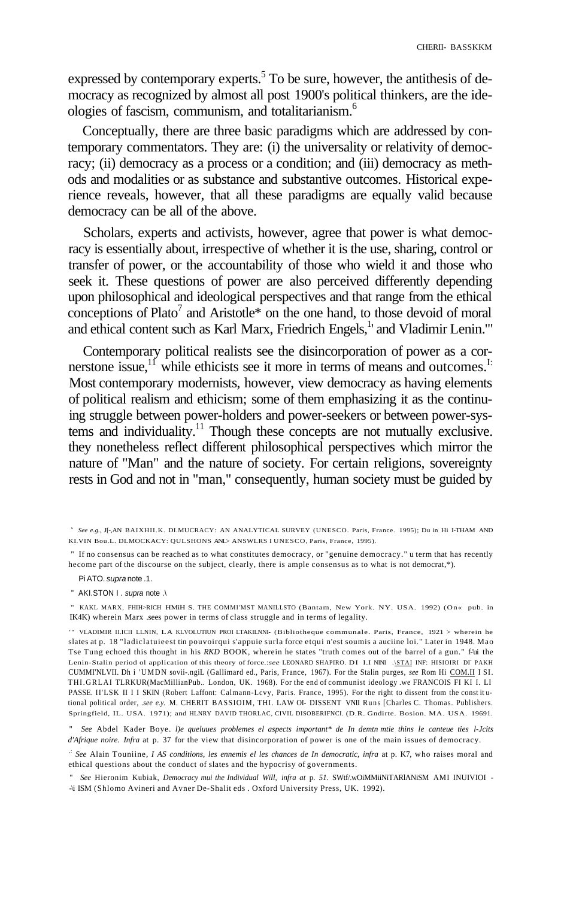expressed by contemporary experts.[5] To be sure, however, the antithesis of democracy as recognized by almost all post 1900's political thinkers, are the ideologies of fascism, communism, and totalitarianism.[6]

Conceptually, there are three basic paradigms which are addressed by contemporary commentators. They are: (i) the universality or relativity of democracy; (ii) democracy as a process or a condition; and (iii) democracy as methods and modalities or as substance and substantive outcomes. Historical experience reveals, however, that all these paradigms are equally valid because democracy can be all of the above.

Scholars, experts and activists, however, agree that power is what democracy is essentially about, irrespective of whether it is the use, sharing, control or transfer of power, or the accountability of those who wield it and those who seek it. These questions of power are also perceived differently depending upon philosophical and ideological perspectives and that range from the ethical conceptions of Plato[7] and Aristotle[8] on the one hand, to those devoid of moral and ethical content such as Karl Marx, Friedrich Engels,[9] and Vladimir Lenin.[10]

Contemporary political realists see the disincorporation of power as a cornerstone issue,[11] while ethicists see it more in terms of means and outcomes.[12] Most contemporary modernists, however, view democracy as having elements of political realism and ethicism; some of them emphasizing it as the continuing struggle between power-holders and power-seekers or between power-systems and individuality.[13] Though these concepts are not mutually exclusive. they nonetheless reflect different philosophical perspectives which mirror the nature of "Man" and the nature of society. For certain religions, sovereignty rests in God and not in "man," consequently, human society must be guided by

---

[5] *See e.g.*, JEAN BAECHLER, DEMOCRACY: AN ANALYTICAL SURVEY (UNESCO. Paris, France. 1995); David BEETHAM AND KEVIN BOYLE, DEMOCRACY: QUESTIONS AND ANSWERS UNESCO, Paris, France, 1995).

[6] If no consensus can be reached as to what constitutes democracy, or "genuine democracy." a term that has recently become part of the discourse on the subject, clearly, there is ample consensus as to what is not democratic.

[7] PLATO. *supra* note .1.

[8] ARISTOTLE. *supra* note .1.

[9] KARL MARX, FRIEDRICH ENGELS. THE COMMUNIST MANIFESTO (Bantam, New York. NY. USA. 1992) (Orig. pub. in 1848) wherein Marx sees power in terms of class struggle and in terms of legality.

[10] VLADIMIR ILICH LENIN, LA REVOLUTION PROLETARIENNE (Bibliotheque communale. Paris, France, 1921) wherein he slates at p. 18 "la dictature est un pouvoir qui s'appuie sur la force et qui n'est soumis a aucune loi." Later in 1948. Mao Tse Tung echoed this thought in his *RED* BOOK, wherein he states "truth comes out of the barrel of a gun." For the Lenin-Stalin period of application of this theory of force.: *see* LEONARD SHAPIRO. DE LENINE A STALINE: HISTOIRE DU PARTI COMMUNISTE (Gallimard ed., Paris, France, 1967). For the Stalin purges, *see* ROBERT CONQUEST. THE GREAT TERROR (MacMillan Pub.. London, UK. 1968). For the end of communist ideology *see* FRANCOIS FURET. LE PASSE D'UNE ILLUSION (Robert Laffont: Calmann-Levy, Paris. France, 1995). For the right to dissent from the constitutional political order, *see e.g.* M. CHERIF BASSIOUNI, THE LAW OF DISSENT AND RIOTS (Charles C. Thomas. Publishers. Springfield, IL. USA. 1971); and HENRY DAVID THOREAU, CIVIL DISOBEDIENCE. (D.R. Godine. Boston. MA. USA. 1969).

[11] *See* Abdel Kader Boye. *De quelques problemes et aspects importants de la democratie dans le contexte des Etats d'Afrique noire. Infra* at p. 37 for the view that disincorporation of power is one of the main issues of democracy.

[12] *See* Alain Touraine, *Les conditions, les ennemis et les chances de la democratie, infra* at p. 87, who raises moral and ethical questions about the conduct of slates and the hypocrisy of governments.

[13] *See* Hieronim Kubiak, *Democracy and the Individual Will, infra at* p. 51. SEE ALSO COMMUNITARIANISM AND INDIVIDUALISM (Shlomo Avineri and Avner De-Shalit eds . Oxford University Press, UK. 1992).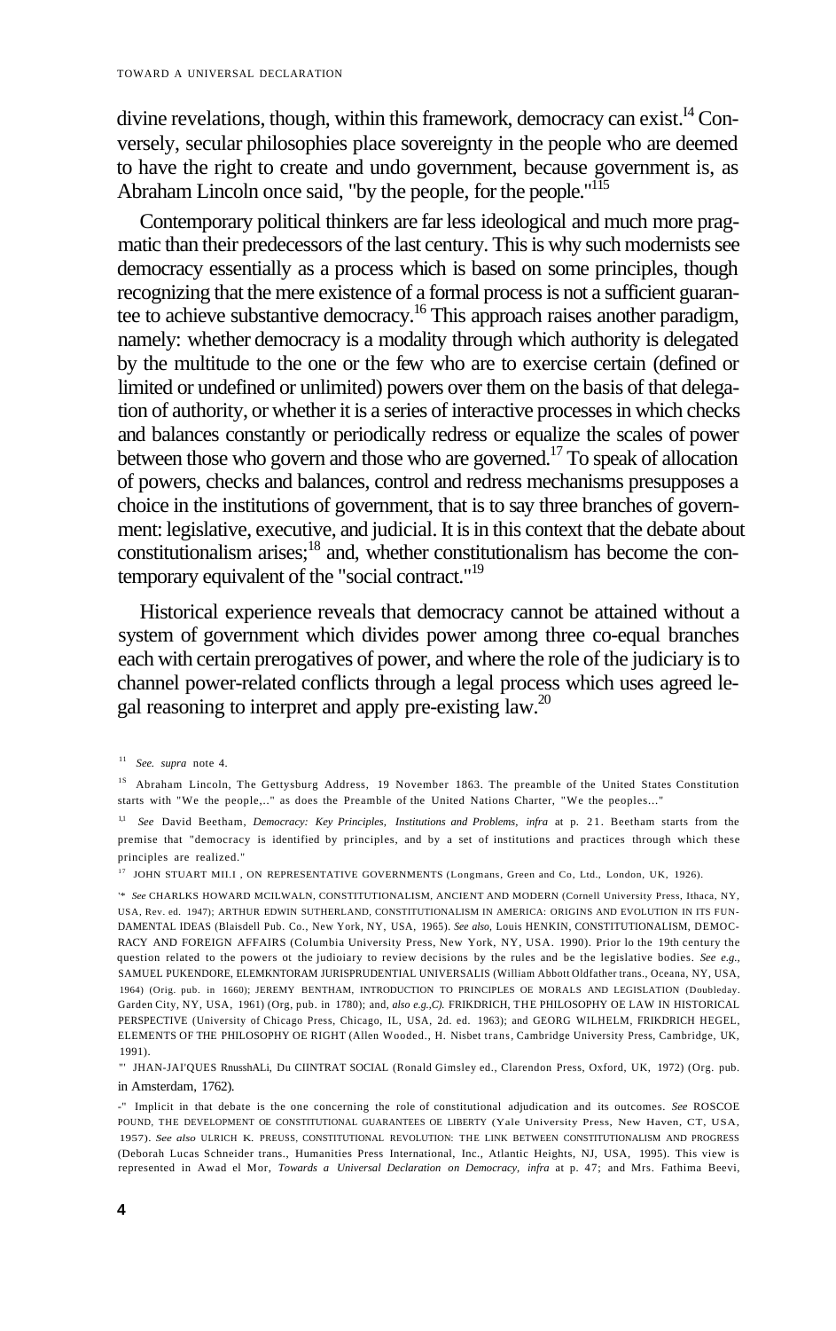divine revelations, though, within this framework, democracy can exist.[14] Conversely, secular philosophies place sovereignty in the people who are deemed to have the right to create and undo government, because government is, as Abraham Lincoln once said, "by the people, for the people."[15]

Contemporary political thinkers are far less ideological and much more pragmatic than their predecessors of the last century. This is why such modernists see democracy essentially as a process which is based on some principles, though recognizing that the mere existence of a formal process is not a sufficient guarantee to achieve substantive democracy.[16] This approach raises another paradigm, namely: whether democracy is a modality through which authority is delegated by the multitude to the one or the few who are to exercise certain (defined or limited or undefined or unlimited) powers over them on the basis of that delegation of authority, or whether it is a series of interactive processes in which checks and balances constantly or periodically redress or equalize the scales of power between those who govern and those who are governed.[17] To speak of allocation of powers, checks and balances, control and redress mechanisms presupposes a choice in the institutions of government, that is to say three branches of government: legislative, executive, and judicial. It is in this context that the debate about constitutionalism arises;[18] and, whether constitutionalism has become the contemporary equivalent of the "social contract."[19]

Historical experience reveals that democracy cannot be attained without a system of government which divides power among three co-equal branches each with certain prerogatives of power, and where the role of the judiciary is to channel power-related conflicts through a legal process which uses agreed legal reasoning to interpret and apply pre-existing law.[20]

[14] *See. supra* note 4.

[15] Abraham Lincoln, The Gettysburg Address, 19 November 1863. The preamble of the United States Constitution starts with "We the people,.." as does the Preamble of the United Nations Charter, "We the peoples..."

[16] *See* David Beetham, *Democracy: Key Principles, Institutions and Problems, infra* at p. 21. Beetham starts from the premise that "democracy is identified by principles, and by a set of institutions and practices through which these principles are realized."

[17] JOHN STUART MILL, ON REPRESENTATIVE GOVERNMENTS (Longmans, Green and Co, Ltd., London, UK, 1926).

[18] *See* CHARLES HOWARD MCILWAIN, CONSTITUTIONALISM, ANCIENT AND MODERN (Cornell University Press, Ithaca, NY, USA, Rev. ed. 1947); ARTHUR EDWIN SUTHERLAND, CONSTITUTIONALISM IN AMERICA: ORIGINS AND EVOLUTION IN ITS FUNDAMENTAL IDEAS (Blaisdell Pub. Co., New York, NY, USA, 1965). *See also,* Louis HENKIN, CONSTITUTIONALISM, DEMOCRACY AND FOREIGN AFFAIRS (Columbia University Press, New York, NY, USA. 1990). Prior to the 19th century the question related to the powers of the judiciary to review decisions by the rules and be the legislative bodies. *See e.g.*, SAMUEL PUFENDORF, ELEMENTORUM JURISPRUDENTIAL UNIVERSALIS (William Abbott Oldfather trans., Oceana, NY, USA, 1964) (Orig. pub. in 1660); JEREMY BENTHAM, INTRODUCTION TO PRINCIPLES OF MORALS AND LEGISLATION (Doubleday. Garden City, NY, USA, 1961) (Org, pub. in 1780); and, *also e.g.,C).* FRIEDRICH, THE PHILOSOPHY OF LAW IN HISTORICAL PERSPECTIVE (University of Chicago Press, Chicago, IL, USA, 2d. ed. 1963); and GEORG WILHELM, FRIEDRICH HEGEL, ELEMENTS OF THE PHILOSOPHY OF RIGHT (Allen Wooded., H. Nisbet trans, Cambridge University Press, Cambridge, UK, 1991).

[19] JEAN-JACQUES ROUSSEAU, DU CONTRAT SOCIAL (Ronald Gimsley ed., Clarendon Press, Oxford, UK, 1972) (Org. pub. in Amsterdam, 1762).

[20] Implicit in that debate is the one concerning the role of constitutional adjudication and its outcomes. *See* ROSCOE POUND, THE DEVELOPMENT OF CONSTITUTIONAL GUARANTEES OF LIBERTY (Yale University Press, New Haven, CT, USA, 1957). *See also* ULRICH K. PREUSS, CONSTITUTIONAL REVOLUTION: THE LINK BETWEEN CONSTITUTIONALISM AND PROGRESS (Deborah Lucas Schneider trans., Humanities Press International, Inc., Atlantic Heights, NJ, USA, 1995). This view is represented in Awad el Mor, *Towards a Universal Declaration on Democracy, infra* at p. 47; and Mrs. Fathima Beevi,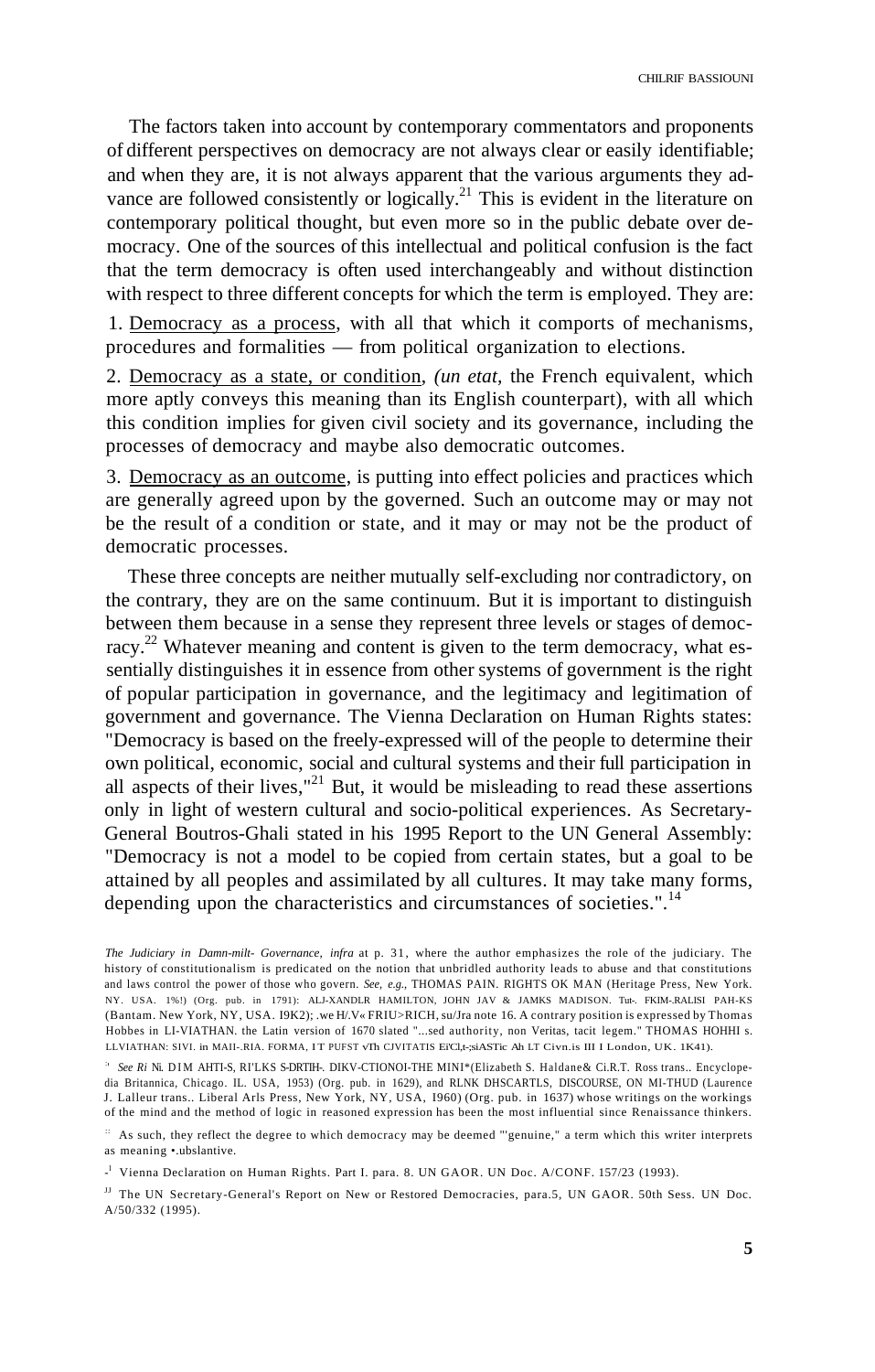The factors taken into account by contemporary commentators and proponents of different perspectives on democracy are not always clear or easily identifiable; and when they are, it is not always apparent that the various arguments they advance are followed consistently or logically.[21] This is evident in the literature on contemporary political thought, but even more so in the public debate over democracy. One of the sources of this intellectual and political confusion is the fact that the term democracy is often used interchangeably and without distinction with respect to three different concepts for which the term is employed. They are:

1. Democracy as a process, with all that which it comports of mechanisms, procedures and formalities — from political organization to elections.

2. Democracy as a state, or condition, *(un etat,* the French equivalent, which more aptly conveys this meaning than its English counterpart), with all which this condition implies for given civil society and its governance, including the processes of democracy and maybe also democratic outcomes.

3. Democracy as an outcome, is putting into effect policies and practices which are generally agreed upon by the governed. Such an outcome may or may not be the result of a condition or state, and it may or may not be the product of democratic processes.

These three concepts are neither mutually self-excluding nor contradictory, on the contrary, they are on the same continuum. But it is important to distinguish between them because in a sense they represent three levels or stages of democracy.[22] Whatever meaning and content is given to the term democracy, what essentially distinguishes it in essence from other systems of government is the right of popular participation in governance, and the legitimacy and legitimation of government and governance. The Vienna Declaration on Human Rights states: "Democracy is based on the freely-expressed will of the people to determine their own political, economic, social and cultural systems and their full participation in all aspects of their lives,"[21] But, it would be misleading to read these assertions only in light of western cultural and socio-political experiences. As Secretary-General Boutros-Ghali stated in his 1995 Report to the UN General Assembly: "Democracy is not a model to be copied from certain states, but a goal to be attained by all peoples and assimilated by all cultures. It may take many forms, depending upon the characteristics and circumstances of societies.".[14]

*The Judiciary in Damn-milt- Governance, infra* at p. 31, where the author emphasizes the role of the judiciary. The history of constitutionalism is predicated on the notion that unbridled authority leads to abuse and that constitutions and laws control the power of those who govern. *See, e.g.,* THOMAS PAIN. RIGHTS OK MAN (Heritage Press, New York. NY. USA. 1%!) (Org. pub. in 1791): ALJ-XANDLR HAMILTON, JOHN JAV & JAMKS MADISON. Tut-. FKIM-RALISI PAH-KS (Bantam. New York, NY, USA. I9K2); .we H/.V« FRIU>RICH, su/Jra note 16. A contrary position is expressed by Thomas Hobbes in LI-VIATHAN. the Latin version of 1670 slated "...sed authority, non Veritas, tacit legem." THOMAS HOHHI s. LLVIATHAN: SIVI. in MAII-.RIA. FORMA, I T PUFST vTh CJVITATIS Ei'Cl,t-;siASTic Ah LT Civn.is III I London, UK. 1K41).

[21] *See Ri* Ni. DIM AHTI-S, RI'LKS S-DRTIH-. DIKV-CTIONOI-THE MINI*(Elizabeth S. Haldane& Ci.R.T. Ross trans.. Encyclopedia Britannica, Chicago. IL. USA, 1953) (Org. pub. in 1629), and RLNK DHSCARTLS, DISCOURSE, ON MI-THUD (Laurence J. Lalleur trans.. Liberal Arls Press, New York, NY, USA, 1960) (Org. pub. in 1637) whose writings on the workings of the mind and the method of logic in reasoned expression has been the most influential since Renaissance thinkers.

[22] As such, they reflect the degree to which democracy may be deemed "'genuine," a term which this writer interprets as meaning •.ubslantive.

[21] Vienna Declaration on Human Rights. Part I. para. 8. UN GAOR. UN Doc. A/CONF. 157/23 (1993).

[14] The UN Secretary-General's Report on New or Restored Democracies, para.5, UN GAOR. 50th Sess. UN Doc. A/50/332 (1995).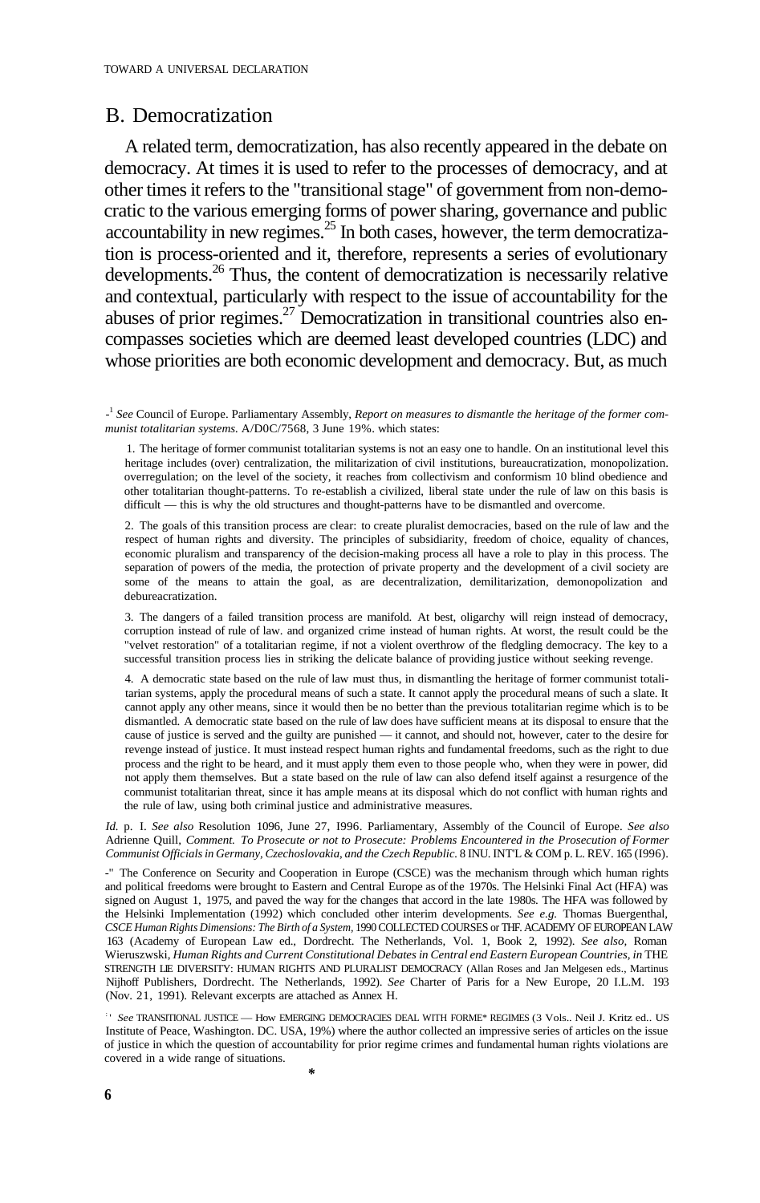## B. Democratization

A related term, democratization, has also recently appeared in the debate on democracy. At times it is used to refer to the processes of democracy, and at other times it refers to the "transitional stage" of government from non-democratic to the various emerging forms of power sharing, governance and public accountability in new regimes.[25] In both cases, however, the term democratization is process-oriented and it, therefore, represents a series of evolutionary developments.[26] Thus, the content of democratization is necessarily relative and contextual, particularly with respect to the issue of accountability for the abuses of prior regimes.[27] Democratization in transitional countries also encompasses societies which are deemed least developed countries (LDC) and whose priorities are both economic development and democracy. But, as much

---

[25] *See* Council of Europe. Parliamentary Assembly, *Report on measures to dismantle the heritage of the former communist totalitarian systems.* A/D0C/7568, 3 June 19%. which states:

> 1. The heritage of former communist totalitarian systems is not an easy one to handle. On an institutional level this heritage includes (over) centralization, the militarization of civil institutions, bureaucratization, monopolization. overregulation; on the level of the society, it reaches from collectivism and conformism 10 blind obedience and other totalitarian thought-patterns. To re-establish a civilized, liberal state under the rule of law on this basis is difficult — this is why the old structures and thought-patterns have to be dismantled and overcome.
>
> 2. The goals of this transition process are clear: to create pluralist democracies, based on the rule of law and the respect of human rights and diversity. The principles of subsidiarity, freedom of choice, equality of chances, economic pluralism and transparency of the decision-making process all have a role to play in this process. The separation of powers of the media, the protection of private property and the development of a civil society are some of the means to attain the goal, as are decentralization, demilitarization, demonopolization and debureacratization.
>
> 3. The dangers of a failed transition process are manifold. At best, oligarchy will reign instead of democracy, corruption instead of rule of law. and organized crime instead of human rights. At worst, the result could be the "velvet restoration" of a totalitarian regime, if not a violent overthrow of the fledgling democracy. The key to a successful transition process lies in striking the delicate balance of providing justice without seeking revenge.
>
> 4. A democratic state based on the rule of law must thus, in dismantling the heritage of former communist totalitarian systems, apply the procedural means of such a state. It cannot apply the procedural means of such a slate. It cannot apply any other means, since it would then be no better than the previous totalitarian regime which is to be dismantled. A democratic state based on the rule of law does have sufficient means at its disposal to ensure that the cause of justice is served and the guilty are punished — it cannot, and should not, however, cater to the desire for revenge instead of justice. It must instead respect human rights and fundamental freedoms, such as the right to due process and the right to be heard, and it must apply them even to those people who, when they were in power, did not apply them themselves. But a state based on the rule of law can also defend itself against a resurgence of the communist totalitarian threat, since it has ample means at its disposal which do not conflict with human rights and the rule of law, using both criminal justice and administrative measures.

*Id.* p. I. *See also* Resolution 1096, June 27, I996. Parliamentary, Assembly of the Council of Europe. *See also* Adrienne Quill, *Comment. To Prosecute or not to Prosecute: Problems Encountered in the Prosecution of Former Communist Officials in Germany, Czechoslovakia, and the Czech Republic.* 8 INU. INT'L & COM p. L. REV. 165 (I996).

[26] The Conference on Security and Cooperation in Europe (CSCE) was the mechanism through which human rights and political freedoms were brought to Eastern and Central Europe as of the 1970s. The Helsinki Final Act (HFA) was signed on August 1, 1975, and paved the way for the changes that accord in the late 1980s. The HFA was followed by the Helsinki Implementation (1992) which concluded other interim developments. *See e.g.* Thomas Buergenthal, *CSCE Human Rights Dimensions: The Birth of a System,* 1990 COLLECTED COURSES or THF. ACADEMY OF EUROPEAN LAW 163 (Academy of European Law ed., Dordrecht. The Netherlands, Vol. 1, Book 2, 1992). *See also,* Roman Wieruszwski, *Human Rights and Current Constitutional Debates in Central end Eastern European Countries, in* THE STRENGTH LIE DIVERSITY: HUMAN RIGHTS AND PLURALIST DEMOCRACY (Allan Roses and Jan Melgesen eds., Martinus Nijhoff Publishers, Dordrecht. The Netherlands, 1992). *See* Charter of Paris for a New Europe, 20 I.L.M. 193 (Nov. 21, 1991). Relevant excerpts are attached as Annex H.

[27] *See* TRANSITIONAL JUSTICE — How EMERGING DEMOCRACIES DEAL WITH FORME* REGIMES (3 Vols.. Neil J. Kritz ed.. US Institute of Peace, Washington. DC. USA, 19%) where the author collected an impressive series of articles on the issue of justice in which the question of accountability for prior regime crimes and fundamental human rights violations are covered in a wide range of situations.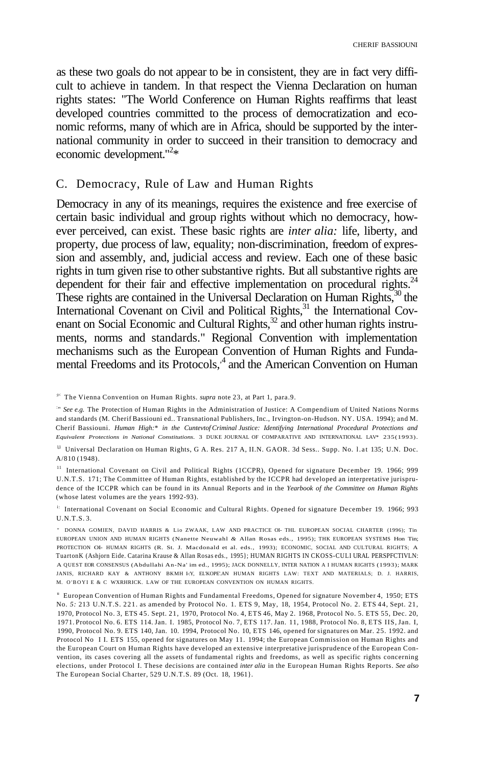as these two goals do not appear to be in consistent, they are in fact very difficult to achieve in tandem. In that respect the Vienna Declaration on human rights states: "The World Conference on Human Rights reaffirms that least developed countries committed to the process of democratization and economic reforms, many of which are in Africa, should be supported by the international community in order to succeed in their transition to democracy and economic development."[2*]

## C. Democracy, Rule of Law and Human Rights

Democracy in any of its meanings, requires the existence and free exercise of certain basic individual and group rights without which no democracy, however perceived, can exist. These basic rights are *inter alia:* life, liberty, and property, due process of law, equality; non-discrimination, freedom of expression and assembly, and, judicial access and review. Each one of these basic rights in turn given rise to other substantive rights. But all substantive rights are dependent for their fair and effective implementation on procedural rights.[24] These rights are contained in the Universal Declaration on Human Rights,[30] the International Covenant on Civil and Political Rights,[31] the International Covenant on Social Economic and Cultural Rights,[32] and other human rights instruments, norms and standards." Regional Convention with implementation mechanisms such as the European Convention of Human Rights and Fundamental Freedoms and its Protocols,[4] and the American Convention on Human

---

[3<] The Vienna Convention on Human Rights. *supra* note 23, at Part 1, para.9.

[:"] *See e.g.* The Protection of Human Rights in the Administration of Justice: A Compendium of United Nations Norms and standards (M. Cherif Bassiouni ed.. Transnational Publishers, Inc., Irvington-on-Hudson. NY. USA. 1994); and M. Cherif Bassiouni. *Human High:\* in the Cuntevtof Criminal Justice: Identifying International Procedural Protections and Equivalent Protections in National Constitutions.* 3 DUKE JOURNAL OF COMPARATIVE AND INTERNATIONAL LAV\* 235(1993).

[1J] Universal Declaration on Human Rights, G A. Res. 217 A, II.N. GAOR. 3d Sess.. Supp. No. l.at 135; U.N. Doc. A/810 (1948).

[11] International Covenant on Civil and Political Rights (1CCPR), Opened for signature December 19. 1966; 999 U.N.T.S. 171; The Committee of Human Rights, established by the ICCPR had developed an interpretative jurisprudence of the ICCPR which can be found in its Annual Reports and in the *Yearbook of the Committee on Human Rights* (whose latest volumes are the years 1992-93).

[i:] International Covenant on Social Economic and Cultural Rights. Opened for signature December 19. 1966; 993 U.N.T.S.3.

["] DONNA GOMIEN, DAVID HARRIS & Lio ZWAAK, LAW AND PRACTICE OI- THL EUROPEAN SOCIAL CHARTER (1996); Tin EUROPEAN UNION AND HUMAN RIGHTS (Nanette Neuwahl & Allan Rosas eds., 1995); THK EUROPEAN SYSTEMS Hon Tin; PROTECTION OI- HUMAN RIGHTS (R. St. J. Macdonald et al. eds., 1993); ECONOMIC, SOCIAL AND CULTURAL RIGHTS; A TuartonK (Ashjorn Eide. Catarina Krause & Allan Rosas eds., 1995}; HUMAN RIGHTS IN CKOSS-CULI URAL PERSPFCTIVLN: A QUEST EOR CONSENSUS (Abdullahi An-Na' im ed., 1995); JACK DONNELLY, INTER NATION A I HUMAN RIGHTS (1993); MARK JANIS, RICHARD KAY & ANTHONY BKMH I-Y, EL'KOPE'AN HUMAN RIGHTS LAW: TEXT AND MATERIALS; D. J. HARRIS, M. O'BOYI E & C WXRHRICK. LAW OF THE EUROPEAN CONVENTION ON HUMAN RIGHTS.

[u] European Convention of Human Rights and Fundamental Freedoms, Opened for signature November 4, 1950; ETS No. 5: 213 U.N.T.S. 221. as amended by Protocol No. 1. ETS 9, May, 18, 1954, Protocol No. 2. ETS 44, Sept. 21, 1970, Protocol No. 3, ETS 45. Sept. 21, 1970, Protocol No. 4, ETS 46, May 2. 1968, Protocol No. 5. ETS 55, Dec. 20, 1971. Protocol No. 6. ETS 114. Jan. I. 1985, Protocol No. 7, ETS 117. Jan. 11, 1988, Protocol No. 8, ETS IIS, Jan. I, 1990, Protocol No. 9. ETS 140, Jan. 10. 1994, Protocol No. 10, ETS 146, opened for signatures on Mar. 25. 1992. and Protocol No I I. ETS 155, opened for signatures on May 11. 1994; the European Commission on Human Rights and the European Court on Human Rights have developed an extensive interpretative jurisprudence of the European Convention, its cases covering all the assets of fundamental rights and freedoms, as well as specific rights concerning elections, under Protocol I. These decisions are contained *inter alia* in the European Human Rights Reports. *See also* The European Social Charter, 529 U.N.T.S. 89 (Oct. 18, 1961}.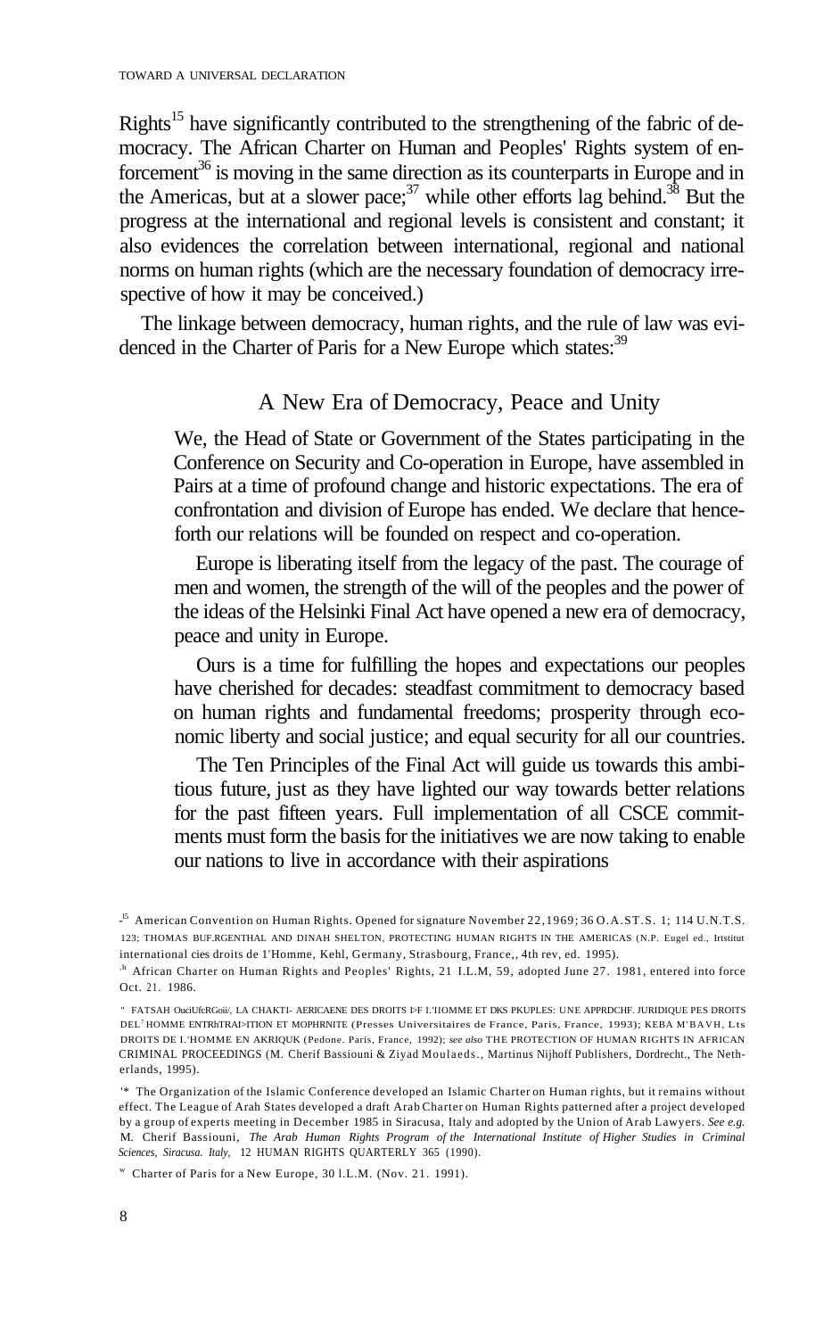Rights[15] have significantly contributed to the strengthening of the fabric of democracy. The African Charter on Human and Peoples' Rights system of enforcement[36] is moving in the same direction as its counterparts in Europe and in the Americas, but at a slower pace;[37] while other efforts lag behind.[38] But the progress at the international and regional levels is consistent and constant; it also evidences the correlation between international, regional and national norms on human rights (which are the necessary foundation of democracy irrespective of how it may be conceived.)

The linkage between democracy, human rights, and the rule of law was evidenced in the Charter of Paris for a New Europe which states:[39]

> A New Era of Democracy, Peace and Unity
>
> We, the Head of State or Government of the States participating in the Conference on Security and Co-operation in Europe, have assembled in Pairs at a time of profound change and historic expectations. The era of confrontation and division of Europe has ended. We declare that henceforth our relations will be founded on respect and co-operation.
>
> Europe is liberating itself from the legacy of the past. The courage of men and women, the strength of the will of the peoples and the power of the ideas of the Helsinki Final Act have opened a new era of democracy, peace and unity in Europe.
>
> Ours is a time for fulfilling the hopes and expectations our peoples have cherished for decades: steadfast commitment to democracy based on human rights and fundamental freedoms; prosperity through economic liberty and social justice; and equal security for all our countries.
>
> The Ten Principles of the Final Act will guide us towards this ambitious future, just as they have lighted our way towards better relations for the past fifteen years. Full implementation of all CSCE commitments must form the basis for the initiatives we are now taking to enable our nations to live in accordance with their aspirations

---

[15] American Convention on Human Rights. Opened for signature November 22, 1969; 36 O.A.ST.S. 1; 114 U.N.T.S. 123; THOMAS BUF.RGENTHAL AND DINAH SHELTON, PROTECTING HUMAN RIGHTS IN THE AMERICAS (N.P. Eugel ed., Irtstitut international cies droits de 1'Homme, Kehl, Germany, Strasbourg, France,, 4th rev, ed. 1995).

[36] African Charter on Human Rights and Peoples' Rights, 21 I.L.M, 59, adopted June 27. 1981, entered into force Oct. 21. 1986.

[37] FATSAH OuciUfcRGoii/, LA CHAKTI- AERICAENE DES DROITS I>F I.'IIOMME ET DKS PKUPLES: UNE APPRDCHF. JURIDIQUE PES DROITS DEL'HOMME ENTRhTRAI>ITION ET MOPHRNITE (Presses Universitaires de France, Paris, France, 1993); KEBA M'BAVH, Lts DROITS DE I.'HOMME EN AKRIQUK (Pedone. Paris, France, 1992); *see also* THE PROTECTION OF HUMAN RIGHTS IN AFRICAN CRIMINAL PROCEEDINGS (M. Cherif Bassiouni & Ziyad Moulaeds., Martinus Nijhoff Publishers, Dordrecht., The Netherlands, 1995).

[38] The Organization of the Islamic Conference developed an Islamic Charter on Human rights, but it remains without effect. The League of Arah States developed a draft Arab Charter on Human Rights patterned after a project developed by a group of experts meeting in December 1985 in Siracusa, Italy and adopted by the Union of Arab Lawyers. *See e.g.* M. Cherif Bassiouni, *The Arab Human Rights Program of the International Institute of Higher Studies in Criminal Sciences, Siracusa. Italy,* 12 HUMAN RIGHTS QUARTERLY 365 (1990).

[39] Charter of Paris for a New Europe, 30 I.L.M. (Nov. 21. 1991).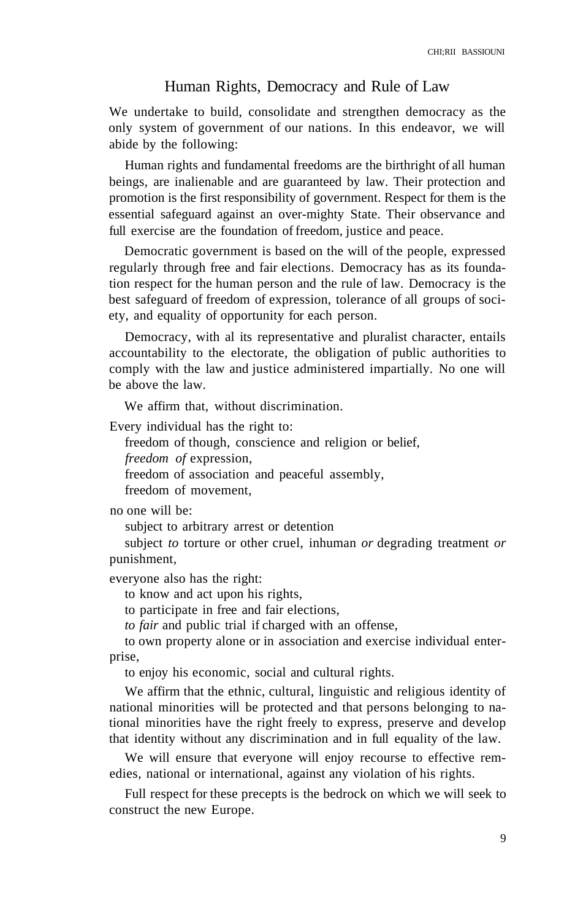## Human Rights, Democracy and Rule of Law

We undertake to build, consolidate and strengthen democracy as the only system of government of our nations. In this endeavor, we will abide by the following:

Human rights and fundamental freedoms are the birthright of all human beings, are inalienable and are guaranteed by law. Their protection and promotion is the first responsibility of government. Respect for them is the essential safeguard against an over-mighty State. Their observance and full exercise are the foundation of freedom, justice and peace.

Democratic government is based on the will of the people, expressed regularly through free and fair elections. Democracy has as its foundation respect for the human person and the rule of law. Democracy is the best safeguard of freedom of expression, tolerance of all groups of society, and equality of opportunity for each person.

Democracy, with al its representative and pluralist character, entails accountability to the electorate, the obligation of public authorities to comply with the law and justice administered impartially. No one will be above the law.

We affirm that, without discrimination.

Every individual has the right to:

freedom of though, conscience and religion or belief,

*freedom of* expression,

freedom of association and peaceful assembly,

freedom of movement,

no one will be:

subject to arbitrary arrest or detention

subject *to* torture or other cruel, inhuman *or* degrading treatment *or* punishment,

everyone also has the right:

to know and act upon his rights,

to participate in free and fair elections,

*to fair* and public trial if charged with an offense,

to own property alone or in association and exercise individual enterprise,

to enjoy his economic, social and cultural rights.

We affirm that the ethnic, cultural, linguistic and religious identity of national minorities will be protected and that persons belonging to national minorities have the right freely to express, preserve and develop that identity without any discrimination and in full equality of the law.

We will ensure that everyone will enjoy recourse to effective remedies, national or international, against any violation of his rights.

Full respect for these precepts is the bedrock on which we will seek to construct the new Europe.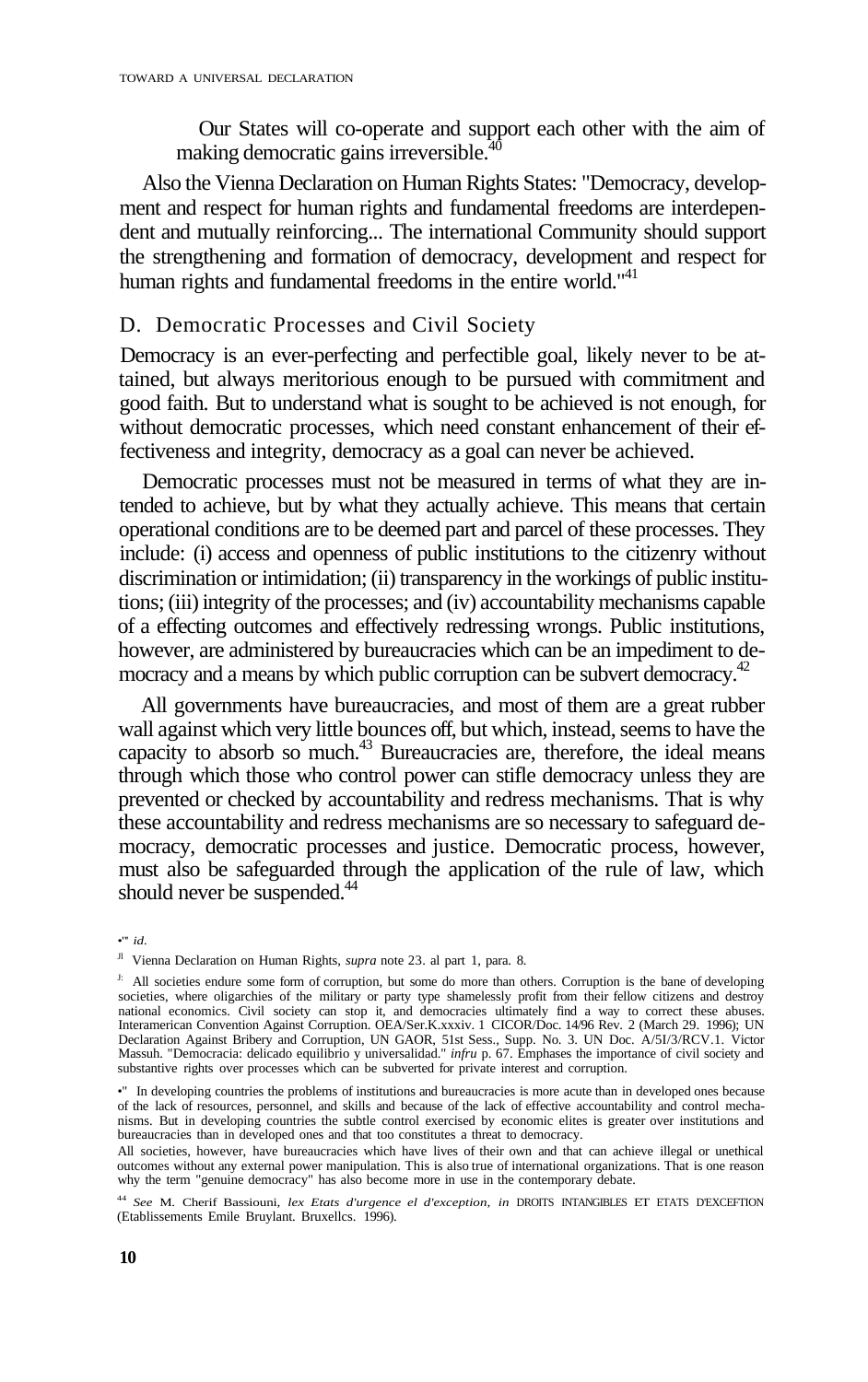Our States will co-operate and support each other with the aim of making democratic gains irreversible.[40]

Also the Vienna Declaration on Human Rights States: "Democracy, development and respect for human rights and fundamental freedoms are interdependent and mutually reinforcing... The international Community should support the strengthening and formation of democracy, development and respect for human rights and fundamental freedoms in the entire world."[41]

## D. Democratic Processes and Civil Society

Democracy is an ever-perfecting and perfectible goal, likely never to be attained, but always meritorious enough to be pursued with commitment and good faith. But to understand what is sought to be achieved is not enough, for without democratic processes, which need constant enhancement of their effectiveness and integrity, democracy as a goal can never be achieved.

Democratic processes must not be measured in terms of what they are intended to achieve, but by what they actually achieve. This means that certain operational conditions are to be deemed part and parcel of these processes. They include: (i) access and openness of public institutions to the citizenry without discrimination or intimidation; (ii) transparency in the workings of public institutions; (iii) integrity of the processes; and (iv) accountability mechanisms capable of a effecting outcomes and effectively redressing wrongs. Public institutions, however, are administered by bureaucracies which can be an impediment to democracy and a means by which public corruption can be subvert democracy.[42]

All governments have bureaucracies, and most of them are a great rubber wall against which very little bounces off, but which, instead, seems to have the capacity to absorb so much.[43] Bureaucracies are, therefore, the ideal means through which those who control power can stifle democracy unless they are prevented or checked by accountability and redress mechanisms. That is why these accountability and redress mechanisms are so necessary to safeguard democracy, democratic processes and justice. Democratic process, however, must also be safeguarded through the application of the rule of law, which should never be suspended.[44]

---

[40] *id*.

[41] Vienna Declaration on Human Rights, *supra* note 23. al part 1, para. 8.

[42] All societies endure some form of corruption, but some do more than others. Corruption is the bane of developing societies, where oligarchies of the military or party type shamelessly profit from their fellow citizens and destroy national economics. Civil society can stop it, and democracies ultimately find a way to correct these abuses. Interamerican Convention Against Corruption. OEA/Ser.K.xxxiv. 1 CICOR/Doc. 14/96 Rev. 2 (March 29. 1996); UN Declaration Against Bribery and Corruption, UN GAOR, 51st Sess., Supp. No. 3. UN Doc. A/5I/3/RCV.1. Victor Massuh. "Democracia: delicado equilibrio y universalidad." *infru* p. 67. Emphases the importance of civil society and substantive rights over processes which can be subverted for private interest and corruption.

[43] In developing countries the problems of institutions and bureaucracies is more acute than in developed ones because of the lack of resources, personnel, and skills and because of the lack of effective accountability and control mechanisms. But in developing countries the subtle control exercised by economic elites is greater over institutions and bureaucracies than in developed ones and that too constitutes a threat to democracy.

All societies, however, have bureaucracies which have lives of their own and that can achieve illegal or unethical outcomes without any external power manipulation. This is also true of international organizations. That is one reason why the term "genuine democracy" has also become more in use in the contemporary debate.

[44] *See* M. Cherif Bassiouni, *lex Etats d'urgence el d'exception, in* DROITS INTANGIBLES ET ETATS D'EXCEFTION (Etablissements Emile Bruylant. Bruxellcs. 1996).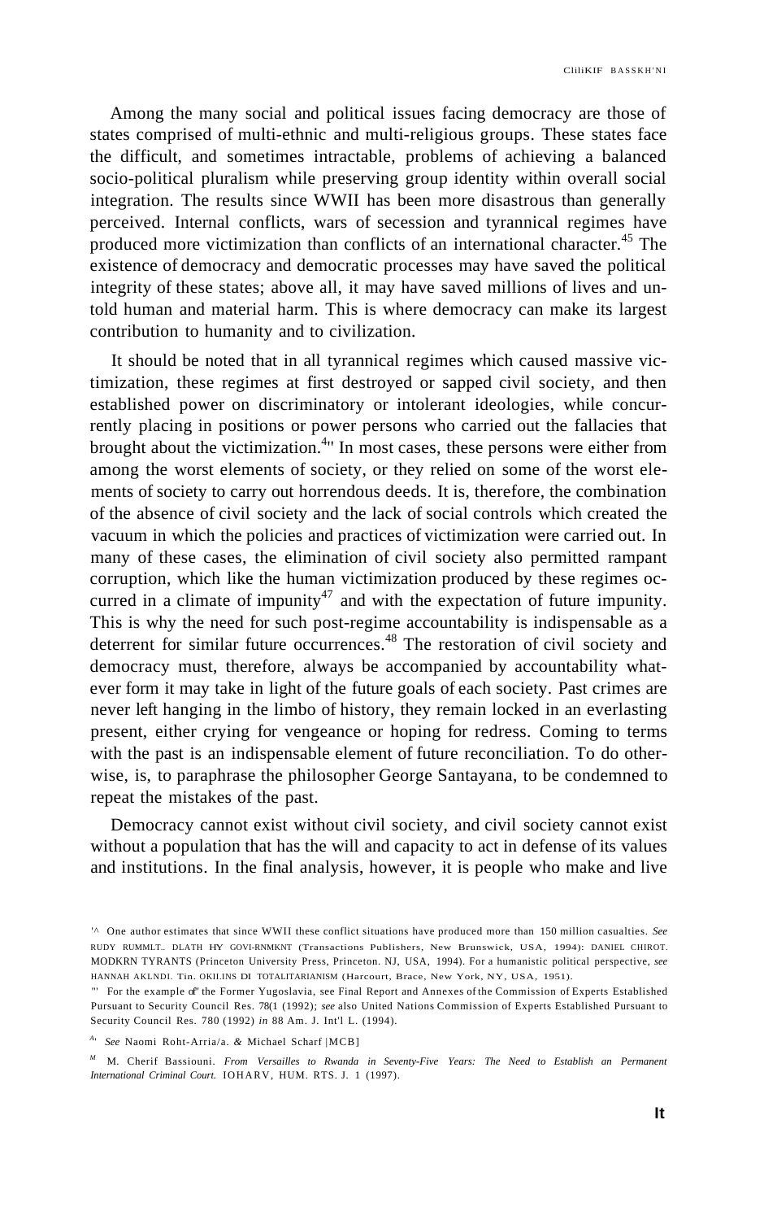Among the many social and political issues facing democracy are those of states comprised of multi-ethnic and multi-religious groups. These states face the difficult, and sometimes intractable, problems of achieving a balanced socio-political pluralism while preserving group identity within overall social integration. The results since WWII has been more disastrous than generally perceived. Internal conflicts, wars of secession and tyrannical regimes have produced more victimization than conflicts of an international character.[45] The existence of democracy and democratic processes may have saved the political integrity of these states; above all, it may have saved millions of lives and untold human and material harm. This is where democracy can make its largest contribution to humanity and to civilization.

It should be noted that in all tyrannical regimes which caused massive victimization, these regimes at first destroyed or sapped civil society, and then established power on discriminatory or intolerant ideologies, while concurrently placing in positions or power persons who carried out the fallacies that brought about the victimization.[46] In most cases, these persons were either from among the worst elements of society, or they relied on some of the worst elements of society to carry out horrendous deeds. It is, therefore, the combination of the absence of civil society and the lack of social controls which created the vacuum in which the policies and practices of victimization were carried out. In many of these cases, the elimination of civil society also permitted rampant corruption, which like the human victimization produced by these regimes occurred in a climate of impunity[47] and with the expectation of future impunity. This is why the need for such post-regime accountability is indispensable as a deterrent for similar future occurrences.[48] The restoration of civil society and democracy must, therefore, always be accompanied by accountability whatever form it may take in light of the future goals of each society. Past crimes are never left hanging in the limbo of history, they remain locked in an everlasting present, either crying for vengeance or hoping for redress. Coming to terms with the past is an indispensable element of future reconciliation. To do otherwise, is, to paraphrase the philosopher George Santayana, to be condemned to repeat the mistakes of the past.

Democracy cannot exist without civil society, and civil society cannot exist without a population that has the will and capacity to act in defense of its values and institutions. In the final analysis, however, it is people who make and live

---

[45] One author estimates that since WWII these conflict situations have produced more than 150 million casualties. *See* RUDY RUMMEL, DEATH BY GOVERNMENT (Transactions Publishers, New Brunswick, USA, 1994); DANIEL CHIROT, MODERN TYRANTS (Princeton University Press, Princeton, NJ, USA, 1994). For a humanistic political perspective, *see* HANNAH ARENDT, THE ORIGINS OF TOTALITARIANISM (Harcourt, Brace, New York, NY, USA, 1951).

[46] For the example of the Former Yugoslavia, see Final Report and Annexes of the Commission of Experts Established Pursuant to Security Council Res. 780 (1992); *see* also United Nations Commission of Experts Established Pursuant to Security Council Res. 780 (1992) *in* 88 Am. J. Int'l L. (1994).

[47] *See* Naomi Roht-Arriaza & Michael Scharf [MCB]

[48] M. Cherif Bassiouni. *From Versailles to Rwanda in Seventy-Five Years: The Need to Establish an Permanent International Criminal Court.* 10 HARV. HUM. RTS. J. 1 (1997).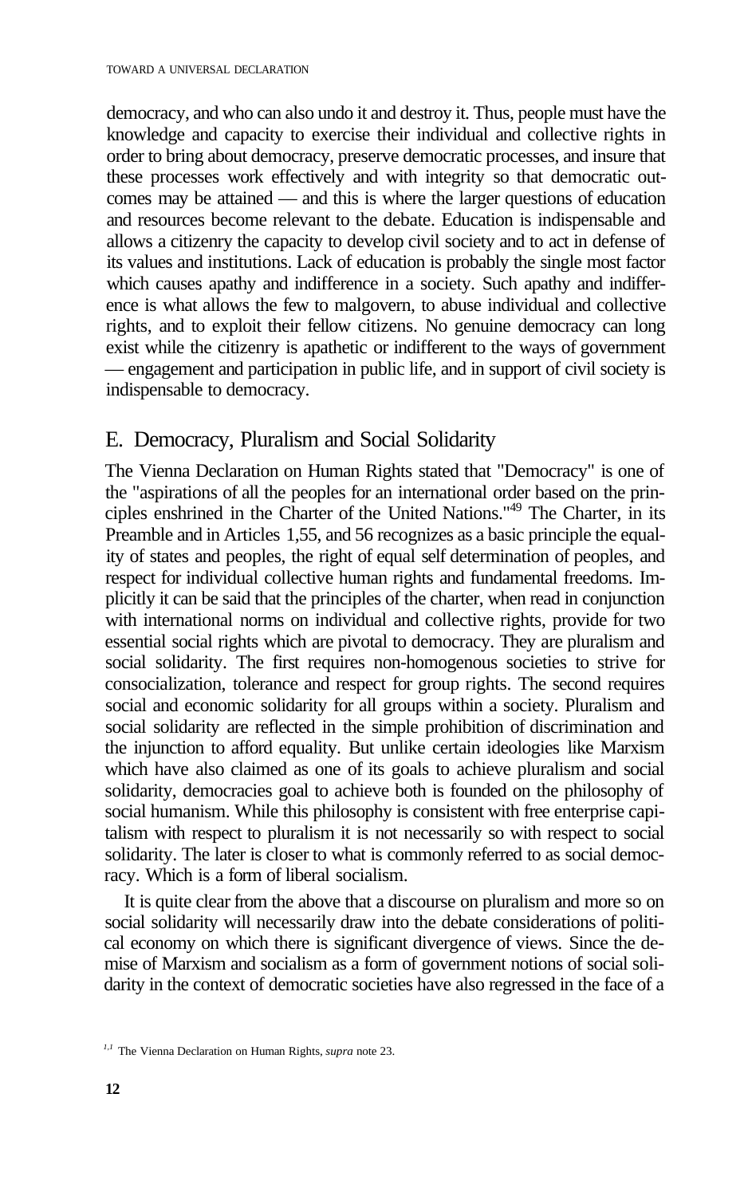democracy, and who can also undo it and destroy it. Thus, people must have the knowledge and capacity to exercise their individual and collective rights in order to bring about democracy, preserve democratic processes, and insure that these processes work effectively and with integrity so that democratic outcomes may be attained — and this is where the larger questions of education and resources become relevant to the debate. Education is indispensable and allows a citizenry the capacity to develop civil society and to act in defense of its values and institutions. Lack of education is probably the single most factor which causes apathy and indifference in a society. Such apathy and indifference is what allows the few to malgovern, to abuse individual and collective rights, and to exploit their fellow citizens. No genuine democracy can long exist while the citizenry is apathetic or indifferent to the ways of government — engagement and participation in public life, and in support of civil society is indispensable to democracy.

## E. Democracy, Pluralism and Social Solidarity

The Vienna Declaration on Human Rights stated that "Democracy" is one of the "aspirations of all the peoples for an international order based on the principles enshrined in the Charter of the United Nations."[49] The Charter, in its Preamble and in Articles 1,55, and 56 recognizes as a basic principle the equality of states and peoples, the right of equal self determination of peoples, and respect for individual collective human rights and fundamental freedoms. Implicitly it can be said that the principles of the charter, when read in conjunction with international norms on individual and collective rights, provide for two essential social rights which are pivotal to democracy. They are pluralism and social solidarity. The first requires non-homogenous societies to strive for consocialization, tolerance and respect for group rights. The second requires social and economic solidarity for all groups within a society. Pluralism and social solidarity are reflected in the simple prohibition of discrimination and the injunction to afford equality. But unlike certain ideologies like Marxism which have also claimed as one of its goals to achieve pluralism and social solidarity, democracies goal to achieve both is founded on the philosophy of social humanism. While this philosophy is consistent with free enterprise capitalism with respect to pluralism it is not necessarily so with respect to social solidarity. The later is closer to what is commonly referred to as social democracy. Which is a form of liberal socialism.

It is quite clear from the above that a discourse on pluralism and more so on social solidarity will necessarily draw into the debate considerations of political economy on which there is significant divergence of views. Since the demise of Marxism and socialism as a form of government notions of social solidarity in the context of democratic societies have also regressed in the face of a

[49] The Vienna Declaration on Human Rights, *supra* note 23.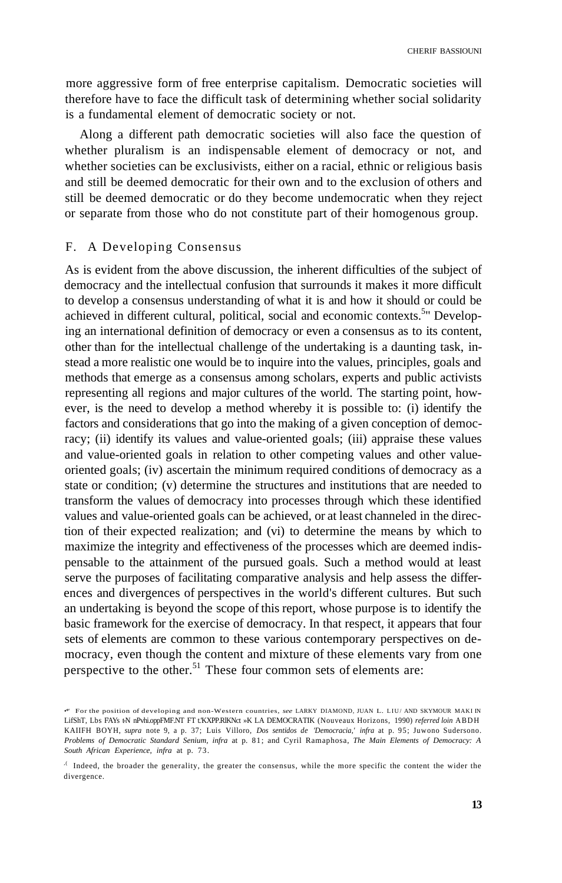more aggressive form of free enterprise capitalism. Democratic societies will therefore have to face the difficult task of determining whether social solidarity is a fundamental element of democratic society or not.

Along a different path democratic societies will also face the question of whether pluralism is an indispensable element of democracy or not, and whether societies can be exclusivists, either on a racial, ethnic or religious basis and still be deemed democratic for their own and to the exclusion of others and still be deemed democratic or do they become undemocratic when they reject or separate from those who do not constitute part of their homogenous group.

## F. A Developing Consensus

As is evident from the above discussion, the inherent difficulties of the subject of democracy and the intellectual confusion that surrounds it makes it more difficult to develop a consensus understanding of what it is and how it should or could be achieved in different cultural, political, social and economic contexts.[50] Developing an international definition of democracy or even a consensus as to its content, other than for the intellectual challenge of the undertaking is a daunting task, instead a more realistic one would be to inquire into the values, principles, goals and methods that emerge as a consensus among scholars, experts and public activists representing all regions and major cultures of the world. The starting point, however, is the need to develop a method whereby it is possible to: (i) identify the factors and considerations that go into the making of a given conception of democracy; (ii) identify its values and value-oriented goals; (iii) appraise these values and value-oriented goals in relation to other competing values and other value-oriented goals; (iv) ascertain the minimum required conditions of democracy as a state or condition; (v) determine the structures and institutions that are needed to transform the values of democracy into processes through which these identified values and value-oriented goals can be achieved, or at least channeled in the direction of their expected realization; and (vi) to determine the means by which to maximize the integrity and effectiveness of the processes which are deemed indispensable to the attainment of the pursued goals. Such a method would at least serve the purposes of facilitating comparative analysis and help assess the differences and divergences of perspectives in the world's different cultures. But such an undertaking is beyond the scope of this report, whose purpose is to identify the basic framework for the exercise of democracy. In that respect, it appears that four sets of elements are common to these various contemporary perspectives on democracy, even though the content and mixture of these elements vary from one perspective to the other.[51] These four common sets of elements are:

[50] For the position of developing and non-Western countries, *see* LARKY DIAMOND, JUAN L. LIU/ AND SKYMOUR MAKI IN LifShT, Lbs FAYs tN nPvhi.oppFMF.NT FT t'KXPP.RlKNct »K LA DEMOCRATIK (Nouveaux Horizons, 1990) *referred loin* ABDH KAIIFH BOYH, *supra* note 9, a p. 37; Luis Villoro, *Dos sentidos de 'Democracia,' infra* at p. 95; Juwono Sudersono. *Problems of Democratic Standard Senium, infra* at p. 81; and Cyril Ramaphosa, *The Main Elements of Democracy: A South African Experience, infra* at p. 73.

[51] Indeed, the broader the generality, the greater the consensus, while the more specific the content the wider the divergence.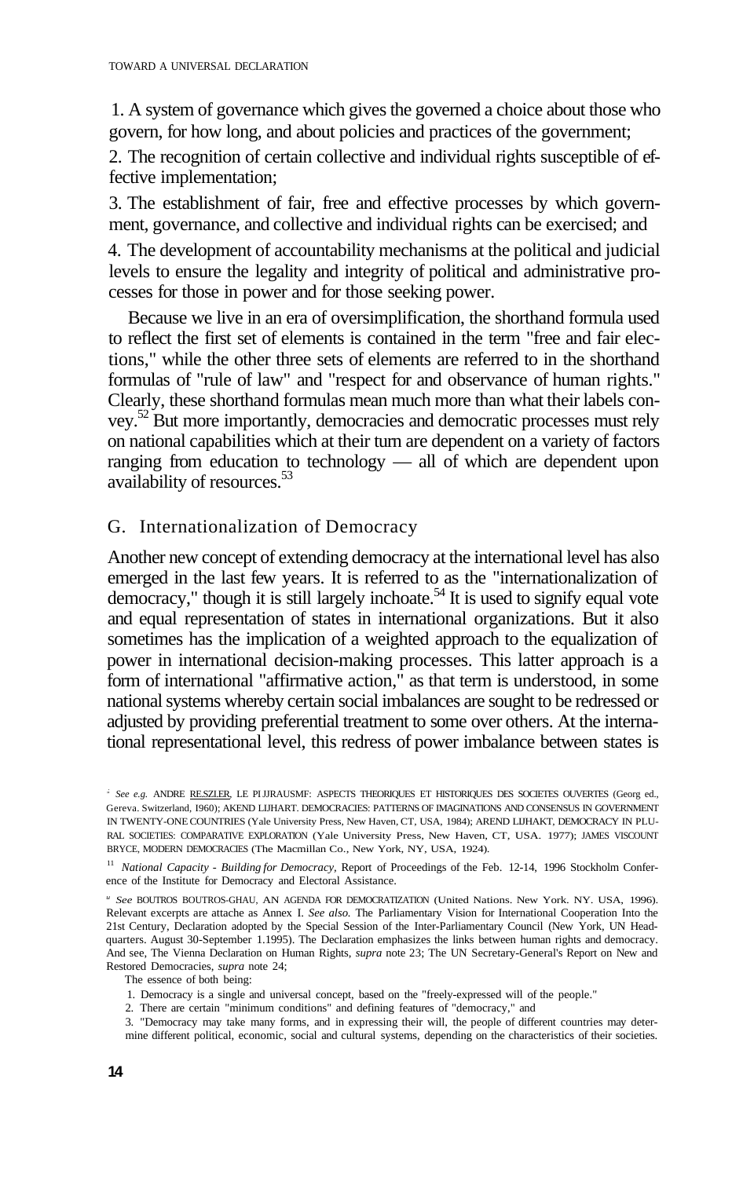1. A system of governance which gives the governed a choice about those who govern, for how long, and about policies and practices of the government;

2. The recognition of certain collective and individual rights susceptible of effective implementation;

3. The establishment of fair, free and effective processes by which government, governance, and collective and individual rights can be exercised; and

4. The development of accountability mechanisms at the political and judicial levels to ensure the legality and integrity of political and administrative processes for those in power and for those seeking power.

Because we live in an era of oversimplification, the shorthand formula used to reflect the first set of elements is contained in the term "free and fair elections," while the other three sets of elements are referred to in the shorthand formulas of "rule of law" and "respect for and observance of human rights." Clearly, these shorthand formulas mean much more than what their labels convey.[52] But more importantly, democracies and democratic processes must rely on national capabilities which at their turn are dependent on a variety of factors ranging from education to technology — all of which are dependent upon availability of resources.[53]

## G. Internationalization of Democracy

Another new concept of extending democracy at the international level has also emerged in the last few years. It is referred to as the "internationalization of democracy," though it is still largely inchoate.[54] It is used to signify equal vote and equal representation of states in international organizations. But it also sometimes has the implication of a weighted approach to the equalization of power in international decision-making processes. This latter approach is a form of international "affirmative action," as that term is understood, in some national systems whereby certain social imbalances are sought to be redressed or adjusted by providing preferential treatment to some over others. At the international representational level, this redress of power imbalance between states is

---

[52] *See e.g.* ANDRE RESZLER, LE PLURALISME: ASPECTS THEORIQUES ET HISTORIQUES DES SOCIETES OUVERTES (Georg ed., Geneva. Switzerland, 1960); AREND LIJPHART. DEMOCRACIES: PATTERNS OF MAJORITARIAN AND CONSENSUS IN GOVERNMENT IN TWENTY-ONE COUNTRIES (Yale University Press, New Haven, CT, USA, 1984); AREND LIJPHART, DEMOCRACY IN PLURAL SOCIETIES: COMPARATIVE EXPLORATION (Yale University Press, New Haven, CT, USA. 1977); JAMES VISCOUNT BRYCE, MODERN DEMOCRACIES (The Macmillan Co., New York, NY, USA, 1924).

[53] *National Capacity - Building for Democracy,* Report of Proceedings of the Feb. 12-14, 1996 Stockholm Conference of the Institute for Democracy and Electoral Assistance.

[54] *See* BOUTROS BOUTROS-GHALI, AN AGENDA FOR DEMOCRATIZATION (United Nations. New York. NY. USA, 1996). Relevant excerpts are attache as Annex I. *See also.* The Parliamentary Vision for International Cooperation Into the 21st Century, Declaration adopted by the Special Session of the Inter-Parliamentary Council (New York, UN Headquarters. August 30-September 1.1995). The Declaration emphasizes the links between human rights and democracy. And see, The Vienna Declaration on Human Rights, *supra* note 23; The UN Secretary-General's Report on New and Restored Democracies, *supra* note 24;

The essence of both being:

1. Democracy is a single and universal concept, based on the "freely-expressed will of the people."
2. There are certain "minimum conditions" and defining features of "democracy," and
3. "Democracy may take many forms, and in expressing their will, the people of different countries may determine different political, economic, social and cultural systems, depending on the characteristics of their societies.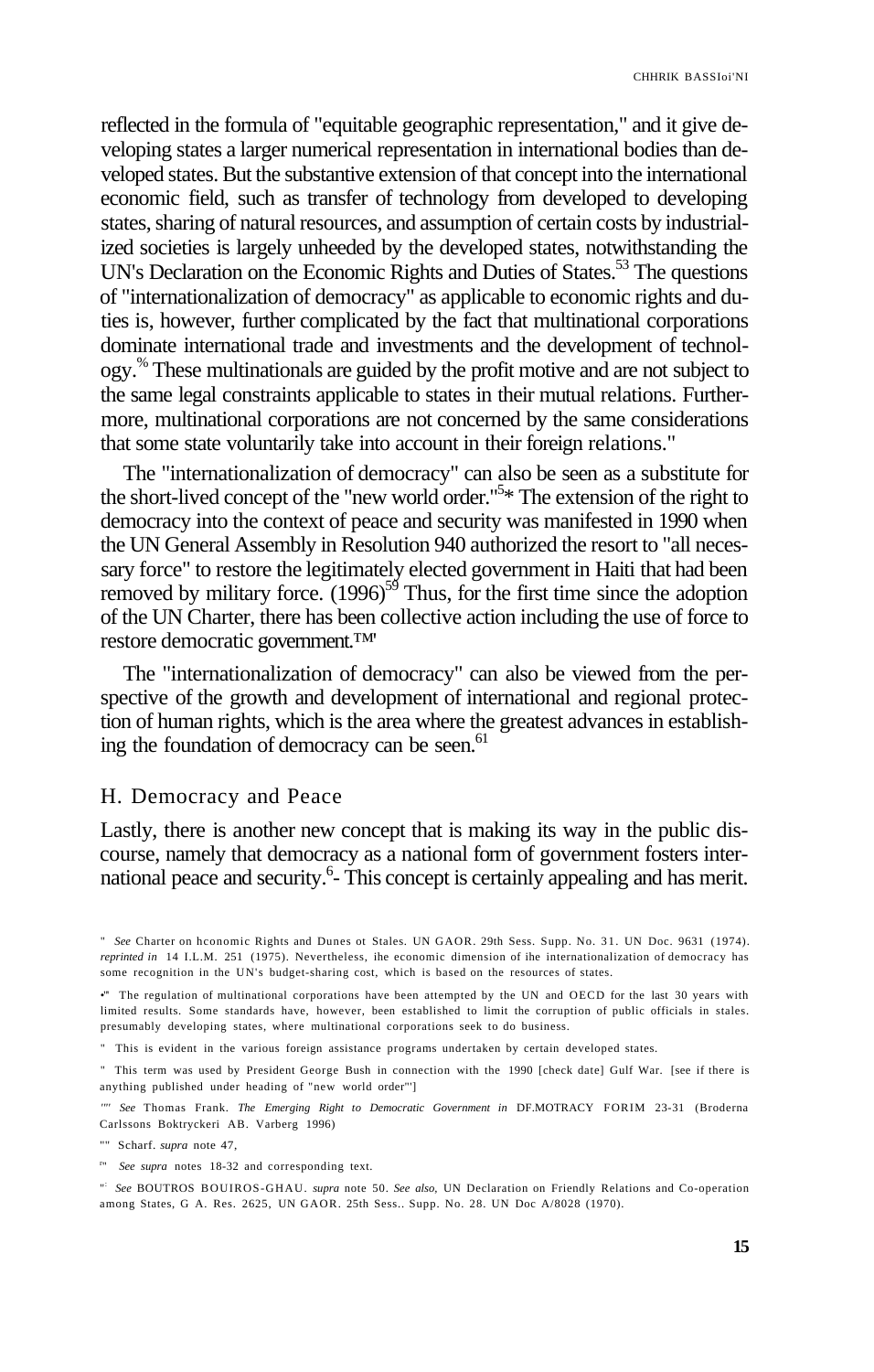reflected in the formula of "equitable geographic representation," and it give developing states a larger numerical representation in international bodies than developed states. But the substantive extension of that concept into the international economic field, such as transfer of technology from developed to developing states, sharing of natural resources, and assumption of certain costs by industrialized societies is largely unheeded by the developed states, notwithstanding the UN's Declaration on the Economic Rights and Duties of States.[53] The questions of "internationalization of democracy" as applicable to economic rights and duties is, however, further complicated by the fact that multinational corporations dominate international trade and investments and the development of technology.[%] These multinationals are guided by the profit motive and are not subject to the same legal constraints applicable to states in their mutual relations. Furthermore, multinational corporations are not concerned by the same considerations that some state voluntarily take into account in their foreign relations."

The "internationalization of democracy" can also be seen as a substitute for the short-lived concept of the "new world order."[5*] The extension of the right to democracy into the context of peace and security was manifested in 1990 when the UN General Assembly in Resolution 940 authorized the resort to "all necessary force" to restore the legitimately elected government in Haiti that had been removed by military force. (1996)[59] Thus, for the first time since the adoption of the UN Charter, there has been collective action including the use of force to restore democratic government.™"

The "internationalization of democracy" can also be viewed from the perspective of the growth and development of international and regional protection of human rights, which is the area where the greatest advances in establishing the foundation of democracy can be seen.[61]

## H. Democracy and Peace

Lastly, there is another new concept that is making its way in the public discourse, namely that democracy as a national form of government fosters international peace and security.[6-] This concept is certainly appealing and has merit.

---

" *See* Charter on hconomic Rights and Dunes ot Stales. UN GAOR. 29th Sess. Supp. No. 31. UN Doc. 9631 (1974). *reprinted in* 14 I.L.M. 251 (1975). Nevertheless, ihe economic dimension of ihe internationalization of democracy has some recognition in the UN's budget-sharing cost, which is based on the resources of states.

•" The regulation of multinational corporations have been attempted by the UN and OECD for the last 30 years with limited results. Some standards have, however, been established to limit the corruption of public officials in stales. presumably developing states, where multinational corporations seek to do business.

" This is evident in the various foreign assistance programs undertaken by certain developed states.

" This term was used by President George Bush in connection with the 1990 [check date] Gulf War. [see if there is anything published under heading of "new world order"']

'"' *See* Thomas Frank. *The Emerging Right to Democratic Government in* DF.MOTRACY FORIM 23-31 (Broderna Carlssons Boktryckeri AB. Varberg 1996)

"" Scharf. *supra* note 47,

"" *See supra* notes 18-32 and corresponding text.

"- *See* BOUTROS BOUIROS-GHAU. *supra* note 50. *See also,* UN Declaration on Friendly Relations and Co-operation among States, G A. Res. 2625, UN GAOR. 25th Sess.. Supp. No. 28. UN Doc A/8028 (1970).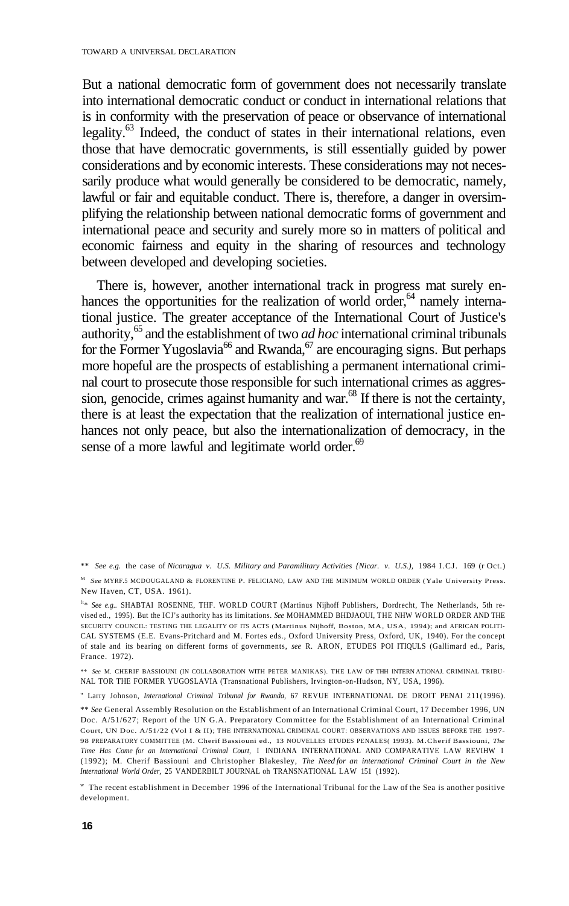But a national democratic form of government does not necessarily translate into international democratic conduct or conduct in international relations that is in conformity with the preservation of peace or observance of international legality.[63] Indeed, the conduct of states in their international relations, even those that have democratic governments, is still essentially guided by power considerations and by economic interests. These considerations may not necessarily produce what would generally be considered to be democratic, namely, lawful or fair and equitable conduct. There is, therefore, a danger in oversimplifying the relationship between national democratic forms of government and international peace and security and surely more so in matters of political and economic fairness and equity in the sharing of resources and technology between developed and developing societies.

There is, however, another international track in progress mat surely enhances the opportunities for the realization of world order,[64] namely international justice. The greater acceptance of the International Court of Justice's authority,[65] and the establishment of two *ad hoc* international criminal tribunals for the Former Yugoslavia[66] and Rwanda,[67] are encouraging signs. But perhaps more hopeful are the prospects of establishing a permanent international criminal court to prosecute those responsible for such international crimes as aggression, genocide, crimes against humanity and war.[68] If there is not the certainty, there is at least the expectation that the realization of international justice enhances not only peace, but also the internationalization of democracy, in the sense of a more lawful and legitimate world order.[69]

---

[63] *See e.g.* the case of *Nicaragua v. U.S. Military and Paramilitary Activities {Nicar. v. U.S.),* 1984 I.CJ. 169 (r Oct.)

[64] *See* MYRF.5 MCDOUGALAND & FLORENTINE P. FELICIANO, LAW AND THE MINIMUM WORLD ORDER (Yale University Press. New Haven, CT, USA. 1961).

[65] *See e.g..* SHABTAI ROSENNE, THF. WORLD COURT (Martinus Nijhoff Publishers, Dordrecht, The Netherlands, 5th revised ed., 1995). But the ICJ's authority has its limitations. *See* MOHAMMED BHDJAOUI, THE NHW WORLD ORDER AND THE SECURITY COUNCIL: TESTING THE LEGALITY OF ITS ACTS (Martinus Nijhoff, Boston, MA, USA, 1994); and AFRICAN POLITICAL SYSTEMS (E.E. Evans-Pritchard and M. Fortes eds., Oxford University Press, Oxford, UK, 1940). For the concept of stale and its bearing on different forms of governments, *see* R. ARON, ETUDES POI ITIQULS (Gallimard ed., Paris, France. 1972).

[66] *See* M. CHERIF BASSIOUNI (IN COLLABORATION WITH PETER MANIKAS). THE LAW OF THH INTERN ATIONAJ. CRIMINAL TRIBUNAL TOR THE FORMER YUGOSLAVIA (Transnational Publishers, Irvington-on-Hudson, NY, USA, 1996).

[67] Larry Johnson, *International Criminal Tribunal for Rwanda,* 67 REVUE INTERNATIONAL DE DROIT PENAI 211(1996).

[68] *See* General Assembly Resolution on the Establishment of an International Criminal Court, 17 December 1996, UN Doc. A/51/627; Report of the UN G.A. Preparatory Committee for the Establishment of an International Criminal Court, UN Doc. A/51/22 (Vol I & II); THE INTERNATIONAL CRIMINAL COURT: OBSERVATIONS AND ISSUES BEFORE THE 1997-98 PREPARATORY COMMITTEE (M. Cherif Bassiouni ed., 13 NOUVELLES ETUDES PENALES( 1993). M.Cherif Bassiouni, *The Time Has Come for an International Criminal Court,* I INDIANA INTERNATIONAL AND COMPARATIVE LAW REVIHW I (1992); M. Cherif Bassiouni and Christopher Blakesley, *The Need for an international Criminal Court in the New International World Order,* 25 VANDERBILT JOURNAL oh TRANSNATIONAL LAW 151 (1992).

[69] The recent establishment in December 1996 of the International Tribunal for the Law of the Sea is another positive development.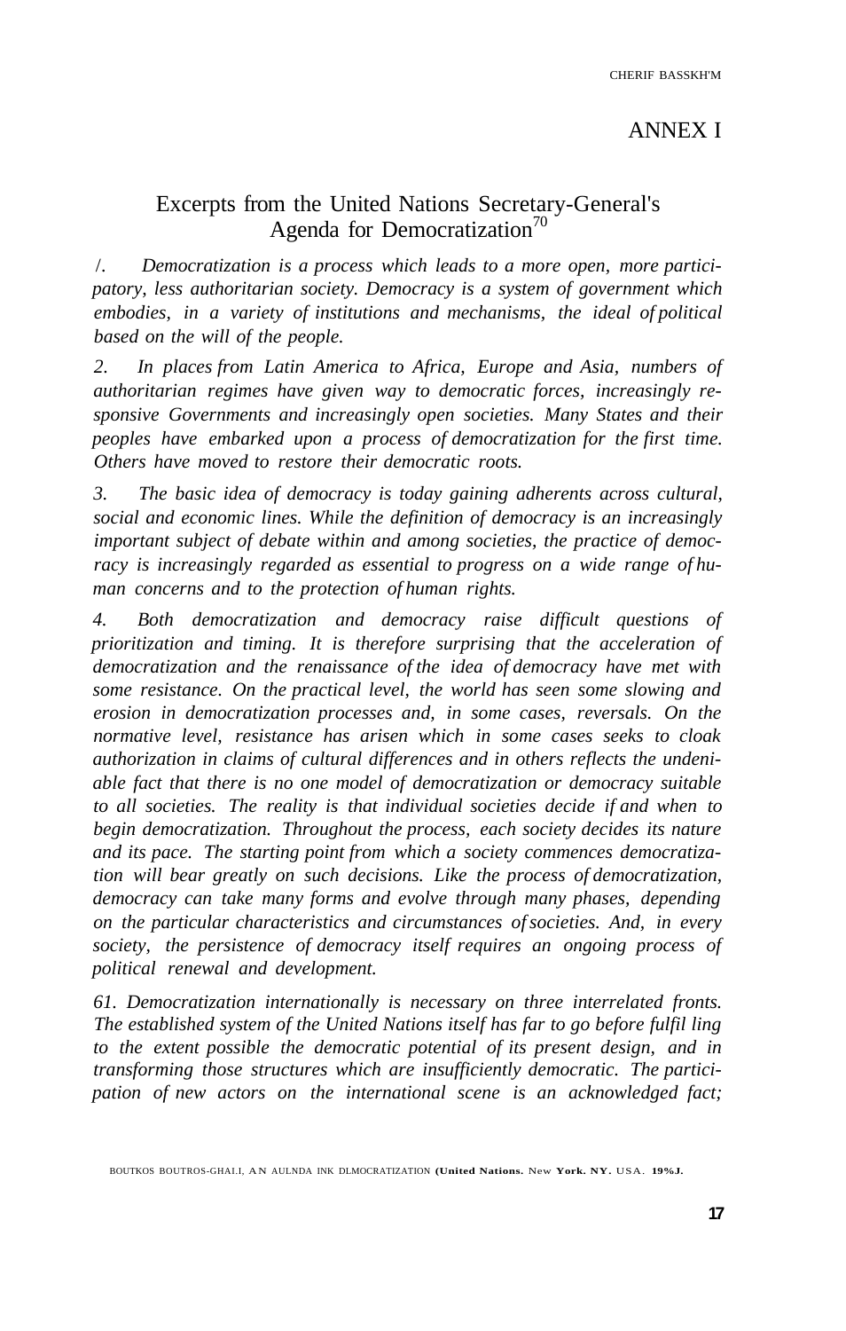# ANNEX I

## Excerpts from the United Nations Secretary-General's Agenda for Democratization[70]

*/. Democratization is a process which leads to a more open, more participatory, less authoritarian society. Democracy is a system of government which embodies, in a variety of institutions and mechanisms, the ideal of political based on the will of the people.*

*2. In places from Latin America to Africa, Europe and Asia, numbers of authoritarian regimes have given way to democratic forces, increasingly responsive Governments and increasingly open societies. Many States and their peoples have embarked upon a process of democratization for the first time. Others have moved to restore their democratic roots.*

*3. The basic idea of democracy is today gaining adherents across cultural, social and economic lines. While the definition of democracy is an increasingly important subject of debate within and among societies, the practice of democracy is increasingly regarded as essential to progress on a wide range of human concerns and to the protection of human rights.*

*4. Both democratization and democracy raise difficult questions of prioritization and timing. It is therefore surprising that the acceleration of democratization and the renaissance of the idea of democracy have met with some resistance. On the practical level, the world has seen some slowing and erosion in democratization processes and, in some cases, reversals. On the normative level, resistance has arisen which in some cases seeks to cloak authorization in claims of cultural differences and in others reflects the undeniable fact that there is no one model of democratization or democracy suitable to all societies. The reality is that individual societies decide if and when to begin democratization. Throughout the process, each society decides its nature and its pace. The starting point from which a society commences democratization will bear greatly on such decisions. Like the process of democratization, democracy can take many forms and evolve through many phases, depending on the particular characteristics and circumstances of societies. And, in every society, the persistence of democracy itself requires an ongoing process of political renewal and development.*

*61. Democratization internationally is necessary on three interrelated fronts. The established system of the United Nations itself has far to go before fulfil ling to the extent possible the democratic potential of its present design, and in transforming those structures which are insufficiently democratic. The participation of new actors on the international scene is an acknowledged fact;*

BOUTKOS BOUTROS-GHAI.I, AN AULNDA INK DLMOCRATIZATION **(United Nations.** New **York. NY.** USA. **19%J.**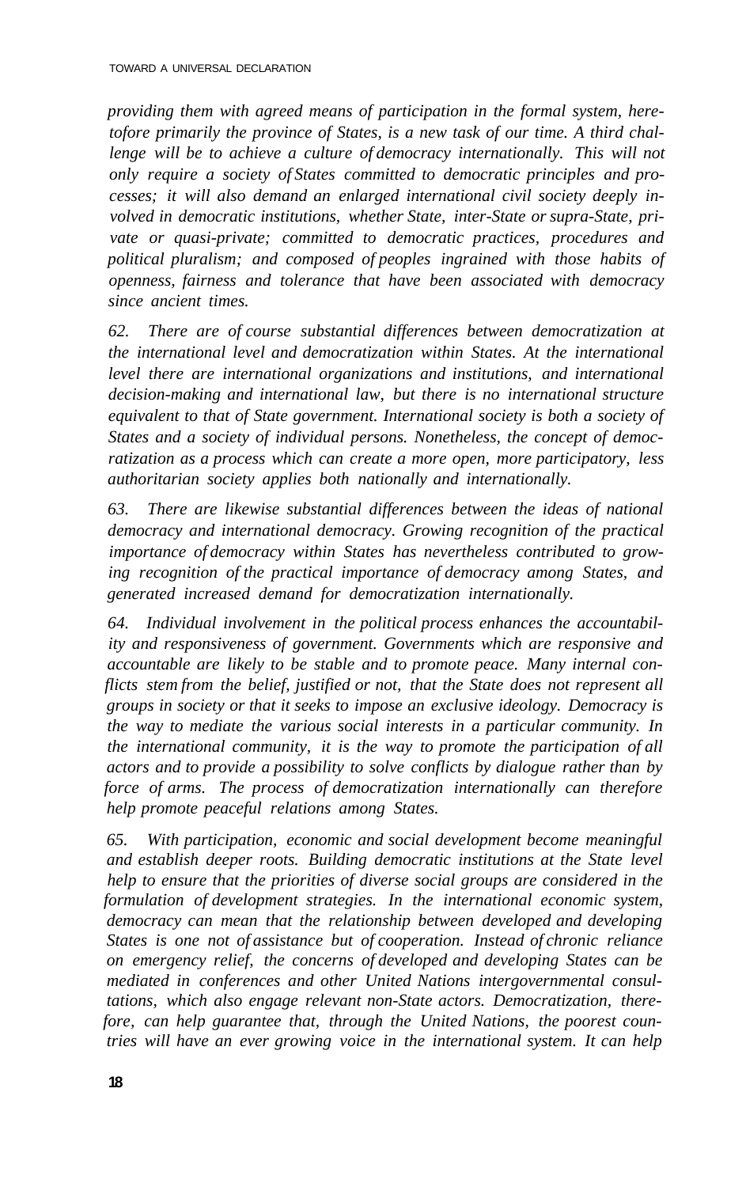*providing them with agreed means of participation in the formal system, heretofore primarily the province of States, is a new task of our time. A third challenge will be to achieve a culture of democracy internationally. This will not only require a society of States committed to democratic principles and processes; it will also demand an enlarged international civil society deeply involved in democratic institutions, whether State, inter-State or supra-State, private or quasi-private; committed to democratic practices, procedures and political pluralism; and composed of peoples ingrained with those habits of openness, fairness and tolerance that have been associated with democracy since ancient times.*

*62. There are of course substantial differences between democratization at the international level and democratization within States. At the international level there are international organizations and institutions, and international decision-making and international law, but there is no international structure equivalent to that of State government. International society is both a society of States and a society of individual persons. Nonetheless, the concept of democratization as a process which can create a more open, more participatory, less authoritarian society applies both nationally and internationally.*

*63. There are likewise substantial differences between the ideas of national democracy and international democracy. Growing recognition of the practical importance of democracy within States has nevertheless contributed to growing recognition of the practical importance of democracy among States, and generated increased demand for democratization internationally.*

*64. Individual involvement in the political process enhances the accountability and responsiveness of government. Governments which are responsive and accountable are likely to be stable and to promote peace. Many internal conflicts stem from the belief, justified or not, that the State does not represent all groups in society or that it seeks to impose an exclusive ideology. Democracy is the way to mediate the various social interests in a particular community. In the international community, it is the way to promote the participation of all actors and to provide a possibility to solve conflicts by dialogue rather than by force of arms. The process of democratization internationally can therefore help promote peaceful relations among States.*

*65. With participation, economic and social development become meaningful and establish deeper roots. Building democratic institutions at the State level help to ensure that the priorities of diverse social groups are considered in the formulation of development strategies. In the international economic system, democracy can mean that the relationship between developed and developing States is one not of assistance but of cooperation. Instead of chronic reliance on emergency relief, the concerns of developed and developing States can be mediated in conferences and other United Nations intergovernmental consultations, which also engage relevant non-State actors. Democratization, therefore, can help guarantee that, through the United Nations, the poorest countries will have an ever growing voice in the international system. It can help*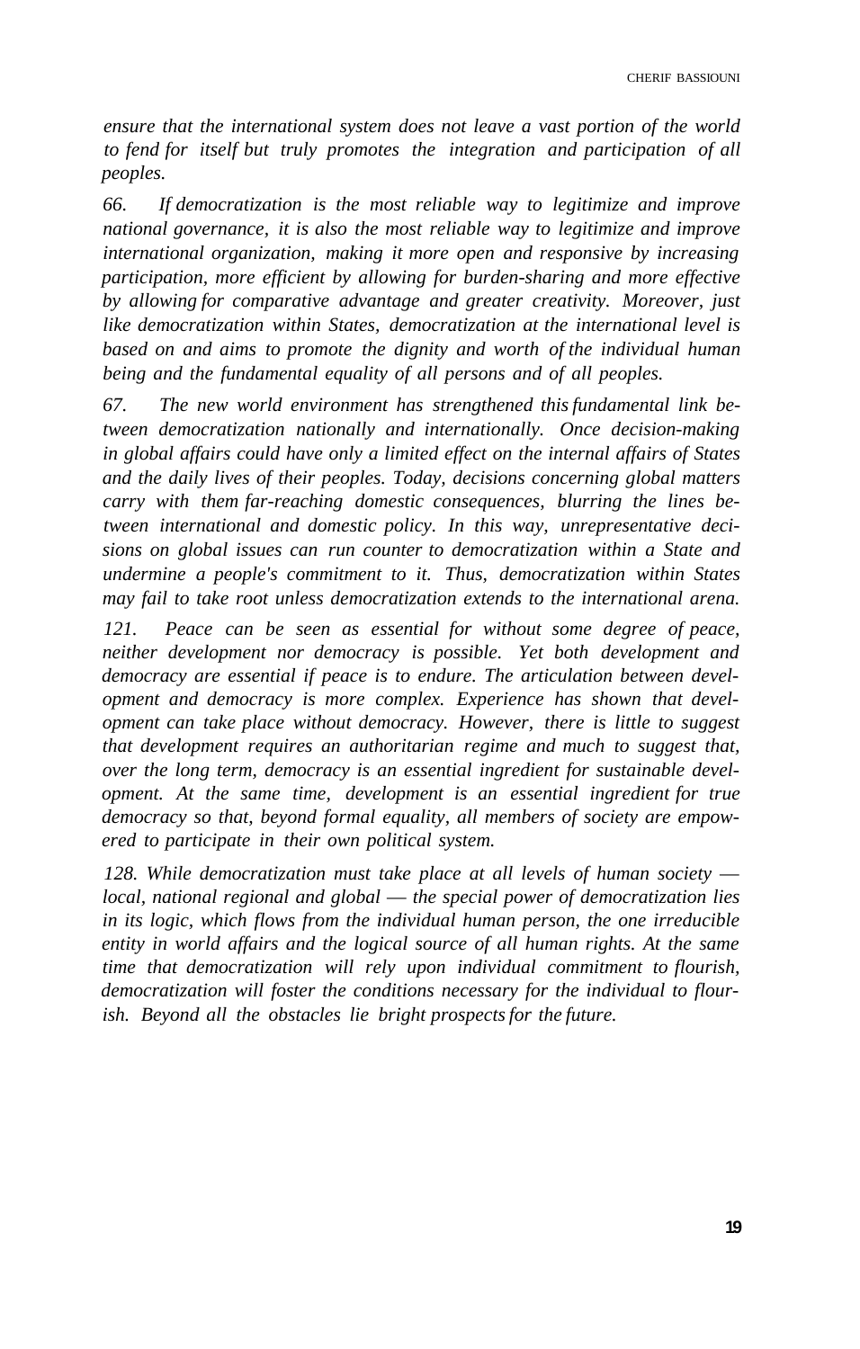*ensure that the international system does not leave a vast portion of the world to fend for itself but truly promotes the integration and participation of all peoples.*

*66. If democratization is the most reliable way to legitimize and improve national governance, it is also the most reliable way to legitimize and improve international organization, making it more open and responsive by increasing participation, more efficient by allowing for burden-sharing and more effective by allowing for comparative advantage and greater creativity. Moreover, just like democratization within States, democratization at the international level is based on and aims to promote the dignity and worth of the individual human being and the fundamental equality of all persons and of all peoples.*

*67. The new world environment has strengthened this fundamental link between democratization nationally and internationally. Once decision-making in global affairs could have only a limited effect on the internal affairs of States and the daily lives of their peoples. Today, decisions concerning global matters carry with them far-reaching domestic consequences, blurring the lines between international and domestic policy. In this way, unrepresentative decisions on global issues can run counter to democratization within a State and undermine a people's commitment to it. Thus, democratization within States may fail to take root unless democratization extends to the international arena.*

*121. Peace can be seen as essential for without some degree of peace, neither development nor democracy is possible. Yet both development and democracy are essential if peace is to endure. The articulation between development and democracy is more complex. Experience has shown that development can take place without democracy. However, there is little to suggest that development requires an authoritarian regime and much to suggest that, over the long term, democracy is an essential ingredient for sustainable development. At the same time, development is an essential ingredient for true democracy so that, beyond formal equality, all members of society are empowered to participate in their own political system.*

*128. While democratization must take place at all levels of human society — local, national regional and global — the special power of democratization lies in its logic, which flows from the individual human person, the one irreducible entity in world affairs and the logical source of all human rights. At the same time that democratization will rely upon individual commitment to flourish, democratization will foster the conditions necessary for the individual to flourish. Beyond all the obstacles lie bright prospects for the future.*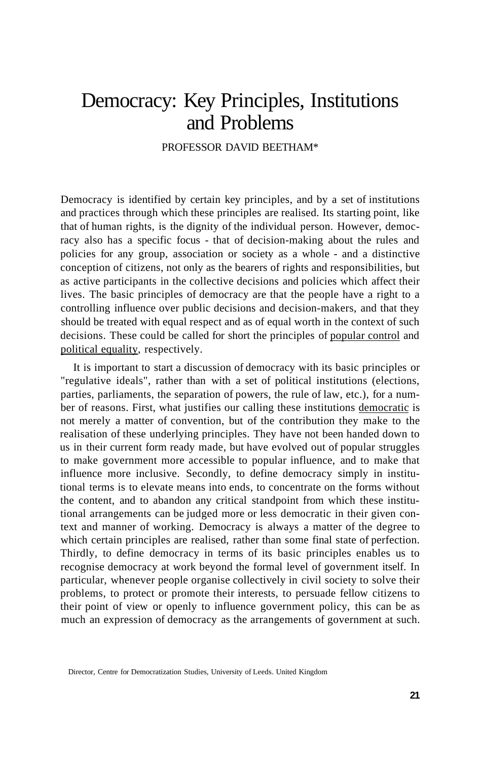# Democracy: Key Principles, Institutions and Problems

PROFESSOR DAVID BEETHAM*

Democracy is identified by certain key principles, and by a set of institutions and practices through which these principles are realised. Its starting point, like that of human rights, is the dignity of the individual person. However, democracy also has a specific focus - that of decision-making about the rules and policies for any group, association or society as a whole - and a distinctive conception of citizens, not only as the bearers of rights and responsibilities, but as active participants in the collective decisions and policies which affect their lives. The basic principles of democracy are that the people have a right to a controlling influence over public decisions and decision-makers, and that they should be treated with equal respect and as of equal worth in the context of such decisions. These could be called for short the principles of popular control and political equality, respectively.

It is important to start a discussion of democracy with its basic principles or "regulative ideals", rather than with a set of political institutions (elections, parties, parliaments, the separation of powers, the rule of law, etc.), for a number of reasons. First, what justifies our calling these institutions democratic is not merely a matter of convention, but of the contribution they make to the realisation of these underlying principles. They have not been handed down to us in their current form ready made, but have evolved out of popular struggles to make government more accessible to popular influence, and to make that influence more inclusive. Secondly, to define democracy simply in institutional terms is to elevate means into ends, to concentrate on the forms without the content, and to abandon any critical standpoint from which these institutional arrangements can be judged more or less democratic in their given context and manner of working. Democracy is always a matter of the degree to which certain principles are realised, rather than some final state of perfection. Thirdly, to define democracy in terms of its basic principles enables us to recognise democracy at work beyond the formal level of government itself. In particular, whenever people organise collectively in civil society to solve their problems, to protect or promote their interests, to persuade fellow citizens to their point of view or openly to influence government policy, this can be as much an expression of democracy as the arrangements of government at such.

Director, Centre for Democratization Studies, University of Leeds. United Kingdom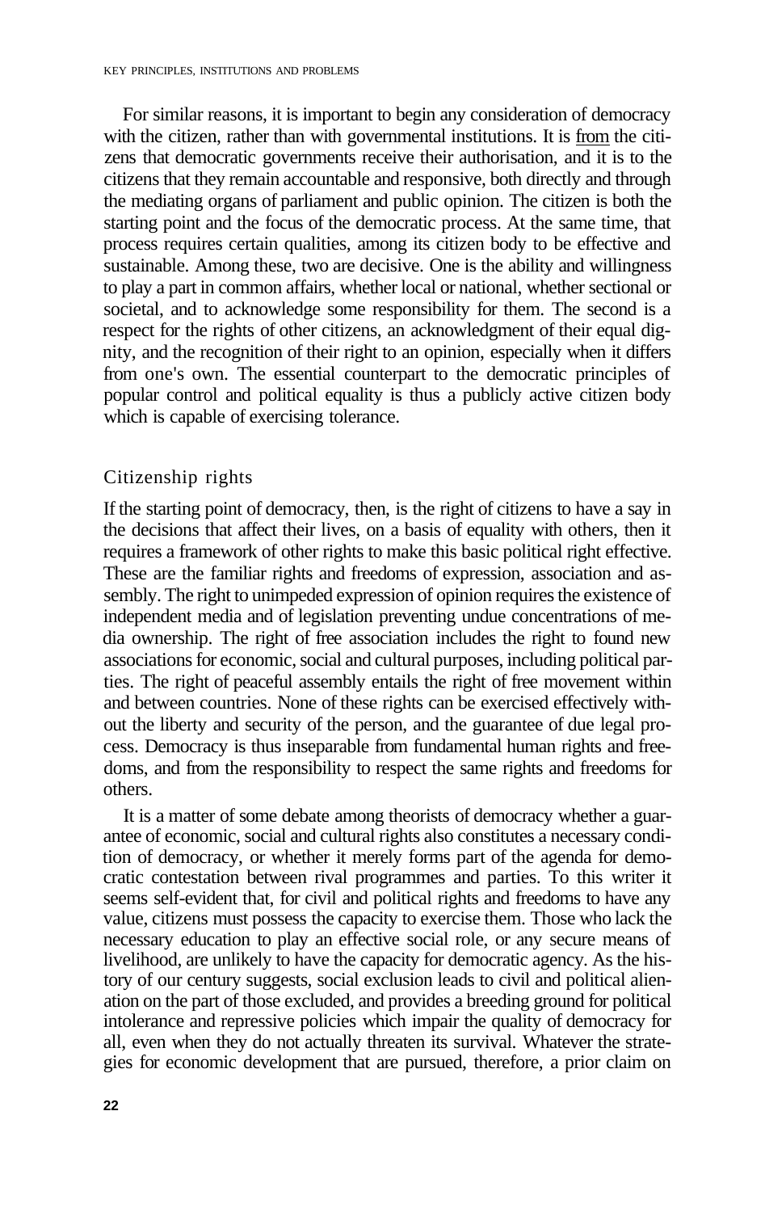For similar reasons, it is important to begin any consideration of democracy with the citizen, rather than with governmental institutions. It is from the citizens that democratic governments receive their authorisation, and it is to the citizens that they remain accountable and responsive, both directly and through the mediating organs of parliament and public opinion. The citizen is both the starting point and the focus of the democratic process. At the same time, that process requires certain qualities, among its citizen body to be effective and sustainable. Among these, two are decisive. One is the ability and willingness to play a part in common affairs, whether local or national, whether sectional or societal, and to acknowledge some responsibility for them. The second is a respect for the rights of other citizens, an acknowledgment of their equal dignity, and the recognition of their right to an opinion, especially when it differs from one's own. The essential counterpart to the democratic principles of popular control and political equality is thus a publicly active citizen body which is capable of exercising tolerance.

## Citizenship rights

If the starting point of democracy, then, is the right of citizens to have a say in the decisions that affect their lives, on a basis of equality with others, then it requires a framework of other rights to make this basic political right effective. These are the familiar rights and freedoms of expression, association and assembly. The right to unimpeded expression of opinion requires the existence of independent media and of legislation preventing undue concentrations of media ownership. The right of free association includes the right to found new associations for economic, social and cultural purposes, including political parties. The right of peaceful assembly entails the right of free movement within and between countries. None of these rights can be exercised effectively without the liberty and security of the person, and the guarantee of due legal process. Democracy is thus inseparable from fundamental human rights and freedoms, and from the responsibility to respect the same rights and freedoms for others.

It is a matter of some debate among theorists of democracy whether a guarantee of economic, social and cultural rights also constitutes a necessary condition of democracy, or whether it merely forms part of the agenda for democratic contestation between rival programmes and parties. To this writer it seems self-evident that, for civil and political rights and freedoms to have any value, citizens must possess the capacity to exercise them. Those who lack the necessary education to play an effective social role, or any secure means of livelihood, are unlikely to have the capacity for democratic agency. As the history of our century suggests, social exclusion leads to civil and political alienation on the part of those excluded, and provides a breeding ground for political intolerance and repressive policies which impair the quality of democracy for all, even when they do not actually threaten its survival. Whatever the strategies for economic development that are pursued, therefore, a prior claim on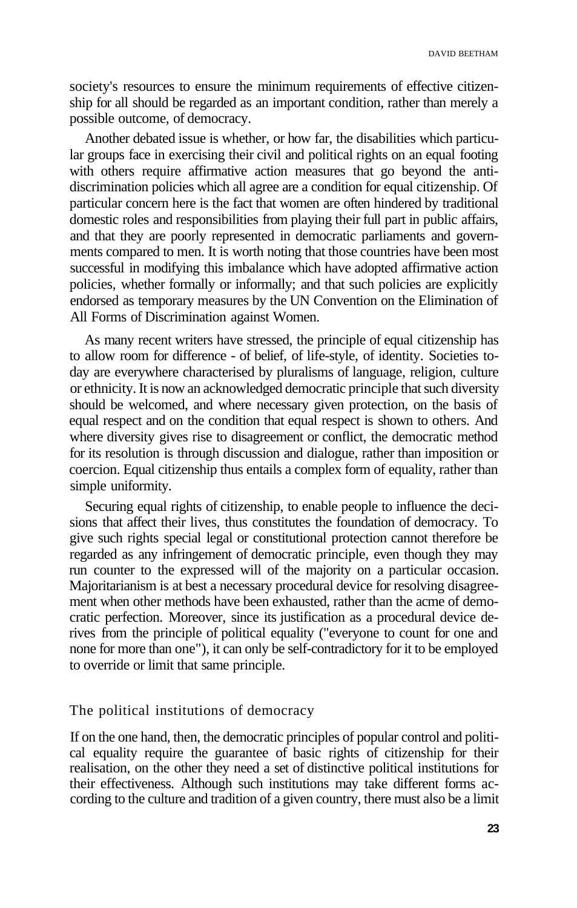society's resources to ensure the minimum requirements of effective citizenship for all should be regarded as an important condition, rather than merely a possible outcome, of democracy.

Another debated issue is whether, or how far, the disabilities which particular groups face in exercising their civil and political rights on an equal footing with others require affirmative action measures that go beyond the anti-discrimination policies which all agree are a condition for equal citizenship. Of particular concern here is the fact that women are often hindered by traditional domestic roles and responsibilities from playing their full part in public affairs, and that they are poorly represented in democratic parliaments and governments compared to men. It is worth noting that those countries have been most successful in modifying this imbalance which have adopted affirmative action policies, whether formally or informally; and that such policies are explicitly endorsed as temporary measures by the UN Convention on the Elimination of All Forms of Discrimination against Women.

As many recent writers have stressed, the principle of equal citizenship has to allow room for difference - of belief, of life-style, of identity. Societies today are everywhere characterised by pluralisms of language, religion, culture or ethnicity. It is now an acknowledged democratic principle that such diversity should be welcomed, and where necessary given protection, on the basis of equal respect and on the condition that equal respect is shown to others. And where diversity gives rise to disagreement or conflict, the democratic method for its resolution is through discussion and dialogue, rather than imposition or coercion. Equal citizenship thus entails a complex form of equality, rather than simple uniformity.

Securing equal rights of citizenship, to enable people to influence the decisions that affect their lives, thus constitutes the foundation of democracy. To give such rights special legal or constitutional protection cannot therefore be regarded as any infringement of democratic principle, even though they may run counter to the expressed will of the majority on a particular occasion. Majoritarianism is at best a necessary procedural device for resolving disagreement when other methods have been exhausted, rather than the acme of democratic perfection. Moreover, since its justification as a procedural device derives from the principle of political equality ("everyone to count for one and none for more than one"), it can only be self-contradictory for it to be employed to override or limit that same principle.

## The political institutions of democracy

If on the one hand, then, the democratic principles of popular control and political equality require the guarantee of basic rights of citizenship for their realisation, on the other they need a set of distinctive political institutions for their effectiveness. Although such institutions may take different forms according to the culture and tradition of a given country, there must also be a limit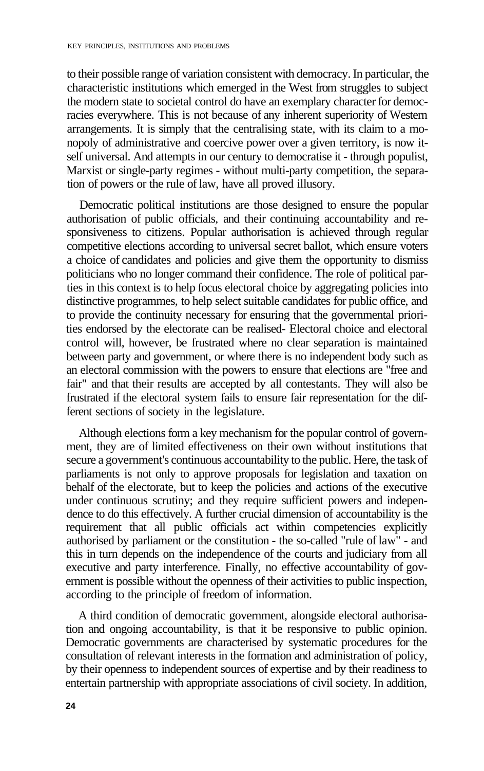to their possible range of variation consistent with democracy. In particular, the characteristic institutions which emerged in the West from struggles to subject the modern state to societal control do have an exemplary character for democracies everywhere. This is not because of any inherent superiority of Western arrangements. It is simply that the centralising state, with its claim to a monopoly of administrative and coercive power over a given territory, is now itself universal. And attempts in our century to democratise it - through populist, Marxist or single-party regimes - without multi-party competition, the separation of powers or the rule of law, have all proved illusory.

Democratic political institutions are those designed to ensure the popular authorisation of public officials, and their continuing accountability and responsiveness to citizens. Popular authorisation is achieved through regular competitive elections according to universal secret ballot, which ensure voters a choice of candidates and policies and give them the opportunity to dismiss politicians who no longer command their confidence. The role of political parties in this context is to help focus electoral choice by aggregating policies into distinctive programmes, to help select suitable candidates for public office, and to provide the continuity necessary for ensuring that the governmental priorities endorsed by the electorate can be realised- Electoral choice and electoral control will, however, be frustrated where no clear separation is maintained between party and government, or where there is no independent body such as an electoral commission with the powers to ensure that elections are "free and fair" and that their results are accepted by all contestants. They will also be frustrated if the electoral system fails to ensure fair representation for the different sections of society in the legislature.

Although elections form a key mechanism for the popular control of government, they are of limited effectiveness on their own without institutions that secure a government's continuous accountability to the public. Here, the task of parliaments is not only to approve proposals for legislation and taxation on behalf of the electorate, but to keep the policies and actions of the executive under continuous scrutiny; and they require sufficient powers and independence to do this effectively. A further crucial dimension of accountability is the requirement that all public officials act within competencies explicitly authorised by parliament or the constitution - the so-called "rule of law" - and this in turn depends on the independence of the courts and judiciary from all executive and party interference. Finally, no effective accountability of government is possible without the openness of their activities to public inspection, according to the principle of freedom of information.

A third condition of democratic government, alongside electoral authorisation and ongoing accountability, is that it be responsive to public opinion. Democratic governments are characterised by systematic procedures for the consultation of relevant interests in the formation and administration of policy, by their openness to independent sources of expertise and by their readiness to entertain partnership with appropriate associations of civil society. In addition,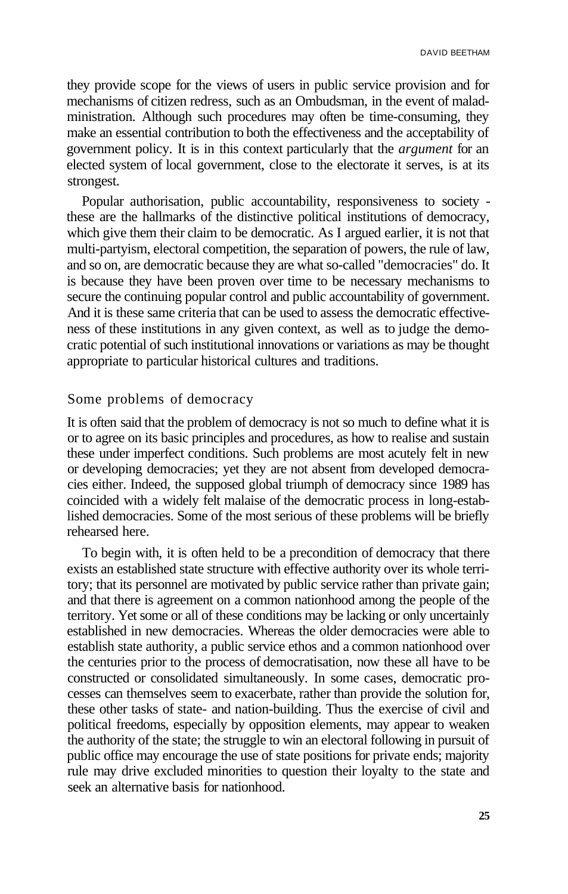they provide scope for the views of users in public service provision and for mechanisms of citizen redress, such as an Ombudsman, in the event of maladministration. Although such procedures may often be time-consuming, they make an essential contribution to both the effectiveness and the acceptability of government policy. It is in this context particularly that the *argument* for an elected system of local government, close to the electorate it serves, is at its strongest.

Popular authorisation, public accountability, responsiveness to society - these are the hallmarks of the distinctive political institutions of democracy, which give them their claim to be democratic. As I argued earlier, it is not that multi-partyism, electoral competition, the separation of powers, the rule of law, and so on, are democratic because they are what so-called "democracies" do. It is because they have been proven over time to be necessary mechanisms to secure the continuing popular control and public accountability of government. And it is these same criteria that can be used to assess the democratic effectiveness of these institutions in any given context, as well as to judge the democratic potential of such institutional innovations or variations as may be thought appropriate to particular historical cultures and traditions.

## Some problems of democracy

It is often said that the problem of democracy is not so much to define what it is or to agree on its basic principles and procedures, as how to realise and sustain these under imperfect conditions. Such problems are most acutely felt in new or developing democracies; yet they are not absent from developed democracies either. Indeed, the supposed global triumph of democracy since 1989 has coincided with a widely felt malaise of the democratic process in long-established democracies. Some of the most serious of these problems will be briefly rehearsed here.

To begin with, it is often held to be a precondition of democracy that there exists an established state structure with effective authority over its whole territory; that its personnel are motivated by public service rather than private gain; and that there is agreement on a common nationhood among the people of the territory. Yet some or all of these conditions may be lacking or only uncertainly established in new democracies. Whereas the older democracies were able to establish state authority, a public service ethos and a common nationhood over the centuries prior to the process of democratisation, now these all have to be constructed or consolidated simultaneously. In some cases, democratic processes can themselves seem to exacerbate, rather than provide the solution for, these other tasks of state- and nation-building. Thus the exercise of civil and political freedoms, especially by opposition elements, may appear to weaken the authority of the state; the struggle to win an electoral following in pursuit of public office may encourage the use of state positions for private ends; majority rule may drive excluded minorities to question their loyalty to the state and seek an alternative basis for nationhood.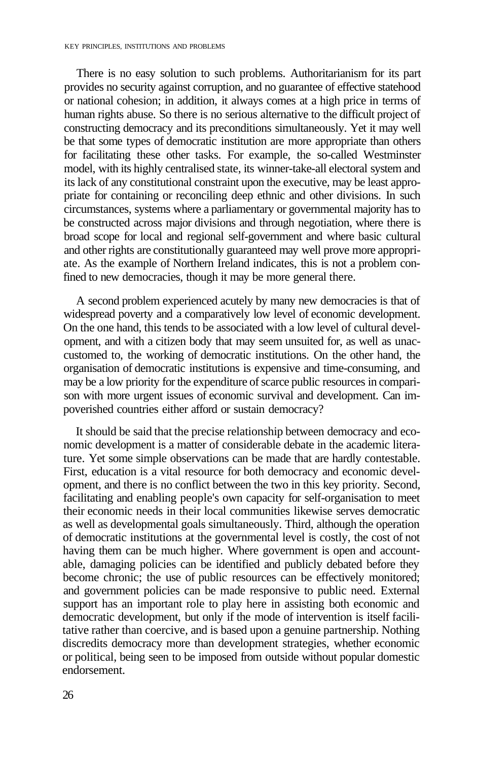There is no easy solution to such problems. Authoritarianism for its part provides no security against corruption, and no guarantee of effective statehood or national cohesion; in addition, it always comes at a high price in terms of human rights abuse. So there is no serious alternative to the difficult project of constructing democracy and its preconditions simultaneously. Yet it may well be that some types of democratic institution are more appropriate than others for facilitating these other tasks. For example, the so-called Westminster model, with its highly centralised state, its winner-take-all electoral system and its lack of any constitutional constraint upon the executive, may be least appropriate for containing or reconciling deep ethnic and other divisions. In such circumstances, systems where a parliamentary or governmental majority has to be constructed across major divisions and through negotiation, where there is broad scope for local and regional self-government and where basic cultural and other rights are constitutionally guaranteed may well prove more appropriate. As the example of Northern Ireland indicates, this is not a problem confined to new democracies, though it may be more general there.

A second problem experienced acutely by many new democracies is that of widespread poverty and a comparatively low level of economic development. On the one hand, this tends to be associated with a low level of cultural development, and with a citizen body that may seem unsuited for, as well as unaccustomed to, the working of democratic institutions. On the other hand, the organisation of democratic institutions is expensive and time-consuming, and may be a low priority for the expenditure of scarce public resources in comparison with more urgent issues of economic survival and development. Can impoverished countries either afford or sustain democracy?

It should be said that the precise relationship between democracy and economic development is a matter of considerable debate in the academic literature. Yet some simple observations can be made that are hardly contestable. First, education is a vital resource for both democracy and economic development, and there is no conflict between the two in this key priority. Second, facilitating and enabling people's own capacity for self-organisation to meet their economic needs in their local communities likewise serves democratic as well as developmental goals simultaneously. Third, although the operation of democratic institutions at the governmental level is costly, the cost of not having them can be much higher. Where government is open and accountable, damaging policies can be identified and publicly debated before they become chronic; the use of public resources can be effectively monitored; and government policies can be made responsive to public need. External support has an important role to play here in assisting both economic and democratic development, but only if the mode of intervention is itself facilitative rather than coercive, and is based upon a genuine partnership. Nothing discredits democracy more than development strategies, whether economic or political, being seen to be imposed from outside without popular domestic endorsement.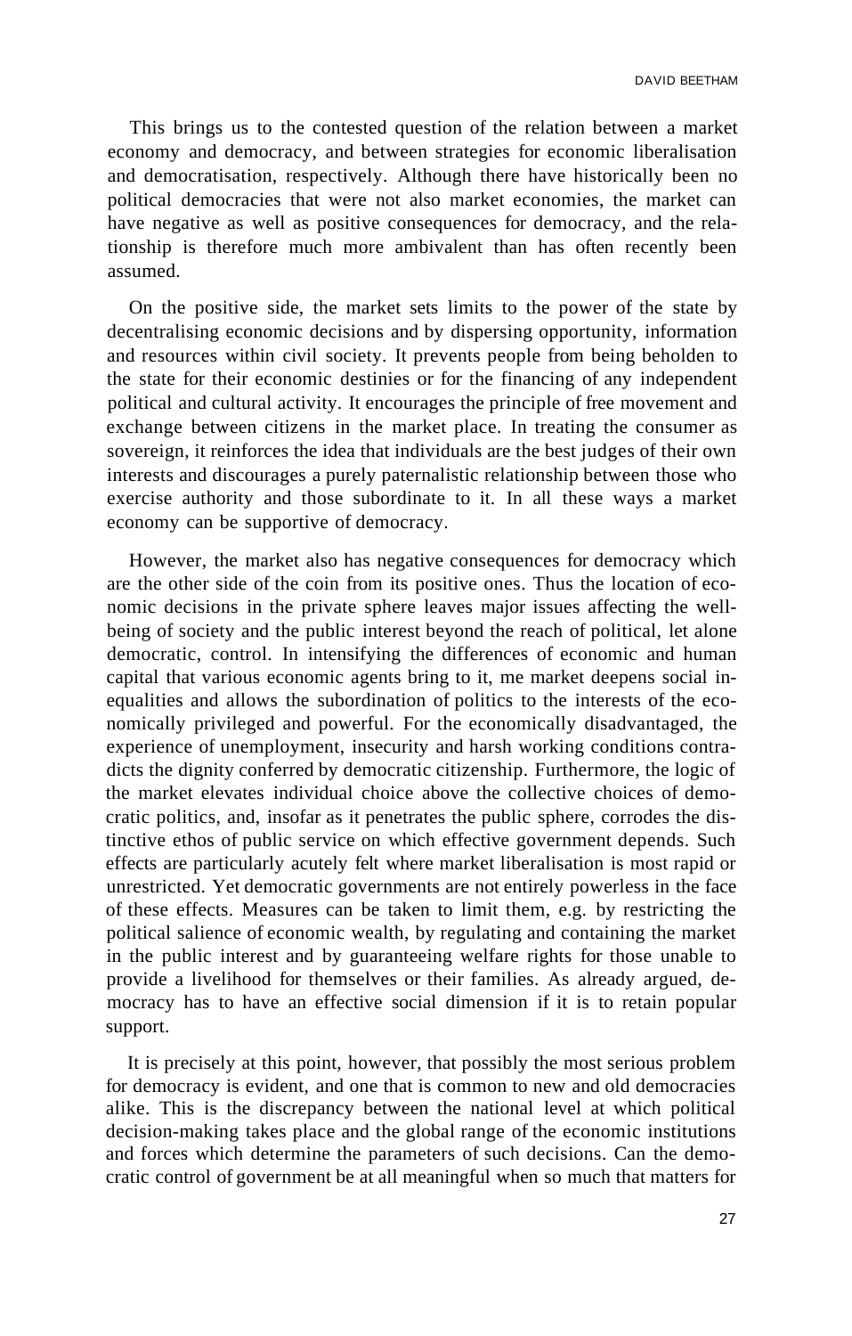This brings us to the contested question of the relation between a market economy and democracy, and between strategies for economic liberalisation and democratisation, respectively. Although there have historically been no political democracies that were not also market economies, the market can have negative as well as positive consequences for democracy, and the relationship is therefore much more ambivalent than has often recently been assumed.

On the positive side, the market sets limits to the power of the state by decentralising economic decisions and by dispersing opportunity, information and resources within civil society. It prevents people from being beholden to the state for their economic destinies or for the financing of any independent political and cultural activity. It encourages the principle of free movement and exchange between citizens in the market place. In treating the consumer as sovereign, it reinforces the idea that individuals are the best judges of their own interests and discourages a purely paternalistic relationship between those who exercise authority and those subordinate to it. In all these ways a market economy can be supportive of democracy.

However, the market also has negative consequences for democracy which are the other side of the coin from its positive ones. Thus the location of economic decisions in the private sphere leaves major issues affecting the well-being of society and the public interest beyond the reach of political, let alone democratic, control. In intensifying the differences of economic and human capital that various economic agents bring to it, me market deepens social inequalities and allows the subordination of politics to the interests of the economically privileged and powerful. For the economically disadvantaged, the experience of unemployment, insecurity and harsh working conditions contradicts the dignity conferred by democratic citizenship. Furthermore, the logic of the market elevates individual choice above the collective choices of democratic politics, and, insofar as it penetrates the public sphere, corrodes the distinctive ethos of public service on which effective government depends. Such effects are particularly acutely felt where market liberalisation is most rapid or unrestricted. Yet democratic governments are not entirely powerless in the face of these effects. Measures can be taken to limit them, e.g. by restricting the political salience of economic wealth, by regulating and containing the market in the public interest and by guaranteeing welfare rights for those unable to provide a livelihood for themselves or their families. As already argued, democracy has to have an effective social dimension if it is to retain popular support.

It is precisely at this point, however, that possibly the most serious problem for democracy is evident, and one that is common to new and old democracies alike. This is the discrepancy between the national level at which political decision-making takes place and the global range of the economic institutions and forces which determine the parameters of such decisions. Can the democratic control of government be at all meaningful when so much that matters for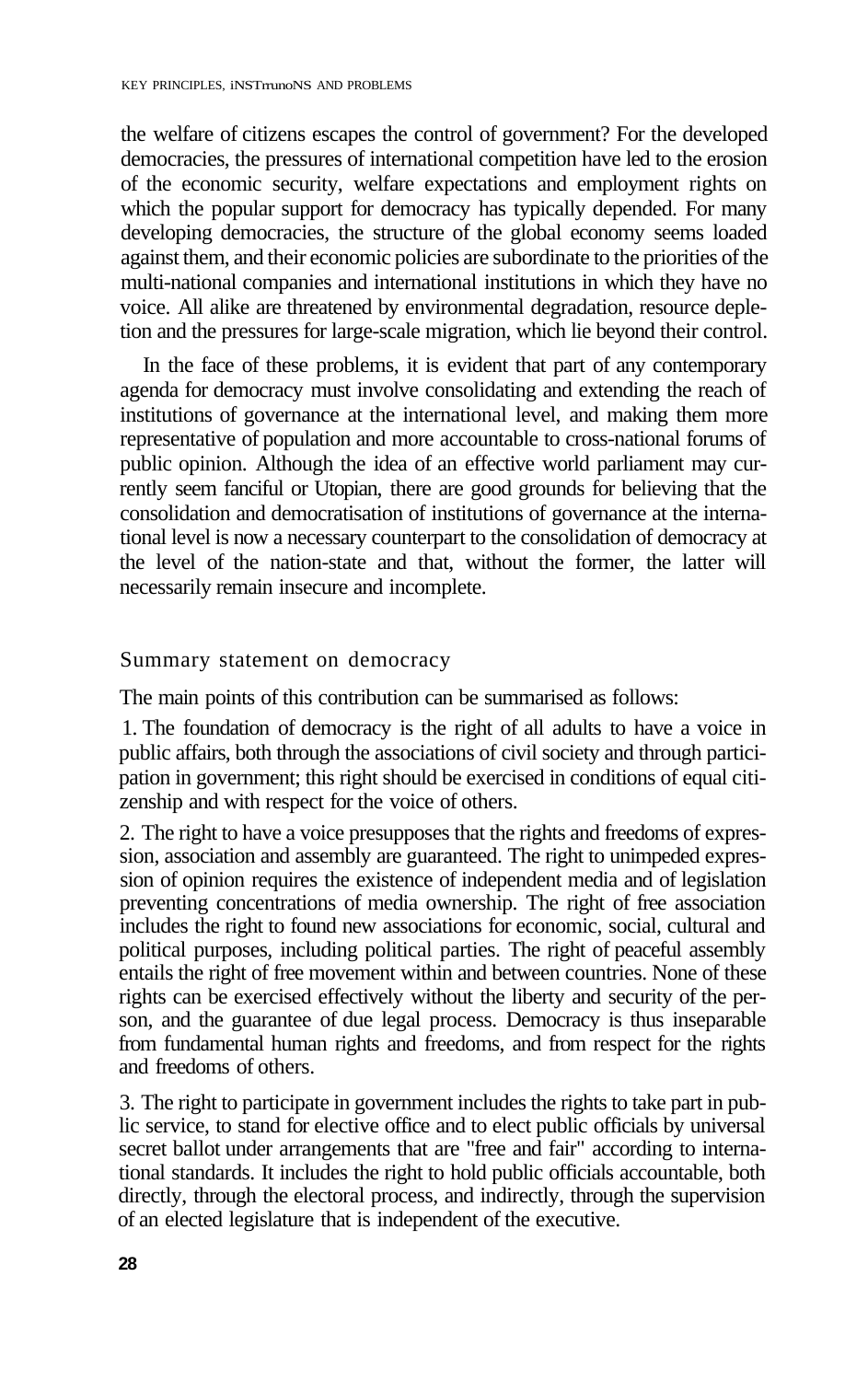the welfare of citizens escapes the control of government? For the developed democracies, the pressures of international competition have led to the erosion of the economic security, welfare expectations and employment rights on which the popular support for democracy has typically depended. For many developing democracies, the structure of the global economy seems loaded against them, and their economic policies are subordinate to the priorities of the multi-national companies and international institutions in which they have no voice. All alike are threatened by environmental degradation, resource depletion and the pressures for large-scale migration, which lie beyond their control.

In the face of these problems, it is evident that part of any contemporary agenda for democracy must involve consolidating and extending the reach of institutions of governance at the international level, and making them more representative of population and more accountable to cross-national forums of public opinion. Although the idea of an effective world parliament may currently seem fanciful or Utopian, there are good grounds for believing that the consolidation and democratisation of institutions of governance at the international level is now a necessary counterpart to the consolidation of democracy at the level of the nation-state and that, without the former, the latter will necessarily remain insecure and incomplete.

## Summary statement on democracy

The main points of this contribution can be summarised as follows:

1. The foundation of democracy is the right of all adults to have a voice in public affairs, both through the associations of civil society and through participation in government; this right should be exercised in conditions of equal citizenship and with respect for the voice of others.

2. The right to have a voice presupposes that the rights and freedoms of expression, association and assembly are guaranteed. The right to unimpeded expression of opinion requires the existence of independent media and of legislation preventing concentrations of media ownership. The right of free association includes the right to found new associations for economic, social, cultural and political purposes, including political parties. The right of peaceful assembly entails the right of free movement within and between countries. None of these rights can be exercised effectively without the liberty and security of the person, and the guarantee of due legal process. Democracy is thus inseparable from fundamental human rights and freedoms, and from respect for the rights and freedoms of others.

3. The right to participate in government includes the rights to take part in public service, to stand for elective office and to elect public officials by universal secret ballot under arrangements that are "free and fair" according to international standards. It includes the right to hold public officials accountable, both directly, through the electoral process, and indirectly, through the supervision of an elected legislature that is independent of the executive.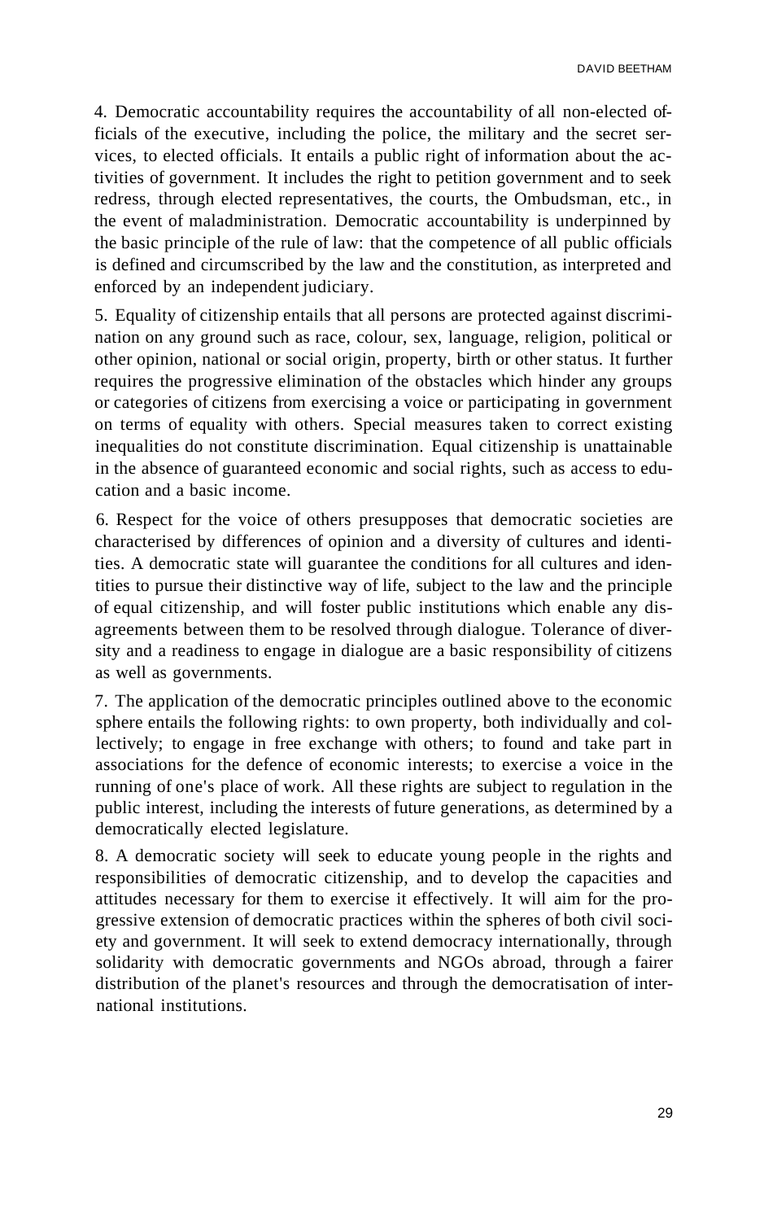4. Democratic accountability requires the accountability of all non-elected officials of the executive, including the police, the military and the secret services, to elected officials. It entails a public right of information about the activities of government. It includes the right to petition government and to seek redress, through elected representatives, the courts, the Ombudsman, etc., in the event of maladministration. Democratic accountability is underpinned by the basic principle of the rule of law: that the competence of all public officials is defined and circumscribed by the law and the constitution, as interpreted and enforced by an independent judiciary.

5. Equality of citizenship entails that all persons are protected against discrimination on any ground such as race, colour, sex, language, religion, political or other opinion, national or social origin, property, birth or other status. It further requires the progressive elimination of the obstacles which hinder any groups or categories of citizens from exercising a voice or participating in government on terms of equality with others. Special measures taken to correct existing inequalities do not constitute discrimination. Equal citizenship is unattainable in the absence of guaranteed economic and social rights, such as access to education and a basic income.

6. Respect for the voice of others presupposes that democratic societies are characterised by differences of opinion and a diversity of cultures and identities. A democratic state will guarantee the conditions for all cultures and identities to pursue their distinctive way of life, subject to the law and the principle of equal citizenship, and will foster public institutions which enable any disagreements between them to be resolved through dialogue. Tolerance of diversity and a readiness to engage in dialogue are a basic responsibility of citizens as well as governments.

7. The application of the democratic principles outlined above to the economic sphere entails the following rights: to own property, both individually and collectively; to engage in free exchange with others; to found and take part in associations for the defence of economic interests; to exercise a voice in the running of one's place of work. All these rights are subject to regulation in the public interest, including the interests of future generations, as determined by a democratically elected legislature.

8. A democratic society will seek to educate young people in the rights and responsibilities of democratic citizenship, and to develop the capacities and attitudes necessary for them to exercise it effectively. It will aim for the progressive extension of democratic practices within the spheres of both civil society and government. It will seek to extend democracy internationally, through solidarity with democratic governments and NGOs abroad, through a fairer distribution of the planet's resources and through the democratisation of international institutions.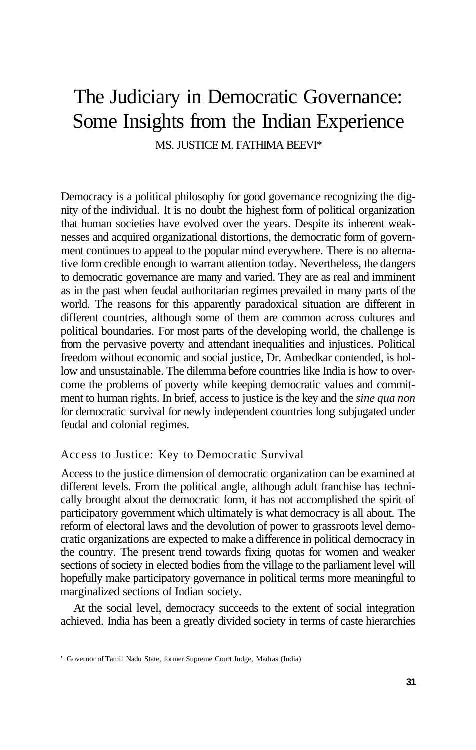# The Judiciary in Democratic Governance: Some Insights from the Indian Experience

MS. JUSTICE M. FATHIMA BEEVI*

Democracy is a political philosophy for good governance recognizing the dignity of the individual. It is no doubt the highest form of political organization that human societies have evolved over the years. Despite its inherent weaknesses and acquired organizational distortions, the democratic form of government continues to appeal to the popular mind everywhere. There is no alternative form credible enough to warrant attention today. Nevertheless, the dangers to democratic governance are many and varied. They are as real and imminent as in the past when feudal authoritarian regimes prevailed in many parts of the world. The reasons for this apparently paradoxical situation are different in different countries, although some of them are common across cultures and political boundaries. For most parts of the developing world, the challenge is from the pervasive poverty and attendant inequalities and injustices. Political freedom without economic and social justice, Dr. Ambedkar contended, is hollow and unsustainable. The dilemma before countries like India is how to overcome the problems of poverty while keeping democratic values and commitment to human rights. In brief, access to justice is the key and the *sine qua non* for democratic survival for newly independent countries long subjugated under feudal and colonial regimes.

## Access to Justice: Key to Democratic Survival

Access to the justice dimension of democratic organization can be examined at different levels. From the political angle, although adult franchise has technically brought about the democratic form, it has not accomplished the spirit of participatory government which ultimately is what democracy is all about. The reform of electoral laws and the devolution of power to grassroots level democratic organizations are expected to make a difference in political democracy in the country. The present trend towards fixing quotas for women and weaker sections of society in elected bodies from the village to the parliament level will hopefully make participatory governance in political terms more meaningful to marginalized sections of Indian society.

At the social level, democracy succeeds to the extent of social integration achieved. India has been a greatly divided society in terms of caste hierarchies

* Governor of Tamil Nadu State, former Supreme Court Judge, Madras (India)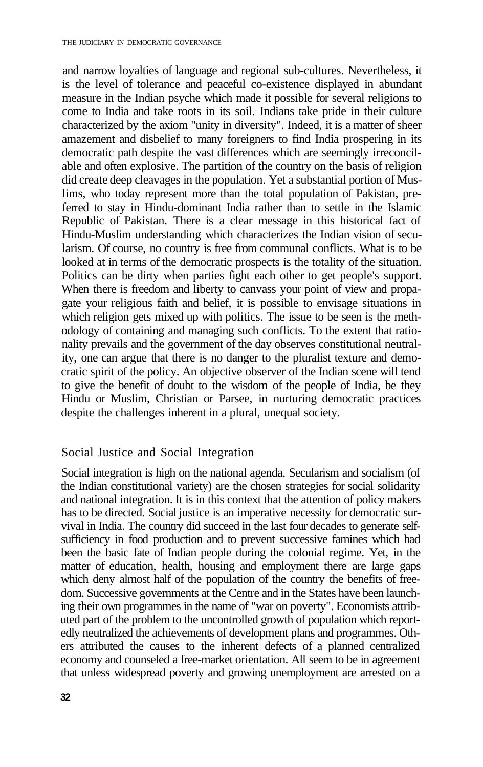and narrow loyalties of language and regional sub-cultures. Nevertheless, it is the level of tolerance and peaceful co-existence displayed in abundant measure in the Indian psyche which made it possible for several religions to come to India and take roots in its soil. Indians take pride in their culture characterized by the axiom "unity in diversity". Indeed, it is a matter of sheer amazement and disbelief to many foreigners to find India prospering in its democratic path despite the vast differences which are seemingly irreconcilable and often explosive. The partition of the country on the basis of religion did create deep cleavages in the population. Yet a substantial portion of Muslims, who today represent more than the total population of Pakistan, preferred to stay in Hindu-dominant India rather than to settle in the Islamic Republic of Pakistan. There is a clear message in this historical fact of Hindu-Muslim understanding which characterizes the Indian vision of secularism. Of course, no country is free from communal conflicts. What is to be looked at in terms of the democratic prospects is the totality of the situation. Politics can be dirty when parties fight each other to get people's support. When there is freedom and liberty to canvass your point of view and propagate your religious faith and belief, it is possible to envisage situations in which religion gets mixed up with politics. The issue to be seen is the methodology of containing and managing such conflicts. To the extent that rationality prevails and the government of the day observes constitutional neutrality, one can argue that there is no danger to the pluralist texture and democratic spirit of the policy. An objective observer of the Indian scene will tend to give the benefit of doubt to the wisdom of the people of India, be they Hindu or Muslim, Christian or Parsee, in nurturing democratic practices despite the challenges inherent in a plural, unequal society.

## Social Justice and Social Integration

Social integration is high on the national agenda. Secularism and socialism (of the Indian constitutional variety) are the chosen strategies for social solidarity and national integration. It is in this context that the attention of policy makers has to be directed. Social justice is an imperative necessity for democratic survival in India. The country did succeed in the last four decades to generate self-sufficiency in food production and to prevent successive famines which had been the basic fate of Indian people during the colonial regime. Yet, in the matter of education, health, housing and employment there are large gaps which deny almost half of the population of the country the benefits of freedom. Successive governments at the Centre and in the States have been launching their own programmes in the name of "war on poverty". Economists attributed part of the problem to the uncontrolled growth of population which reportedly neutralized the achievements of development plans and programmes. Others attributed the causes to the inherent defects of a planned centralized economy and counseled a free-market orientation. All seem to be in agreement that unless widespread poverty and growing unemployment are arrested on a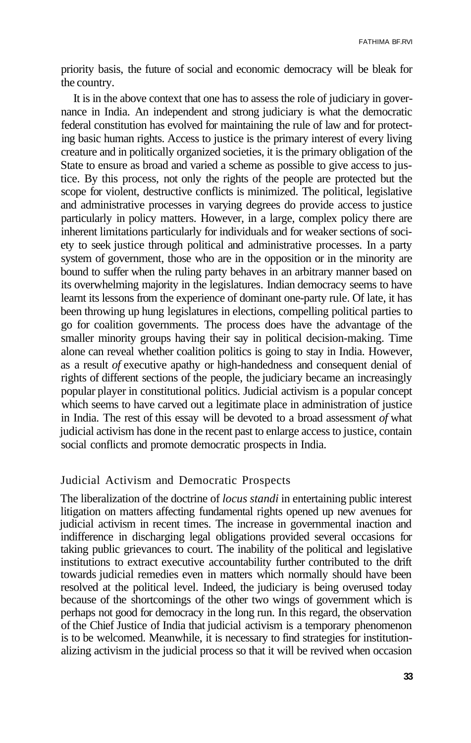priority basis, the future of social and economic democracy will be bleak for the country.

It is in the above context that one has to assess the role of judiciary in governance in India. An independent and strong judiciary is what the democratic federal constitution has evolved for maintaining the rule of law and for protecting basic human rights. Access to justice is the primary interest of every living creature and in politically organized societies, it is the primary obligation of the State to ensure as broad and varied a scheme as possible to give access to justice. By this process, not only the rights of the people are protected but the scope for violent, destructive conflicts is minimized. The political, legislative and administrative processes in varying degrees do provide access to justice particularly in policy matters. However, in a large, complex policy there are inherent limitations particularly for individuals and for weaker sections of society to seek justice through political and administrative processes. In a party system of government, those who are in the opposition or in the minority are bound to suffer when the ruling party behaves in an arbitrary manner based on its overwhelming majority in the legislatures. Indian democracy seems to have learnt its lessons from the experience of dominant one-party rule. Of late, it has been throwing up hung legislatures in elections, compelling political parties to go for coalition governments. The process does have the advantage of the smaller minority groups having their say in political decision-making. Time alone can reveal whether coalition politics is going to stay in India. However, as a result *of* executive apathy or high-handedness and consequent denial of rights of different sections of the people, the judiciary became an increasingly popular player in constitutional politics. Judicial activism is a popular concept which seems to have carved out a legitimate place in administration of justice in India. The rest of this essay will be devoted to a broad assessment *of* what judicial activism has done in the recent past to enlarge access to justice, contain social conflicts and promote democratic prospects in India.

## Judicial Activism and Democratic Prospects

The liberalization of the doctrine of *locus standi* in entertaining public interest litigation on matters affecting fundamental rights opened up new avenues for judicial activism in recent times. The increase in governmental inaction and indifference in discharging legal obligations provided several occasions for taking public grievances to court. The inability of the political and legislative institutions to extract executive accountability further contributed to the drift towards judicial remedies even in matters which normally should have been resolved at the political level. Indeed, the judiciary is being overused today because of the shortcomings of the other two wings of government which is perhaps not good for democracy in the long run. In this regard, the observation of the Chief Justice of India that judicial activism is a temporary phenomenon is to be welcomed. Meanwhile, it is necessary to find strategies for institutionalizing activism in the judicial process so that it will be revived when occasion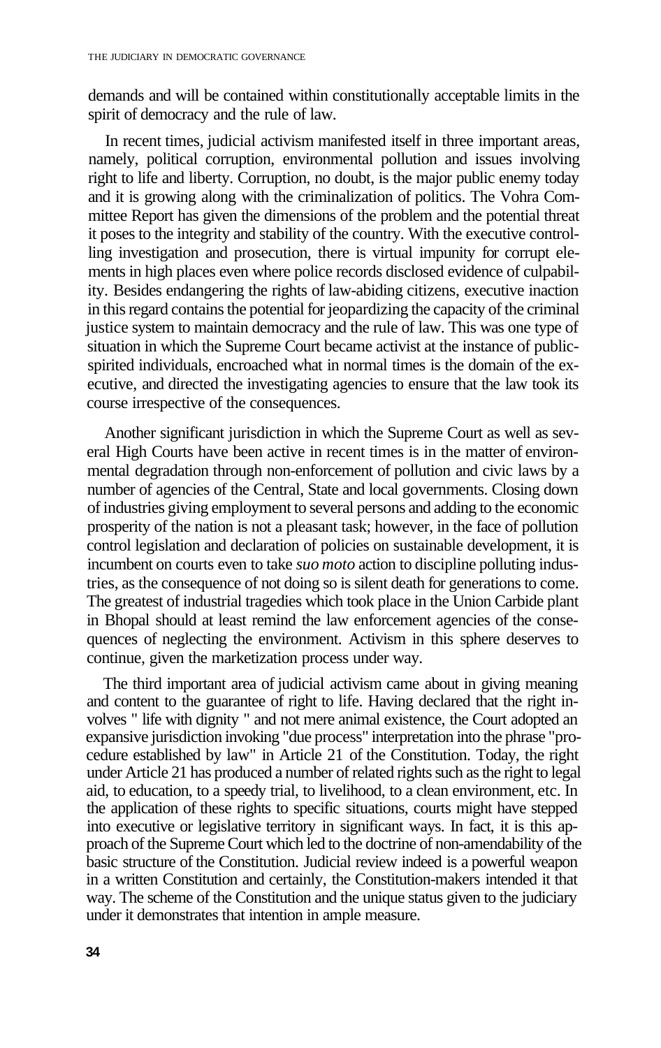demands and will be contained within constitutionally acceptable limits in the spirit of democracy and the rule of law.

In recent times, judicial activism manifested itself in three important areas, namely, political corruption, environmental pollution and issues involving right to life and liberty. Corruption, no doubt, is the major public enemy today and it is growing along with the criminalization of politics. The Vohra Committee Report has given the dimensions of the problem and the potential threat it poses to the integrity and stability of the country. With the executive controlling investigation and prosecution, there is virtual impunity for corrupt elements in high places even where police records disclosed evidence of culpability. Besides endangering the rights of law-abiding citizens, executive inaction in this regard contains the potential for jeopardizing the capacity of the criminal justice system to maintain democracy and the rule of law. This was one type of situation in which the Supreme Court became activist at the instance of public-spirited individuals, encroached what in normal times is the domain of the executive, and directed the investigating agencies to ensure that the law took its course irrespective of the consequences.

Another significant jurisdiction in which the Supreme Court as well as several High Courts have been active in recent times is in the matter of environmental degradation through non-enforcement of pollution and civic laws by a number of agencies of the Central, State and local governments. Closing down of industries giving employment to several persons and adding to the economic prosperity of the nation is not a pleasant task; however, in the face of pollution control legislation and declaration of policies on sustainable development, it is incumbent on courts even to take *suo moto* action to discipline polluting industries, as the consequence of not doing so is silent death for generations to come. The greatest of industrial tragedies which took place in the Union Carbide plant in Bhopal should at least remind the law enforcement agencies of the consequences of neglecting the environment. Activism in this sphere deserves to continue, given the marketization process under way.

The third important area of judicial activism came about in giving meaning and content to the guarantee of right to life. Having declared that the right involves " life with dignity " and not mere animal existence, the Court adopted an expansive jurisdiction invoking "due process" interpretation into the phrase "procedure established by law" in Article 21 of the Constitution. Today, the right under Article 21 has produced a number of related rights such as the right to legal aid, to education, to a speedy trial, to livelihood, to a clean environment, etc. In the application of these rights to specific situations, courts might have stepped into executive or legislative territory in significant ways. In fact, it is this approach of the Supreme Court which led to the doctrine of non-amendability of the basic structure of the Constitution. Judicial review indeed is a powerful weapon in a written Constitution and certainly, the Constitution-makers intended it that way. The scheme of the Constitution and the unique status given to the judiciary under it demonstrates that intention in ample measure.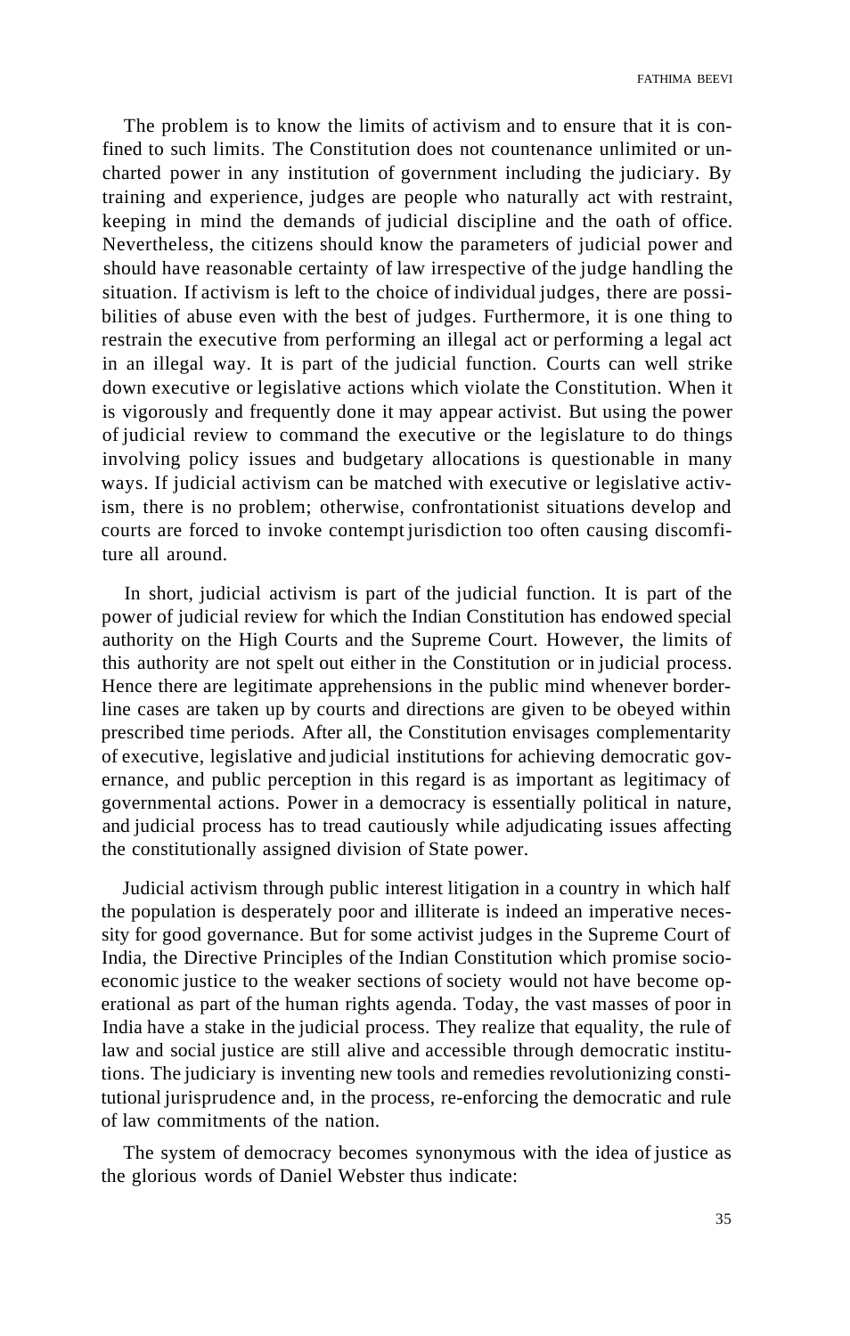The problem is to know the limits of activism and to ensure that it is confined to such limits. The Constitution does not countenance unlimited or uncharted power in any institution of government including the judiciary. By training and experience, judges are people who naturally act with restraint, keeping in mind the demands of judicial discipline and the oath of office. Nevertheless, the citizens should know the parameters of judicial power and should have reasonable certainty of law irrespective of the judge handling the situation. If activism is left to the choice of individual judges, there are possibilities of abuse even with the best of judges. Furthermore, it is one thing to restrain the executive from performing an illegal act or performing a legal act in an illegal way. It is part of the judicial function. Courts can well strike down executive or legislative actions which violate the Constitution. When it is vigorously and frequently done it may appear activist. But using the power of judicial review to command the executive or the legislature to do things involving policy issues and budgetary allocations is questionable in many ways. If judicial activism can be matched with executive or legislative activism, there is no problem; otherwise, confrontationist situations develop and courts are forced to invoke contempt jurisdiction too often causing discomfiture all around.

In short, judicial activism is part of the judicial function. It is part of the power of judicial review for which the Indian Constitution has endowed special authority on the High Courts and the Supreme Court. However, the limits of this authority are not spelt out either in the Constitution or in judicial process. Hence there are legitimate apprehensions in the public mind whenever borderline cases are taken up by courts and directions are given to be obeyed within prescribed time periods. After all, the Constitution envisages complementarity of executive, legislative and judicial institutions for achieving democratic governance, and public perception in this regard is as important as legitimacy of governmental actions. Power in a democracy is essentially political in nature, and judicial process has to tread cautiously while adjudicating issues affecting the constitutionally assigned division of State power.

Judicial activism through public interest litigation in a country in which half the population is desperately poor and illiterate is indeed an imperative necessity for good governance. But for some activist judges in the Supreme Court of India, the Directive Principles of the Indian Constitution which promise socio-economic justice to the weaker sections of society would not have become operational as part of the human rights agenda. Today, the vast masses of poor in India have a stake in the judicial process. They realize that equality, the rule of law and social justice are still alive and accessible through democratic institutions. The judiciary is inventing new tools and remedies revolutionizing constitutional jurisprudence and, in the process, re-enforcing the democratic and rule of law commitments of the nation.

The system of democracy becomes synonymous with the idea of justice as the glorious words of Daniel Webster thus indicate: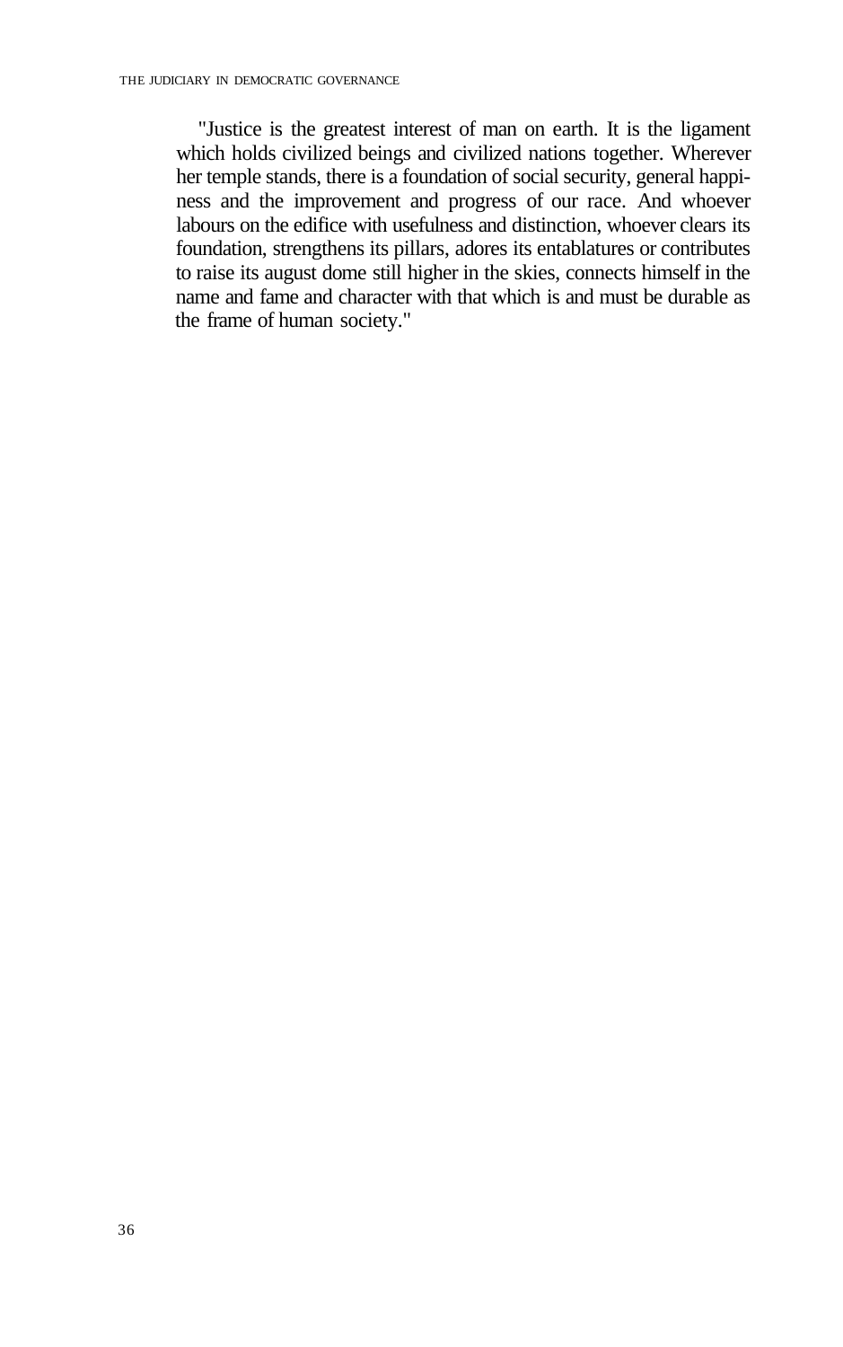"Justice is the greatest interest of man on earth. It is the ligament which holds civilized beings and civilized nations together. Wherever her temple stands, there is a foundation of social security, general happiness and the improvement and progress of our race. And whoever labours on the edifice with usefulness and distinction, whoever clears its foundation, strengthens its pillars, adores its entablatures or contributes to raise its august dome still higher in the skies, connects himself in the name and fame and character with that which is and must be durable as the frame of human society."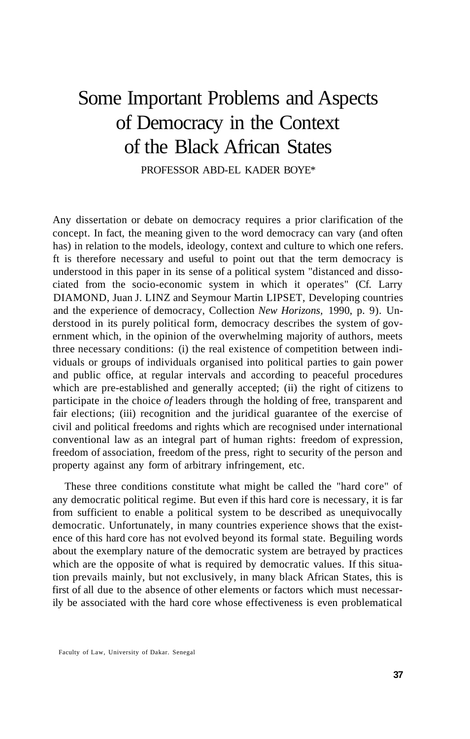# Some Important Problems and Aspects of Democracy in the Context of the Black African States

PROFESSOR ABD-EL KADER BOYE*

Any dissertation or debate on democracy requires a prior clarification of the concept. In fact, the meaning given to the word democracy can vary (and often has) in relation to the models, ideology, context and culture to which one refers. ft is therefore necessary and useful to point out that the term democracy is understood in this paper in its sense of a political system "distanced and dissociated from the socio-economic system in which it operates" (Cf. Larry DIAMOND, Juan J. LINZ and Seymour Martin LIPSET, Developing countries and the experience of democracy, Collection *New Horizons*, 1990, p. 9). Understood in its purely political form, democracy describes the system of government which, in the opinion of the overwhelming majority of authors, meets three necessary conditions: (i) the real existence of competition between individuals or groups of individuals organised into political parties to gain power and public office, at regular intervals and according to peaceful procedures which are pre-established and generally accepted; (ii) the right of citizens to participate in the choice *of* leaders through the holding of free, transparent and fair elections; (iii) recognition and the juridical guarantee of the exercise of civil and political freedoms and rights which are recognised under international conventional law as an integral part of human rights: freedom of expression, freedom of association, freedom of the press, right to security of the person and property against any form of arbitrary infringement, etc.

These three conditions constitute what might be called the "hard core" of any democratic political regime. But even if this hard core is necessary, it is far from sufficient to enable a political system to be described as unequivocally democratic. Unfortunately, in many countries experience shows that the existence of this hard core has not evolved beyond its formal state. Beguiling words about the exemplary nature of the democratic system are betrayed by practices which are the opposite of what is required by democratic values. If this situation prevails mainly, but not exclusively, in many black African States, this is first of all due to the absence of other elements or factors which must necessarily be associated with the hard core whose effectiveness is even problematical

Faculty of Law, University of Dakar. Senegal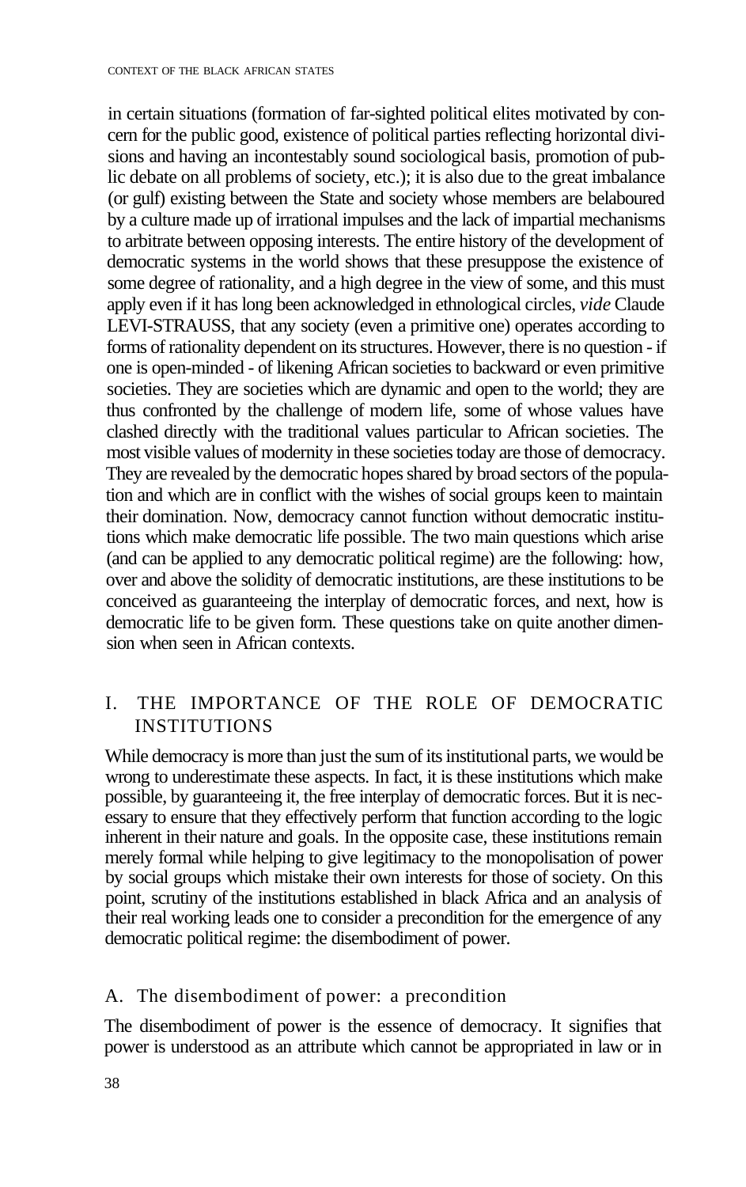in certain situations (formation of far-sighted political elites motivated by concern for the public good, existence of political parties reflecting horizontal divisions and having an incontestably sound sociological basis, promotion of public debate on all problems of society, etc.); it is also due to the great imbalance (or gulf) existing between the State and society whose members are belaboured by a culture made up of irrational impulses and the lack of impartial mechanisms to arbitrate between opposing interests. The entire history of the development of democratic systems in the world shows that these presuppose the existence of some degree of rationality, and a high degree in the view of some, and this must apply even if it has long been acknowledged in ethnological circles, *vide* Claude LEVI-STRAUSS, that any society (even a primitive one) operates according to forms of rationality dependent on its structures. However, there is no question - if one is open-minded - of likening African societies to backward or even primitive societies. They are societies which are dynamic and open to the world; they are thus confronted by the challenge of modern life, some of whose values have clashed directly with the traditional values particular to African societies. The most visible values of modernity in these societies today are those of democracy. They are revealed by the democratic hopes shared by broad sectors of the population and which are in conflict with the wishes of social groups keen to maintain their domination. Now, democracy cannot function without democratic institutions which make democratic life possible. The two main questions which arise (and can be applied to any democratic political regime) are the following: how, over and above the solidity of democratic institutions, are these institutions to be conceived as guaranteeing the interplay of democratic forces, and next, how is democratic life to be given form. These questions take on quite another dimension when seen in African contexts.

## I. THE IMPORTANCE OF THE ROLE OF DEMOCRATIC INSTITUTIONS

While democracy is more than just the sum of its institutional parts, we would be wrong to underestimate these aspects. In fact, it is these institutions which make possible, by guaranteeing it, the free interplay of democratic forces. But it is necessary to ensure that they effectively perform that function according to the logic inherent in their nature and goals. In the opposite case, these institutions remain merely formal while helping to give legitimacy to the monopolisation of power by social groups which mistake their own interests for those of society. On this point, scrutiny of the institutions established in black Africa and an analysis of their real working leads one to consider a precondition for the emergence of any democratic political regime: the disembodiment of power.

### A. The disembodiment of power: a precondition

The disembodiment of power is the essence of democracy. It signifies that power is understood as an attribute which cannot be appropriated in law or in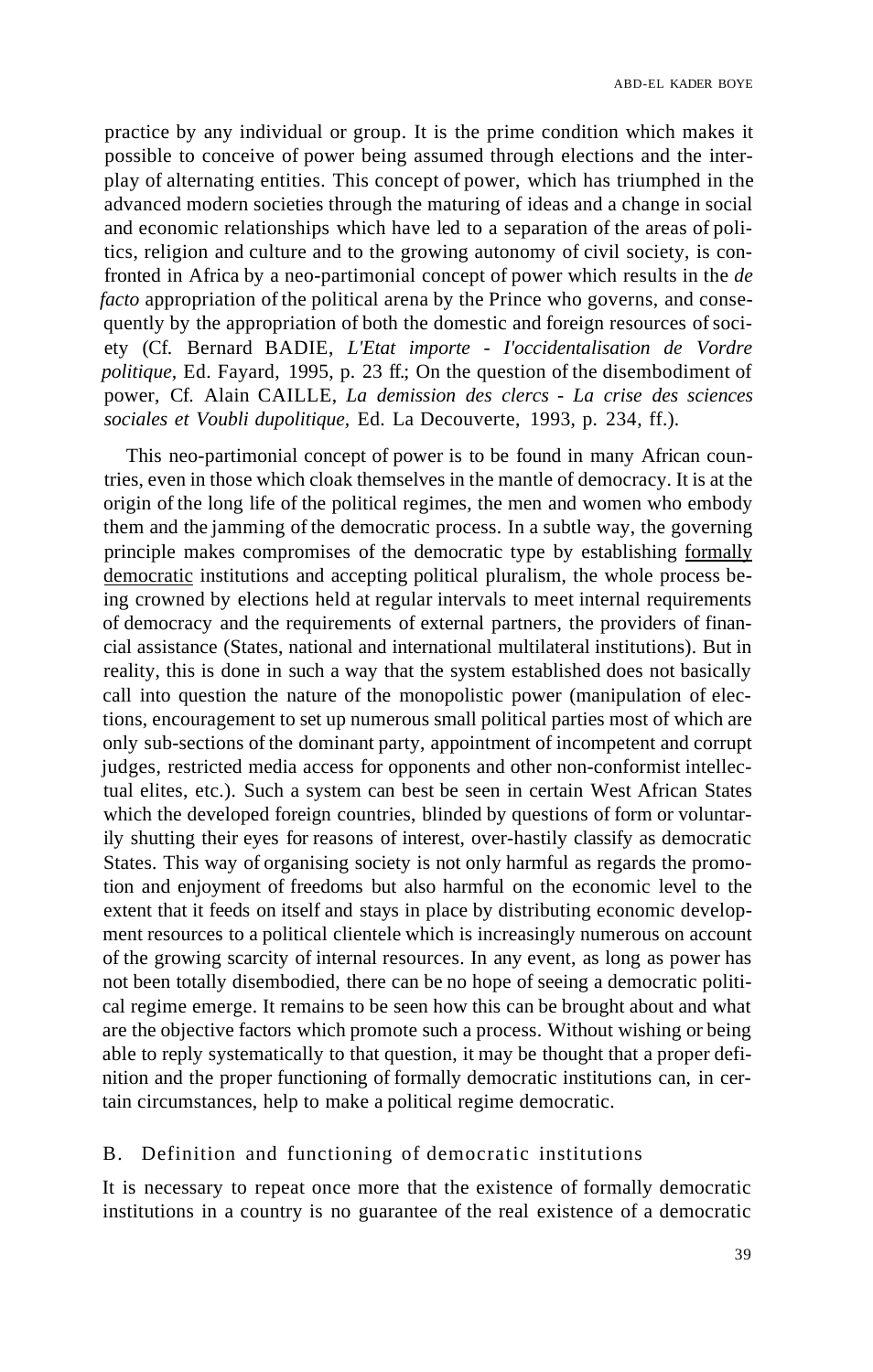practice by any individual or group. It is the prime condition which makes it possible to conceive of power being assumed through elections and the interplay of alternating entities. This concept of power, which has triumphed in the advanced modern societies through the maturing of ideas and a change in social and economic relationships which have led to a separation of the areas of politics, religion and culture and to the growing autonomy of civil society, is confronted in Africa by a neo-partimonial concept of power which results in the *de facto* appropriation of the political arena by the Prince who governs, and consequently by the appropriation of both the domestic and foreign resources of society (Cf. Bernard BADIE, *L'Etat importe - I'occidentalisation de Vordre politique,* Ed. Fayard, 1995, p. 23 ff.; On the question of the disembodiment of power, Cf. Alain CAILLE, *La demission des clercs - La crise des sciences sociales et Voubli dupolitique,* Ed. La Decouverte, 1993, p. 234, ff.).

This neo-partimonial concept of power is to be found in many African countries, even in those which cloak themselves in the mantle of democracy. It is at the origin of the long life of the political regimes, the men and women who embody them and the jamming of the democratic process. In a subtle way, the governing principle makes compromises of the democratic type by establishing <u>formally democratic</u> institutions and accepting political pluralism, the whole process being crowned by elections held at regular intervals to meet internal requirements of democracy and the requirements of external partners, the providers of financial assistance (States, national and international multilateral institutions). But in reality, this is done in such a way that the system established does not basically call into question the nature of the monopolistic power (manipulation of elections, encouragement to set up numerous small political parties most of which are only sub-sections of the dominant party, appointment of incompetent and corrupt judges, restricted media access for opponents and other non-conformist intellectual elites, etc.). Such a system can best be seen in certain West African States which the developed foreign countries, blinded by questions of form or voluntarily shutting their eyes for reasons of interest, over-hastily classify as democratic States. This way of organising society is not only harmful as regards the promotion and enjoyment of freedoms but also harmful on the economic level to the extent that it feeds on itself and stays in place by distributing economic development resources to a political clientele which is increasingly numerous on account of the growing scarcity of internal resources. In any event, as long as power has not been totally disembodied, there can be no hope of seeing a democratic political regime emerge. It remains to be seen how this can be brought about and what are the objective factors which promote such a process. Without wishing or being able to reply systematically to that question, it may be thought that a proper definition and the proper functioning of formally democratic institutions can, in certain circumstances, help to make a political regime democratic.

### B. Definition and functioning of democratic institutions

It is necessary to repeat once more that the existence of formally democratic institutions in a country is no guarantee of the real existence of a democratic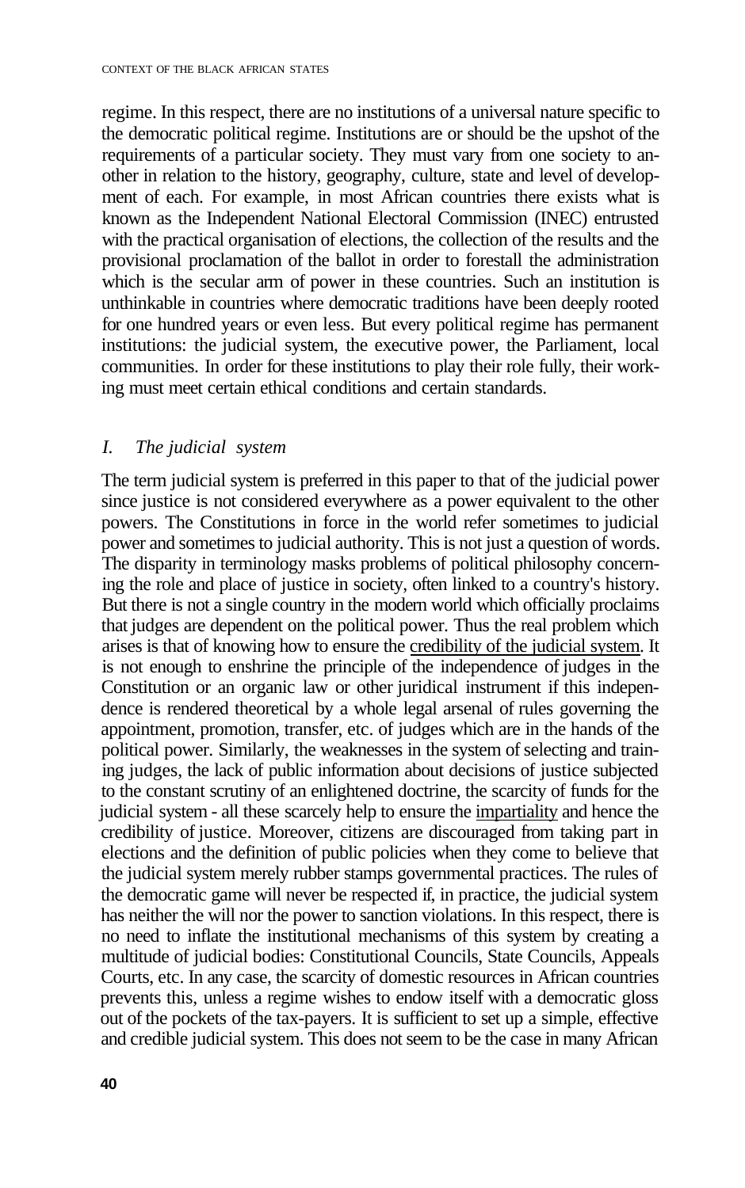regime. In this respect, there are no institutions of a universal nature specific to the democratic political regime. Institutions are or should be the upshot of the requirements of a particular society. They must vary from one society to another in relation to the history, geography, culture, state and level of development of each. For example, in most African countries there exists what is known as the Independent National Electoral Commission (INEC) entrusted with the practical organisation of elections, the collection of the results and the provisional proclamation of the ballot in order to forestall the administration which is the secular arm of power in these countries. Such an institution is unthinkable in countries where democratic traditions have been deeply rooted for one hundred years or even less. But every political regime has permanent institutions: the judicial system, the executive power, the Parliament, local communities. In order for these institutions to play their role fully, their working must meet certain ethical conditions and certain standards.

## *I. The judicial system*

The term judicial system is preferred in this paper to that of the judicial power since justice is not considered everywhere as a power equivalent to the other powers. The Constitutions in force in the world refer sometimes to judicial power and sometimes to judicial authority. This is not just a question of words. The disparity in terminology masks problems of political philosophy concerning the role and place of justice in society, often linked to a country's history. But there is not a single country in the modern world which officially proclaims that judges are dependent on the political power. Thus the real problem which arises is that of knowing how to ensure the <u>credibility of the judicial system</u>. It is not enough to enshrine the principle of the independence of judges in the Constitution or an organic law or other juridical instrument if this independence is rendered theoretical by a whole legal arsenal of rules governing the appointment, promotion, transfer, etc. of judges which are in the hands of the political power. Similarly, the weaknesses in the system of selecting and training judges, the lack of public information about decisions of justice subjected to the constant scrutiny of an enlightened doctrine, the scarcity of funds for the judicial system - all these scarcely help to ensure the <u>impartiality</u> and hence the credibility of justice. Moreover, citizens are discouraged from taking part in elections and the definition of public policies when they come to believe that the judicial system merely rubber stamps governmental practices. The rules of the democratic game will never be respected if, in practice, the judicial system has neither the will nor the power to sanction violations. In this respect, there is no need to inflate the institutional mechanisms of this system by creating a multitude of judicial bodies: Constitutional Councils, State Councils, Appeals Courts, etc. In any case, the scarcity of domestic resources in African countries prevents this, unless a regime wishes to endow itself with a democratic gloss out of the pockets of the tax-payers. It is sufficient to set up a simple, effective and credible judicial system. This does not seem to be the case in many African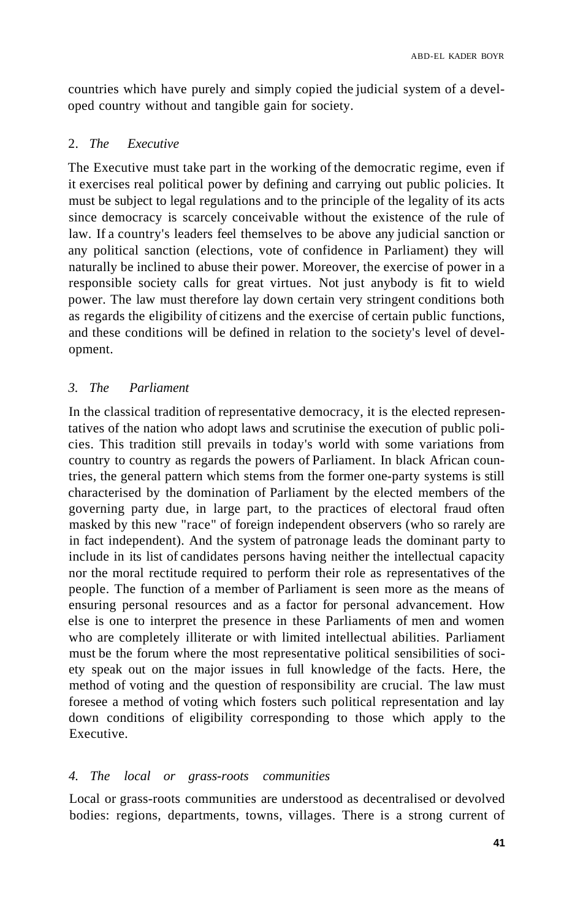countries which have purely and simply copied the judicial system of a developed country without and tangible gain for society.

### 2. *The Executive*

The Executive must take part in the working of the democratic regime, even if it exercises real political power by defining and carrying out public policies. It must be subject to legal regulations and to the principle of the legality of its acts since democracy is scarcely conceivable without the existence of the rule of law. If a country's leaders feel themselves to be above any judicial sanction or any political sanction (elections, vote of confidence in Parliament) they will naturally be inclined to abuse their power. Moreover, the exercise of power in a responsible society calls for great virtues. Not just anybody is fit to wield power. The law must therefore lay down certain very stringent conditions both as regards the eligibility of citizens and the exercise of certain public functions, and these conditions will be defined in relation to the society's level of development.

### *3. The Parliament*

In the classical tradition of representative democracy, it is the elected representatives of the nation who adopt laws and scrutinise the execution of public policies. This tradition still prevails in today's world with some variations from country to country as regards the powers of Parliament. In black African countries, the general pattern which stems from the former one-party systems is still characterised by the domination of Parliament by the elected members of the governing party due, in large part, to the practices of electoral fraud often masked by this new "race" of foreign independent observers (who so rarely are in fact independent). And the system of patronage leads the dominant party to include in its list of candidates persons having neither the intellectual capacity nor the moral rectitude required to perform their role as representatives of the people. The function of a member of Parliament is seen more as the means of ensuring personal resources and as a factor for personal advancement. How else is one to interpret the presence in these Parliaments of men and women who are completely illiterate or with limited intellectual abilities. Parliament must be the forum where the most representative political sensibilities of society speak out on the major issues in full knowledge of the facts. Here, the method of voting and the question of responsibility are crucial. The law must foresee a method of voting which fosters such political representation and lay down conditions of eligibility corresponding to those which apply to the Executive.

### *4. The local or grass-roots communities*

Local or grass-roots communities are understood as decentralised or devolved bodies: regions, departments, towns, villages. There is a strong current of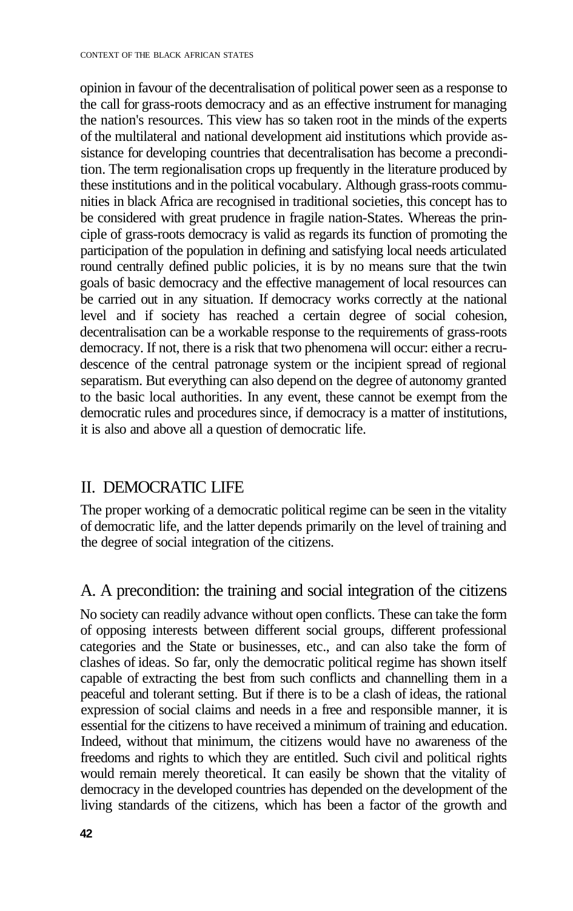opinion in favour of the decentralisation of political power seen as a response to the call for grass-roots democracy and as an effective instrument for managing the nation's resources. This view has so taken root in the minds of the experts of the multilateral and national development aid institutions which provide assistance for developing countries that decentralisation has become a precondition. The term regionalisation crops up frequently in the literature produced by these institutions and in the political vocabulary. Although grass-roots communities in black Africa are recognised in traditional societies, this concept has to be considered with great prudence in fragile nation-States. Whereas the principle of grass-roots democracy is valid as regards its function of promoting the participation of the population in defining and satisfying local needs articulated round centrally defined public policies, it is by no means sure that the twin goals of basic democracy and the effective management of local resources can be carried out in any situation. If democracy works correctly at the national level and if society has reached a certain degree of social cohesion, decentralisation can be a workable response to the requirements of grass-roots democracy. If not, there is a risk that two phenomena will occur: either a recrudescence of the central patronage system or the incipient spread of regional separatism. But everything can also depend on the degree of autonomy granted to the basic local authorities. In any event, these cannot be exempt from the democratic rules and procedures since, if democracy is a matter of institutions, it is also and above all a question of democratic life.

## II. DEMOCRATIC LIFE

The proper working of a democratic political regime can be seen in the vitality of democratic life, and the latter depends primarily on the level of training and the degree of social integration of the citizens.

### A. A precondition: the training and social integration of the citizens

No society can readily advance without open conflicts. These can take the form of opposing interests between different social groups, different professional categories and the State or businesses, etc., and can also take the form of clashes of ideas. So far, only the democratic political regime has shown itself capable of extracting the best from such conflicts and channelling them in a peaceful and tolerant setting. But if there is to be a clash of ideas, the rational expression of social claims and needs in a free and responsible manner, it is essential for the citizens to have received a minimum of training and education. Indeed, without that minimum, the citizens would have no awareness of the freedoms and rights to which they are entitled. Such civil and political rights would remain merely theoretical. It can easily be shown that the vitality of democracy in the developed countries has depended on the development of the living standards of the citizens, which has been a factor of the growth and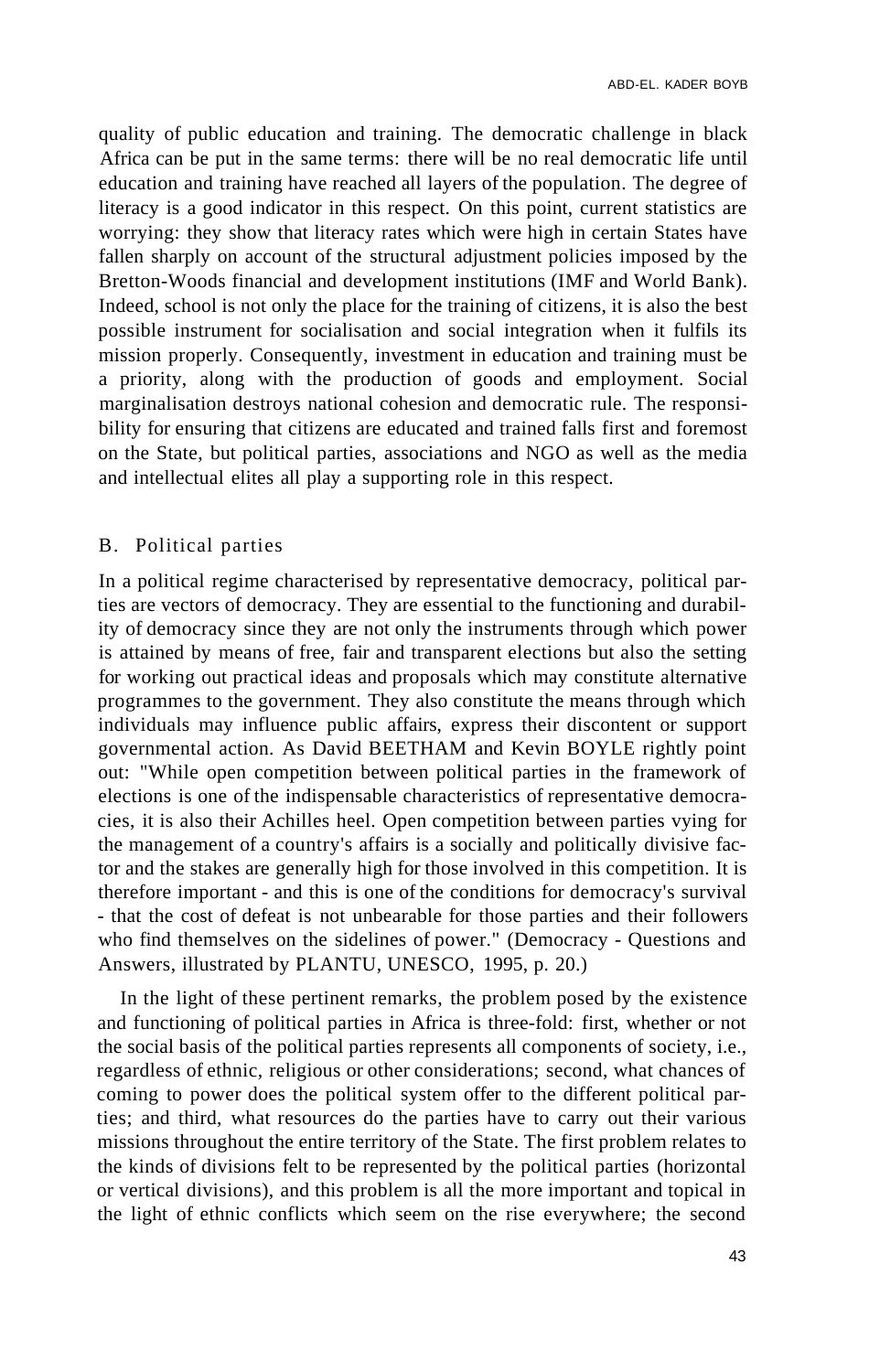quality of public education and training. The democratic challenge in black Africa can be put in the same terms: there will be no real democratic life until education and training have reached all layers of the population. The degree of literacy is a good indicator in this respect. On this point, current statistics are worrying: they show that literacy rates which were high in certain States have fallen sharply on account of the structural adjustment policies imposed by the Bretton-Woods financial and development institutions (IMF and World Bank). Indeed, school is not only the place for the training of citizens, it is also the best possible instrument for socialisation and social integration when it fulfils its mission properly. Consequently, investment in education and training must be a priority, along with the production of goods and employment. Social marginalisation destroys national cohesion and democratic rule. The responsibility for ensuring that citizens are educated and trained falls first and foremost on the State, but political parties, associations and NGO as well as the media and intellectual elites all play a supporting role in this respect.

## B. Political parties

In a political regime characterised by representative democracy, political parties are vectors of democracy. They are essential to the functioning and durability of democracy since they are not only the instruments through which power is attained by means of free, fair and transparent elections but also the setting for working out practical ideas and proposals which may constitute alternative programmes to the government. They also constitute the means through which individuals may influence public affairs, express their discontent or support governmental action. As David BEETHAM and Kevin BOYLE rightly point out: "While open competition between political parties in the framework of elections is one of the indispensable characteristics of representative democracies, it is also their Achilles heel. Open competition between parties vying for the management of a country's affairs is a socially and politically divisive factor and the stakes are generally high for those involved in this competition. It is therefore important - and this is one of the conditions for democracy's survival - that the cost of defeat is not unbearable for those parties and their followers who find themselves on the sidelines of power." (Democracy - Questions and Answers, illustrated by PLANTU, UNESCO, 1995, p. 20.)

In the light of these pertinent remarks, the problem posed by the existence and functioning of political parties in Africa is three-fold: first, whether or not the social basis of the political parties represents all components of society, i.e., regardless of ethnic, religious or other considerations; second, what chances of coming to power does the political system offer to the different political parties; and third, what resources do the parties have to carry out their various missions throughout the entire territory of the State. The first problem relates to the kinds of divisions felt to be represented by the political parties (horizontal or vertical divisions), and this problem is all the more important and topical in the light of ethnic conflicts which seem on the rise everywhere; the second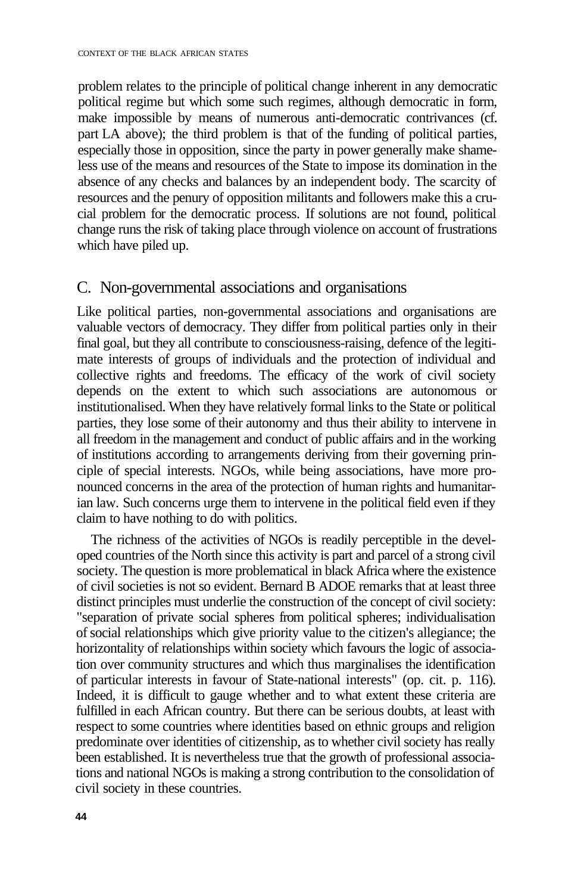problem relates to the principle of political change inherent in any democratic political regime but which some such regimes, although democratic in form, make impossible by means of numerous anti-democratic contrivances (cf. part I.A above); the third problem is that of the funding of political parties, especially those in opposition, since the party in power generally make shameless use of the means and resources of the State to impose its domination in the absence of any checks and balances by an independent body. The scarcity of resources and the penury of opposition militants and followers make this a crucial problem for the democratic process. If solutions are not found, political change runs the risk of taking place through violence on account of frustrations which have piled up.

## C. Non-governmental associations and organisations

Like political parties, non-governmental associations and organisations are valuable vectors of democracy. They differ from political parties only in their final goal, but they all contribute to consciousness-raising, defence of the legitimate interests of groups of individuals and the protection of individual and collective rights and freedoms. The efficacy of the work of civil society depends on the extent to which such associations are autonomous or institutionalised. When they have relatively formal links to the State or political parties, they lose some of their autonomy and thus their ability to intervene in all freedom in the management and conduct of public affairs and in the working of institutions according to arrangements deriving from their governing principle of special interests. NGOs, while being associations, have more pronounced concerns in the area of the protection of human rights and humanitarian law. Such concerns urge them to intervene in the political field even if they claim to have nothing to do with politics.

The richness of the activities of NGOs is readily perceptible in the developed countries of the North since this activity is part and parcel of a strong civil society. The question is more problematical in black Africa where the existence of civil societies is not so evident. Bernard B ADOE remarks that at least three distinct principles must underlie the construction of the concept of civil society: "separation of private social spheres from political spheres; individualisation of social relationships which give priority value to the citizen's allegiance; the horizontality of relationships within society which favours the logic of association over community structures and which thus marginalises the identification of particular interests in favour of State-national interests" (op. cit. p. 116). Indeed, it is difficult to gauge whether and to what extent these criteria are fulfilled in each African country. But there can be serious doubts, at least with respect to some countries where identities based on ethnic groups and religion predominate over identities of citizenship, as to whether civil society has really been established. It is nevertheless true that the growth of professional associations and national NGOs is making a strong contribution to the consolidation of civil society in these countries.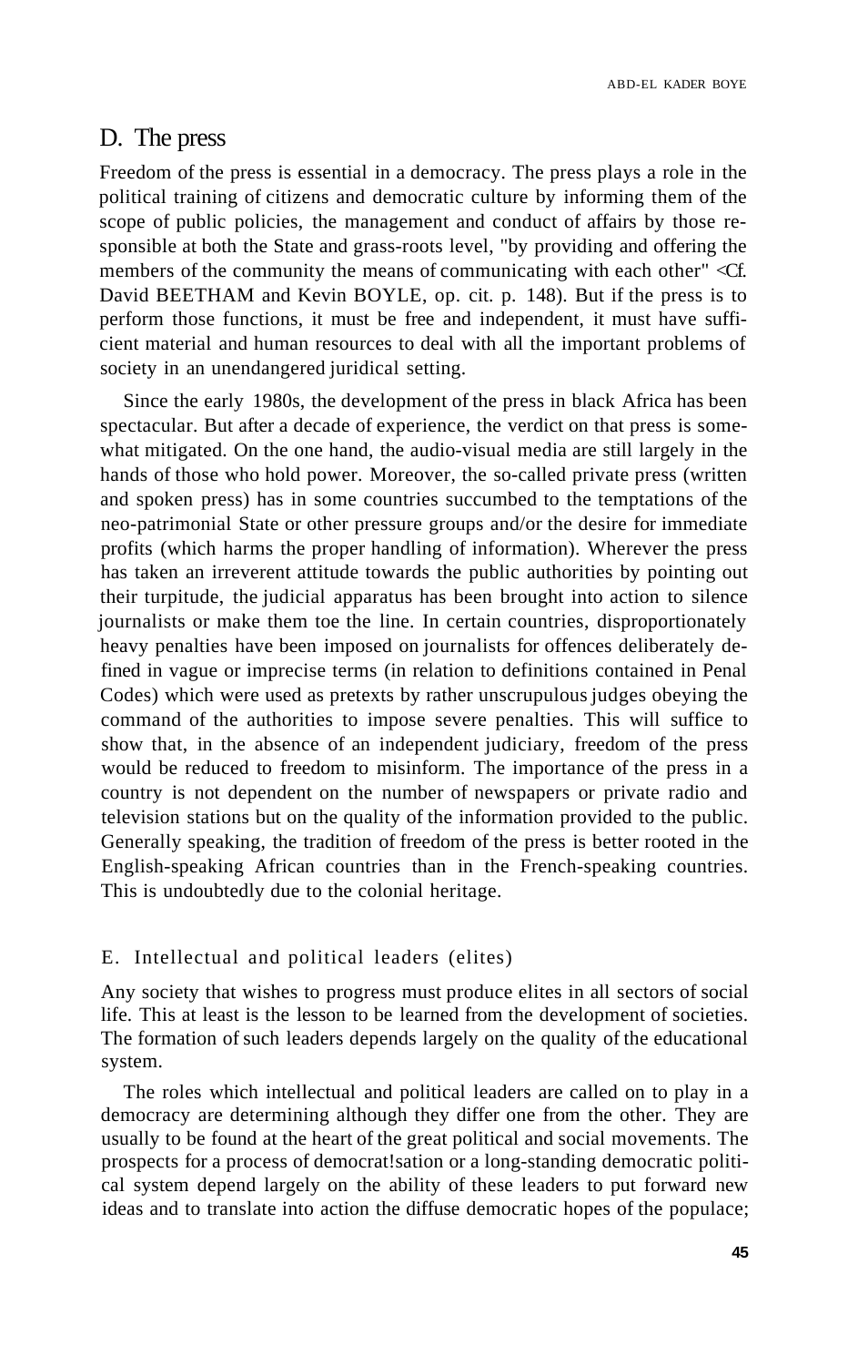## D. The press

Freedom of the press is essential in a democracy. The press plays a role in the political training of citizens and democratic culture by informing them of the scope of public policies, the management and conduct of affairs by those responsible at both the State and grass-roots level, "by providing and offering the members of the community the means of communicating with each other" <Cf. David BEETHAM and Kevin BOYLE, op. cit. p. 148). But if the press is to perform those functions, it must be free and independent, it must have sufficient material and human resources to deal with all the important problems of society in an unendangered juridical setting.

Since the early 1980s, the development of the press in black Africa has been spectacular. But after a decade of experience, the verdict on that press is somewhat mitigated. On the one hand, the audio-visual media are still largely in the hands of those who hold power. Moreover, the so-called private press (written and spoken press) has in some countries succumbed to the temptations of the neo-patrimonial State or other pressure groups and/or the desire for immediate profits (which harms the proper handling of information). Wherever the press has taken an irreverent attitude towards the public authorities by pointing out their turpitude, the judicial apparatus has been brought into action to silence journalists or make them toe the line. In certain countries, disproportionately heavy penalties have been imposed on journalists for offences deliberately defined in vague or imprecise terms (in relation to definitions contained in Penal Codes) which were used as pretexts by rather unscrupulous judges obeying the command of the authorities to impose severe penalties. This will suffice to show that, in the absence of an independent judiciary, freedom of the press would be reduced to freedom to misinform. The importance of the press in a country is not dependent on the number of newspapers or private radio and television stations but on the quality of the information provided to the public. Generally speaking, the tradition of freedom of the press is better rooted in the English-speaking African countries than in the French-speaking countries. This is undoubtedly due to the colonial heritage.

## E. Intellectual and political leaders (elites)

Any society that wishes to progress must produce elites in all sectors of social life. This at least is the lesson to be learned from the development of societies. The formation of such leaders depends largely on the quality of the educational system.

The roles which intellectual and political leaders are called on to play in a democracy are determining although they differ one from the other. They are usually to be found at the heart of the great political and social movements. The prospects for a process of democrat!sation or a long-standing democratic political system depend largely on the ability of these leaders to put forward new ideas and to translate into action the diffuse democratic hopes of the populace;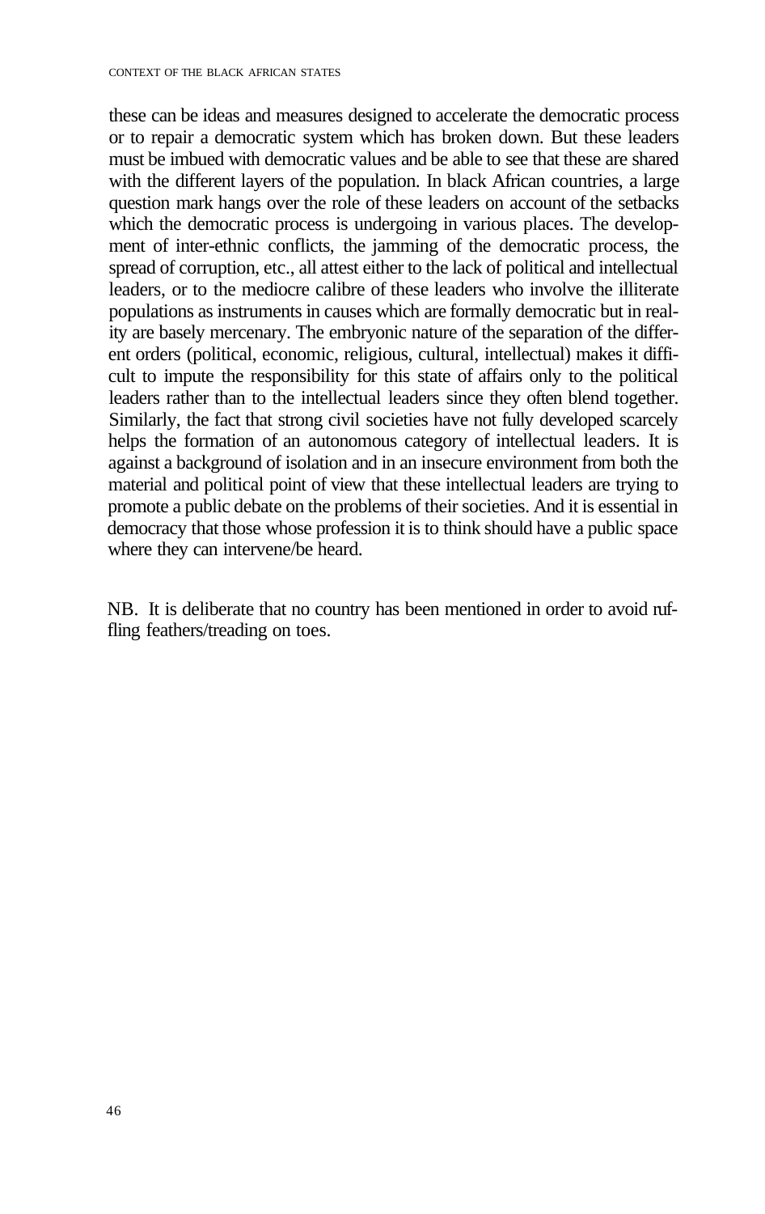these can be ideas and measures designed to accelerate the democratic process or to repair a democratic system which has broken down. But these leaders must be imbued with democratic values and be able to see that these are shared with the different layers of the population. In black African countries, a large question mark hangs over the role of these leaders on account of the setbacks which the democratic process is undergoing in various places. The development of inter-ethnic conflicts, the jamming of the democratic process, the spread of corruption, etc., all attest either to the lack of political and intellectual leaders, or to the mediocre calibre of these leaders who involve the illiterate populations as instruments in causes which are formally democratic but in reality are basely mercenary. The embryonic nature of the separation of the different orders (political, economic, religious, cultural, intellectual) makes it difficult to impute the responsibility for this state of affairs only to the political leaders rather than to the intellectual leaders since they often blend together. Similarly, the fact that strong civil societies have not fully developed scarcely helps the formation of an autonomous category of intellectual leaders. It is against a background of isolation and in an insecure environment from both the material and political point of view that these intellectual leaders are trying to promote a public debate on the problems of their societies. And it is essential in democracy that those whose profession it is to think should have a public space where they can intervene/be heard.

NB. It is deliberate that no country has been mentioned in order to avoid ruffling feathers/treading on toes.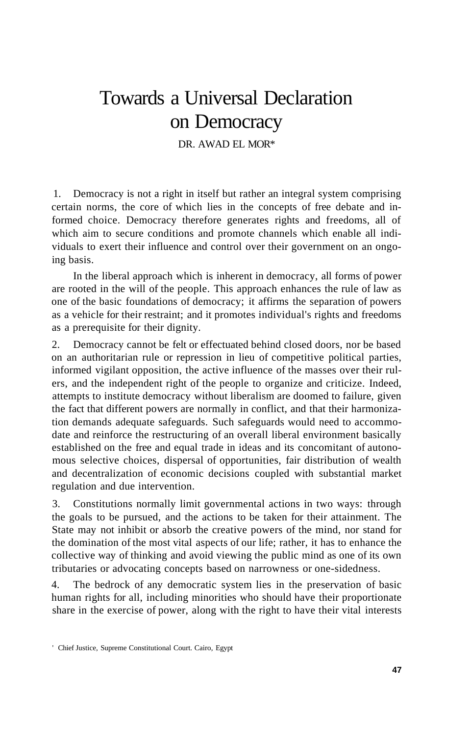# Towards a Universal Declaration on Democracy

DR. AWAD EL MOR*

1. Democracy is not a right in itself but rather an integral system comprising certain norms, the core of which lies in the concepts of free debate and informed choice. Democracy therefore generates rights and freedoms, all of which aim to secure conditions and promote channels which enable all individuals to exert their influence and control over their government on an ongoing basis.

In the liberal approach which is inherent in democracy, all forms of power are rooted in the will of the people. This approach enhances the rule of law as one of the basic foundations of democracy; it affirms the separation of powers as a vehicle for their restraint; and it promotes individual's rights and freedoms as a prerequisite for their dignity.

2. Democracy cannot be felt or effectuated behind closed doors, nor be based on an authoritarian rule or repression in lieu of competitive political parties, informed vigilant opposition, the active influence of the masses over their rulers, and the independent right of the people to organize and criticize. Indeed, attempts to institute democracy without liberalism are doomed to failure, given the fact that different powers are normally in conflict, and that their harmonization demands adequate safeguards. Such safeguards would need to accommodate and reinforce the restructuring of an overall liberal environment basically established on the free and equal trade in ideas and its concomitant of autonomous selective choices, dispersal of opportunities, fair distribution of wealth and decentralization of economic decisions coupled with substantial market regulation and due intervention.

3. Constitutions normally limit governmental actions in two ways: through the goals to be pursued, and the actions to be taken for their attainment. The State may not inhibit or absorb the creative powers of the mind, nor stand for the domination of the most vital aspects of our life; rather, it has to enhance the collective way of thinking and avoid viewing the public mind as one of its own tributaries or advocating concepts based on narrowness or one-sidedness.

4. The bedrock of any democratic system lies in the preservation of basic human rights for all, including minorities who should have their proportionate share in the exercise of power, along with the right to have their vital interests

* Chief Justice, Supreme Constitutional Court. Cairo, Egypt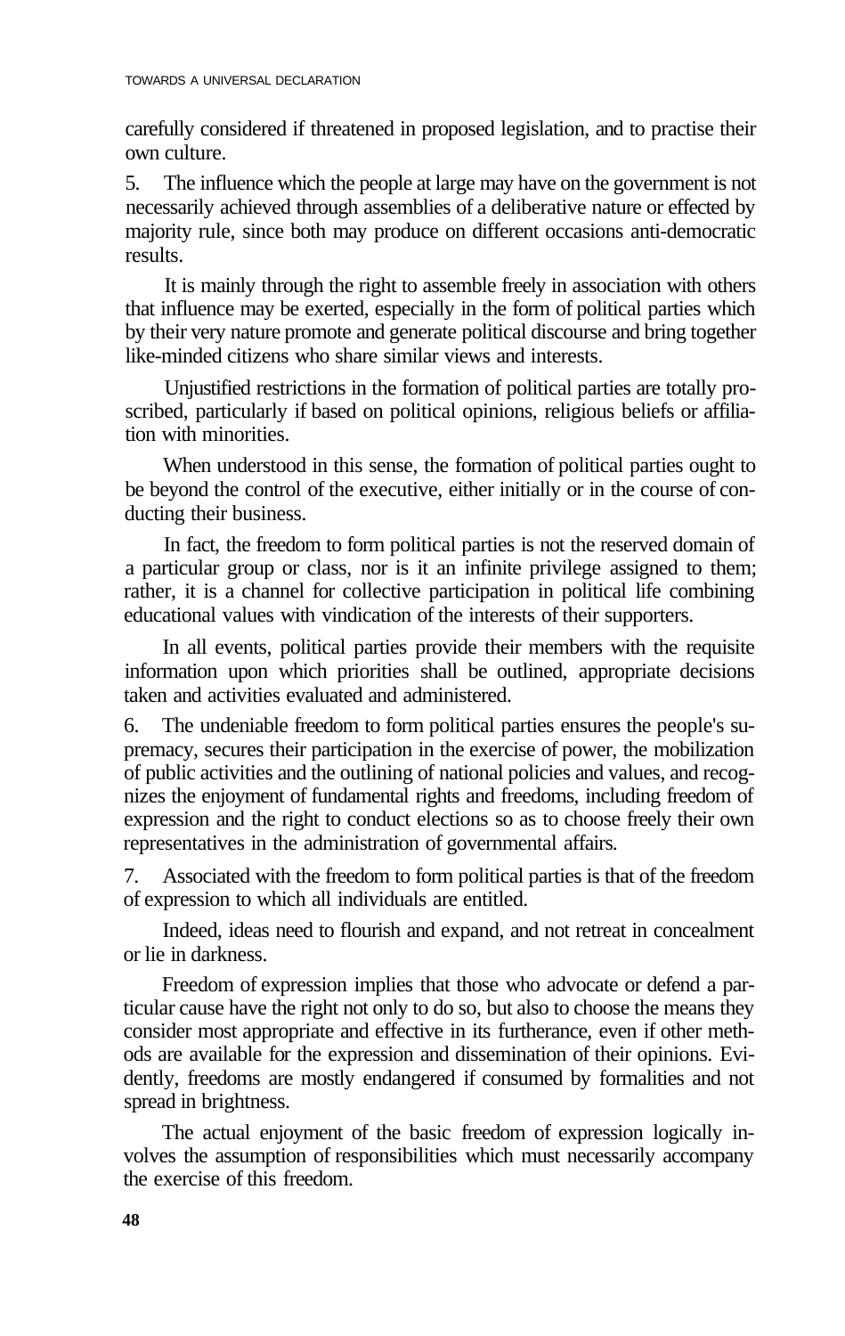carefully considered if threatened in proposed legislation, and to practise their own culture.

5. The influence which the people at large may have on the government is not necessarily achieved through assemblies of a deliberative nature or effected by majority rule, since both may produce on different occasions anti-democratic results.

It is mainly through the right to assemble freely in association with others that influence may be exerted, especially in the form of political parties which by their very nature promote and generate political discourse and bring together like-minded citizens who share similar views and interests.

Unjustified restrictions in the formation of political parties are totally proscribed, particularly if based on political opinions, religious beliefs or affiliation with minorities.

When understood in this sense, the formation of political parties ought to be beyond the control of the executive, either initially or in the course of conducting their business.

In fact, the freedom to form political parties is not the reserved domain of a particular group or class, nor is it an infinite privilege assigned to them; rather, it is a channel for collective participation in political life combining educational values with vindication of the interests of their supporters.

In all events, political parties provide their members with the requisite information upon which priorities shall be outlined, appropriate decisions taken and activities evaluated and administered.

6. The undeniable freedom to form political parties ensures the people's supremacy, secures their participation in the exercise of power, the mobilization of public activities and the outlining of national policies and values, and recognizes the enjoyment of fundamental rights and freedoms, including freedom of expression and the right to conduct elections so as to choose freely their own representatives in the administration of governmental affairs.

7. Associated with the freedom to form political parties is that of the freedom of expression to which all individuals are entitled.

Indeed, ideas need to flourish and expand, and not retreat in concealment or lie in darkness.

Freedom of expression implies that those who advocate or defend a particular cause have the right not only to do so, but also to choose the means they consider most appropriate and effective in its furtherance, even if other methods are available for the expression and dissemination of their opinions. Evidently, freedoms are mostly endangered if consumed by formalities and not spread in brightness.

The actual enjoyment of the basic freedom of expression logically involves the assumption of responsibilities which must necessarily accompany the exercise of this freedom.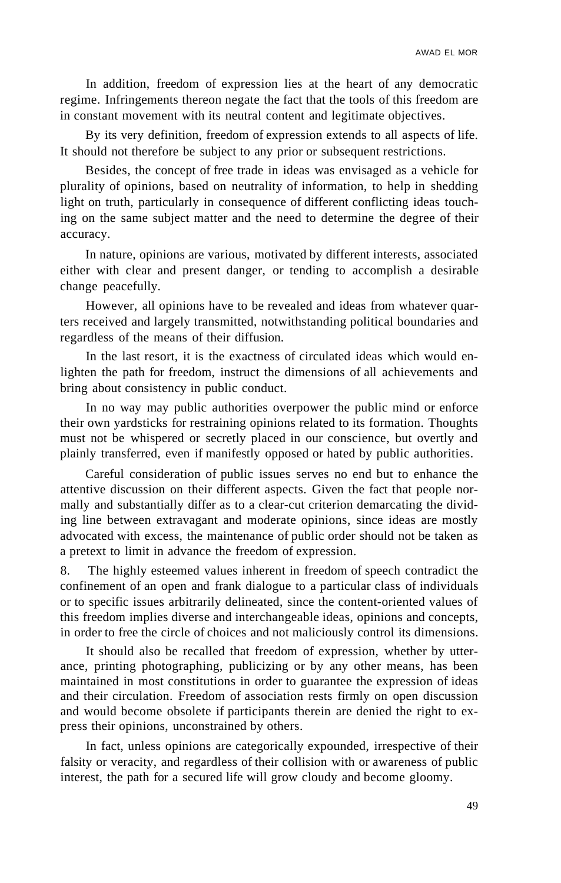In addition, freedom of expression lies at the heart of any democratic regime. Infringements thereon negate the fact that the tools of this freedom are in constant movement with its neutral content and legitimate objectives.

By its very definition, freedom of expression extends to all aspects of life. It should not therefore be subject to any prior or subsequent restrictions.

Besides, the concept of free trade in ideas was envisaged as a vehicle for plurality of opinions, based on neutrality of information, to help in shedding light on truth, particularly in consequence of different conflicting ideas touching on the same subject matter and the need to determine the degree of their accuracy.

In nature, opinions are various, motivated by different interests, associated either with clear and present danger, or tending to accomplish a desirable change peacefully.

However, all opinions have to be revealed and ideas from whatever quarters received and largely transmitted, notwithstanding political boundaries and regardless of the means of their diffusion.

In the last resort, it is the exactness of circulated ideas which would enlighten the path for freedom, instruct the dimensions of all achievements and bring about consistency in public conduct.

In no way may public authorities overpower the public mind or enforce their own yardsticks for restraining opinions related to its formation. Thoughts must not be whispered or secretly placed in our conscience, but overtly and plainly transferred, even if manifestly opposed or hated by public authorities.

Careful consideration of public issues serves no end but to enhance the attentive discussion on their different aspects. Given the fact that people normally and substantially differ as to a clear-cut criterion demarcating the dividing line between extravagant and moderate opinions, since ideas are mostly advocated with excess, the maintenance of public order should not be taken as a pretext to limit in advance the freedom of expression.

8. The highly esteemed values inherent in freedom of speech contradict the confinement of an open and frank dialogue to a particular class of individuals or to specific issues arbitrarily delineated, since the content-oriented values of this freedom implies diverse and interchangeable ideas, opinions and concepts, in order to free the circle of choices and not maliciously control its dimensions.

It should also be recalled that freedom of expression, whether by utterance, printing photographing, publicizing or by any other means, has been maintained in most constitutions in order to guarantee the expression of ideas and their circulation. Freedom of association rests firmly on open discussion and would become obsolete if participants therein are denied the right to express their opinions, unconstrained by others.

In fact, unless opinions are categorically expounded, irrespective of their falsity or veracity, and regardless of their collision with or awareness of public interest, the path for a secured life will grow cloudy and become gloomy.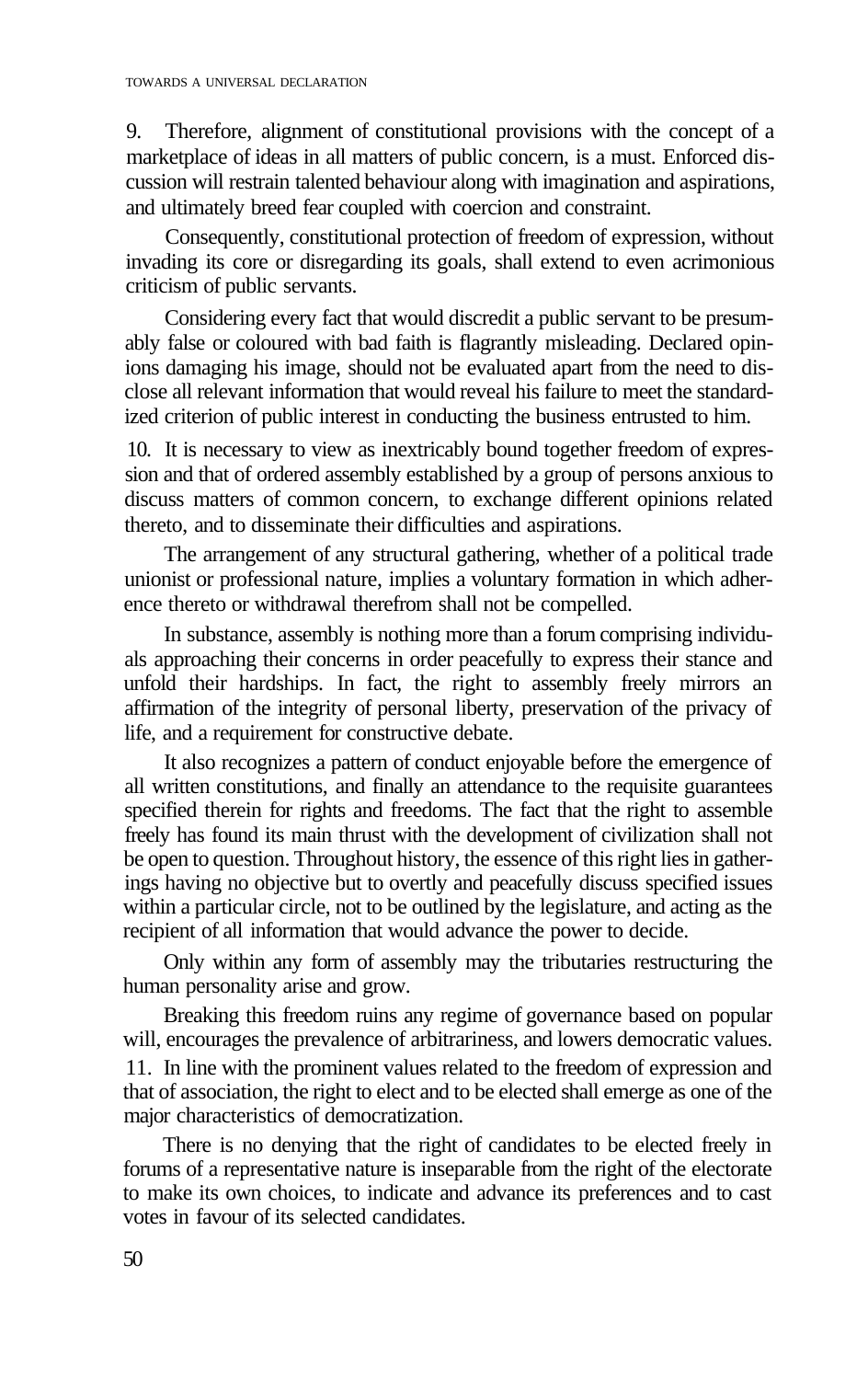9. Therefore, alignment of constitutional provisions with the concept of a marketplace of ideas in all matters of public concern, is a must. Enforced discussion will restrain talented behaviour along with imagination and aspirations, and ultimately breed fear coupled with coercion and constraint.

Consequently, constitutional protection of freedom of expression, without invading its core or disregarding its goals, shall extend to even acrimonious criticism of public servants.

Considering every fact that would discredit a public servant to be presumably false or coloured with bad faith is flagrantly misleading. Declared opinions damaging his image, should not be evaluated apart from the need to disclose all relevant information that would reveal his failure to meet the standardized criterion of public interest in conducting the business entrusted to him.

10. It is necessary to view as inextricably bound together freedom of expression and that of ordered assembly established by a group of persons anxious to discuss matters of common concern, to exchange different opinions related thereto, and to disseminate their difficulties and aspirations.

The arrangement of any structural gathering, whether of a political trade unionist or professional nature, implies a voluntary formation in which adherence thereto or withdrawal therefrom shall not be compelled.

In substance, assembly is nothing more than a forum comprising individuals approaching their concerns in order peacefully to express their stance and unfold their hardships. In fact, the right to assembly freely mirrors an affirmation of the integrity of personal liberty, preservation of the privacy of life, and a requirement for constructive debate.

It also recognizes a pattern of conduct enjoyable before the emergence of all written constitutions, and finally an attendance to the requisite guarantees specified therein for rights and freedoms. The fact that the right to assemble freely has found its main thrust with the development of civilization shall not be open to question. Throughout history, the essence of this right lies in gatherings having no objective but to overtly and peacefully discuss specified issues within a particular circle, not to be outlined by the legislature, and acting as the recipient of all information that would advance the power to decide.

Only within any form of assembly may the tributaries restructuring the human personality arise and grow.

Breaking this freedom ruins any regime of governance based on popular will, encourages the prevalence of arbitrariness, and lowers democratic values.

11. In line with the prominent values related to the freedom of expression and that of association, the right to elect and to be elected shall emerge as one of the major characteristics of democratization.

There is no denying that the right of candidates to be elected freely in forums of a representative nature is inseparable from the right of the electorate to make its own choices, to indicate and advance its preferences and to cast votes in favour of its selected candidates.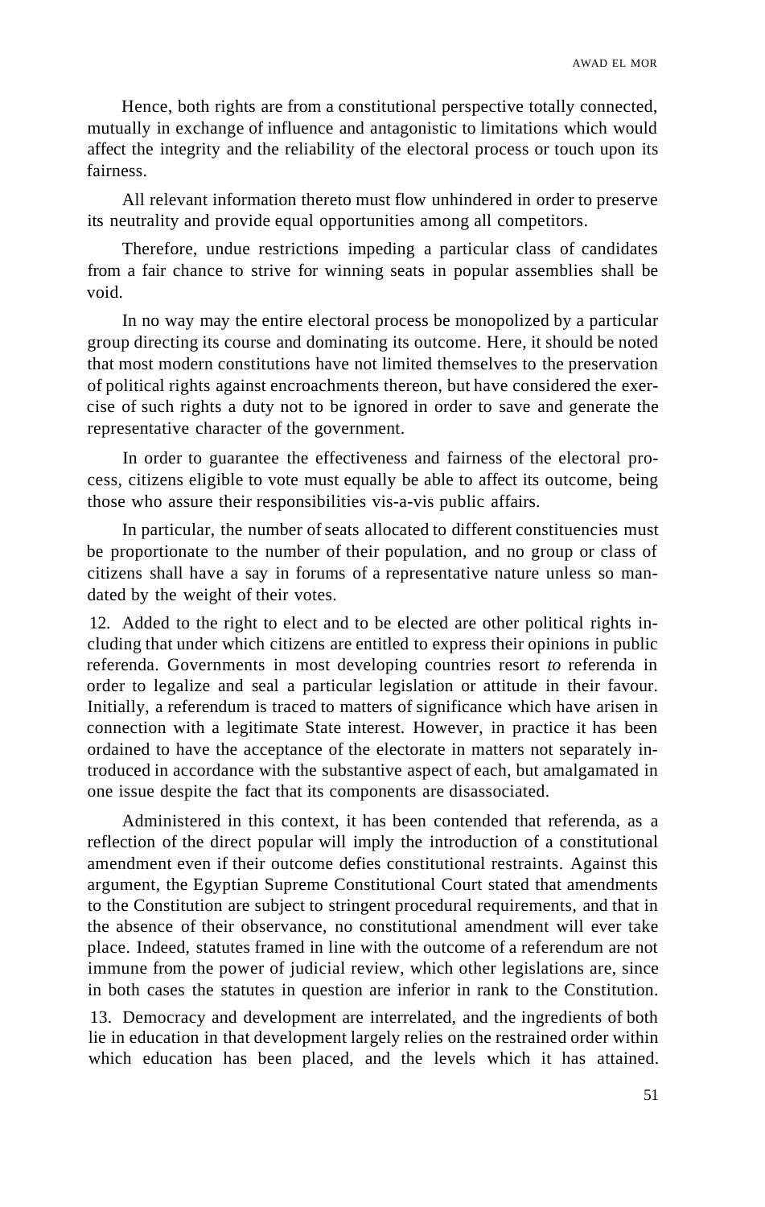Hence, both rights are from a constitutional perspective totally connected, mutually in exchange of influence and antagonistic to limitations which would affect the integrity and the reliability of the electoral process or touch upon its fairness.

All relevant information thereto must flow unhindered in order to preserve its neutrality and provide equal opportunities among all competitors.

Therefore, undue restrictions impeding a particular class of candidates from a fair chance to strive for winning seats in popular assemblies shall be void.

In no way may the entire electoral process be monopolized by a particular group directing its course and dominating its outcome. Here, it should be noted that most modern constitutions have not limited themselves to the preservation of political rights against encroachments thereon, but have considered the exercise of such rights a duty not to be ignored in order to save and generate the representative character of the government.

In order to guarantee the effectiveness and fairness of the electoral process, citizens eligible to vote must equally be able to affect its outcome, being those who assure their responsibilities vis-a-vis public affairs.

In particular, the number of seats allocated to different constituencies must be proportionate to the number of their population, and no group or class of citizens shall have a say in forums of a representative nature unless so mandated by the weight of their votes.

12. Added to the right to elect and to be elected are other political rights including that under which citizens are entitled to express their opinions in public referenda. Governments in most developing countries resort *to* referenda in order to legalize and seal a particular legislation or attitude in their favour. Initially, a referendum is traced to matters of significance which have arisen in connection with a legitimate State interest. However, in practice it has been ordained to have the acceptance of the electorate in matters not separately introduced in accordance with the substantive aspect of each, but amalgamated in one issue despite the fact that its components are disassociated.

Administered in this context, it has been contended that referenda, as a reflection of the direct popular will imply the introduction of a constitutional amendment even if their outcome defies constitutional restraints. Against this argument, the Egyptian Supreme Constitutional Court stated that amendments to the Constitution are subject to stringent procedural requirements, and that in the absence of their observance, no constitutional amendment will ever take place. Indeed, statutes framed in line with the outcome of a referendum are not immune from the power of judicial review, which other legislations are, since in both cases the statutes in question are inferior in rank to the Constitution.

13. Democracy and development are interrelated, and the ingredients of both lie in education in that development largely relies on the restrained order within which education has been placed, and the levels which it has attained.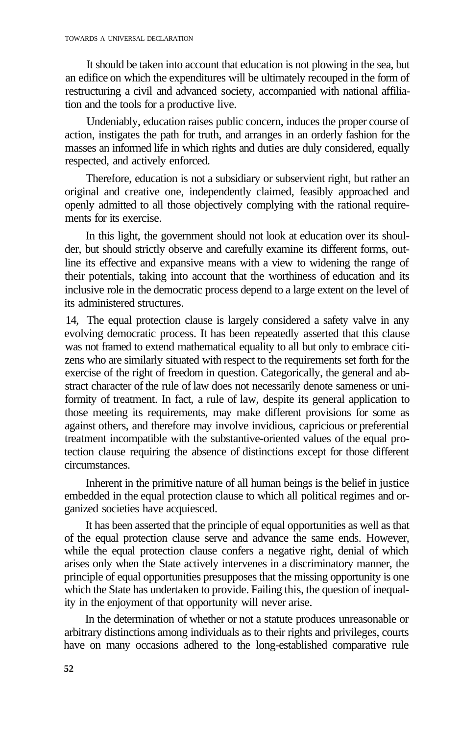It should be taken into account that education is not plowing in the sea, but an edifice on which the expenditures will be ultimately recouped in the form of restructuring a civil and advanced society, accompanied with national affiliation and the tools for a productive live.

Undeniably, education raises public concern, induces the proper course of action, instigates the path for truth, and arranges in an orderly fashion for the masses an informed life in which rights and duties are duly considered, equally respected, and actively enforced.

Therefore, education is not a subsidiary or subservient right, but rather an original and creative one, independently claimed, feasibly approached and openly admitted to all those objectively complying with the rational requirements for its exercise.

In this light, the government should not look at education over its shoulder, but should strictly observe and carefully examine its different forms, outline its effective and expansive means with a view to widening the range of their potentials, taking into account that the worthiness of education and its inclusive role in the democratic process depend to a large extent on the level of its administered structures.

14, The equal protection clause is largely considered a safety valve in any evolving democratic process. It has been repeatedly asserted that this clause was not framed to extend mathematical equality to all but only to embrace citizens who are similarly situated with respect to the requirements set forth for the exercise of the right of freedom in question. Categorically, the general and abstract character of the rule of law does not necessarily denote sameness or uniformity of treatment. In fact, a rule of law, despite its general application to those meeting its requirements, may make different provisions for some as against others, and therefore may involve invidious, capricious or preferential treatment incompatible with the substantive-oriented values of the equal protection clause requiring the absence of distinctions except for those different circumstances.

Inherent in the primitive nature of all human beings is the belief in justice embedded in the equal protection clause to which all political regimes and organized societies have acquiesced.

It has been asserted that the principle of equal opportunities as well as that of the equal protection clause serve and advance the same ends. However, while the equal protection clause confers a negative right, denial of which arises only when the State actively intervenes in a discriminatory manner, the principle of equal opportunities presupposes that the missing opportunity is one which the State has undertaken to provide. Failing this, the question of inequality in the enjoyment of that opportunity will never arise.

In the determination of whether or not a statute produces unreasonable or arbitrary distinctions among individuals as to their rights and privileges, courts have on many occasions adhered to the long-established comparative rule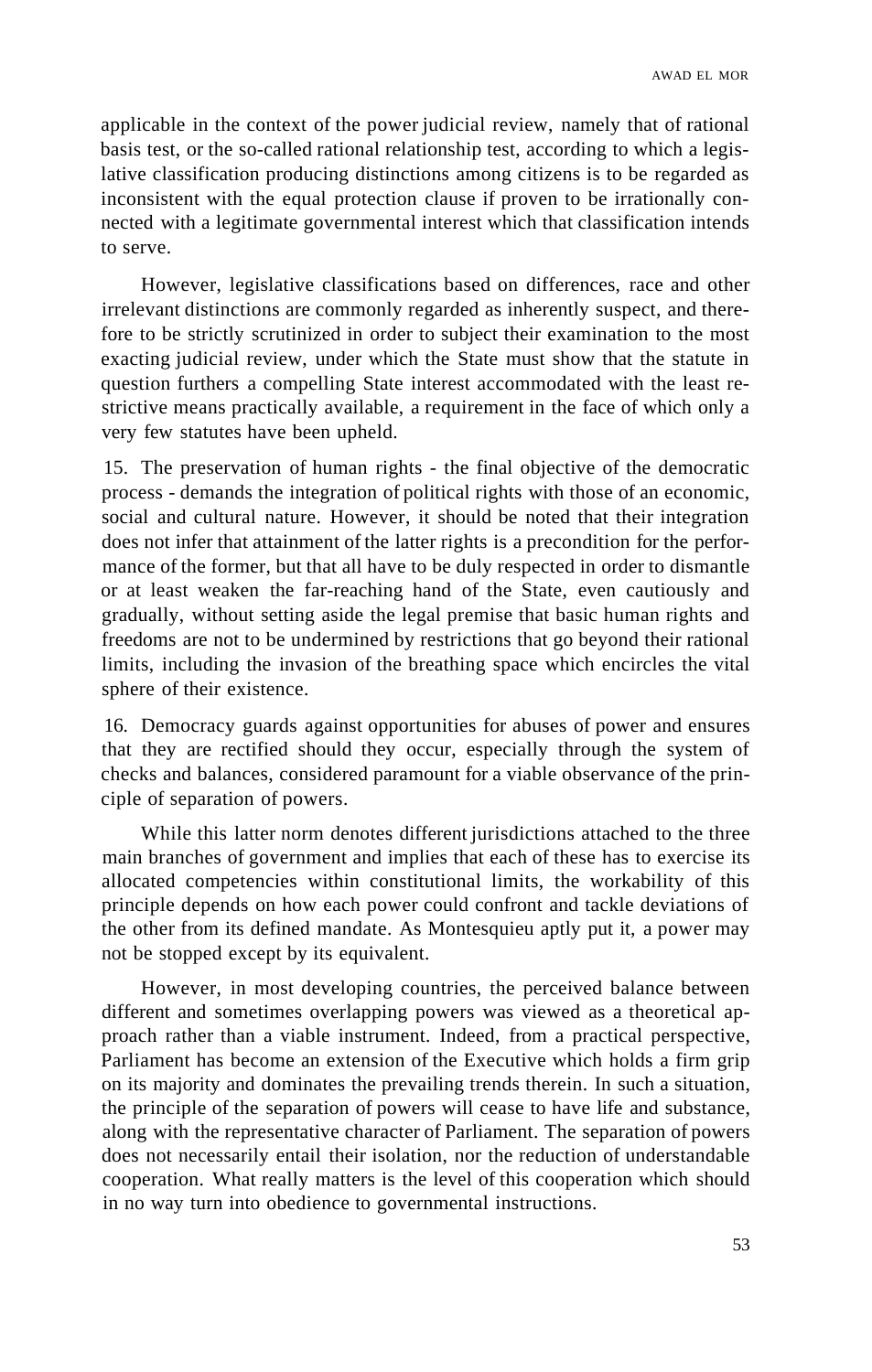applicable in the context of the power judicial review, namely that of rational basis test, or the so-called rational relationship test, according to which a legislative classification producing distinctions among citizens is to be regarded as inconsistent with the equal protection clause if proven to be irrationally connected with a legitimate governmental interest which that classification intends to serve.

However, legislative classifications based on differences, race and other irrelevant distinctions are commonly regarded as inherently suspect, and therefore to be strictly scrutinized in order to subject their examination to the most exacting judicial review, under which the State must show that the statute in question furthers a compelling State interest accommodated with the least restrictive means practically available, a requirement in the face of which only a very few statutes have been upheld.

15. The preservation of human rights - the final objective of the democratic process - demands the integration of political rights with those of an economic, social and cultural nature. However, it should be noted that their integration does not infer that attainment of the latter rights is a precondition for the performance of the former, but that all have to be duly respected in order to dismantle or at least weaken the far-reaching hand of the State, even cautiously and gradually, without setting aside the legal premise that basic human rights and freedoms are not to be undermined by restrictions that go beyond their rational limits, including the invasion of the breathing space which encircles the vital sphere of their existence.

16. Democracy guards against opportunities for abuses of power and ensures that they are rectified should they occur, especially through the system of checks and balances, considered paramount for a viable observance of the principle of separation of powers.

While this latter norm denotes different jurisdictions attached to the three main branches of government and implies that each of these has to exercise its allocated competencies within constitutional limits, the workability of this principle depends on how each power could confront and tackle deviations of the other from its defined mandate. As Montesquieu aptly put it, a power may not be stopped except by its equivalent.

However, in most developing countries, the perceived balance between different and sometimes overlapping powers was viewed as a theoretical approach rather than a viable instrument. Indeed, from a practical perspective, Parliament has become an extension of the Executive which holds a firm grip on its majority and dominates the prevailing trends therein. In such a situation, the principle of the separation of powers will cease to have life and substance, along with the representative character of Parliament. The separation of powers does not necessarily entail their isolation, nor the reduction of understandable cooperation. What really matters is the level of this cooperation which should in no way turn into obedience to governmental instructions.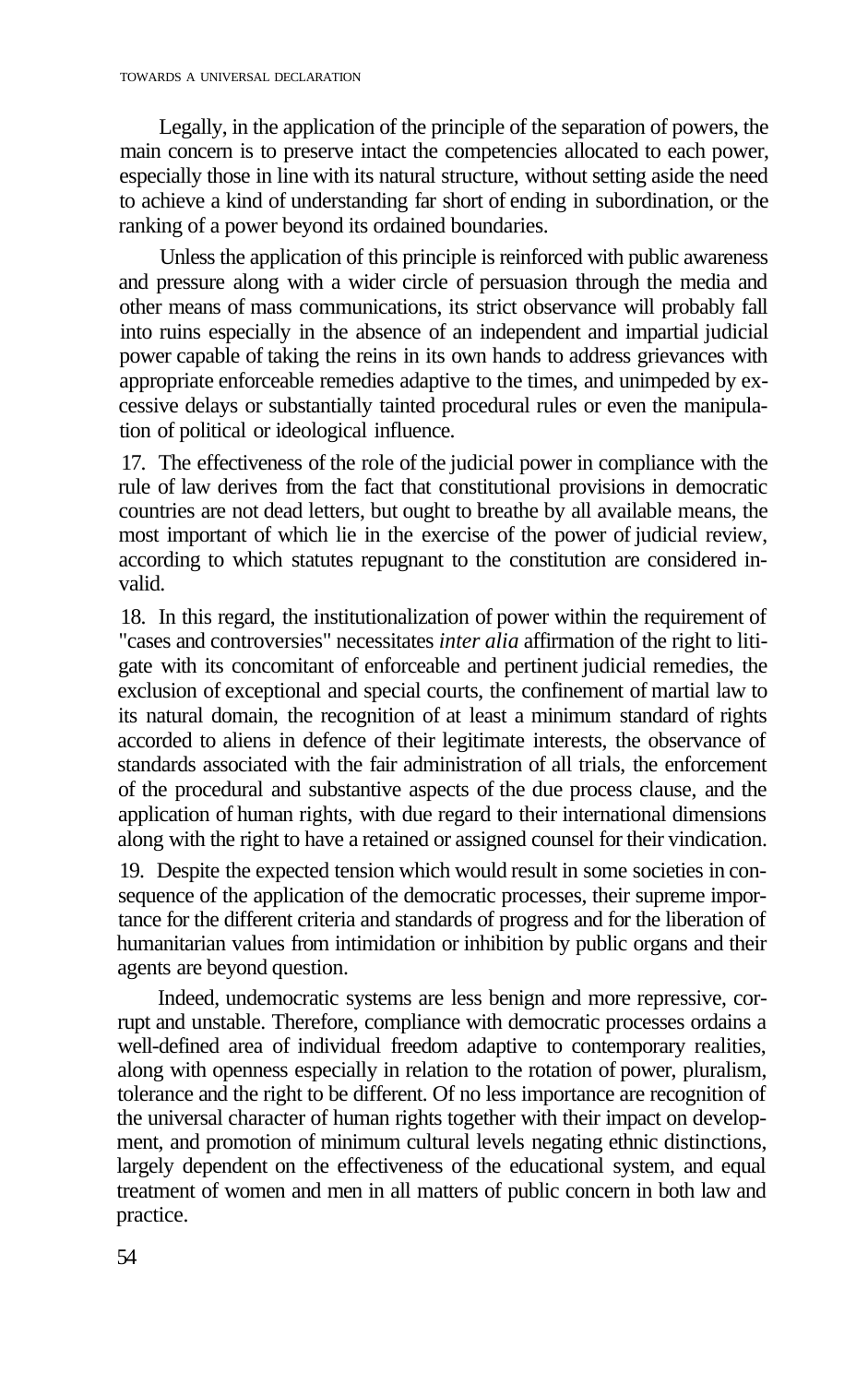Legally, in the application of the principle of the separation of powers, the main concern is to preserve intact the competencies allocated to each power, especially those in line with its natural structure, without setting aside the need to achieve a kind of understanding far short of ending in subordination, or the ranking of a power beyond its ordained boundaries.

Unless the application of this principle is reinforced with public awareness and pressure along with a wider circle of persuasion through the media and other means of mass communications, its strict observance will probably fall into ruins especially in the absence of an independent and impartial judicial power capable of taking the reins in its own hands to address grievances with appropriate enforceable remedies adaptive to the times, and unimpeded by excessive delays or substantially tainted procedural rules or even the manipulation of political or ideological influence.

17. The effectiveness of the role of the judicial power in compliance with the rule of law derives from the fact that constitutional provisions in democratic countries are not dead letters, but ought to breathe by all available means, the most important of which lie in the exercise of the power of judicial review, according to which statutes repugnant to the constitution are considered invalid.

18. In this regard, the institutionalization of power within the requirement of "cases and controversies" necessitates *inter alia* affirmation of the right to litigate with its concomitant of enforceable and pertinent judicial remedies, the exclusion of exceptional and special courts, the confinement of martial law to its natural domain, the recognition of at least a minimum standard of rights accorded to aliens in defence of their legitimate interests, the observance of standards associated with the fair administration of all trials, the enforcement of the procedural and substantive aspects of the due process clause, and the application of human rights, with due regard to their international dimensions along with the right to have a retained or assigned counsel for their vindication.

19. Despite the expected tension which would result in some societies in consequence of the application of the democratic processes, their supreme importance for the different criteria and standards of progress and for the liberation of humanitarian values from intimidation or inhibition by public organs and their agents are beyond question.

Indeed, undemocratic systems are less benign and more repressive, corrupt and unstable. Therefore, compliance with democratic processes ordains a well-defined area of individual freedom adaptive to contemporary realities, along with openness especially in relation to the rotation of power, pluralism, tolerance and the right to be different. Of no less importance are recognition of the universal character of human rights together with their impact on development, and promotion of minimum cultural levels negating ethnic distinctions, largely dependent on the effectiveness of the educational system, and equal treatment of women and men in all matters of public concern in both law and practice.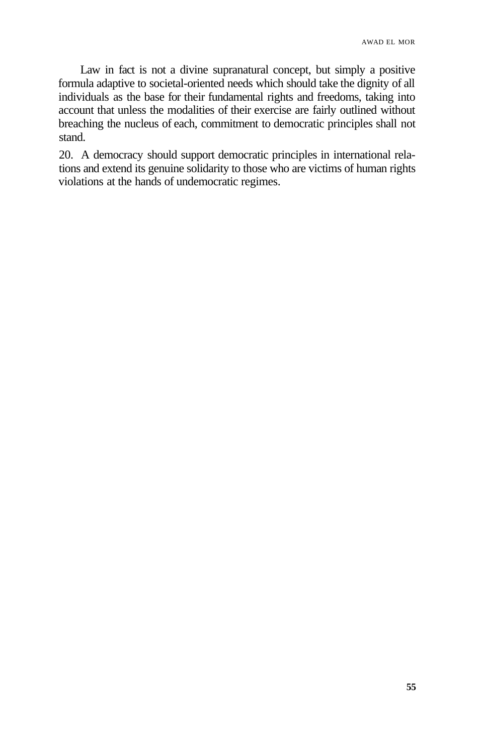Law in fact is not a divine supranatural concept, but simply a positive formula adaptive to societal-oriented needs which should take the dignity of all individuals as the base for their fundamental rights and freedoms, taking into account that unless the modalities of their exercise are fairly outlined without breaching the nucleus of each, commitment to democratic principles shall not stand.

20. A democracy should support democratic principles in international relations and extend its genuine solidarity to those who are victims of human rights violations at the hands of undemocratic regimes.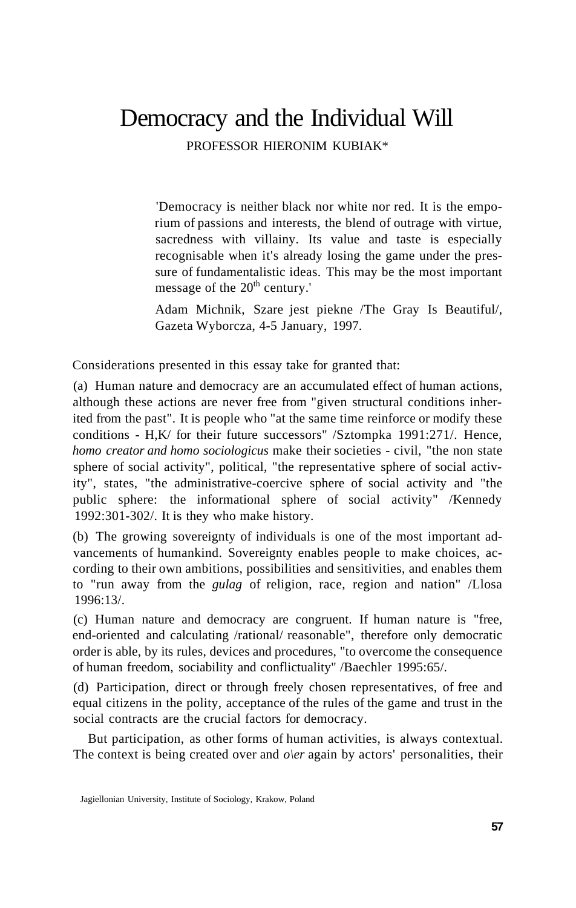# Democracy and the Individual Will

PROFESSOR HIERONIM KUBIAK*

> 'Democracy is neither black nor white nor red. It is the emporium of passions and interests, the blend of outrage with virtue, sacredness with villainy. Its value and taste is especially recognisable when it's already losing the game under the pressure of fundamentalistic ideas. This may be the most important message of the 20th century.'
>
> Adam Michnik, Szare jest piekne /The Gray Is Beautiful/, Gazeta Wyborcza, 4-5 January, 1997.

Considerations presented in this essay take for granted that:

(a) Human nature and democracy are an accumulated effect of human actions, although these actions are never free from "given structural conditions inherited from the past". It is people who "at the same time reinforce or modify these conditions - H,K/ for their future successors" /Sztompka 1991:271/. Hence, *homo creator and homo sociologicus* make their societies - civil, "the non state sphere of social activity", political, "the representative sphere of social activity", states, "the administrative-coercive sphere of social activity and "the public sphere: the informational sphere of social activity" /Kennedy 1992:301-302/. It is they who make history.

(b) The growing sovereignty of individuals is one of the most important advancements of humankind. Sovereignty enables people to make choices, according to their own ambitions, possibilities and sensitivities, and enables them to "run away from the *gulag* of religion, race, region and nation" /Llosa 1996:13/.

(c) Human nature and democracy are congruent. If human nature is "free, end-oriented and calculating /rational/ reasonable", therefore only democratic order is able, by its rules, devices and procedures, "to overcome the consequence of human freedom, sociability and conflictuality" /Baechler 1995:65/.

(d) Participation, direct or through freely chosen representatives, of free and equal citizens in the polity, acceptance of the rules of the game and trust in the social contracts are the crucial factors for democracy.

But participation, as other forms of human activities, is always contextual. The context is being created over and *o\er* again by actors' personalities, their

Jagiellonian University, Institute of Sociology, Krakow, Poland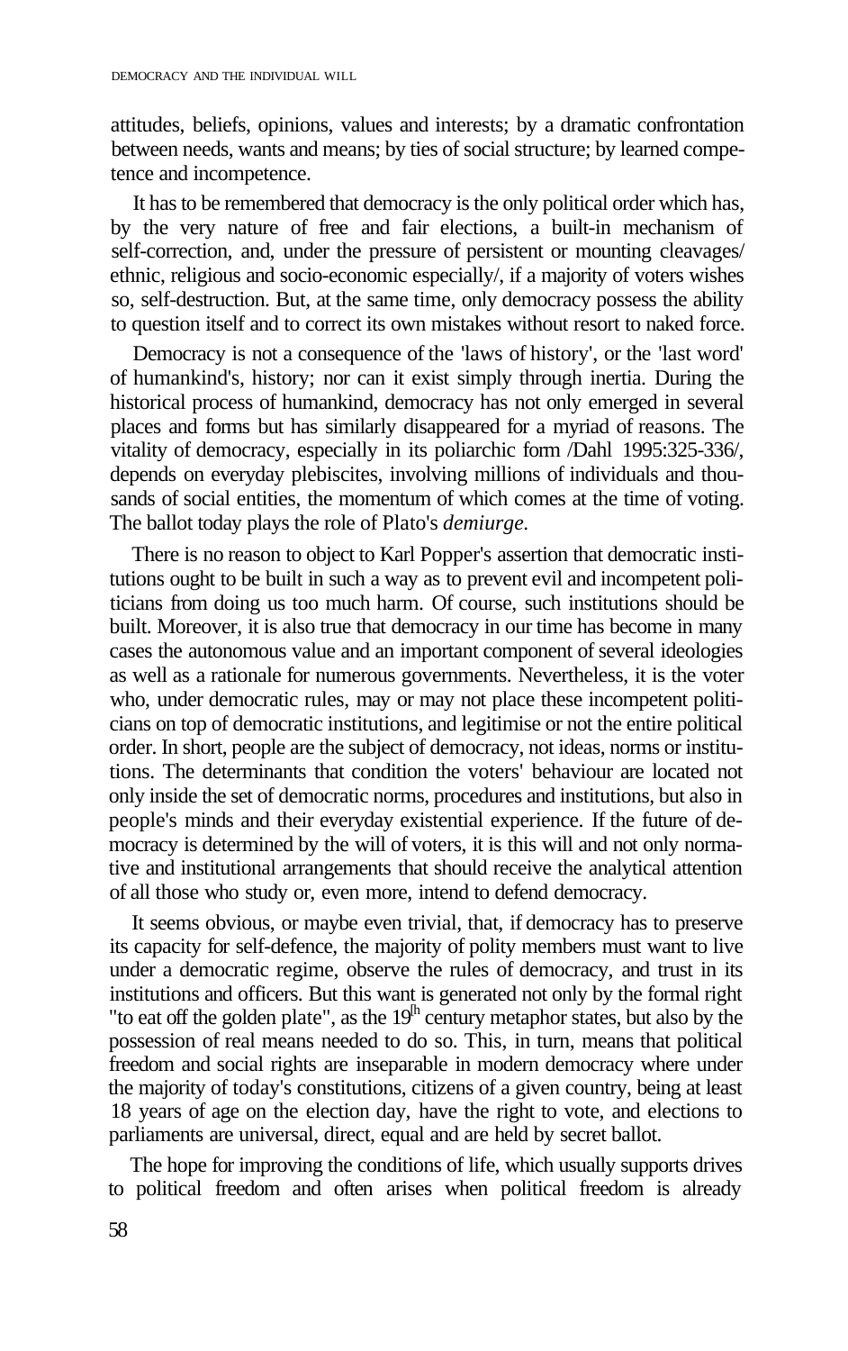attitudes, beliefs, opinions, values and interests; by a dramatic confrontation between needs, wants and means; by ties of social structure; by learned competence and incompetence.

It has to be remembered that democracy is the only political order which has, by the very nature of free and fair elections, a built-in mechanism of self-correction, and, under the pressure of persistent or mounting cleavages/ ethnic, religious and socio-economic especially/, if a majority of voters wishes so, self-destruction. But, at the same time, only democracy possess the ability to question itself and to correct its own mistakes without resort to naked force.

Democracy is not a consequence of the 'laws of history', or the 'last word' of humankind's, history; nor can it exist simply through inertia. During the historical process of humankind, democracy has not only emerged in several places and forms but has similarly disappeared for a myriad of reasons. The vitality of democracy, especially in its poliarchic form /Dahl 1995:325-336/, depends on everyday plebiscites, involving millions of individuals and thousands of social entities, the momentum of which comes at the time of voting. The ballot today plays the role of Plato's *demiurge.*

There is no reason to object to Karl Popper's assertion that democratic institutions ought to be built in such a way as to prevent evil and incompetent politicians from doing us too much harm. Of course, such institutions should be built. Moreover, it is also true that democracy in our time has become in many cases the autonomous value and an important component of several ideologies as well as a rationale for numerous governments. Nevertheless, it is the voter who, under democratic rules, may or may not place these incompetent politicians on top of democratic institutions, and legitimise or not the entire political order. In short, people are the subject of democracy, not ideas, norms or institutions. The determinants that condition the voters' behaviour are located not only inside the set of democratic norms, procedures and institutions, but also in people's minds and their everyday existential experience. If the future of democracy is determined by the will of voters, it is this will and not only normative and institutional arrangements that should receive the analytical attention of all those who study or, even more, intend to defend democracy.

It seems obvious, or maybe even trivial, that, if democracy has to preserve its capacity for self-defence, the majority of polity members must want to live under a democratic regime, observe the rules of democracy, and trust in its institutions and officers. But this want is generated not only by the formal right "to eat off the golden plate", as the 19th century metaphor states, but also by the possession of real means needed to do so. This, in turn, means that political freedom and social rights are inseparable in modern democracy where under the majority of today's constitutions, citizens of a given country, being at least 18 years of age on the election day, have the right to vote, and elections to parliaments are universal, direct, equal and are held by secret ballot.

The hope for improving the conditions of life, which usually supports drives to political freedom and often arises when political freedom is already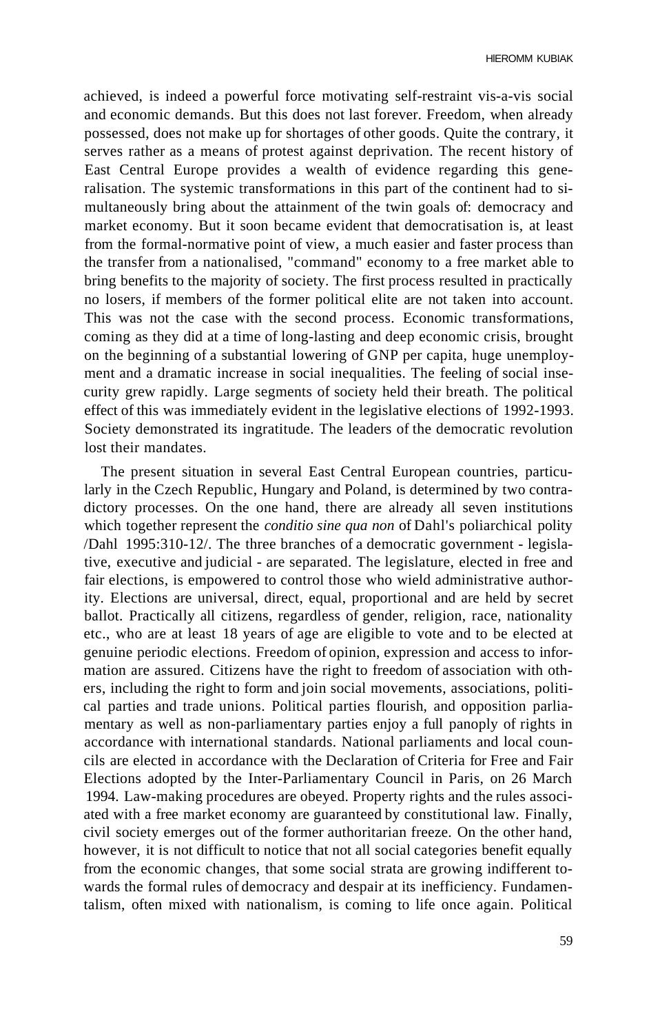achieved, is indeed a powerful force motivating self-restraint vis-a-vis social and economic demands. But this does not last forever. Freedom, when already possessed, does not make up for shortages of other goods. Quite the contrary, it serves rather as a means of protest against deprivation. The recent history of East Central Europe provides a wealth of evidence regarding this generalisation. The systemic transformations in this part of the continent had to simultaneously bring about the attainment of the twin goals of: democracy and market economy. But it soon became evident that democratisation is, at least from the formal-normative point of view, a much easier and faster process than the transfer from a nationalised, "command" economy to a free market able to bring benefits to the majority of society. The first process resulted in practically no losers, if members of the former political elite are not taken into account. This was not the case with the second process. Economic transformations, coming as they did at a time of long-lasting and deep economic crisis, brought on the beginning of a substantial lowering of GNP per capita, huge unemployment and a dramatic increase in social inequalities. The feeling of social insecurity grew rapidly. Large segments of society held their breath. The political effect of this was immediately evident in the legislative elections of 1992-1993. Society demonstrated its ingratitude. The leaders of the democratic revolution lost their mandates.

The present situation in several East Central European countries, particularly in the Czech Republic, Hungary and Poland, is determined by two contradictory processes. On the one hand, there are already all seven institutions which together represent the *conditio sine qua non* of Dahl's poliarchical polity /Dahl 1995:310-12/. The three branches of a democratic government - legislative, executive and judicial - are separated. The legislature, elected in free and fair elections, is empowered to control those who wield administrative authority. Elections are universal, direct, equal, proportional and are held by secret ballot. Practically all citizens, regardless of gender, religion, race, nationality etc., who are at least 18 years of age are eligible to vote and to be elected at genuine periodic elections. Freedom of opinion, expression and access to information are assured. Citizens have the right to freedom of association with others, including the right to form and join social movements, associations, political parties and trade unions. Political parties flourish, and opposition parliamentary as well as non-parliamentary parties enjoy a full panoply of rights in accordance with international standards. National parliaments and local councils are elected in accordance with the Declaration of Criteria for Free and Fair Elections adopted by the Inter-Parliamentary Council in Paris, on 26 March 1994. Law-making procedures are obeyed. Property rights and the rules associated with a free market economy are guaranteed by constitutional law. Finally, civil society emerges out of the former authoritarian freeze. On the other hand, however, it is not difficult to notice that not all social categories benefit equally from the economic changes, that some social strata are growing indifferent towards the formal rules of democracy and despair at its inefficiency. Fundamentalism, often mixed with nationalism, is coming to life once again. Political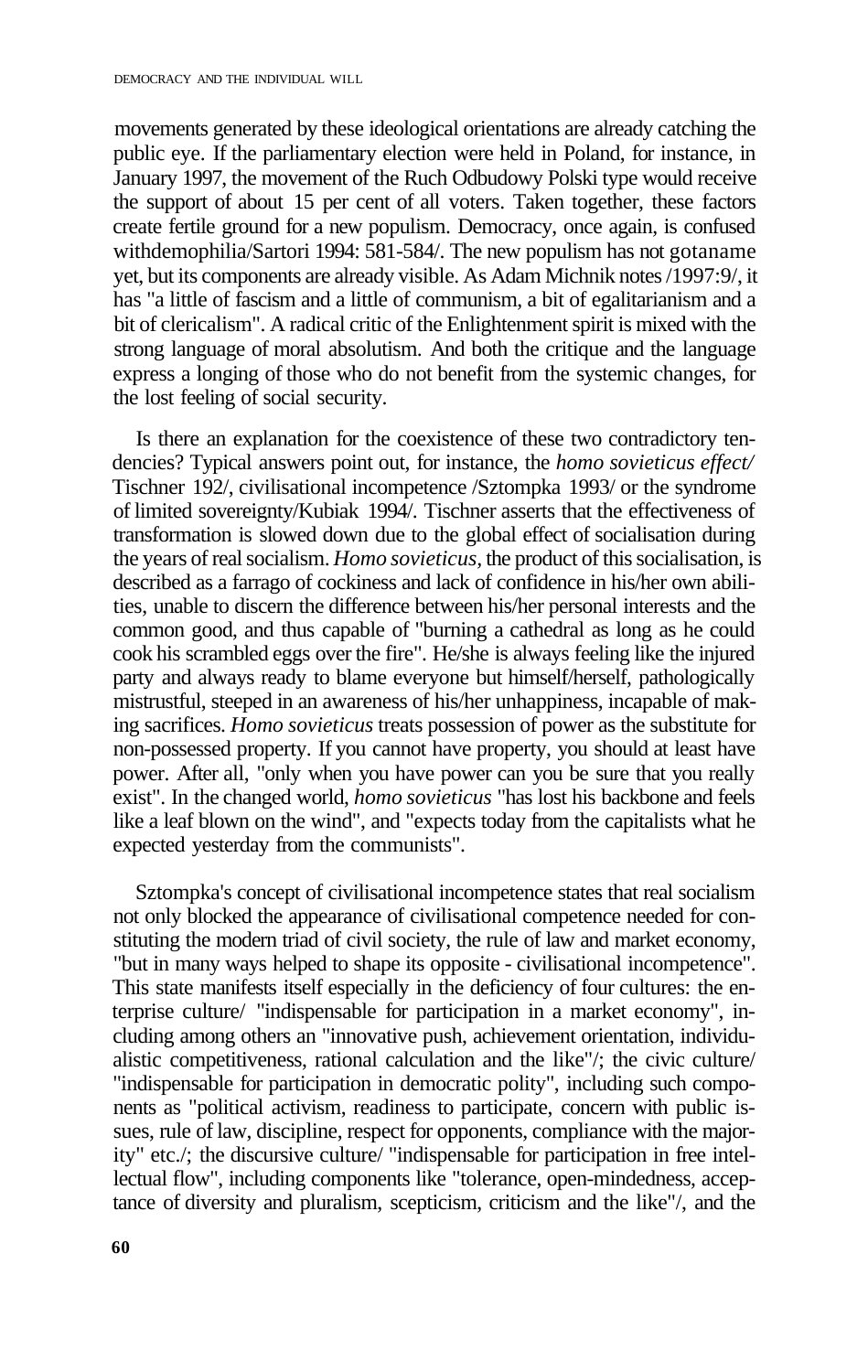movements generated by these ideological orientations are already catching the public eye. If the parliamentary election were held in Poland, for instance, in January 1997, the movement of the Ruch Odbudowy Polski type would receive the support of about 15 per cent of all voters. Taken together, these factors create fertile ground for a new populism. Democracy, once again, is confused withdemophilia/Sartori 1994: 581-584/. The new populism has not gotaname yet, but its components are already visible. As Adam Michnik notes /1997:9/, it has "a little of fascism and a little of communism, a bit of egalitarianism and a bit of clericalism". A radical critic of the Enlightenment spirit is mixed with the strong language of moral absolutism. And both the critique and the language express a longing of those who do not benefit from the systemic changes, for the lost feeling of social security.

Is there an explanation for the coexistence of these two contradictory tendencies? Typical answers point out, for instance, the *homo sovieticus effect/* Tischner 192/, civilisational incompetence /Sztompka 1993/ or the syndrome of limited sovereignty/Kubiak 1994/. Tischner asserts that the effectiveness of transformation is slowed down due to the global effect of socialisation during the years of real socialism. *Homo sovieticus*, the product of this socialisation, is described as a farrago of cockiness and lack of confidence in his/her own abilities, unable to discern the difference between his/her personal interests and the common good, and thus capable of "burning a cathedral as long as he could cook his scrambled eggs over the fire". He/she is always feeling like the injured party and always ready to blame everyone but himself/herself, pathologically mistrustful, steeped in an awareness of his/her unhappiness, incapable of making sacrifices. *Homo sovieticus* treats possession of power as the substitute for non-possessed property. If you cannot have property, you should at least have power. After all, "only when you have power can you be sure that you really exist". In the changed world, *homo sovieticus* "has lost his backbone and feels like a leaf blown on the wind", and "expects today from the capitalists what he expected yesterday from the communists".

Sztompka's concept of civilisational incompetence states that real socialism not only blocked the appearance of civilisational competence needed for constituting the modern triad of civil society, the rule of law and market economy, "but in many ways helped to shape its opposite - civilisational incompetence". This state manifests itself especially in the deficiency of four cultures: the enterprise culture/ "indispensable for participation in a market economy", including among others an "innovative push, achievement orientation, individualistic competitiveness, rational calculation and the like"/; the civic culture/ "indispensable for participation in democratic polity", including such components as "political activism, readiness to participate, concern with public issues, rule of law, discipline, respect for opponents, compliance with the majority" etc./; the discursive culture/ "indispensable for participation in free intellectual flow", including components like "tolerance, open-mindedness, acceptance of diversity and pluralism, scepticism, criticism and the like"/, and the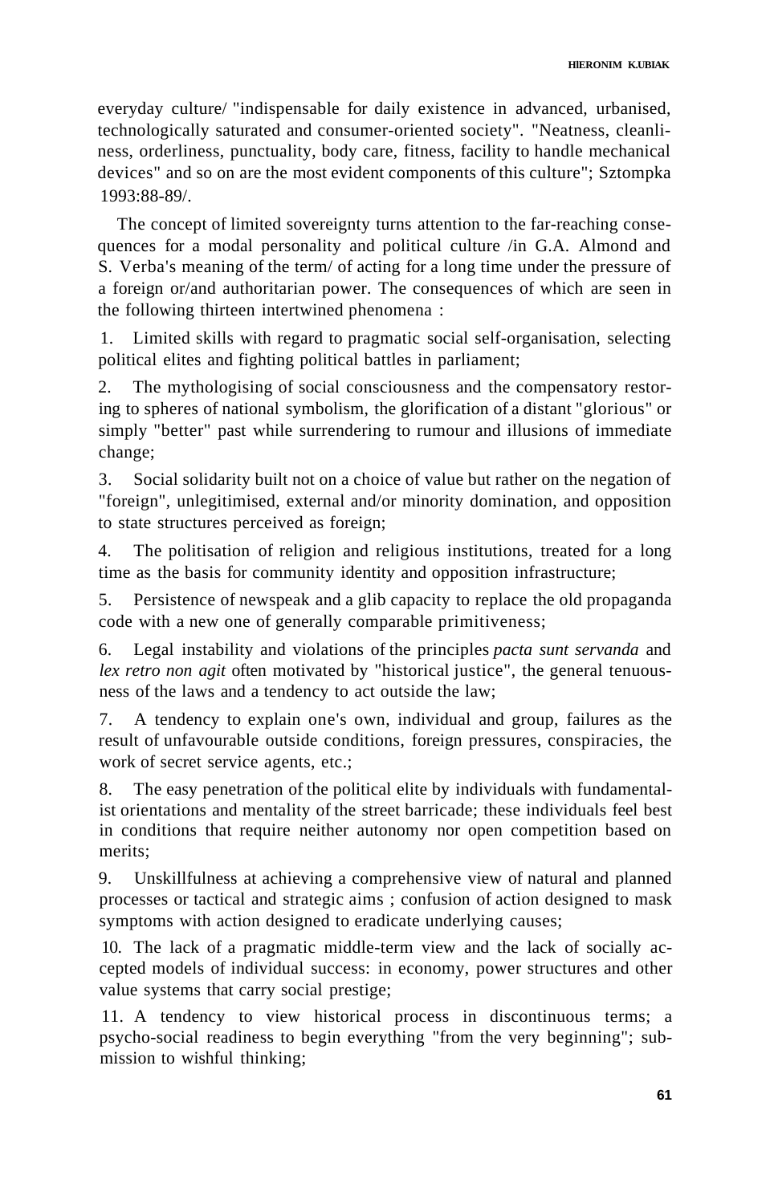everyday culture/ "indispensable for daily existence in advanced, urbanised, technologically saturated and consumer-oriented society". "Neatness, cleanliness, orderliness, punctuality, body care, fitness, facility to handle mechanical devices" and so on are the most evident components of this culture"; Sztompka 1993:88-89/.

The concept of limited sovereignty turns attention to the far-reaching consequences for a modal personality and political culture /in G.A. Almond and S. Verba's meaning of the term/ of acting for a long time under the pressure of a foreign or/and authoritarian power. The consequences of which are seen in the following thirteen intertwined phenomena :

1. Limited skills with regard to pragmatic social self-organisation, selecting political elites and fighting political battles in parliament;

2. The mythologising of social consciousness and the compensatory restoring to spheres of national symbolism, the glorification of a distant "glorious" or simply "better" past while surrendering to rumour and illusions of immediate change;

3. Social solidarity built not on a choice of value but rather on the negation of "foreign", unlegitimised, external and/or minority domination, and opposition to state structures perceived as foreign;

4. The politisation of religion and religious institutions, treated for a long time as the basis for community identity and opposition infrastructure;

5. Persistence of newspeak and a glib capacity to replace the old propaganda code with a new one of generally comparable primitiveness;

6. Legal instability and violations of the principles *pacta sunt servanda* and *lex retro non agit* often motivated by "historical justice", the general tenuousness of the laws and a tendency to act outside the law;

7. A tendency to explain one's own, individual and group, failures as the result of unfavourable outside conditions, foreign pressures, conspiracies, the work of secret service agents, etc.;

8. The easy penetration of the political elite by individuals with fundamentalist orientations and mentality of the street barricade; these individuals feel best in conditions that require neither autonomy nor open competition based on merits;

9. Unskillfulness at achieving a comprehensive view of natural and planned processes or tactical and strategic aims ; confusion of action designed to mask symptoms with action designed to eradicate underlying causes;

10. The lack of a pragmatic middle-term view and the lack of socially accepted models of individual success: in economy, power structures and other value systems that carry social prestige;

11. A tendency to view historical process in discontinuous terms; a psycho-social readiness to begin everything "from the very beginning"; submission to wishful thinking;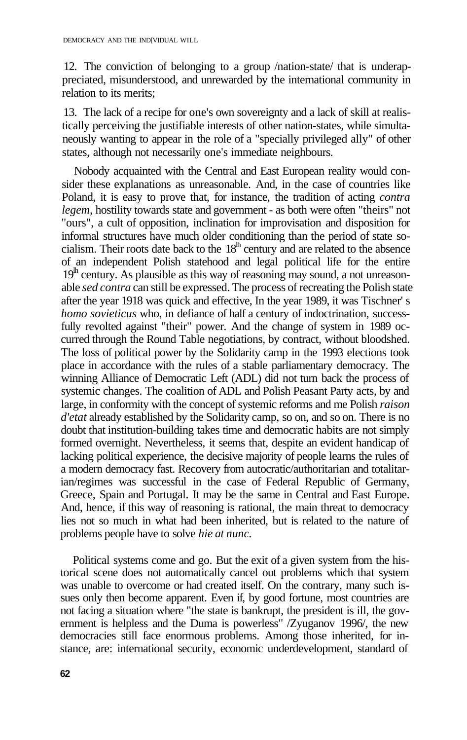12. The conviction of belonging to a group /nation-state/ that is underappreciated, misunderstood, and unrewarded by the international community in relation to its merits;

13. The lack of a recipe for one's own sovereignty and a lack of skill at realistically perceiving the justifiable interests of other nation-states, while simultaneously wanting to appear in the role of a "specially privileged ally" of other states, although not necessarily one's immediate neighbours.

Nobody acquainted with the Central and East European reality would consider these explanations as unreasonable. And, in the case of countries like Poland, it is easy to prove that, for instance, the tradition of acting *contra legem*, hostility towards state and government - as both were often "theirs" not "ours", a cult of opposition, inclination for improvisation and disposition for informal structures have much older conditioning than the period of state socialism. Their roots date back to the 18th century and are related to the absence of an independent Polish statehood and legal political life for the entire 19th century. As plausible as this way of reasoning may sound, a not unreasonable *sed contra* can still be expressed. The process of recreating the Polish state after the year 1918 was quick and effective, In the year 1989, it was Tischner' s *homo sovieticus* who, in defiance of half a century of indoctrination, successfully revolted against "their" power. And the change of system in 1989 occurred through the Round Table negotiations, by contract, without bloodshed. The loss of political power by the Solidarity camp in the 1993 elections took place in accordance with the rules of a stable parliamentary democracy. The winning Alliance of Democratic Left (ADL) did not turn back the process of systemic changes. The coalition of ADL and Polish Peasant Party acts, by and large, in conformity with the concept of systemic reforms and me Polish *raison d'etat* already established by the Solidarity camp, so on, and so on. There is no doubt that institution-building takes time and democratic habits are not simply formed overnight. Nevertheless, it seems that, despite an evident handicap of lacking political experience, the decisive majority of people learns the rules of a modern democracy fast. Recovery from autocratic/authoritarian and totalitarian/regimes was successful in the case of Federal Republic of Germany, Greece, Spain and Portugal. It may be the same in Central and East Europe. And, hence, if this way of reasoning is rational, the main threat to democracy lies not so much in what had been inherited, but is related to the nature of problems people have to solve *hie at nunc*.

Political systems come and go. But the exit of a given system from the historical scene does not automatically cancel out problems which that system was unable to overcome or had created itself. On the contrary, many such issues only then become apparent. Even if, by good fortune, most countries are not facing a situation where "the state is bankrupt, the president is ill, the government is helpless and the Duma is powerless" /Zyuganov 1996/, the new democracies still face enormous problems. Among those inherited, for instance, are: international security, economic underdevelopment, standard of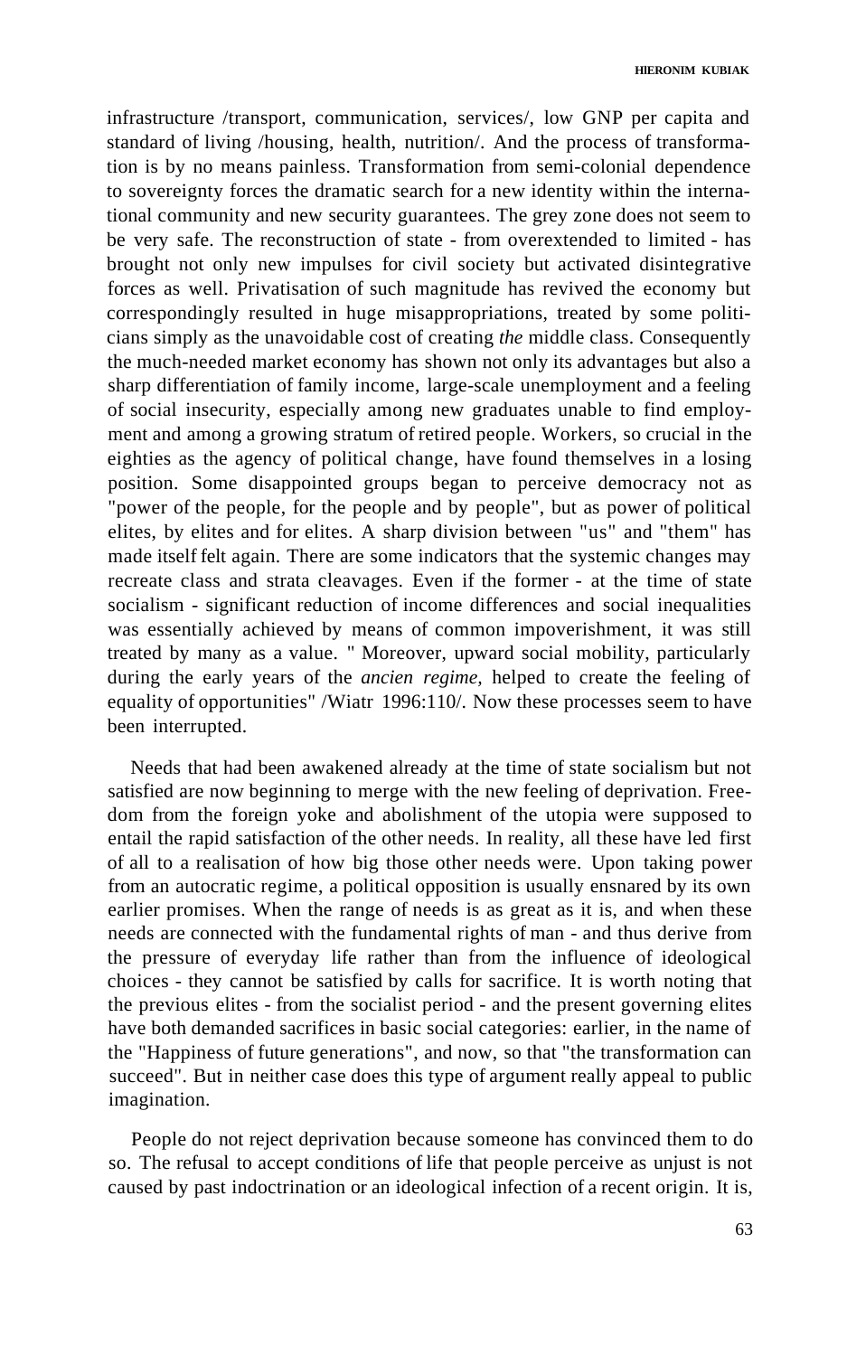infrastructure /transport, communication, services/, low GNP per capita and standard of living /housing, health, nutrition/. And the process of transformation is by no means painless. Transformation from semi-colonial dependence to sovereignty forces the dramatic search for a new identity within the international community and new security guarantees. The grey zone does not seem to be very safe. The reconstruction of state - from overextended to limited - has brought not only new impulses for civil society but activated disintegrative forces as well. Privatisation of such magnitude has revived the economy but correspondingly resulted in huge misappropriations, treated by some politicians simply as the unavoidable cost of creating *the* middle class. Consequently the much-needed market economy has shown not only its advantages but also a sharp differentiation of family income, large-scale unemployment and a feeling of social insecurity, especially among new graduates unable to find employment and among a growing stratum of retired people. Workers, so crucial in the eighties as the agency of political change, have found themselves in a losing position. Some disappointed groups began to perceive democracy not as "power of the people, for the people and by people", but as power of political elites, by elites and for elites. A sharp division between "us" and "them" has made itself felt again. There are some indicators that the systemic changes may recreate class and strata cleavages. Even if the former - at the time of state socialism - significant reduction of income differences and social inequalities was essentially achieved by means of common impoverishment, it was still treated by many as a value. " Moreover, upward social mobility, particularly during the early years of the *ancien regime*, helped to create the feeling of equality of opportunities" /Wiatr 1996:110/. Now these processes seem to have been interrupted.

Needs that had been awakened already at the time of state socialism but not satisfied are now beginning to merge with the new feeling of deprivation. Freedom from the foreign yoke and abolishment of the utopia were supposed to entail the rapid satisfaction of the other needs. In reality, all these have led first of all to a realisation of how big those other needs were. Upon taking power from an autocratic regime, a political opposition is usually ensnared by its own earlier promises. When the range of needs is as great as it is, and when these needs are connected with the fundamental rights of man - and thus derive from the pressure of everyday life rather than from the influence of ideological choices - they cannot be satisfied by calls for sacrifice. It is worth noting that the previous elites - from the socialist period - and the present governing elites have both demanded sacrifices in basic social categories: earlier, in the name of the "Happiness of future generations", and now, so that "the transformation can succeed". But in neither case does this type of argument really appeal to public imagination.

People do not reject deprivation because someone has convinced them to do so. The refusal to accept conditions of life that people perceive as unjust is not caused by past indoctrination or an ideological infection of a recent origin. It is,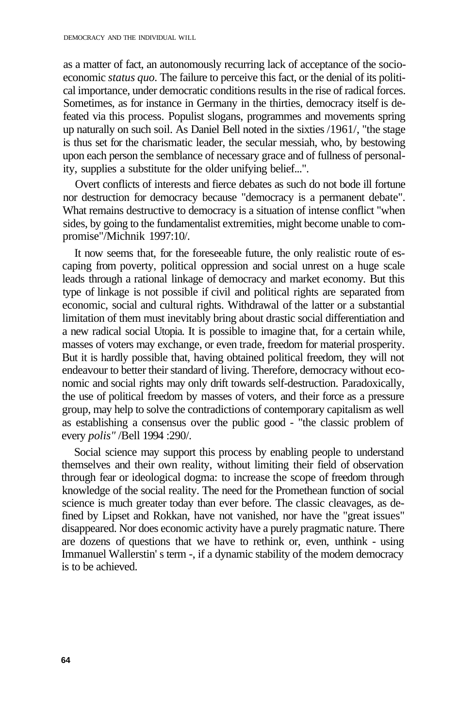as a matter of fact, an autonomously recurring lack of acceptance of the socio-economic *status quo*. The failure to perceive this fact, or the denial of its political importance, under democratic conditions results in the rise of radical forces. Sometimes, as for instance in Germany in the thirties, democracy itself is defeated via this process. Populist slogans, programmes and movements spring up naturally on such soil. As Daniel Bell noted in the sixties /1961/, "the stage is thus set for the charismatic leader, the secular messiah, who, by bestowing upon each person the semblance of necessary grace and of fullness of personality, supplies a substitute for the older unifying belief...".

Overt conflicts of interests and fierce debates as such do not bode ill fortune nor destruction for democracy because "democracy is a permanent debate". What remains destructive to democracy is a situation of intense conflict "when sides, by going to the fundamentalist extremities, might become unable to compromise"/Michnik 1997:10/.

It now seems that, for the foreseeable future, the only realistic route of escaping from poverty, political oppression and social unrest on a huge scale leads through a rational linkage of democracy and market economy. But this type of linkage is not possible if civil and political rights are separated from economic, social and cultural rights. Withdrawal of the latter or a substantial limitation of them must inevitably bring about drastic social differentiation and a new radical social Utopia. It is possible to imagine that, for a certain while, masses of voters may exchange, or even trade, freedom for material prosperity. But it is hardly possible that, having obtained political freedom, they will not endeavour to better their standard of living. Therefore, democracy without economic and social rights may only drift towards self-destruction. Paradoxically, the use of political freedom by masses of voters, and their force as a pressure group, may help to solve the contradictions of contemporary capitalism as well as establishing a consensus over the public good - "the classic problem of every *polis"* /Bell 1994 :290/.

Social science may support this process by enabling people to understand themselves and their own reality, without limiting their field of observation through fear or ideological dogma: to increase the scope of freedom through knowledge of the social reality. The need for the Promethean function of social science is much greater today than ever before. The classic cleavages, as defined by Lipset and Rokkan, have not vanished, nor have the "great issues" disappeared. Nor does economic activity have a purely pragmatic nature. There are dozens of questions that we have to rethink or, even, unthink - using Immanuel Wallerstin' s term -, if a dynamic stability of the modem democracy is to be achieved.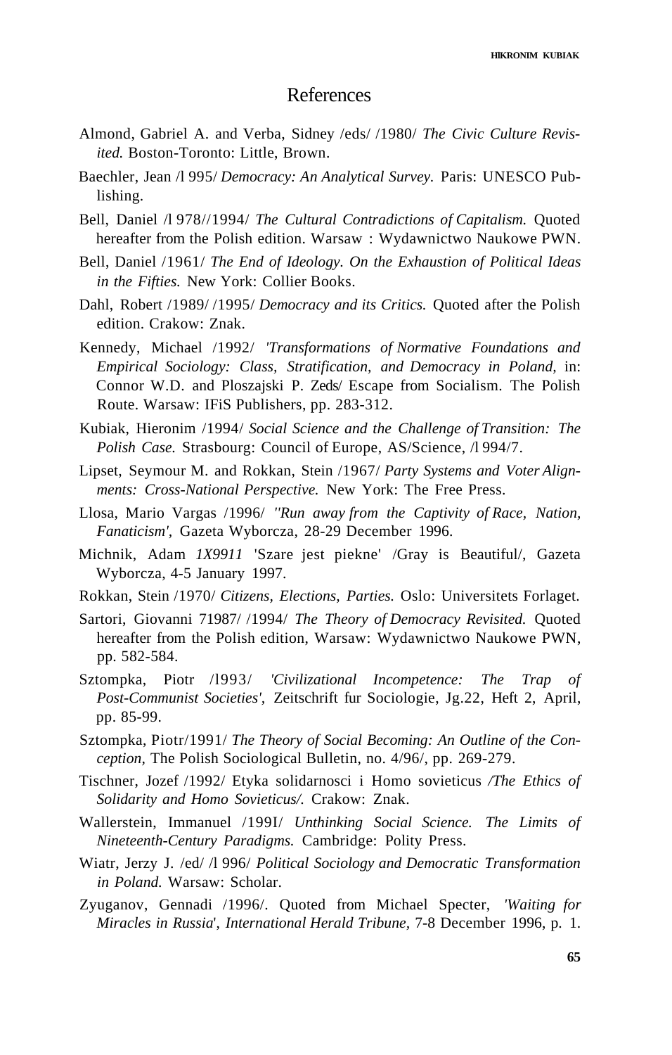# References

Almond, Gabriel A. and Verba, Sidney /eds/ /1980/ *The Civic Culture Revisited.* Boston-Toronto: Little, Brown.

Baechler, Jean /l 995/ *Democracy: An Analytical Survey.* Paris: UNESCO Publishing.

Bell, Daniel /l 978//1994/ *The Cultural Contradictions of Capitalism.* Quoted hereafter from the Polish edition. Warsaw : Wydawnictwo Naukowe PWN.

Bell, Daniel /1961/ *The End of Ideology. On the Exhaustion of Political Ideas in the Fifties.* New York: Collier Books.

Dahl, Robert /1989/ /1995/ *Democracy and its Critics.* Quoted after the Polish edition. Crakow: Znak.

Kennedy, Michael /1992/ *'Transformations of Normative Foundations and Empirical Sociology: Class, Stratification, and Democracy in Poland,* in: Connor W.D. and Ploszajski P. Zeds/ Escape from Socialism. The Polish Route. Warsaw: IFiS Publishers, pp. 283-312.

Kubiak, Hieronim /1994/ *Social Science and the Challenge of Transition: The Polish Case.* Strasbourg: Council of Europe, AS/Science, /l 994/7.

Lipset, Seymour M. and Rokkan, Stein /1967/ *Party Systems and Voter Alignments: Cross-National Perspective.* New York: The Free Press.

Llosa, Mario Vargas /1996/ *''Run away from the Captivity of Race, Nation, Fanaticism',* Gazeta Wyborcza, 28-29 December 1996.

Michnik, Adam *1X9911* 'Szare jest piekne' /Gray is Beautiful/, Gazeta Wyborcza, 4-5 January 1997.

Rokkan, Stein /1970/ *Citizens, Elections, Parties.* Oslo: Universitets Forlaget.

Sartori, Giovanni 71987/ /1994/ *The Theory of Democracy Revisited.* Quoted hereafter from the Polish edition, Warsaw: Wydawnictwo Naukowe PWN, pp. 582-584.

Sztompka, Piotr /l993/ *'Civilizational Incompetence: The Trap of Post-Communist Societies',* Zeitschrift fur Sociologie, Jg.22, Heft 2, April, pp. 85-99.

Sztompka, Piotr/1991/ *The Theory of Social Becoming: An Outline of the Conception,* The Polish Sociological Bulletin, no. 4/96/, pp. 269-279.

Tischner, Jozef /1992/ Etyka solidarnosci i Homo sovieticus */The Ethics of Solidarity and Homo Sovieticus/.* Crakow: Znak.

Wallerstein, Immanuel /199I/ *Unthinking Social Science. The Limits of Nineteenth-Century Paradigms.* Cambridge: Polity Press.

Wiatr, Jerzy J. /ed/ /l 996/ *Political Sociology and Democratic Transformation in Poland.* Warsaw: Scholar.

Zyuganov, Gennadi /1996/. Quoted from Michael Specter, *'Waiting for Miracles in Russia', International Herald Tribune,* 7-8 December 1996, p. 1.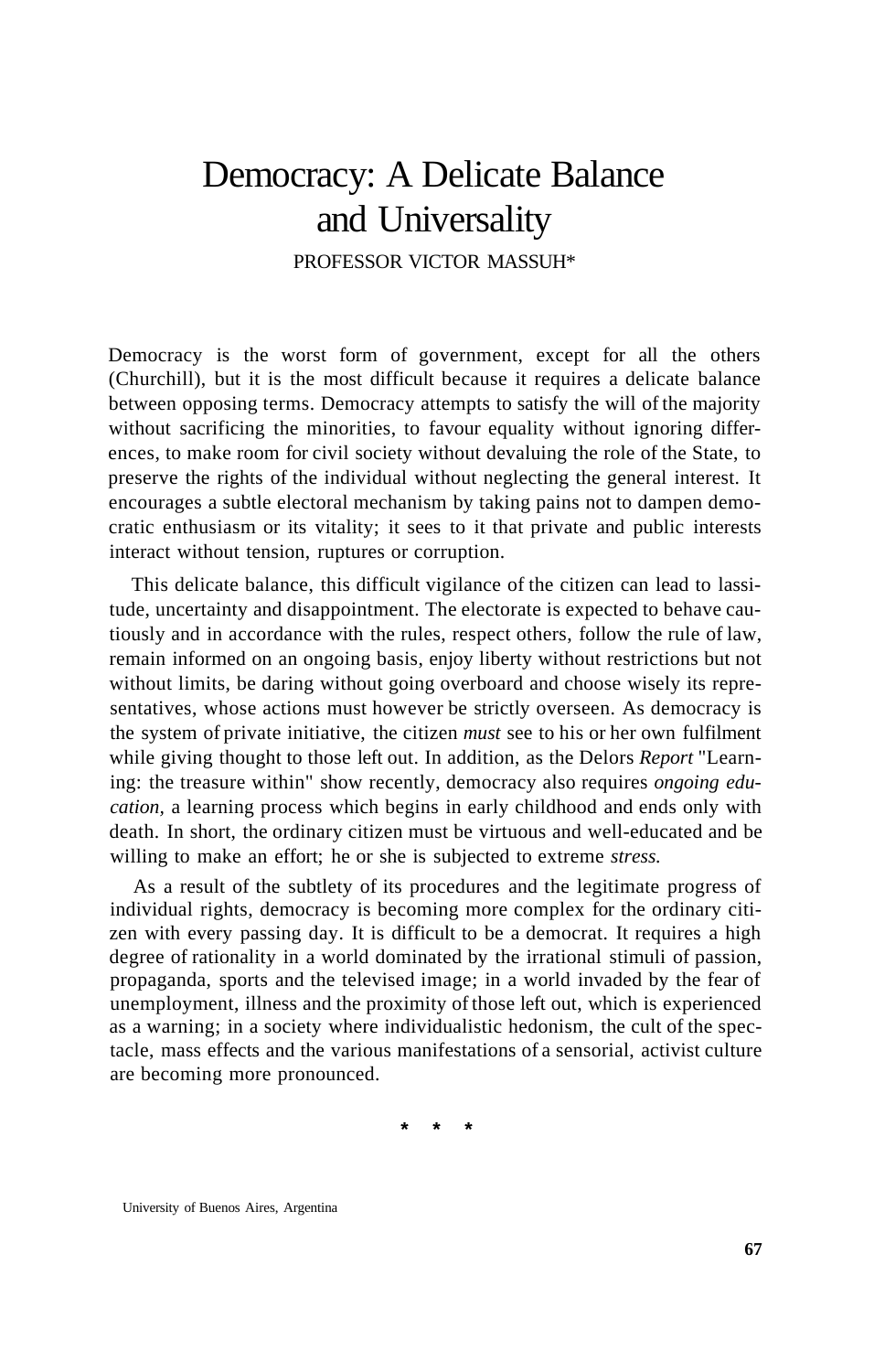# Democracy: A Delicate Balance and Universality

PROFESSOR VICTOR MASSUH*

Democracy is the worst form of government, except for all the others (Churchill), but it is the most difficult because it requires a delicate balance between opposing terms. Democracy attempts to satisfy the will of the majority without sacrificing the minorities, to favour equality without ignoring differences, to make room for civil society without devaluing the role of the State, to preserve the rights of the individual without neglecting the general interest. It encourages a subtle electoral mechanism by taking pains not to dampen democratic enthusiasm or its vitality; it sees to it that private and public interests interact without tension, ruptures or corruption.

This delicate balance, this difficult vigilance of the citizen can lead to lassitude, uncertainty and disappointment. The electorate is expected to behave cautiously and in accordance with the rules, respect others, follow the rule of law, remain informed on an ongoing basis, enjoy liberty without restrictions but not without limits, be daring without going overboard and choose wisely its representatives, whose actions must however be strictly overseen. As democracy is the system of private initiative, the citizen *must* see to his or her own fulfilment while giving thought to those left out. In addition, as the Delors *Report* "Learning: the treasure within" show recently, democracy also requires *ongoing education*, a learning process which begins in early childhood and ends only with death. In short, the ordinary citizen must be virtuous and well-educated and be willing to make an effort; he or she is subjected to extreme *stress.*

As a result of the subtlety of its procedures and the legitimate progress of individual rights, democracy is becoming more complex for the ordinary citizen with every passing day. It is difficult to be a democrat. It requires a high degree of rationality in a world dominated by the irrational stimuli of passion, propaganda, sports and the televised image; in a world invaded by the fear of unemployment, illness and the proximity of those left out, which is experienced as a warning; in a society where individualistic hedonism, the cult of the spectacle, mass effects and the various manifestations of a sensorial, activist culture are becoming more pronounced.

\* \* \*

\* University of Buenos Aires, Argentina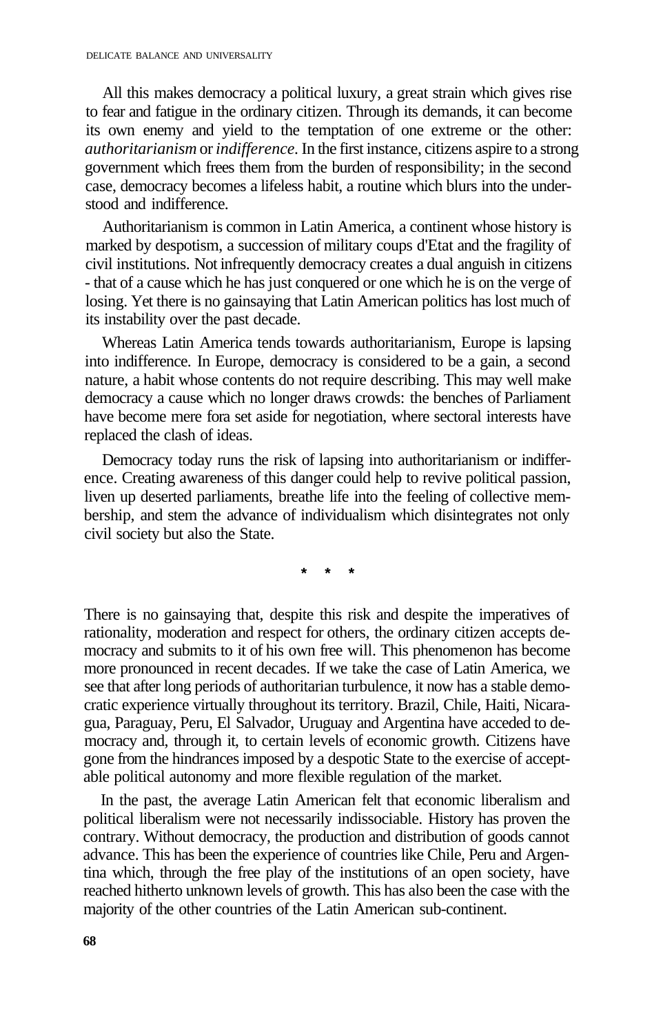All this makes democracy a political luxury, a great strain which gives rise to fear and fatigue in the ordinary citizen. Through its demands, it can become its own enemy and yield to the temptation of one extreme or the other: *authoritarianism* or *indifference*. In the first instance, citizens aspire to a strong government which frees them from the burden of responsibility; in the second case, democracy becomes a lifeless habit, a routine which blurs into the understood and indifference.

Authoritarianism is common in Latin America, a continent whose history is marked by despotism, a succession of military coups d'Etat and the fragility of civil institutions. Not infrequently democracy creates a dual anguish in citizens - that of a cause which he has just conquered or one which he is on the verge of losing. Yet there is no gainsaying that Latin American politics has lost much of its instability over the past decade.

Whereas Latin America tends towards authoritarianism, Europe is lapsing into indifference. In Europe, democracy is considered to be a gain, a second nature, a habit whose contents do not require describing. This may well make democracy a cause which no longer draws crowds: the benches of Parliament have become mere fora set aside for negotiation, where sectoral interests have replaced the clash of ideas.

Democracy today runs the risk of lapsing into authoritarianism or indifference. Creating awareness of this danger could help to revive political passion, liven up deserted parliaments, breathe life into the feeling of collective membership, and stem the advance of individualism which disintegrates not only civil society but also the State.

\* \* \*

There is no gainsaying that, despite this risk and despite the imperatives of rationality, moderation and respect for others, the ordinary citizen accepts democracy and submits to it of his own free will. This phenomenon has become more pronounced in recent decades. If we take the case of Latin America, we see that after long periods of authoritarian turbulence, it now has a stable democratic experience virtually throughout its territory. Brazil, Chile, Haiti, Nicaragua, Paraguay, Peru, El Salvador, Uruguay and Argentina have acceded to democracy and, through it, to certain levels of economic growth. Citizens have gone from the hindrances imposed by a despotic State to the exercise of acceptable political autonomy and more flexible regulation of the market.

In the past, the average Latin American felt that economic liberalism and political liberalism were not necessarily indissociable. History has proven the contrary. Without democracy, the production and distribution of goods cannot advance. This has been the experience of countries like Chile, Peru and Argentina which, through the free play of the institutions of an open society, have reached hitherto unknown levels of growth. This has also been the case with the majority of the other countries of the Latin American sub-continent.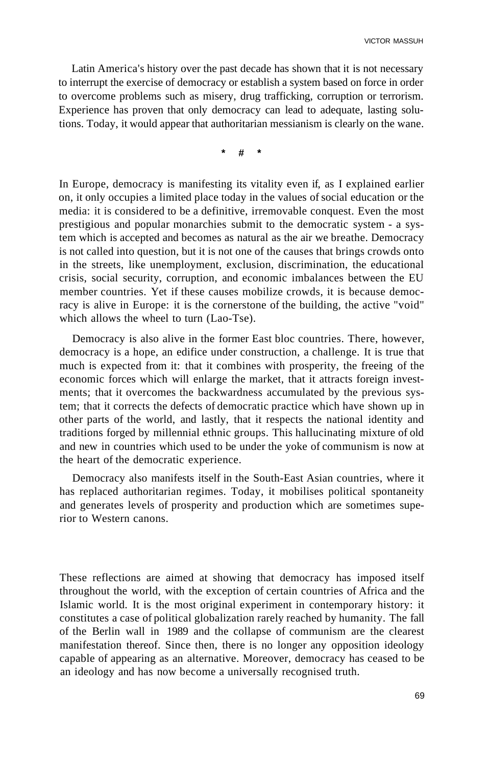Latin America's history over the past decade has shown that it is not necessary to interrupt the exercise of democracy or establish a system based on force in order to overcome problems such as misery, drug trafficking, corruption or terrorism. Experience has proven that only democracy can lead to adequate, lasting solutions. Today, it would appear that authoritarian messianism is clearly on the wane.

\* # \*

In Europe, democracy is manifesting its vitality even if, as I explained earlier on, it only occupies a limited place today in the values of social education or the media: it is considered to be a definitive, irremovable conquest. Even the most prestigious and popular monarchies submit to the democratic system - a system which is accepted and becomes as natural as the air we breathe. Democracy is not called into question, but it is not one of the causes that brings crowds onto in the streets, like unemployment, exclusion, discrimination, the educational crisis, social security, corruption, and economic imbalances between the EU member countries. Yet if these causes mobilize crowds, it is because democracy is alive in Europe: it is the cornerstone of the building, the active "void" which allows the wheel to turn (Lao-Tse).

Democracy is also alive in the former East bloc countries. There, however, democracy is a hope, an edifice under construction, a challenge. It is true that much is expected from it: that it combines with prosperity, the freeing of the economic forces which will enlarge the market, that it attracts foreign investments; that it overcomes the backwardness accumulated by the previous system; that it corrects the defects of democratic practice which have shown up in other parts of the world, and lastly, that it respects the national identity and traditions forged by millennial ethnic groups. This hallucinating mixture of old and new in countries which used to be under the yoke of communism is now at the heart of the democratic experience.

Democracy also manifests itself in the South-East Asian countries, where it has replaced authoritarian regimes. Today, it mobilises political spontaneity and generates levels of prosperity and production which are sometimes superior to Western canons.

These reflections are aimed at showing that democracy has imposed itself throughout the world, with the exception of certain countries of Africa and the Islamic world. It is the most original experiment in contemporary history: it constitutes a case of political globalization rarely reached by humanity. The fall of the Berlin wall in 1989 and the collapse of communism are the clearest manifestation thereof. Since then, there is no longer any opposition ideology capable of appearing as an alternative. Moreover, democracy has ceased to be an ideology and has now become a universally recognised truth.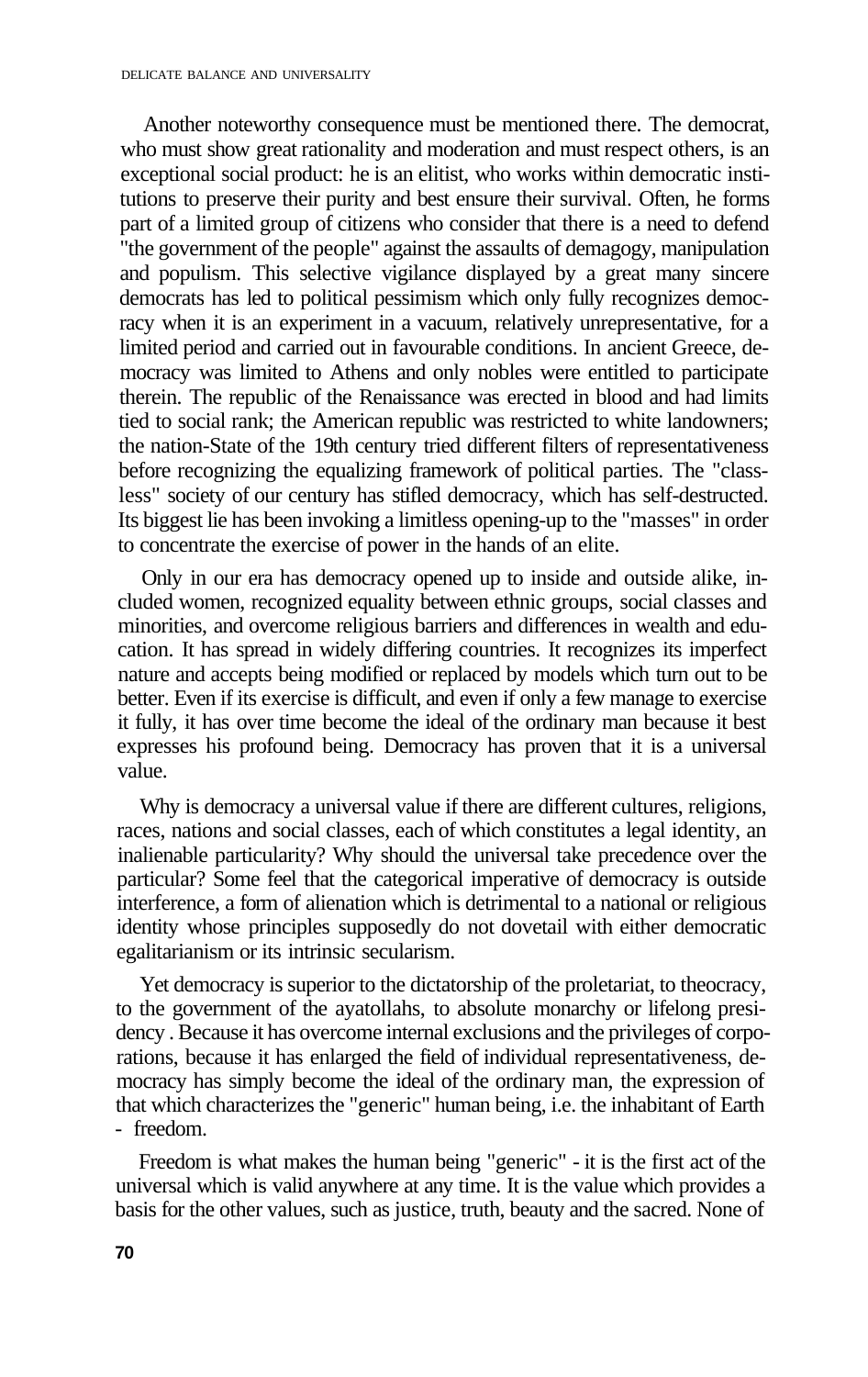Another noteworthy consequence must be mentioned there. The democrat, who must show great rationality and moderation and must respect others, is an exceptional social product: he is an elitist, who works within democratic institutions to preserve their purity and best ensure their survival. Often, he forms part of a limited group of citizens who consider that there is a need to defend "the government of the people" against the assaults of demagogy, manipulation and populism. This selective vigilance displayed by a great many sincere democrats has led to political pessimism which only fully recognizes democracy when it is an experiment in a vacuum, relatively unrepresentative, for a limited period and carried out in favourable conditions. In ancient Greece, democracy was limited to Athens and only nobles were entitled to participate therein. The republic of the Renaissance was erected in blood and had limits tied to social rank; the American republic was restricted to white landowners; the nation-State of the 19th century tried different filters of representativeness before recognizing the equalizing framework of political parties. The "classless" society of our century has stifled democracy, which has self-destructed. Its biggest lie has been invoking a limitless opening-up to the "masses" in order to concentrate the exercise of power in the hands of an elite.

Only in our era has democracy opened up to inside and outside alike, included women, recognized equality between ethnic groups, social classes and minorities, and overcome religious barriers and differences in wealth and education. It has spread in widely differing countries. It recognizes its imperfect nature and accepts being modified or replaced by models which turn out to be better. Even if its exercise is difficult, and even if only a few manage to exercise it fully, it has over time become the ideal of the ordinary man because it best expresses his profound being. Democracy has proven that it is a universal value.

Why is democracy a universal value if there are different cultures, religions, races, nations and social classes, each of which constitutes a legal identity, an inalienable particularity? Why should the universal take precedence over the particular? Some feel that the categorical imperative of democracy is outside interference, a form of alienation which is detrimental to a national or religious identity whose principles supposedly do not dovetail with either democratic egalitarianism or its intrinsic secularism.

Yet democracy is superior to the dictatorship of the proletariat, to theocracy, to the government of the ayatollahs, to absolute monarchy or lifelong presidency . Because it has overcome internal exclusions and the privileges of corporations, because it has enlarged the field of individual representativeness, democracy has simply become the ideal of the ordinary man, the expression of that which characterizes the "generic" human being, i.e. the inhabitant of Earth - freedom.

Freedom is what makes the human being "generic" - it is the first act of the universal which is valid anywhere at any time. It is the value which provides a basis for the other values, such as justice, truth, beauty and the sacred. None of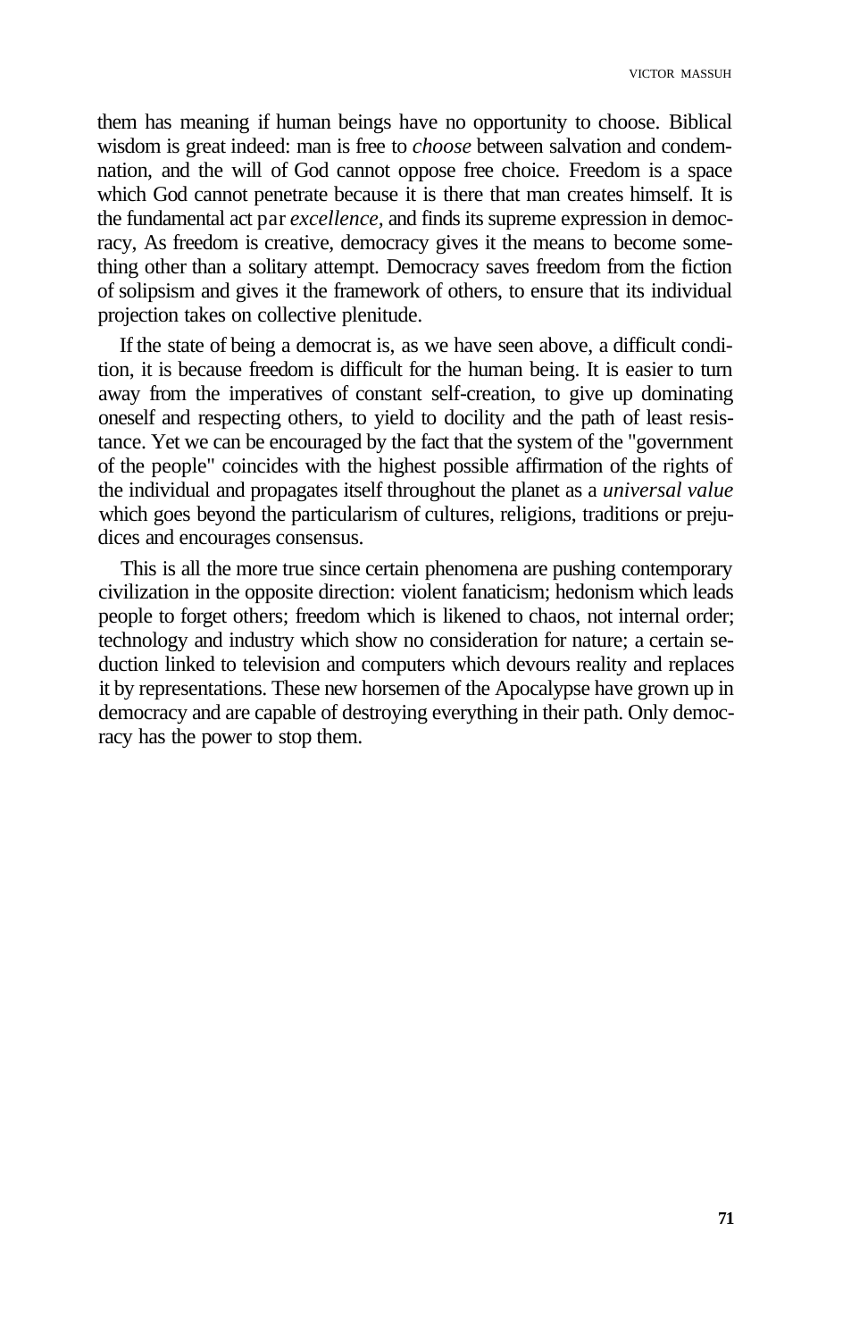them has meaning if human beings have no opportunity to choose. Biblical wisdom is great indeed: man is free to *choose* between salvation and condemnation, and the will of God cannot oppose free choice. Freedom is a space which God cannot penetrate because it is there that man creates himself. It is the fundamental act par *excellence*, and finds its supreme expression in democracy, As freedom is creative, democracy gives it the means to become something other than a solitary attempt. Democracy saves freedom from the fiction of solipsism and gives it the framework of others, to ensure that its individual projection takes on collective plenitude.

If the state of being a democrat is, as we have seen above, a difficult condition, it is because freedom is difficult for the human being. It is easier to turn away from the imperatives of constant self-creation, to give up dominating oneself and respecting others, to yield to docility and the path of least resistance. Yet we can be encouraged by the fact that the system of the "government of the people" coincides with the highest possible affirmation of the rights of the individual and propagates itself throughout the planet as a *universal value* which goes beyond the particularism of cultures, religions, traditions or prejudices and encourages consensus.

This is all the more true since certain phenomena are pushing contemporary civilization in the opposite direction: violent fanaticism; hedonism which leads people to forget others; freedom which is likened to chaos, not internal order; technology and industry which show no consideration for nature; a certain seduction linked to television and computers which devours reality and replaces it by representations. These new horsemen of the Apocalypse have grown up in democracy and are capable of destroying everything in their path. Only democracy has the power to stop them.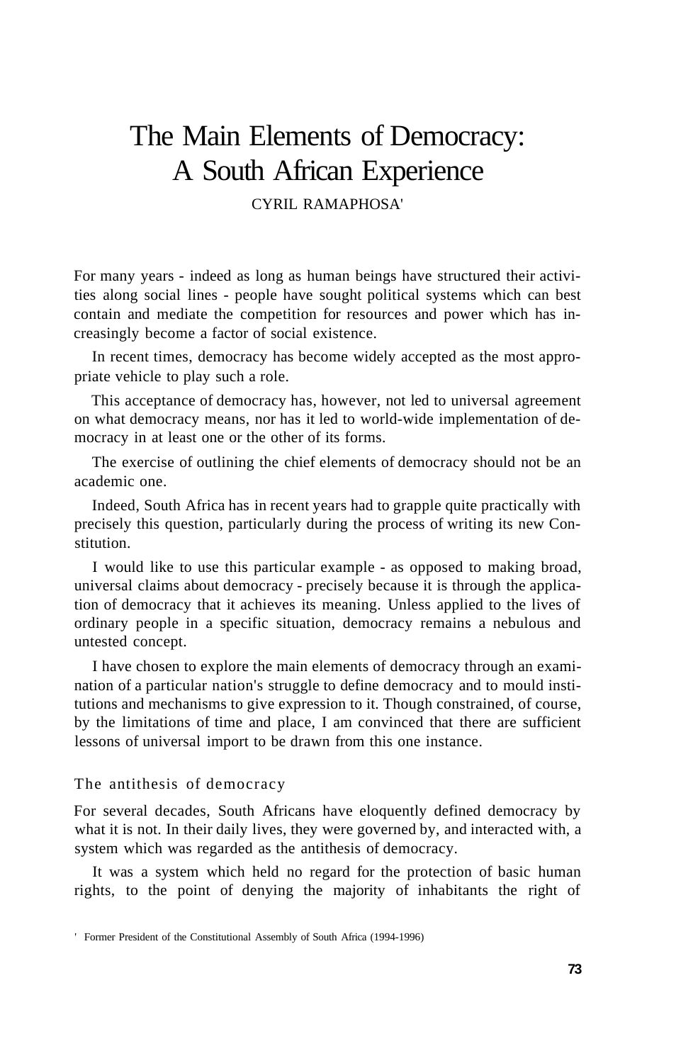# The Main Elements of Democracy: A South African Experience

CYRIL RAMAPHOSA[1]

For many years - indeed as long as human beings have structured their activities along social lines - people have sought political systems which can best contain and mediate the competition for resources and power which has increasingly become a factor of social existence.

In recent times, democracy has become widely accepted as the most appropriate vehicle to play such a role.

This acceptance of democracy has, however, not led to universal agreement on what democracy means, nor has it led to world-wide implementation of democracy in at least one or the other of its forms.

The exercise of outlining the chief elements of democracy should not be an academic one.

Indeed, South Africa has in recent years had to grapple quite practically with precisely this question, particularly during the process of writing its new Constitution.

I would like to use this particular example - as opposed to making broad, universal claims about democracy - precisely because it is through the application of democracy that it achieves its meaning. Unless applied to the lives of ordinary people in a specific situation, democracy remains a nebulous and untested concept.

I have chosen to explore the main elements of democracy through an examination of a particular nation's struggle to define democracy and to mould institutions and mechanisms to give expression to it. Though constrained, of course, by the limitations of time and place, I am convinced that there are sufficient lessons of universal import to be drawn from this one instance.

## The antithesis of democracy

For several decades, South Africans have eloquently defined democracy by what it is not. In their daily lives, they were governed by, and interacted with, a system which was regarded as the antithesis of democracy.

It was a system which held no regard for the protection of basic human rights, to the point of denying the majority of inhabitants the right of

[1] Former President of the Constitutional Assembly of South Africa (1994-1996)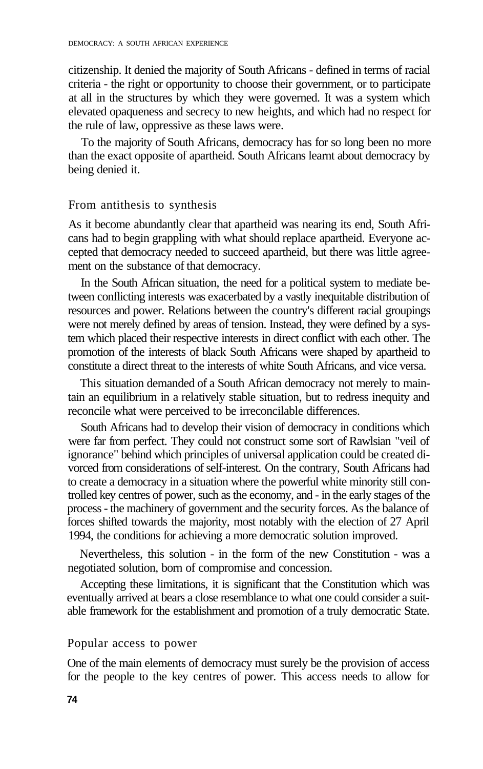citizenship. It denied the majority of South Africans - defined in terms of racial criteria - the right or opportunity to choose their government, or to participate at all in the structures by which they were governed. It was a system which elevated opaqueness and secrecy to new heights, and which had no respect for the rule of law, oppressive as these laws were.

To the majority of South Africans, democracy has for so long been no more than the exact opposite of apartheid. South Africans learnt about democracy by being denied it.

## From antithesis to synthesis

As it become abundantly clear that apartheid was nearing its end, South Africans had to begin grappling with what should replace apartheid. Everyone accepted that democracy needed to succeed apartheid, but there was little agreement on the substance of that democracy.

In the South African situation, the need for a political system to mediate between conflicting interests was exacerbated by a vastly inequitable distribution of resources and power. Relations between the country's different racial groupings were not merely defined by areas of tension. Instead, they were defined by a system which placed their respective interests in direct conflict with each other. The promotion of the interests of black South Africans were shaped by apartheid to constitute a direct threat to the interests of white South Africans, and vice versa.

This situation demanded of a South African democracy not merely to maintain an equilibrium in a relatively stable situation, but to redress inequity and reconcile what were perceived to be irreconcilable differences.

South Africans had to develop their vision of democracy in conditions which were far from perfect. They could not construct some sort of Rawlsian "veil of ignorance" behind which principles of universal application could be created divorced from considerations of self-interest. On the contrary, South Africans had to create a democracy in a situation where the powerful white minority still controlled key centres of power, such as the economy, and - in the early stages of the process - the machinery of government and the security forces. As the balance of forces shifted towards the majority, most notably with the election of 27 April 1994, the conditions for achieving a more democratic solution improved.

Nevertheless, this solution - in the form of the new Constitution - was a negotiated solution, born of compromise and concession.

Accepting these limitations, it is significant that the Constitution which was eventually arrived at bears a close resemblance to what one could consider a suitable framework for the establishment and promotion of a truly democratic State.

## Popular access to power

One of the main elements of democracy must surely be the provision of access for the people to the key centres of power. This access needs to allow for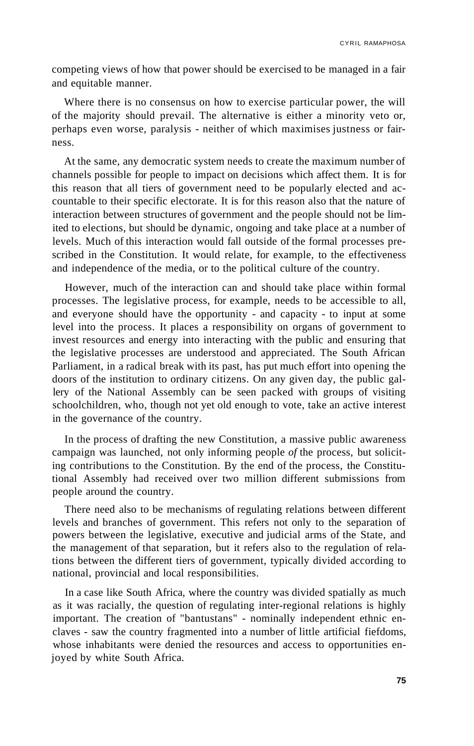competing views of how that power should be exercised to be managed in a fair and equitable manner.

Where there is no consensus on how to exercise particular power, the will of the majority should prevail. The alternative is either a minority veto or, perhaps even worse, paralysis - neither of which maximises justness or fairness.

At the same, any democratic system needs to create the maximum number of channels possible for people to impact on decisions which affect them. It is for this reason that all tiers of government need to be popularly elected and accountable to their specific electorate. It is for this reason also that the nature of interaction between structures of government and the people should not be limited to elections, but should be dynamic, ongoing and take place at a number of levels. Much of this interaction would fall outside of the formal processes prescribed in the Constitution. It would relate, for example, to the effectiveness and independence of the media, or to the political culture of the country.

However, much of the interaction can and should take place within formal processes. The legislative process, for example, needs to be accessible to all, and everyone should have the opportunity - and capacity - to input at some level into the process. It places a responsibility on organs of government to invest resources and energy into interacting with the public and ensuring that the legislative processes are understood and appreciated. The South African Parliament, in a radical break with its past, has put much effort into opening the doors of the institution to ordinary citizens. On any given day, the public gallery of the National Assembly can be seen packed with groups of visiting schoolchildren, who, though not yet old enough to vote, take an active interest in the governance of the country.

In the process of drafting the new Constitution, a massive public awareness campaign was launched, not only informing people *of* the process, but soliciting contributions to the Constitution. By the end of the process, the Constitutional Assembly had received over two million different submissions from people around the country.

There need also to be mechanisms of regulating relations between different levels and branches of government. This refers not only to the separation of powers between the legislative, executive and judicial arms of the State, and the management of that separation, but it refers also to the regulation of relations between the different tiers of government, typically divided according to national, provincial and local responsibilities.

In a case like South Africa, where the country was divided spatially as much as it was racially, the question of regulating inter-regional relations is highly important. The creation of "bantustans" - nominally independent ethnic enclaves - saw the country fragmented into a number of little artificial fiefdoms, whose inhabitants were denied the resources and access to opportunities enjoyed by white South Africa.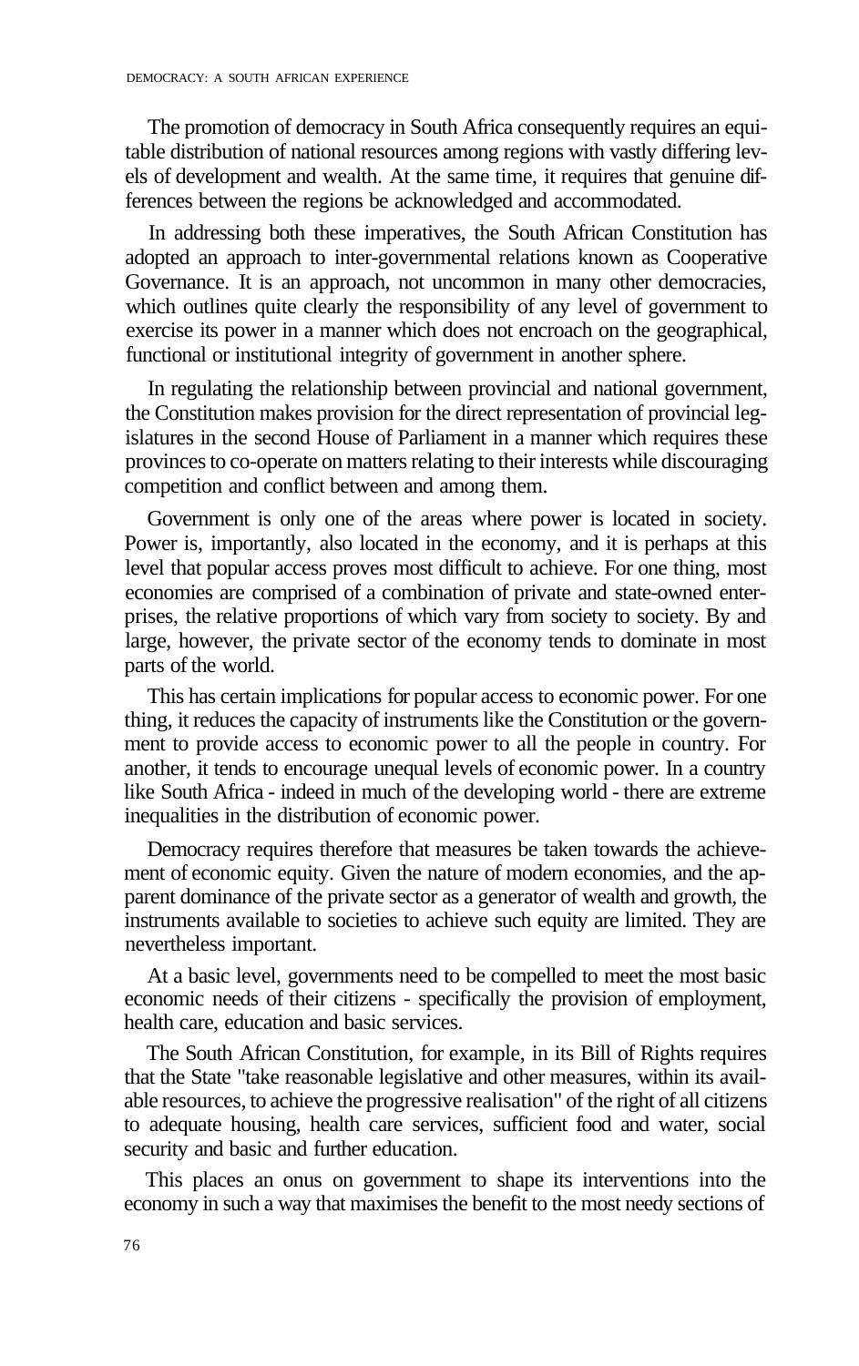The promotion of democracy in South Africa consequently requires an equitable distribution of national resources among regions with vastly differing levels of development and wealth. At the same time, it requires that genuine differences between the regions be acknowledged and accommodated.

In addressing both these imperatives, the South African Constitution has adopted an approach to inter-governmental relations known as Cooperative Governance. It is an approach, not uncommon in many other democracies, which outlines quite clearly the responsibility of any level of government to exercise its power in a manner which does not encroach on the geographical, functional or institutional integrity of government in another sphere.

In regulating the relationship between provincial and national government, the Constitution makes provision for the direct representation of provincial legislatures in the second House of Parliament in a manner which requires these provinces to co-operate on matters relating to their interests while discouraging competition and conflict between and among them.

Government is only one of the areas where power is located in society. Power is, importantly, also located in the economy, and it is perhaps at this level that popular access proves most difficult to achieve. For one thing, most economies are comprised of a combination of private and state-owned enterprises, the relative proportions of which vary from society to society. By and large, however, the private sector of the economy tends to dominate in most parts of the world.

This has certain implications for popular access to economic power. For one thing, it reduces the capacity of instruments like the Constitution or the government to provide access to economic power to all the people in country. For another, it tends to encourage unequal levels of economic power. In a country like South Africa - indeed in much of the developing world - there are extreme inequalities in the distribution of economic power.

Democracy requires therefore that measures be taken towards the achievement of economic equity. Given the nature of modern economies, and the apparent dominance of the private sector as a generator of wealth and growth, the instruments available to societies to achieve such equity are limited. They are nevertheless important.

At a basic level, governments need to be compelled to meet the most basic economic needs of their citizens - specifically the provision of employment, health care, education and basic services.

The South African Constitution, for example, in its Bill of Rights requires that the State "take reasonable legislative and other measures, within its available resources, to achieve the progressive realisation" of the right of all citizens to adequate housing, health care services, sufficient food and water, social security and basic and further education.

This places an onus on government to shape its interventions into the economy in such a way that maximises the benefit to the most needy sections of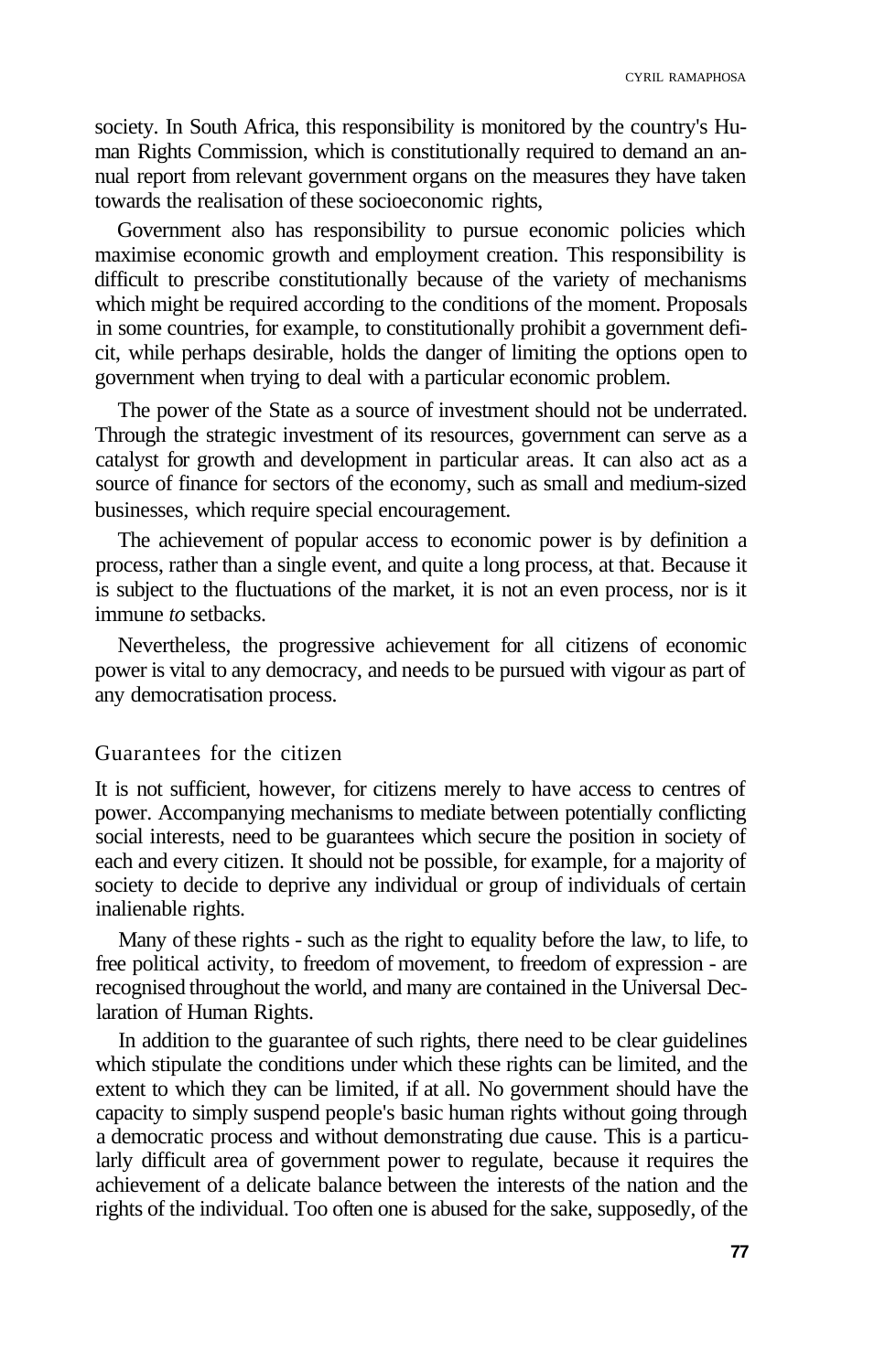society. In South Africa, this responsibility is monitored by the country's Human Rights Commission, which is constitutionally required to demand an annual report from relevant government organs on the measures they have taken towards the realisation of these socioeconomic rights,

Government also has responsibility to pursue economic policies which maximise economic growth and employment creation. This responsibility is difficult to prescribe constitutionally because of the variety of mechanisms which might be required according to the conditions of the moment. Proposals in some countries, for example, to constitutionally prohibit a government deficit, while perhaps desirable, holds the danger of limiting the options open to government when trying to deal with a particular economic problem.

The power of the State as a source of investment should not be underrated. Through the strategic investment of its resources, government can serve as a catalyst for growth and development in particular areas. It can also act as a source of finance for sectors of the economy, such as small and medium-sized businesses, which require special encouragement.

The achievement of popular access to economic power is by definition a process, rather than a single event, and quite a long process, at that. Because it is subject to the fluctuations of the market, it is not an even process, nor is it immune *to* setbacks.

Nevertheless, the progressive achievement for all citizens of economic power is vital to any democracy, and needs to be pursued with vigour as part of any democratisation process.

## Guarantees for the citizen

It is not sufficient, however, for citizens merely to have access to centres of power. Accompanying mechanisms to mediate between potentially conflicting social interests, need to be guarantees which secure the position in society of each and every citizen. It should not be possible, for example, for a majority of society to decide to deprive any individual or group of individuals of certain inalienable rights.

Many of these rights - such as the right to equality before the law, to life, to free political activity, to freedom of movement, to freedom of expression - are recognised throughout the world, and many are contained in the Universal Declaration of Human Rights.

In addition to the guarantee of such rights, there need to be clear guidelines which stipulate the conditions under which these rights can be limited, and the extent to which they can be limited, if at all. No government should have the capacity to simply suspend people's basic human rights without going through a democratic process and without demonstrating due cause. This is a particularly difficult area of government power to regulate, because it requires the achievement of a delicate balance between the interests of the nation and the rights of the individual. Too often one is abused for the sake, supposedly, of the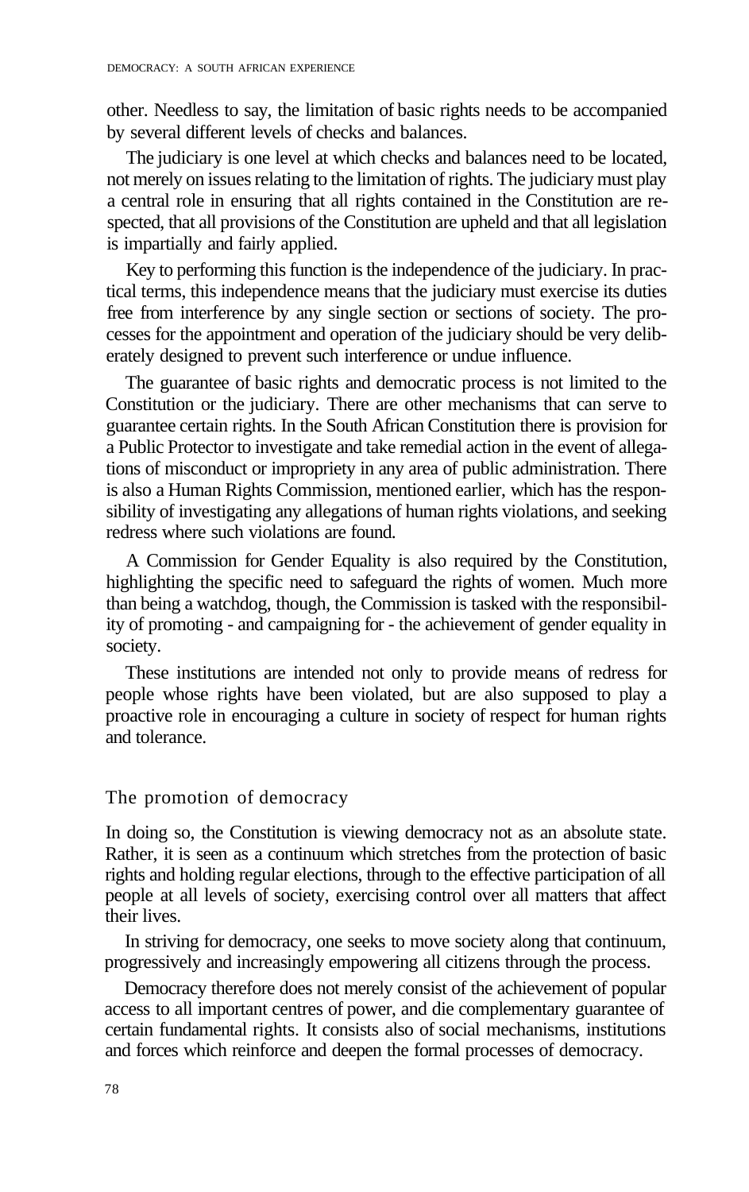other. Needless to say, the limitation of basic rights needs to be accompanied by several different levels of checks and balances.

The judiciary is one level at which checks and balances need to be located, not merely on issues relating to the limitation of rights. The judiciary must play a central role in ensuring that all rights contained in the Constitution are respected, that all provisions of the Constitution are upheld and that all legislation is impartially and fairly applied.

Key to performing this function is the independence of the judiciary. In practical terms, this independence means that the judiciary must exercise its duties free from interference by any single section or sections of society. The processes for the appointment and operation of the judiciary should be very deliberately designed to prevent such interference or undue influence.

The guarantee of basic rights and democratic process is not limited to the Constitution or the judiciary. There are other mechanisms that can serve to guarantee certain rights. In the South African Constitution there is provision for a Public Protector to investigate and take remedial action in the event of allegations of misconduct or impropriety in any area of public administration. There is also a Human Rights Commission, mentioned earlier, which has the responsibility of investigating any allegations of human rights violations, and seeking redress where such violations are found.

A Commission for Gender Equality is also required by the Constitution, highlighting the specific need to safeguard the rights of women. Much more than being a watchdog, though, the Commission is tasked with the responsibility of promoting - and campaigning for - the achievement of gender equality in society.

These institutions are intended not only to provide means of redress for people whose rights have been violated, but are also supposed to play a proactive role in encouraging a culture in society of respect for human rights and tolerance.

## The promotion of democracy

In doing so, the Constitution is viewing democracy not as an absolute state. Rather, it is seen as a continuum which stretches from the protection of basic rights and holding regular elections, through to the effective participation of all people at all levels of society, exercising control over all matters that affect their lives.

In striving for democracy, one seeks to move society along that continuum, progressively and increasingly empowering all citizens through the process.

Democracy therefore does not merely consist of the achievement of popular access to all important centres of power, and die complementary guarantee of certain fundamental rights. It consists also of social mechanisms, institutions and forces which reinforce and deepen the formal processes of democracy.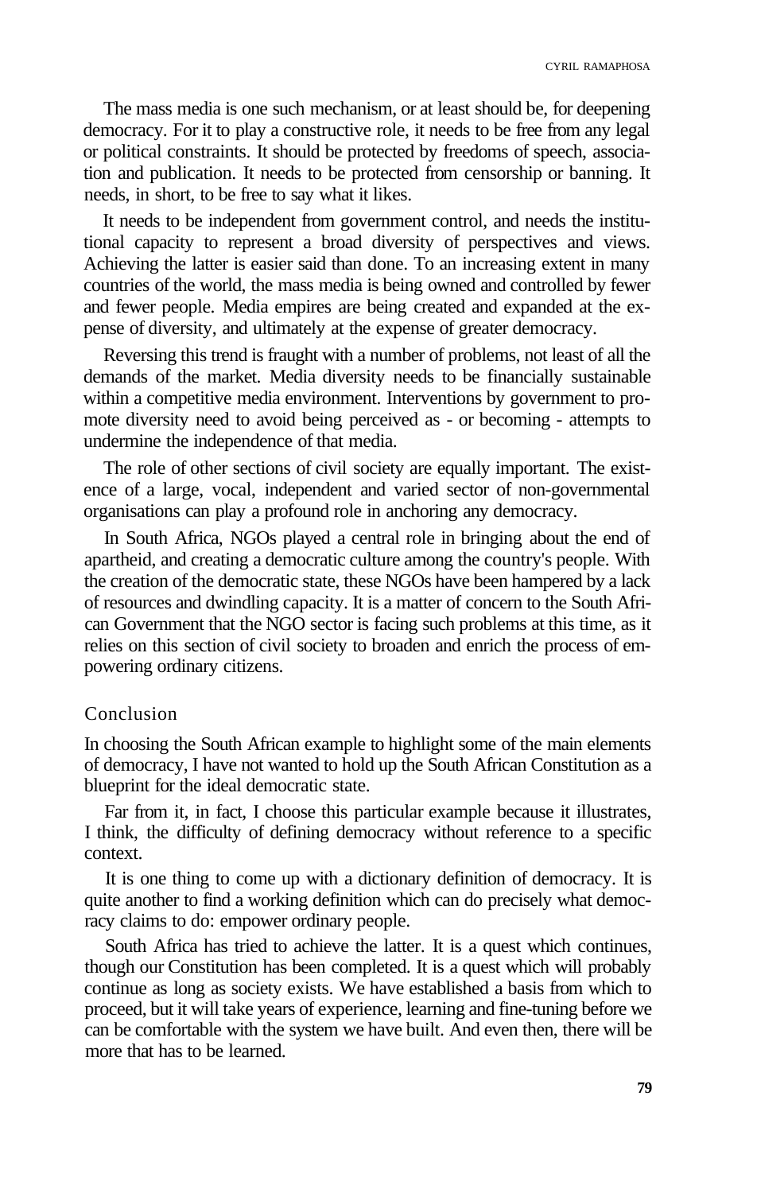The mass media is one such mechanism, or at least should be, for deepening democracy. For it to play a constructive role, it needs to be free from any legal or political constraints. It should be protected by freedoms of speech, association and publication. It needs to be protected from censorship or banning. It needs, in short, to be free to say what it likes.

It needs to be independent from government control, and needs the institutional capacity to represent a broad diversity of perspectives and views. Achieving the latter is easier said than done. To an increasing extent in many countries of the world, the mass media is being owned and controlled by fewer and fewer people. Media empires are being created and expanded at the expense of diversity, and ultimately at the expense of greater democracy.

Reversing this trend is fraught with a number of problems, not least of all the demands of the market. Media diversity needs to be financially sustainable within a competitive media environment. Interventions by government to promote diversity need to avoid being perceived as - or becoming - attempts to undermine the independence of that media.

The role of other sections of civil society are equally important. The existence of a large, vocal, independent and varied sector of non-governmental organisations can play a profound role in anchoring any democracy.

In South Africa, NGOs played a central role in bringing about the end of apartheid, and creating a democratic culture among the country's people. With the creation of the democratic state, these NGOs have been hampered by a lack of resources and dwindling capacity. It is a matter of concern to the South African Government that the NGO sector is facing such problems at this time, as it relies on this section of civil society to broaden and enrich the process of empowering ordinary citizens.

## Conclusion

In choosing the South African example to highlight some of the main elements of democracy, I have not wanted to hold up the South African Constitution as a blueprint for the ideal democratic state.

Far from it, in fact, I choose this particular example because it illustrates, I think, the difficulty of defining democracy without reference to a specific context.

It is one thing to come up with a dictionary definition of democracy. It is quite another to find a working definition which can do precisely what democracy claims to do: empower ordinary people.

South Africa has tried to achieve the latter. It is a quest which continues, though our Constitution has been completed. It is a quest which will probably continue as long as society exists. We have established a basis from which to proceed, but it will take years of experience, learning and fine-tuning before we can be comfortable with the system we have built. And even then, there will be more that has to be learned.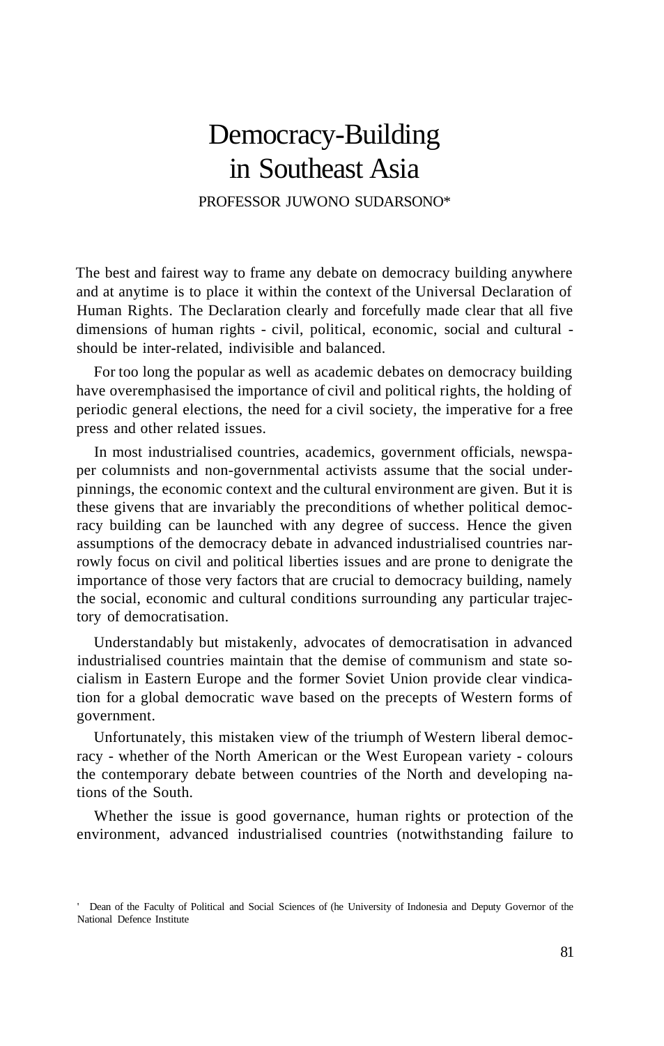# Democracy-Building in Southeast Asia

PROFESSOR JUWONO SUDARSONO*

The best and fairest way to frame any debate on democracy building anywhere and at anytime is to place it within the context of the Universal Declaration of Human Rights. The Declaration clearly and forcefully made clear that all five dimensions of human rights - civil, political, economic, social and cultural - should be inter-related, indivisible and balanced.

For too long the popular as well as academic debates on democracy building have overemphasised the importance of civil and political rights, the holding of periodic general elections, the need for a civil society, the imperative for a free press and other related issues.

In most industrialised countries, academics, government officials, newspaper columnists and non-governmental activists assume that the social underpinnings, the economic context and the cultural environment are given. But it is these givens that are invariably the preconditions of whether political democracy building can be launched with any degree of success. Hence the given assumptions of the democracy debate in advanced industrialised countries narrowly focus on civil and political liberties issues and are prone to denigrate the importance of those very factors that are crucial to democracy building, namely the social, economic and cultural conditions surrounding any particular trajectory of democratisation.

Understandably but mistakenly, advocates of democratisation in advanced industrialised countries maintain that the demise of communism and state socialism in Eastern Europe and the former Soviet Union provide clear vindication for a global democratic wave based on the precepts of Western forms of government.

Unfortunately, this mistaken view of the triumph of Western liberal democracy - whether of the North American or the West European variety - colours the contemporary debate between countries of the North and developing nations of the South.

Whether the issue is good governance, human rights or protection of the environment, advanced industrialised countries (notwithstanding failure to

\* Dean of the Faculty of Political and Social Sciences of (he University of Indonesia and Deputy Governor of the National Defence Institute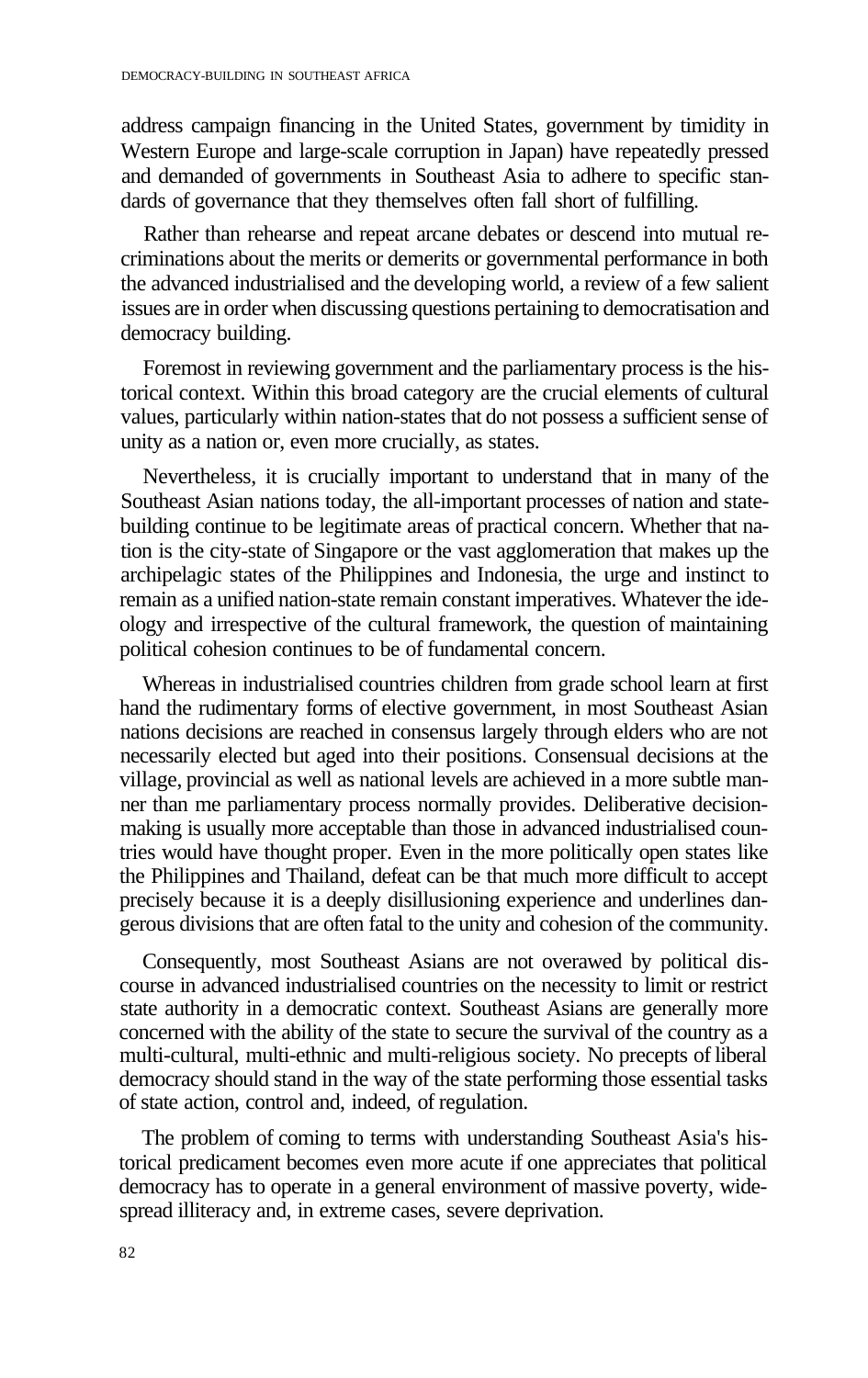address campaign financing in the United States, government by timidity in Western Europe and large-scale corruption in Japan) have repeatedly pressed and demanded of governments in Southeast Asia to adhere to specific standards of governance that they themselves often fall short of fulfilling.

Rather than rehearse and repeat arcane debates or descend into mutual recriminations about the merits or demerits or governmental performance in both the advanced industrialised and the developing world, a review of a few salient issues are in order when discussing questions pertaining to democratisation and democracy building.

Foremost in reviewing government and the parliamentary process is the historical context. Within this broad category are the crucial elements of cultural values, particularly within nation-states that do not possess a sufficient sense of unity as a nation or, even more crucially, as states.

Nevertheless, it is crucially important to understand that in many of the Southeast Asian nations today, the all-important processes of nation and state-building continue to be legitimate areas of practical concern. Whether that nation is the city-state of Singapore or the vast agglomeration that makes up the archipelagic states of the Philippines and Indonesia, the urge and instinct to remain as a unified nation-state remain constant imperatives. Whatever the ideology and irrespective of the cultural framework, the question of maintaining political cohesion continues to be of fundamental concern.

Whereas in industrialised countries children from grade school learn at first hand the rudimentary forms of elective government, in most Southeast Asian nations decisions are reached in consensus largely through elders who are not necessarily elected but aged into their positions. Consensual decisions at the village, provincial as well as national levels are achieved in a more subtle manner than me parliamentary process normally provides. Deliberative decision-making is usually more acceptable than those in advanced industrialised countries would have thought proper. Even in the more politically open states like the Philippines and Thailand, defeat can be that much more difficult to accept precisely because it is a deeply disillusioning experience and underlines dangerous divisions that are often fatal to the unity and cohesion of the community.

Consequently, most Southeast Asians are not overawed by political discourse in advanced industrialised countries on the necessity to limit or restrict state authority in a democratic context. Southeast Asians are generally more concerned with the ability of the state to secure the survival of the country as a multi-cultural, multi-ethnic and multi-religious society. No precepts of liberal democracy should stand in the way of the state performing those essential tasks of state action, control and, indeed, of regulation.

The problem of coming to terms with understanding Southeast Asia's historical predicament becomes even more acute if one appreciates that political democracy has to operate in a general environment of massive poverty, widespread illiteracy and, in extreme cases, severe deprivation.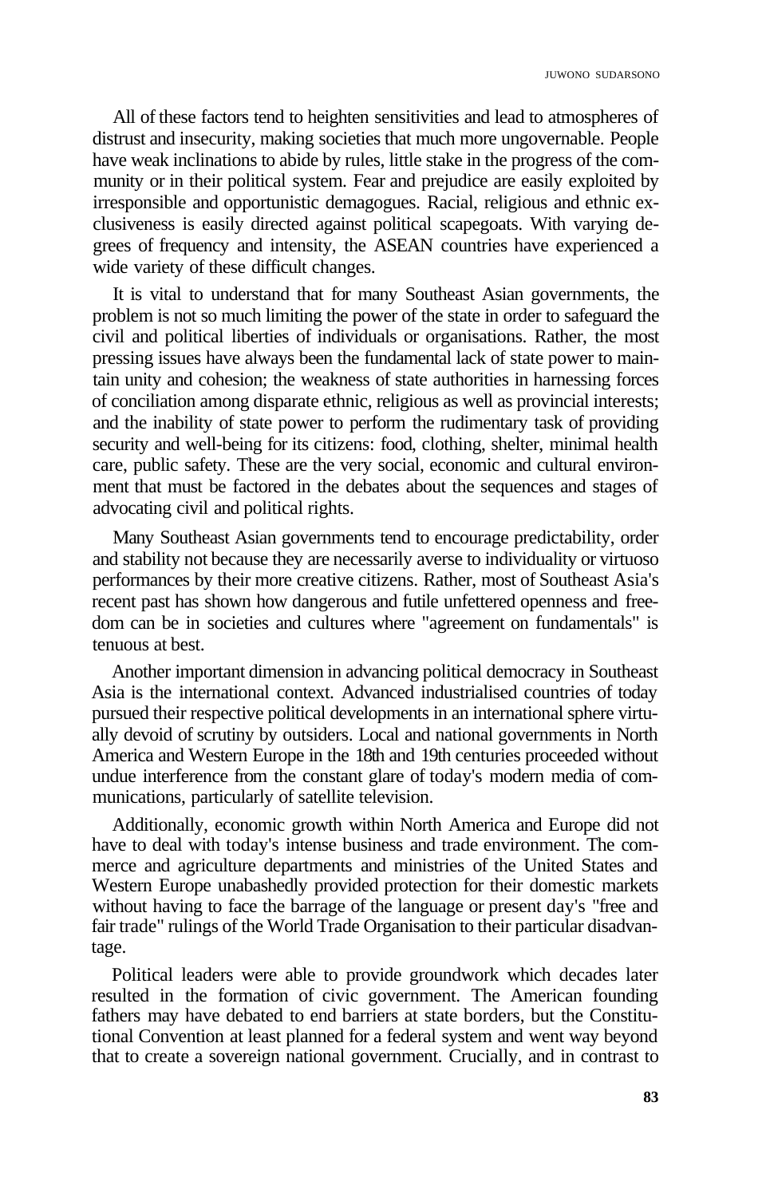All of these factors tend to heighten sensitivities and lead to atmospheres of distrust and insecurity, making societies that much more ungovernable. People have weak inclinations to abide by rules, little stake in the progress of the community or in their political system. Fear and prejudice are easily exploited by irresponsible and opportunistic demagogues. Racial, religious and ethnic exclusiveness is easily directed against political scapegoats. With varying degrees of frequency and intensity, the ASEAN countries have experienced a wide variety of these difficult changes.

It is vital to understand that for many Southeast Asian governments, the problem is not so much limiting the power of the state in order to safeguard the civil and political liberties of individuals or organisations. Rather, the most pressing issues have always been the fundamental lack of state power to maintain unity and cohesion; the weakness of state authorities in harnessing forces of conciliation among disparate ethnic, religious as well as provincial interests; and the inability of state power to perform the rudimentary task of providing security and well-being for its citizens: food, clothing, shelter, minimal health care, public safety. These are the very social, economic and cultural environment that must be factored in the debates about the sequences and stages of advocating civil and political rights.

Many Southeast Asian governments tend to encourage predictability, order and stability not because they are necessarily averse to individuality or virtuoso performances by their more creative citizens. Rather, most of Southeast Asia's recent past has shown how dangerous and futile unfettered openness and freedom can be in societies and cultures where "agreement on fundamentals" is tenuous at best.

Another important dimension in advancing political democracy in Southeast Asia is the international context. Advanced industrialised countries of today pursued their respective political developments in an international sphere virtually devoid of scrutiny by outsiders. Local and national governments in North America and Western Europe in the 18th and 19th centuries proceeded without undue interference from the constant glare of today's modern media of communications, particularly of satellite television.

Additionally, economic growth within North America and Europe did not have to deal with today's intense business and trade environment. The commerce and agriculture departments and ministries of the United States and Western Europe unabashedly provided protection for their domestic markets without having to face the barrage of the language or present day's "free and fair trade" rulings of the World Trade Organisation to their particular disadvantage.

Political leaders were able to provide groundwork which decades later resulted in the formation of civic government. The American founding fathers may have debated to end barriers at state borders, but the Constitutional Convention at least planned for a federal system and went way beyond that to create a sovereign national government. Crucially, and in contrast to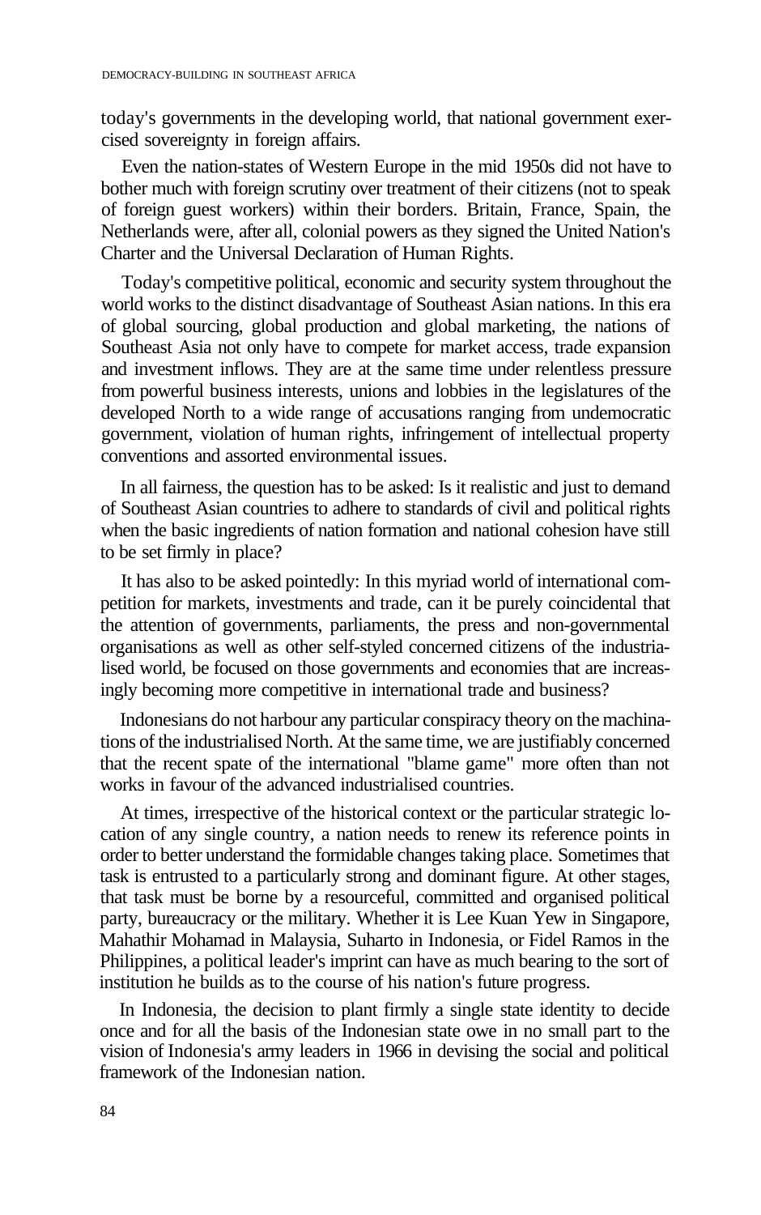today's governments in the developing world, that national government exercised sovereignty in foreign affairs.

Even the nation-states of Western Europe in the mid 1950s did not have to bother much with foreign scrutiny over treatment of their citizens (not to speak of foreign guest workers) within their borders. Britain, France, Spain, the Netherlands were, after all, colonial powers as they signed the United Nation's Charter and the Universal Declaration of Human Rights.

Today's competitive political, economic and security system throughout the world works to the distinct disadvantage of Southeast Asian nations. In this era of global sourcing, global production and global marketing, the nations of Southeast Asia not only have to compete for market access, trade expansion and investment inflows. They are at the same time under relentless pressure from powerful business interests, unions and lobbies in the legislatures of the developed North to a wide range of accusations ranging from undemocratic government, violation of human rights, infringement of intellectual property conventions and assorted environmental issues.

In all fairness, the question has to be asked: Is it realistic and just to demand of Southeast Asian countries to adhere to standards of civil and political rights when the basic ingredients of nation formation and national cohesion have still to be set firmly in place?

It has also to be asked pointedly: In this myriad world of international competition for markets, investments and trade, can it be purely coincidental that the attention of governments, parliaments, the press and non-governmental organisations as well as other self-styled concerned citizens of the industrialised world, be focused on those governments and economies that are increasingly becoming more competitive in international trade and business?

Indonesians do not harbour any particular conspiracy theory on the machinations of the industrialised North. At the same time, we are justifiably concerned that the recent spate of the international "blame game" more often than not works in favour of the advanced industrialised countries.

At times, irrespective of the historical context or the particular strategic location of any single country, a nation needs to renew its reference points in order to better understand the formidable changes taking place. Sometimes that task is entrusted to a particularly strong and dominant figure. At other stages, that task must be borne by a resourceful, committed and organised political party, bureaucracy or the military. Whether it is Lee Kuan Yew in Singapore, Mahathir Mohamad in Malaysia, Suharto in Indonesia, or Fidel Ramos in the Philippines, a political leader's imprint can have as much bearing to the sort of institution he builds as to the course of his nation's future progress.

In Indonesia, the decision to plant firmly a single state identity to decide once and for all the basis of the Indonesian state owe in no small part to the vision of Indonesia's army leaders in 1966 in devising the social and political framework of the Indonesian nation.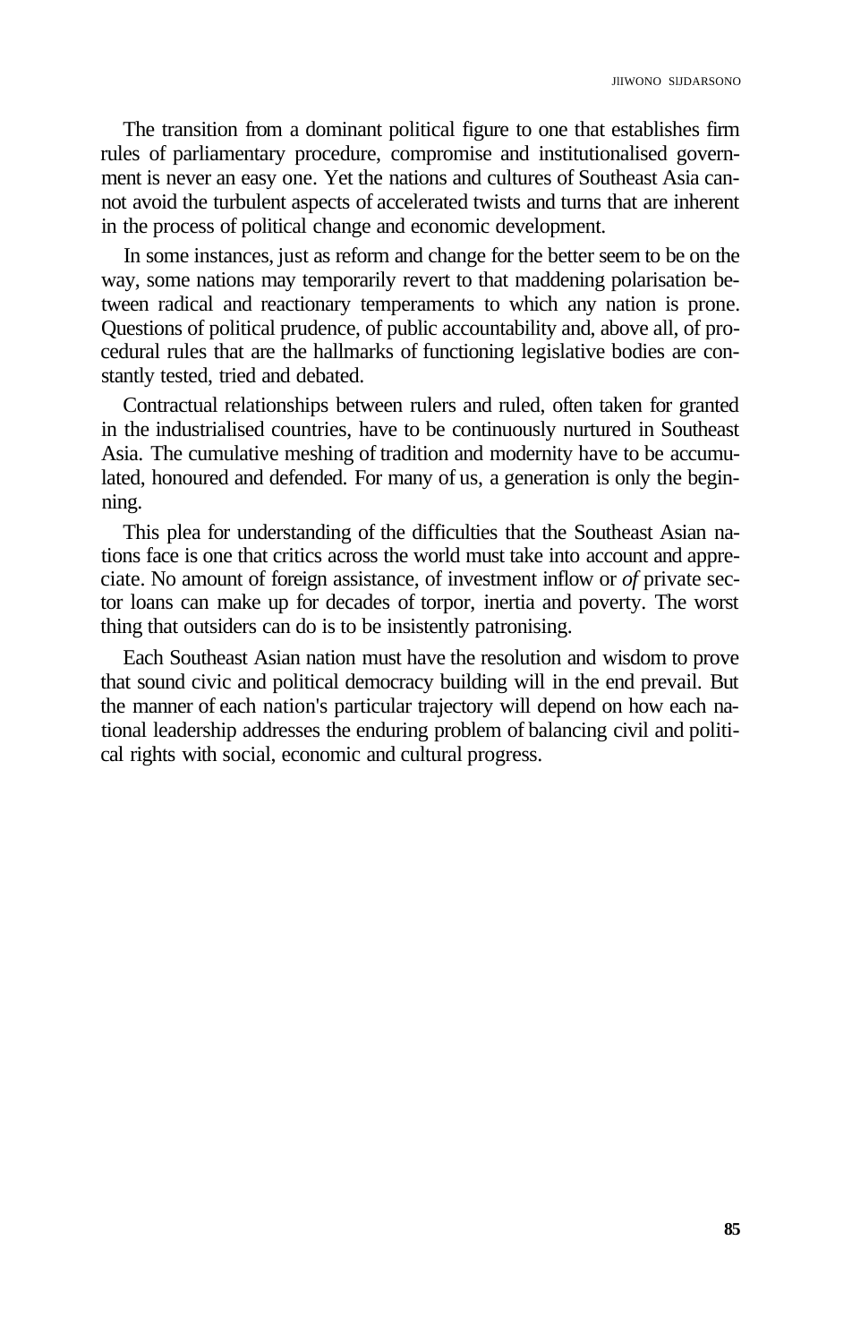The transition from a dominant political figure to one that establishes firm rules of parliamentary procedure, compromise and institutionalised government is never an easy one. Yet the nations and cultures of Southeast Asia cannot avoid the turbulent aspects of accelerated twists and turns that are inherent in the process of political change and economic development.

In some instances, just as reform and change for the better seem to be on the way, some nations may temporarily revert to that maddening polarisation between radical and reactionary temperaments to which any nation is prone. Questions of political prudence, of public accountability and, above all, of procedural rules that are the hallmarks of functioning legislative bodies are constantly tested, tried and debated.

Contractual relationships between rulers and ruled, often taken for granted in the industrialised countries, have to be continuously nurtured in Southeast Asia. The cumulative meshing of tradition and modernity have to be accumulated, honoured and defended. For many of us, a generation is only the beginning.

This plea for understanding of the difficulties that the Southeast Asian nations face is one that critics across the world must take into account and appreciate. No amount of foreign assistance, of investment inflow or *of* private sector loans can make up for decades of torpor, inertia and poverty. The worst thing that outsiders can do is to be insistently patronising.

Each Southeast Asian nation must have the resolution and wisdom to prove that sound civic and political democracy building will in the end prevail. But the manner of each nation's particular trajectory will depend on how each national leadership addresses the enduring problem of balancing civil and political rights with social, economic and cultural progress.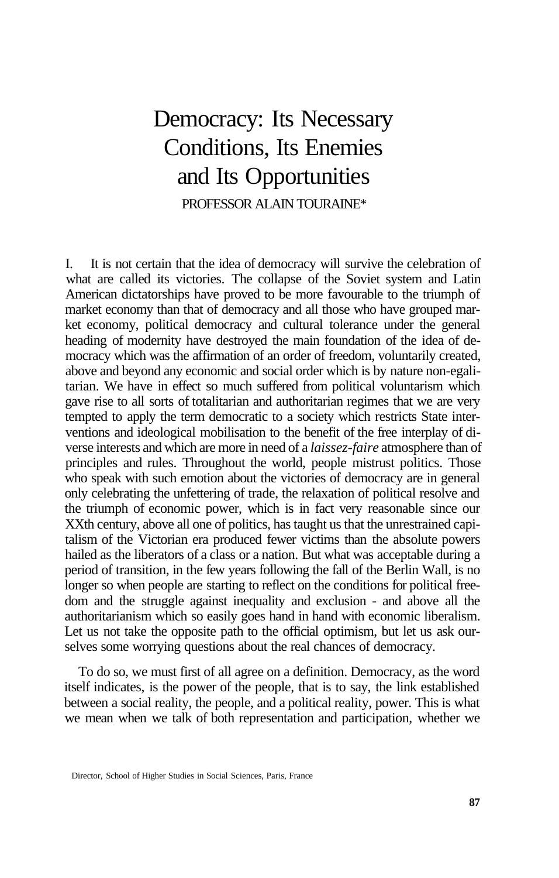# Democracy: Its Necessary Conditions, Its Enemies and Its Opportunities

PROFESSOR ALAIN TOURAINE*

I. It is not certain that the idea of democracy will survive the celebration of what are called its victories. The collapse of the Soviet system and Latin American dictatorships have proved to be more favourable to the triumph of market economy than that of democracy and all those who have grouped market economy, political democracy and cultural tolerance under the general heading of modernity have destroyed the main foundation of the idea of democracy which was the affirmation of an order of freedom, voluntarily created, above and beyond any economic and social order which is by nature non-egalitarian. We have in effect so much suffered from political voluntarism which gave rise to all sorts of totalitarian and authoritarian regimes that we are very tempted to apply the term democratic to a society which restricts State interventions and ideological mobilisation to the benefit of the free interplay of diverse interests and which are more in need of a *laissez-faire* atmosphere than of principles and rules. Throughout the world, people mistrust politics. Those who speak with such emotion about the victories of democracy are in general only celebrating the unfettering of trade, the relaxation of political resolve and the triumph of economic power, which is in fact very reasonable since our XXth century, above all one of politics, has taught us that the unrestrained capitalism of the Victorian era produced fewer victims than the absolute powers hailed as the liberators of a class or a nation. But what was acceptable during a period of transition, in the few years following the fall of the Berlin Wall, is no longer so when people are starting to reflect on the conditions for political freedom and the struggle against inequality and exclusion - and above all the authoritarianism which so easily goes hand in hand with economic liberalism. Let us not take the opposite path to the official optimism, but let us ask ourselves some worrying questions about the real chances of democracy.

To do so, we must first of all agree on a definition. Democracy, as the word itself indicates, is the power of the people, that is to say, the link established between a social reality, the people, and a political reality, power. This is what we mean when we talk of both representation and participation, whether we

Director, School of Higher Studies in Social Sciences, Paris, France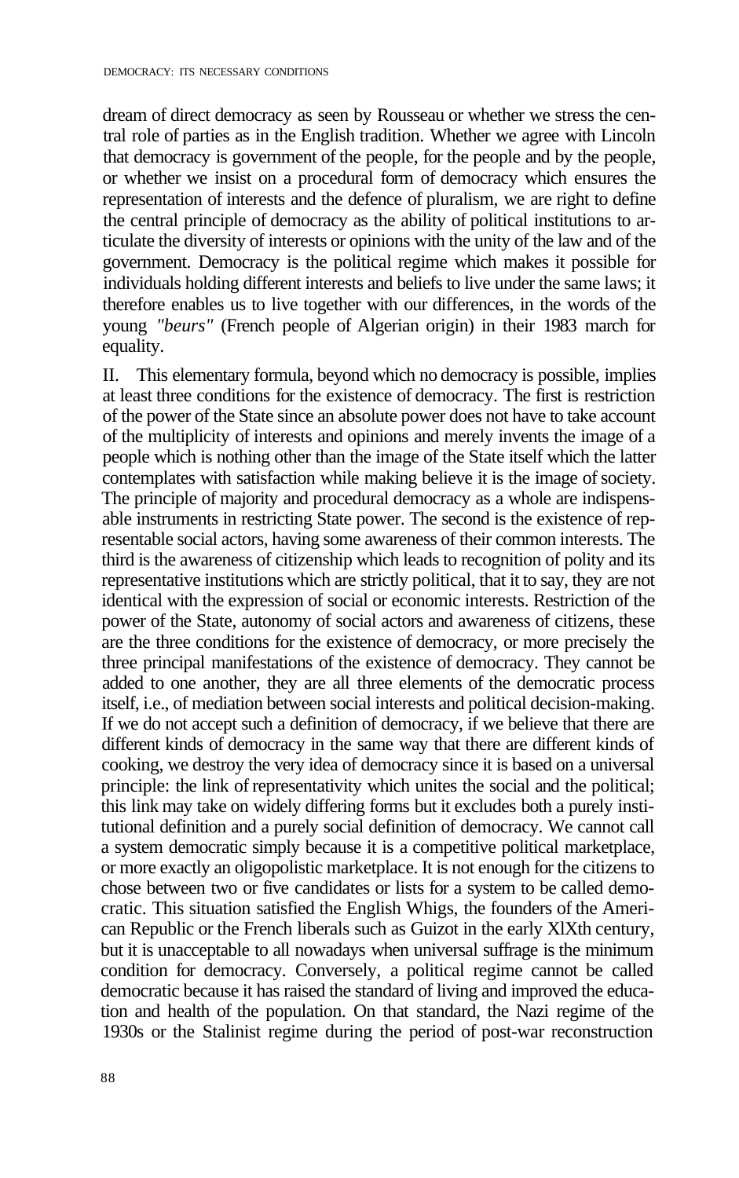dream of direct democracy as seen by Rousseau or whether we stress the central role of parties as in the English tradition. Whether we agree with Lincoln that democracy is government of the people, for the people and by the people, or whether we insist on a procedural form of democracy which ensures the representation of interests and the defence of pluralism, we are right to define the central principle of democracy as the ability of political institutions to articulate the diversity of interests or opinions with the unity of the law and of the government. Democracy is the political regime which makes it possible for individuals holding different interests and beliefs to live under the same laws; it therefore enables us to live together with our differences, in the words of the young *"beurs"* (French people of Algerian origin) in their 1983 march for equality.

II. This elementary formula, beyond which no democracy is possible, implies at least three conditions for the existence of democracy. The first is restriction of the power of the State since an absolute power does not have to take account of the multiplicity of interests and opinions and merely invents the image of a people which is nothing other than the image of the State itself which the latter contemplates with satisfaction while making believe it is the image of society. The principle of majority and procedural democracy as a whole are indispensable instruments in restricting State power. The second is the existence of representable social actors, having some awareness of their common interests. The third is the awareness of citizenship which leads to recognition of polity and its representative institutions which are strictly political, that it to say, they are not identical with the expression of social or economic interests. Restriction of the power of the State, autonomy of social actors and awareness of citizens, these are the three conditions for the existence of democracy, or more precisely the three principal manifestations of the existence of democracy. They cannot be added to one another, they are all three elements of the democratic process itself, i.e., of mediation between social interests and political decision-making. If we do not accept such a definition of democracy, if we believe that there are different kinds of democracy in the same way that there are different kinds of cooking, we destroy the very idea of democracy since it is based on a universal principle: the link of representativity which unites the social and the political; this link may take on widely differing forms but it excludes both a purely institutional definition and a purely social definition of democracy. We cannot call a system democratic simply because it is a competitive political marketplace, or more exactly an oligopolistic marketplace. It is not enough for the citizens to chose between two or five candidates or lists for a system to be called democratic. This situation satisfied the English Whigs, the founders of the American Republic or the French liberals such as Guizot in the early XIXth century, but it is unacceptable to all nowadays when universal suffrage is the minimum condition for democracy. Conversely, a political regime cannot be called democratic because it has raised the standard of living and improved the education and health of the population. On that standard, the Nazi regime of the 1930s or the Stalinist regime during the period of post-war reconstruction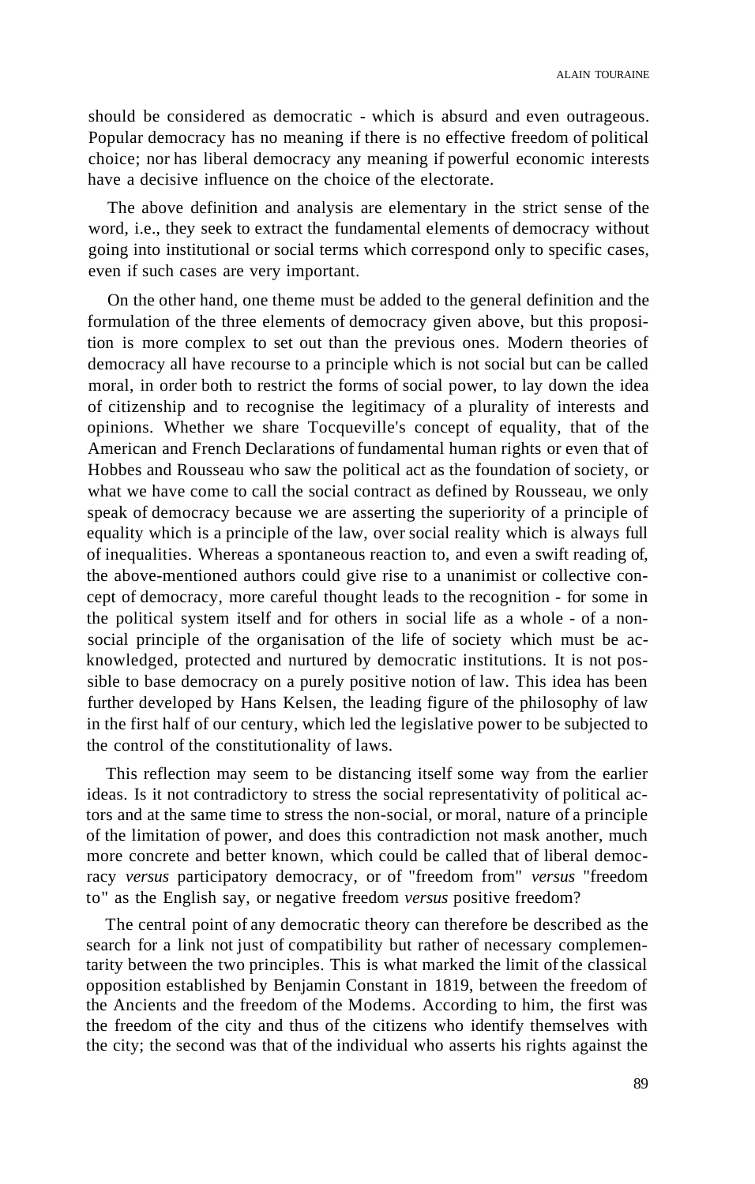should be considered as democratic - which is absurd and even outrageous. Popular democracy has no meaning if there is no effective freedom of political choice; nor has liberal democracy any meaning if powerful economic interests have a decisive influence on the choice of the electorate.

The above definition and analysis are elementary in the strict sense of the word, i.e., they seek to extract the fundamental elements of democracy without going into institutional or social terms which correspond only to specific cases, even if such cases are very important.

On the other hand, one theme must be added to the general definition and the formulation of the three elements of democracy given above, but this proposition is more complex to set out than the previous ones. Modern theories of democracy all have recourse to a principle which is not social but can be called moral, in order both to restrict the forms of social power, to lay down the idea of citizenship and to recognise the legitimacy of a plurality of interests and opinions. Whether we share Tocqueville's concept of equality, that of the American and French Declarations of fundamental human rights or even that of Hobbes and Rousseau who saw the political act as the foundation of society, or what we have come to call the social contract as defined by Rousseau, we only speak of democracy because we are asserting the superiority of a principle of equality which is a principle of the law, over social reality which is always full of inequalities. Whereas a spontaneous reaction to, and even a swift reading of, the above-mentioned authors could give rise to a unanimist or collective concept of democracy, more careful thought leads to the recognition - for some in the political system itself and for others in social life as a whole - of a non-social principle of the organisation of the life of society which must be acknowledged, protected and nurtured by democratic institutions. It is not possible to base democracy on a purely positive notion of law. This idea has been further developed by Hans Kelsen, the leading figure of the philosophy of law in the first half of our century, which led the legislative power to be subjected to the control of the constitutionality of laws.

This reflection may seem to be distancing itself some way from the earlier ideas. Is it not contradictory to stress the social representativity of political actors and at the same time to stress the non-social, or moral, nature of a principle of the limitation of power, and does this contradiction not mask another, much more concrete and better known, which could be called that of liberal democracy *versus* participatory democracy, or of "freedom from" *versus* "freedom to" as the English say, or negative freedom *versus* positive freedom?

The central point of any democratic theory can therefore be described as the search for a link not just of compatibility but rather of necessary complementarity between the two principles. This is what marked the limit of the classical opposition established by Benjamin Constant in 1819, between the freedom of the Ancients and the freedom of the Modems. According to him, the first was the freedom of the city and thus of the citizens who identify themselves with the city; the second was that of the individual who asserts his rights against the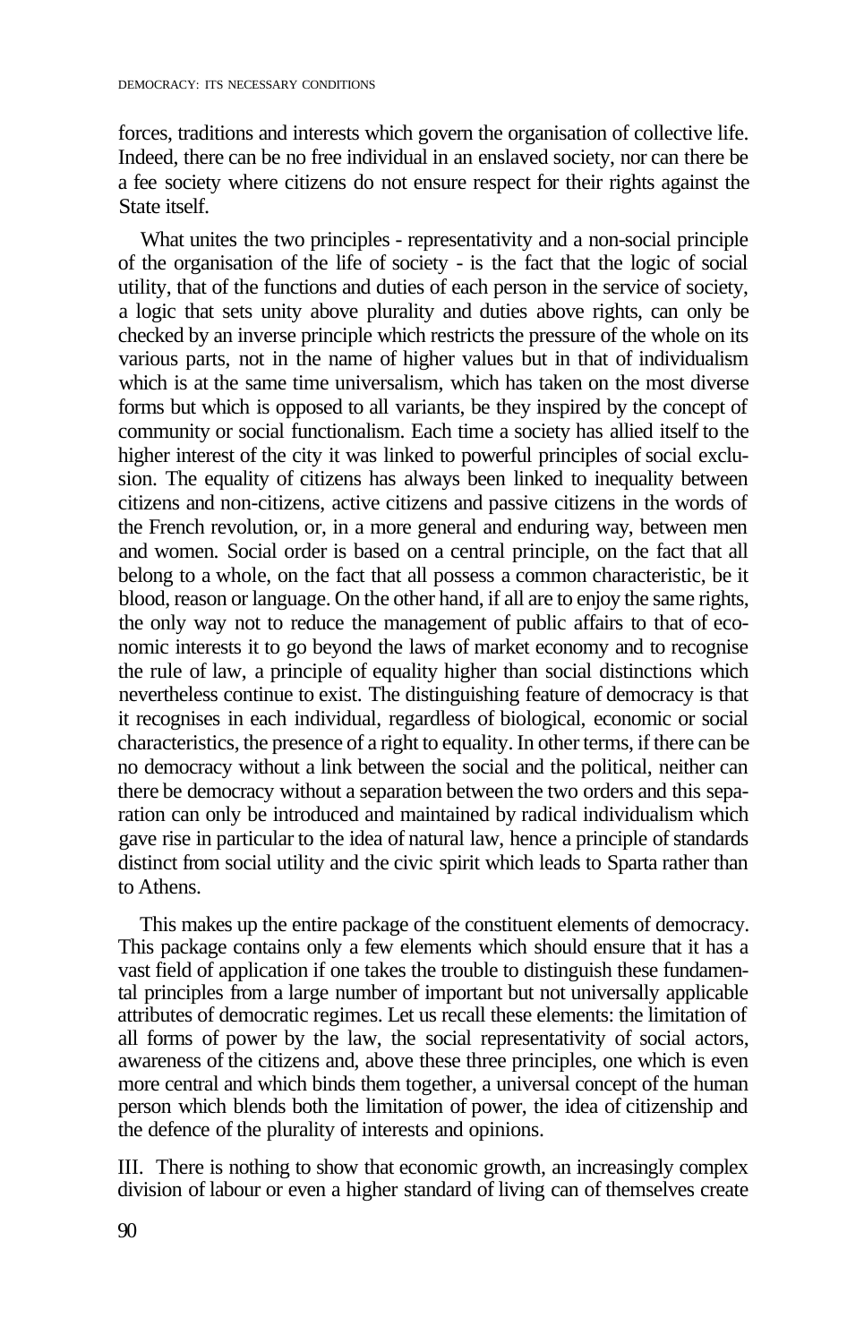forces, traditions and interests which govern the organisation of collective life. Indeed, there can be no free individual in an enslaved society, nor can there be a fee society where citizens do not ensure respect for their rights against the State itself.

What unites the two principles - representativity and a non-social principle of the organisation of the life of society - is the fact that the logic of social utility, that of the functions and duties of each person in the service of society, a logic that sets unity above plurality and duties above rights, can only be checked by an inverse principle which restricts the pressure of the whole on its various parts, not in the name of higher values but in that of individualism which is at the same time universalism, which has taken on the most diverse forms but which is opposed to all variants, be they inspired by the concept of community or social functionalism. Each time a society has allied itself to the higher interest of the city it was linked to powerful principles of social exclusion. The equality of citizens has always been linked to inequality between citizens and non-citizens, active citizens and passive citizens in the words of the French revolution, or, in a more general and enduring way, between men and women. Social order is based on a central principle, on the fact that all belong to a whole, on the fact that all possess a common characteristic, be it blood, reason or language. On the other hand, if all are to enjoy the same rights, the only way not to reduce the management of public affairs to that of economic interests it to go beyond the laws of market economy and to recognise the rule of law, a principle of equality higher than social distinctions which nevertheless continue to exist. The distinguishing feature of democracy is that it recognises in each individual, regardless of biological, economic or social characteristics, the presence of a right to equality. In other terms, if there can be no democracy without a link between the social and the political, neither can there be democracy without a separation between the two orders and this separation can only be introduced and maintained by radical individualism which gave rise in particular to the idea of natural law, hence a principle of standards distinct from social utility and the civic spirit which leads to Sparta rather than to Athens.

This makes up the entire package of the constituent elements of democracy. This package contains only a few elements which should ensure that it has a vast field of application if one takes the trouble to distinguish these fundamental principles from a large number of important but not universally applicable attributes of democratic regimes. Let us recall these elements: the limitation of all forms of power by the law, the social representativity of social actors, awareness of the citizens and, above these three principles, one which is even more central and which binds them together, a universal concept of the human person which blends both the limitation of power, the idea of citizenship and the defence of the plurality of interests and opinions.

III. There is nothing to show that economic growth, an increasingly complex division of labour or even a higher standard of living can of themselves create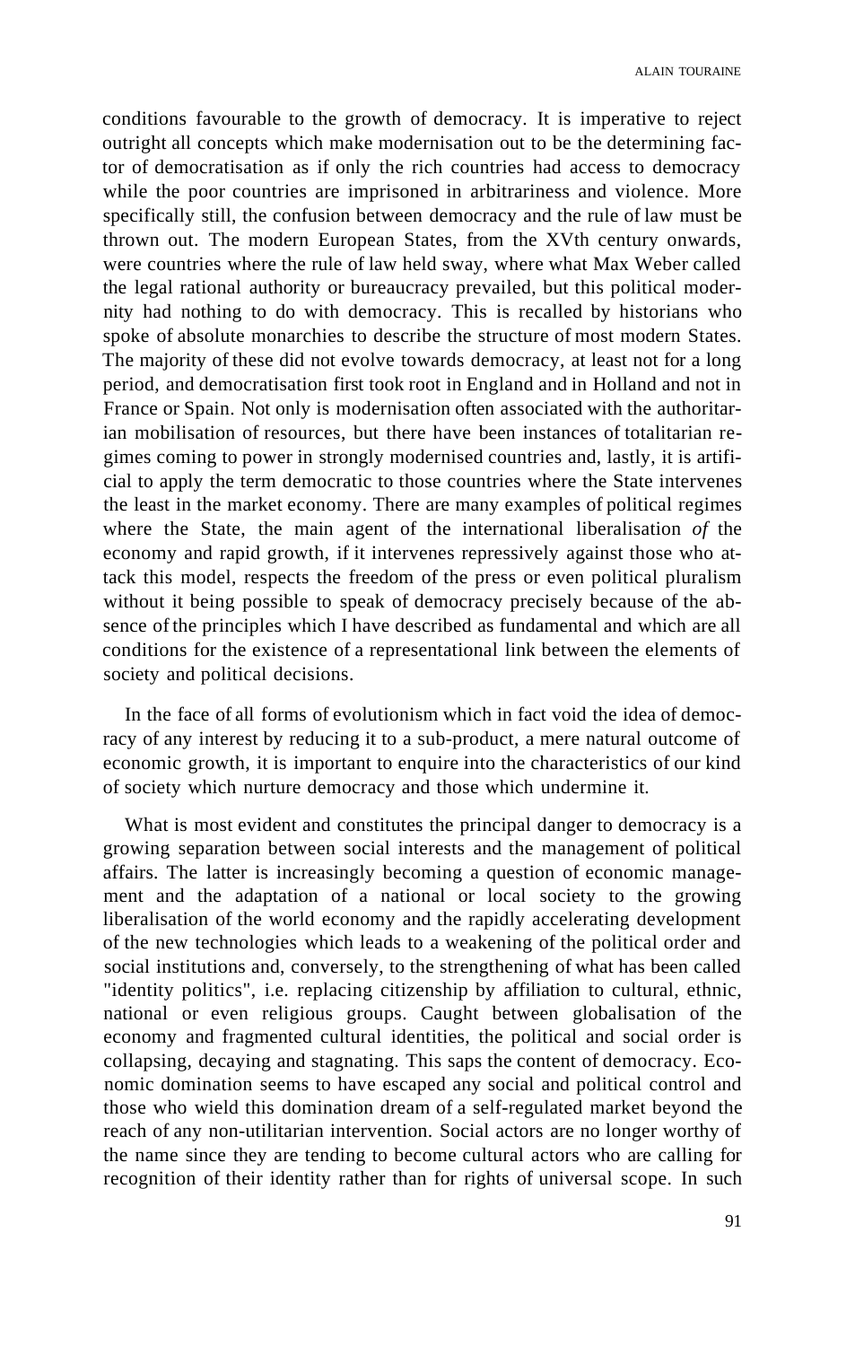conditions favourable to the growth of democracy. It is imperative to reject outright all concepts which make modernisation out to be the determining factor of democratisation as if only the rich countries had access to democracy while the poor countries are imprisoned in arbitrariness and violence. More specifically still, the confusion between democracy and the rule of law must be thrown out. The modern European States, from the XVth century onwards, were countries where the rule of law held sway, where what Max Weber called the legal rational authority or bureaucracy prevailed, but this political modernity had nothing to do with democracy. This is recalled by historians who spoke of absolute monarchies to describe the structure of most modern States. The majority of these did not evolve towards democracy, at least not for a long period, and democratisation first took root in England and in Holland and not in France or Spain. Not only is modernisation often associated with the authoritarian mobilisation of resources, but there have been instances of totalitarian regimes coming to power in strongly modernised countries and, lastly, it is artificial to apply the term democratic to those countries where the State intervenes the least in the market economy. There are many examples of political regimes where the State, the main agent of the international liberalisation *of* the economy and rapid growth, if it intervenes repressively against those who attack this model, respects the freedom of the press or even political pluralism without it being possible to speak of democracy precisely because of the absence of the principles which I have described as fundamental and which are all conditions for the existence of a representational link between the elements of society and political decisions.

In the face of all forms of evolutionism which in fact void the idea of democracy of any interest by reducing it to a sub-product, a mere natural outcome of economic growth, it is important to enquire into the characteristics of our kind of society which nurture democracy and those which undermine it.

What is most evident and constitutes the principal danger to democracy is a growing separation between social interests and the management of political affairs. The latter is increasingly becoming a question of economic management and the adaptation of a national or local society to the growing liberalisation of the world economy and the rapidly accelerating development of the new technologies which leads to a weakening of the political order and social institutions and, conversely, to the strengthening of what has been called "identity politics", i.e. replacing citizenship by affiliation to cultural, ethnic, national or even religious groups. Caught between globalisation of the economy and fragmented cultural identities, the political and social order is collapsing, decaying and stagnating. This saps the content of democracy. Economic domination seems to have escaped any social and political control and those who wield this domination dream of a self-regulated market beyond the reach of any non-utilitarian intervention. Social actors are no longer worthy of the name since they are tending to become cultural actors who are calling for recognition of their identity rather than for rights of universal scope. In such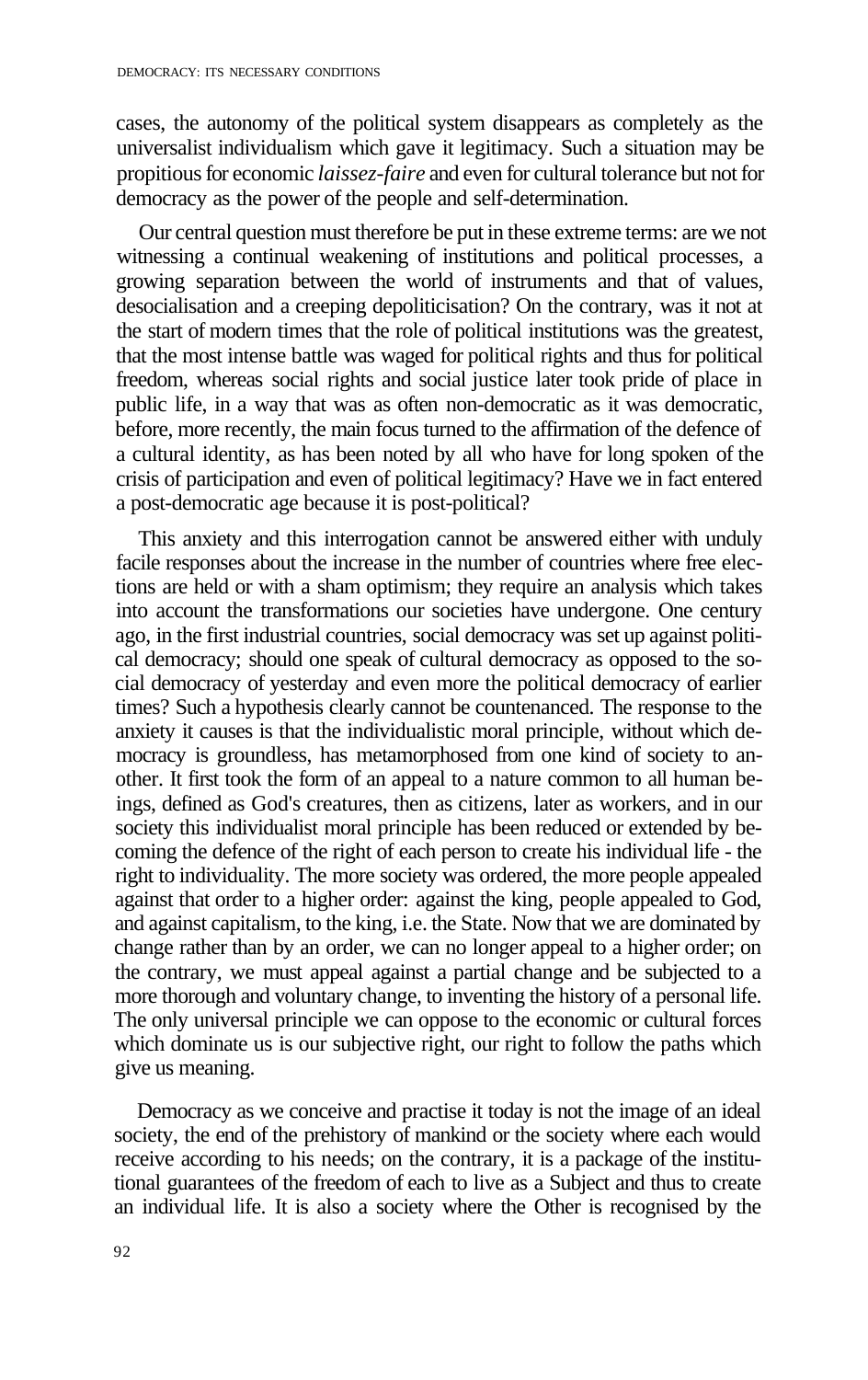cases, the autonomy of the political system disappears as completely as the universalist individualism which gave it legitimacy. Such a situation may be propitious for economic *laissez-faire* and even for cultural tolerance but not for democracy as the power of the people and self-determination.

Our central question must therefore be put in these extreme terms: are we not witnessing a continual weakening of institutions and political processes, a growing separation between the world of instruments and that of values, desocialisation and a creeping depoliticisation? On the contrary, was it not at the start of modern times that the role of political institutions was the greatest, that the most intense battle was waged for political rights and thus for political freedom, whereas social rights and social justice later took pride of place in public life, in a way that was as often non-democratic as it was democratic, before, more recently, the main focus turned to the affirmation of the defence of a cultural identity, as has been noted by all who have for long spoken of the crisis of participation and even of political legitimacy? Have we in fact entered a post-democratic age because it is post-political?

This anxiety and this interrogation cannot be answered either with unduly facile responses about the increase in the number of countries where free elections are held or with a sham optimism; they require an analysis which takes into account the transformations our societies have undergone. One century ago, in the first industrial countries, social democracy was set up against political democracy; should one speak of cultural democracy as opposed to the social democracy of yesterday and even more the political democracy of earlier times? Such a hypothesis clearly cannot be countenanced. The response to the anxiety it causes is that the individualistic moral principle, without which democracy is groundless, has metamorphosed from one kind of society to another. It first took the form of an appeal to a nature common to all human beings, defined as God's creatures, then as citizens, later as workers, and in our society this individualist moral principle has been reduced or extended by becoming the defence of the right of each person to create his individual life - the right to individuality. The more society was ordered, the more people appealed against that order to a higher order: against the king, people appealed to God, and against capitalism, to the king, i.e. the State. Now that we are dominated by change rather than by an order, we can no longer appeal to a higher order; on the contrary, we must appeal against a partial change and be subjected to a more thorough and voluntary change, to inventing the history of a personal life. The only universal principle we can oppose to the economic or cultural forces which dominate us is our subjective right, our right to follow the paths which give us meaning.

Democracy as we conceive and practise it today is not the image of an ideal society, the end of the prehistory of mankind or the society where each would receive according to his needs; on the contrary, it is a package of the institutional guarantees of the freedom of each to live as a Subject and thus to create an individual life. It is also a society where the Other is recognised by the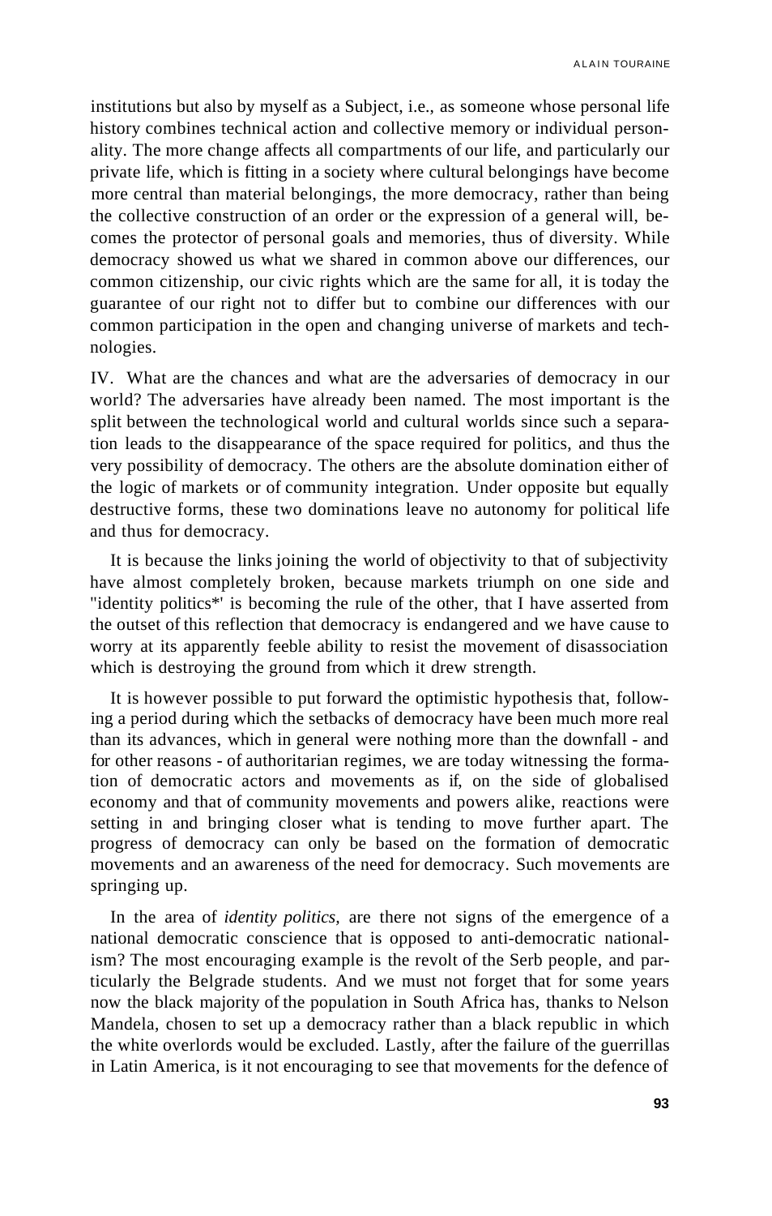institutions but also by myself as a Subject, i.e., as someone whose personal life history combines technical action and collective memory or individual personality. The more change affects all compartments of our life, and particularly our private life, which is fitting in a society where cultural belongings have become more central than material belongings, the more democracy, rather than being the collective construction of an order or the expression of a general will, becomes the protector of personal goals and memories, thus of diversity. While democracy showed us what we shared in common above our differences, our common citizenship, our civic rights which are the same for all, it is today the guarantee of our right not to differ but to combine our differences with our common participation in the open and changing universe of markets and technologies.

IV. What are the chances and what are the adversaries of democracy in our world? The adversaries have already been named. The most important is the split between the technological world and cultural worlds since such a separation leads to the disappearance of the space required for politics, and thus the very possibility of democracy. The others are the absolute domination either of the logic of markets or of community integration. Under opposite but equally destructive forms, these two dominations leave no autonomy for political life and thus for democracy.

It is because the links joining the world of objectivity to that of subjectivity have almost completely broken, because markets triumph on one side and "identity politics*' is becoming the rule of the other, that I have asserted from the outset of this reflection that democracy is endangered and we have cause to worry at its apparently feeble ability to resist the movement of disassociation which is destroying the ground from which it drew strength.

It is however possible to put forward the optimistic hypothesis that, following a period during which the setbacks of democracy have been much more real than its advances, which in general were nothing more than the downfall - and for other reasons - of authoritarian regimes, we are today witnessing the formation of democratic actors and movements as if, on the side of globalised economy and that of community movements and powers alike, reactions were setting in and bringing closer what is tending to move further apart. The progress of democracy can only be based on the formation of democratic movements and an awareness of the need for democracy. Such movements are springing up.

In the area of *identity politics,* are there not signs of the emergence of a national democratic conscience that is opposed to anti-democratic nationalism? The most encouraging example is the revolt of the Serb people, and particularly the Belgrade students. And we must not forget that for some years now the black majority of the population in South Africa has, thanks to Nelson Mandela, chosen to set up a democracy rather than a black republic in which the white overlords would be excluded. Lastly, after the failure of the guerrillas in Latin America, is it not encouraging to see that movements for the defence of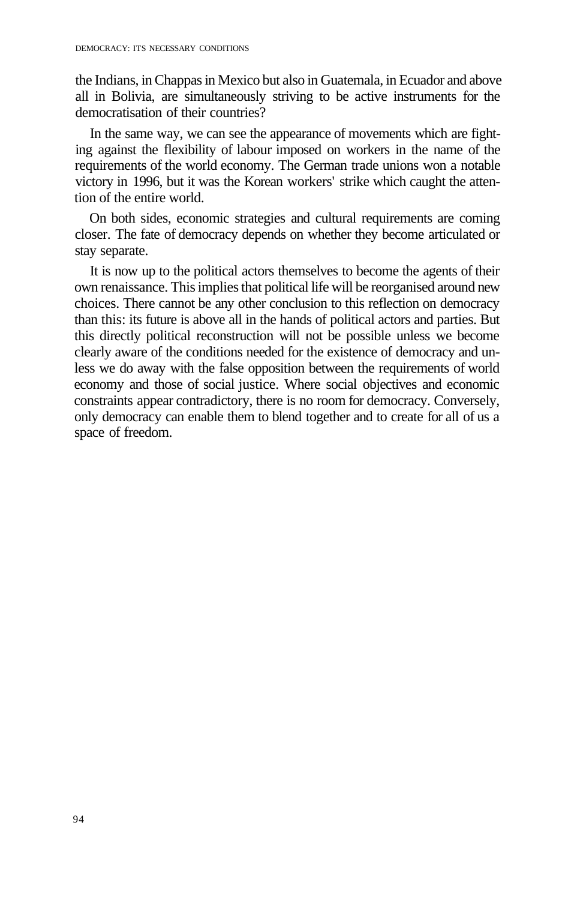the Indians, in Chappas in Mexico but also in Guatemala, in Ecuador and above all in Bolivia, are simultaneously striving to be active instruments for the democratisation of their countries?

In the same way, we can see the appearance of movements which are fighting against the flexibility of labour imposed on workers in the name of the requirements of the world economy. The German trade unions won a notable victory in 1996, but it was the Korean workers' strike which caught the attention of the entire world.

On both sides, economic strategies and cultural requirements are coming closer. The fate of democracy depends on whether they become articulated or stay separate.

It is now up to the political actors themselves to become the agents of their own renaissance. This implies that political life will be reorganised around new choices. There cannot be any other conclusion to this reflection on democracy than this: its future is above all in the hands of political actors and parties. But this directly political reconstruction will not be possible unless we become clearly aware of the conditions needed for the existence of democracy and unless we do away with the false opposition between the requirements of world economy and those of social justice. Where social objectives and economic constraints appear contradictory, there is no room for democracy. Conversely, only democracy can enable them to blend together and to create for all of us a space of freedom.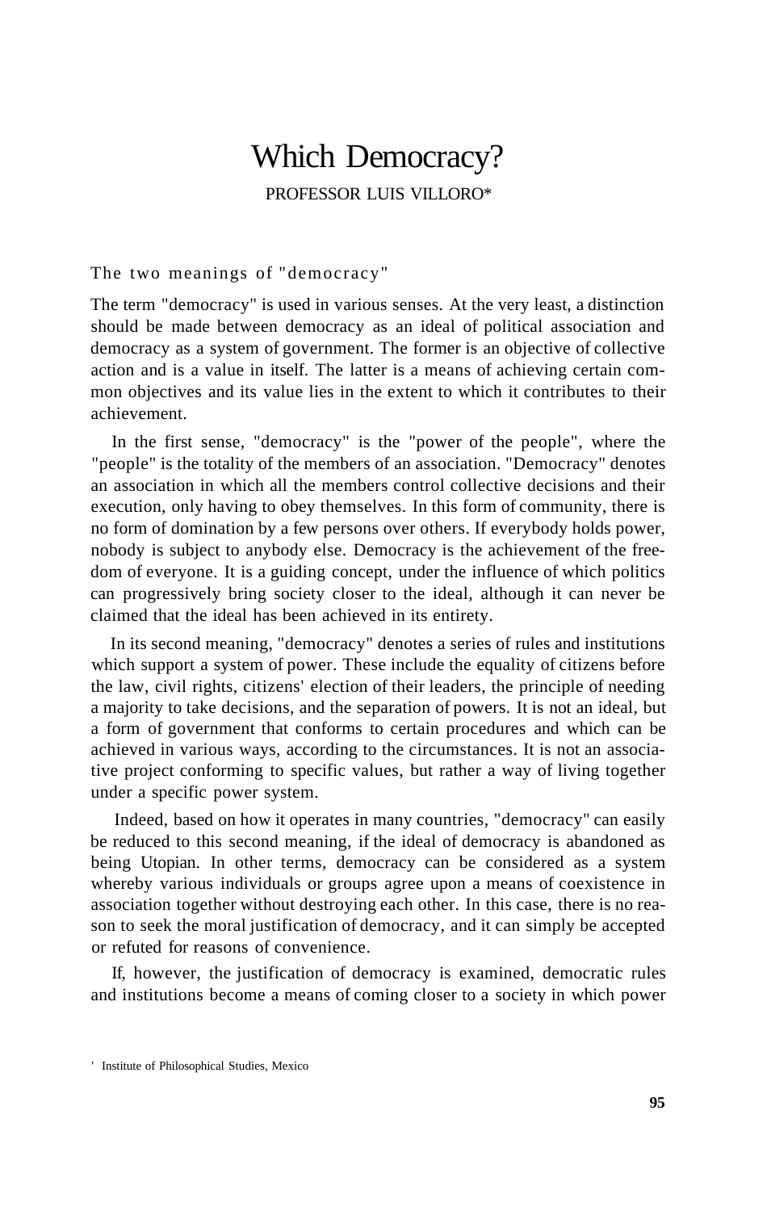# Which Democracy?

PROFESSOR LUIS VILLORO*

## The two meanings of "democracy"

The term "democracy" is used in various senses. At the very least, a distinction should be made between democracy as an ideal of political association and democracy as a system of government. The former is an objective of collective action and is a value in itself. The latter is a means of achieving certain common objectives and its value lies in the extent to which it contributes to their achievement.

In the first sense, "democracy" is the "power of the people", where the "people" is the totality of the members of an association. "Democracy" denotes an association in which all the members control collective decisions and their execution, only having to obey themselves. In this form of community, there is no form of domination by a few persons over others. If everybody holds power, nobody is subject to anybody else. Democracy is the achievement of the freedom of everyone. It is a guiding concept, under the influence of which politics can progressively bring society closer to the ideal, although it can never be claimed that the ideal has been achieved in its entirety.

In its second meaning, "democracy" denotes a series of rules and institutions which support a system of power. These include the equality of citizens before the law, civil rights, citizens' election of their leaders, the principle of needing a majority to take decisions, and the separation of powers. It is not an ideal, but a form of government that conforms to certain procedures and which can be achieved in various ways, according to the circumstances. It is not an associative project conforming to specific values, but rather a way of living together under a specific power system.

Indeed, based on how it operates in many countries, "democracy" can easily be reduced to this second meaning, if the ideal of democracy is abandoned as being Utopian. In other terms, democracy can be considered as a system whereby various individuals or groups agree upon a means of coexistence in association together without destroying each other. In this case, there is no reason to seek the moral justification of democracy, and it can simply be accepted or refuted for reasons of convenience.

If, however, the justification of democracy is examined, democratic rules and institutions become a means of coming closer to a society in which power

* Institute of Philosophical Studies, Mexico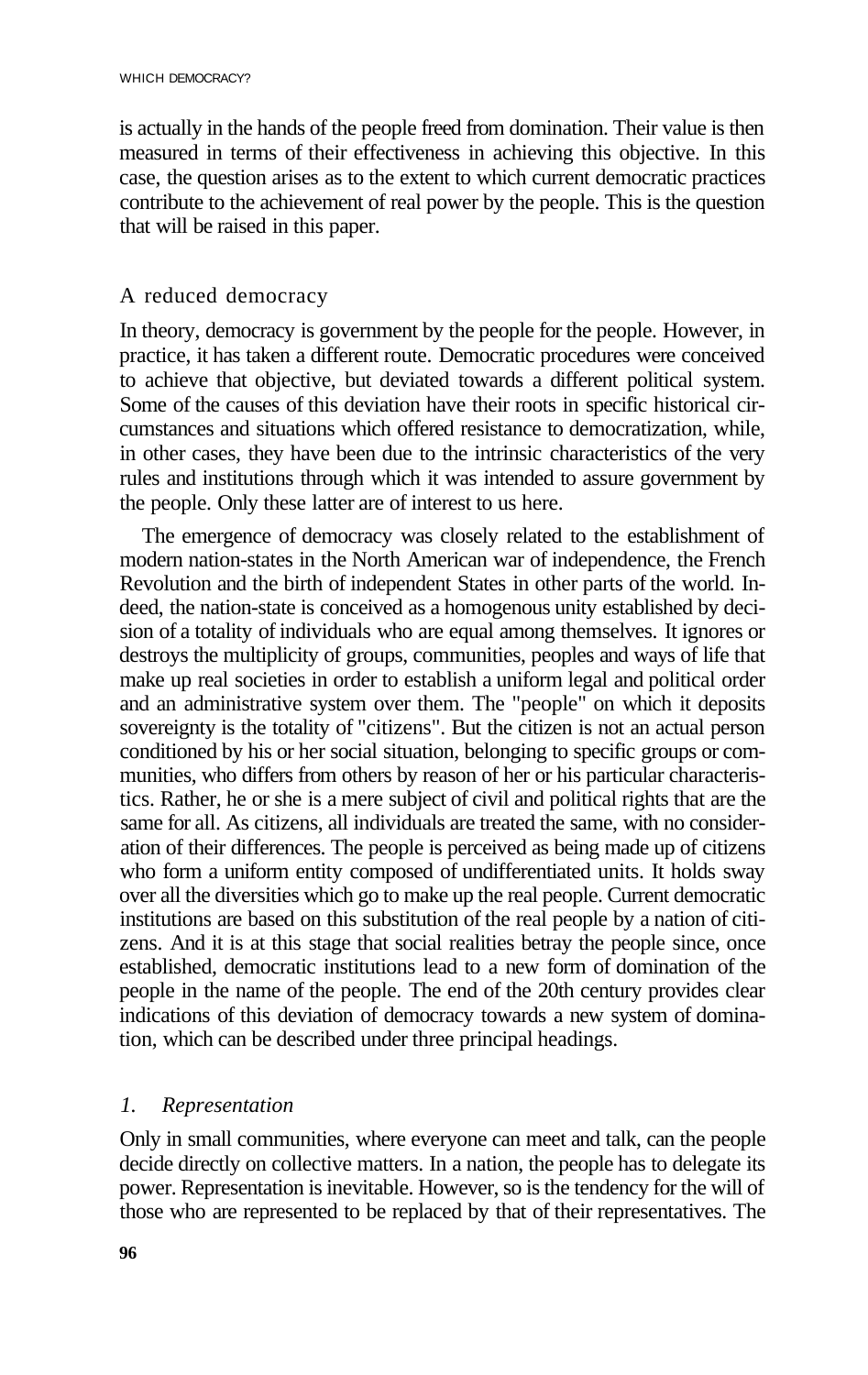is actually in the hands of the people freed from domination. Their value is then measured in terms of their effectiveness in achieving this objective. In this case, the question arises as to the extent to which current democratic practices contribute to the achievement of real power by the people. This is the question that will be raised in this paper.

## A reduced democracy

In theory, democracy is government by the people for the people. However, in practice, it has taken a different route. Democratic procedures were conceived to achieve that objective, but deviated towards a different political system. Some of the causes of this deviation have their roots in specific historical circumstances and situations which offered resistance to democratization, while, in other cases, they have been due to the intrinsic characteristics of the very rules and institutions through which it was intended to assure government by the people. Only these latter are of interest to us here.

The emergence of democracy was closely related to the establishment of modern nation-states in the North American war of independence, the French Revolution and the birth of independent States in other parts of the world. Indeed, the nation-state is conceived as a homogenous unity established by decision of a totality of individuals who are equal among themselves. It ignores or destroys the multiplicity of groups, communities, peoples and ways of life that make up real societies in order to establish a uniform legal and political order and an administrative system over them. The "people" on which it deposits sovereignty is the totality of "citizens". But the citizen is not an actual person conditioned by his or her social situation, belonging to specific groups or communities, who differs from others by reason of her or his particular characteristics. Rather, he or she is a mere subject of civil and political rights that are the same for all. As citizens, all individuals are treated the same, with no consideration of their differences. The people is perceived as being made up of citizens who form a uniform entity composed of undifferentiated units. It holds sway over all the diversities which go to make up the real people. Current democratic institutions are based on this substitution of the real people by a nation of citizens. And it is at this stage that social realities betray the people since, once established, democratic institutions lead to a new form of domination of the people in the name of the people. The end of the 20th century provides clear indications of this deviation of democracy towards a new system of domination, which can be described under three principal headings.

### *1. Representation*

Only in small communities, where everyone can meet and talk, can the people decide directly on collective matters. In a nation, the people has to delegate its power. Representation is inevitable. However, so is the tendency for the will of those who are represented to be replaced by that of their representatives. The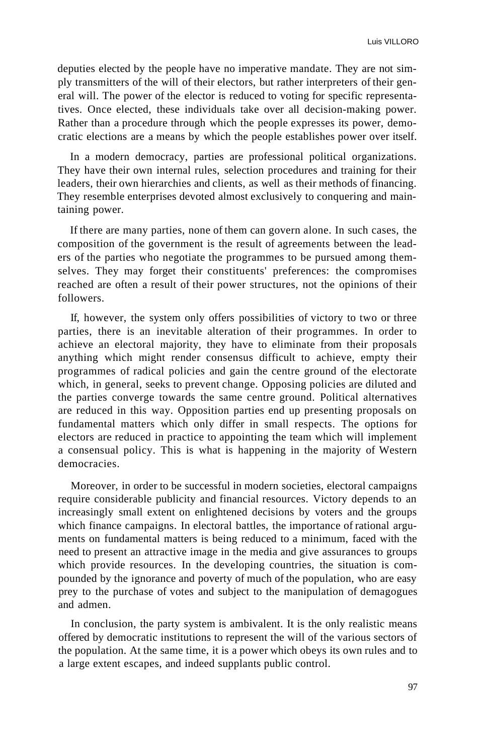deputies elected by the people have no imperative mandate. They are not simply transmitters of the will of their electors, but rather interpreters of their general will. The power of the elector is reduced to voting for specific representatives. Once elected, these individuals take over all decision-making power. Rather than a procedure through which the people expresses its power, democratic elections are a means by which the people establishes power over itself.

In a modern democracy, parties are professional political organizations. They have their own internal rules, selection procedures and training for their leaders, their own hierarchies and clients, as well as their methods of financing. They resemble enterprises devoted almost exclusively to conquering and maintaining power.

If there are many parties, none of them can govern alone. In such cases, the composition of the government is the result of agreements between the leaders of the parties who negotiate the programmes to be pursued among themselves. They may forget their constituents' preferences: the compromises reached are often a result of their power structures, not the opinions of their followers.

If, however, the system only offers possibilities of victory to two or three parties, there is an inevitable alteration of their programmes. In order to achieve an electoral majority, they have to eliminate from their proposals anything which might render consensus difficult to achieve, empty their programmes of radical policies and gain the centre ground of the electorate which, in general, seeks to prevent change. Opposing policies are diluted and the parties converge towards the same centre ground. Political alternatives are reduced in this way. Opposition parties end up presenting proposals on fundamental matters which only differ in small respects. The options for electors are reduced in practice to appointing the team which will implement a consensual policy. This is what is happening in the majority of Western democracies.

Moreover, in order to be successful in modern societies, electoral campaigns require considerable publicity and financial resources. Victory depends to an increasingly small extent on enlightened decisions by voters and the groups which finance campaigns. In electoral battles, the importance of rational arguments on fundamental matters is being reduced to a minimum, faced with the need to present an attractive image in the media and give assurances to groups which provide resources. In the developing countries, the situation is compounded by the ignorance and poverty of much of the population, who are easy prey to the purchase of votes and subject to the manipulation of demagogues and admen.

In conclusion, the party system is ambivalent. It is the only realistic means offered by democratic institutions to represent the will of the various sectors of the population. At the same time, it is a power which obeys its own rules and to a large extent escapes, and indeed supplants public control.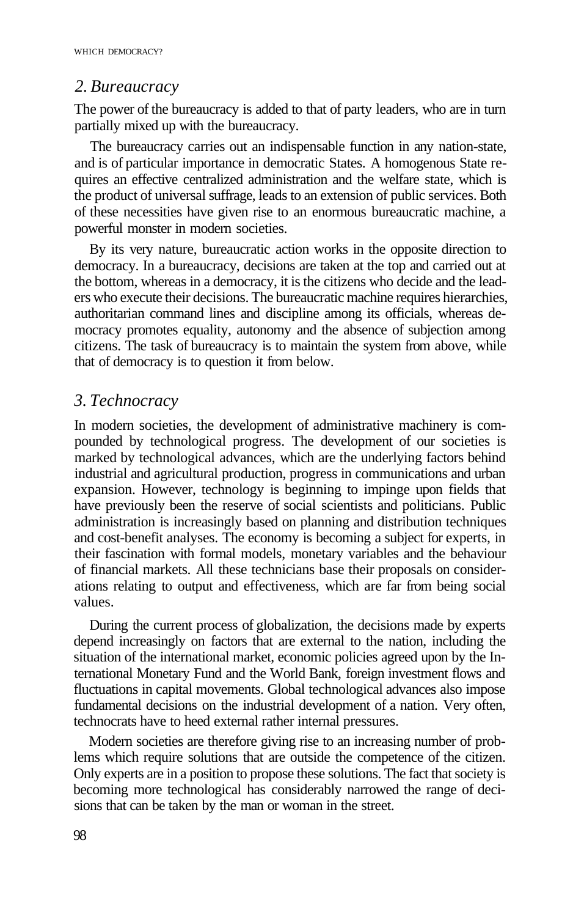## *2. Bureaucracy*

The power of the bureaucracy is added to that of party leaders, who are in turn partially mixed up with the bureaucracy.

The bureaucracy carries out an indispensable function in any nation-state, and is of particular importance in democratic States. A homogenous State requires an effective centralized administration and the welfare state, which is the product of universal suffrage, leads to an extension of public services. Both of these necessities have given rise to an enormous bureaucratic machine, a powerful monster in modern societies.

By its very nature, bureaucratic action works in the opposite direction to democracy. In a bureaucracy, decisions are taken at the top and carried out at the bottom, whereas in a democracy, it is the citizens who decide and the leaders who execute their decisions. The bureaucratic machine requires hierarchies, authoritarian command lines and discipline among its officials, whereas democracy promotes equality, autonomy and the absence of subjection among citizens. The task of bureaucracy is to maintain the system from above, while that of democracy is to question it from below.

## *3. Technocracy*

In modern societies, the development of administrative machinery is compounded by technological progress. The development of our societies is marked by technological advances, which are the underlying factors behind industrial and agricultural production, progress in communications and urban expansion. However, technology is beginning to impinge upon fields that have previously been the reserve of social scientists and politicians. Public administration is increasingly based on planning and distribution techniques and cost-benefit analyses. The economy is becoming a subject for experts, in their fascination with formal models, monetary variables and the behaviour of financial markets. All these technicians base their proposals on considerations relating to output and effectiveness, which are far from being social values.

During the current process of globalization, the decisions made by experts depend increasingly on factors that are external to the nation, including the situation of the international market, economic policies agreed upon by the International Monetary Fund and the World Bank, foreign investment flows and fluctuations in capital movements. Global technological advances also impose fundamental decisions on the industrial development of a nation. Very often, technocrats have to heed external rather internal pressures.

Modern societies are therefore giving rise to an increasing number of problems which require solutions that are outside the competence of the citizen. Only experts are in a position to propose these solutions. The fact that society is becoming more technological has considerably narrowed the range of decisions that can be taken by the man or woman in the street.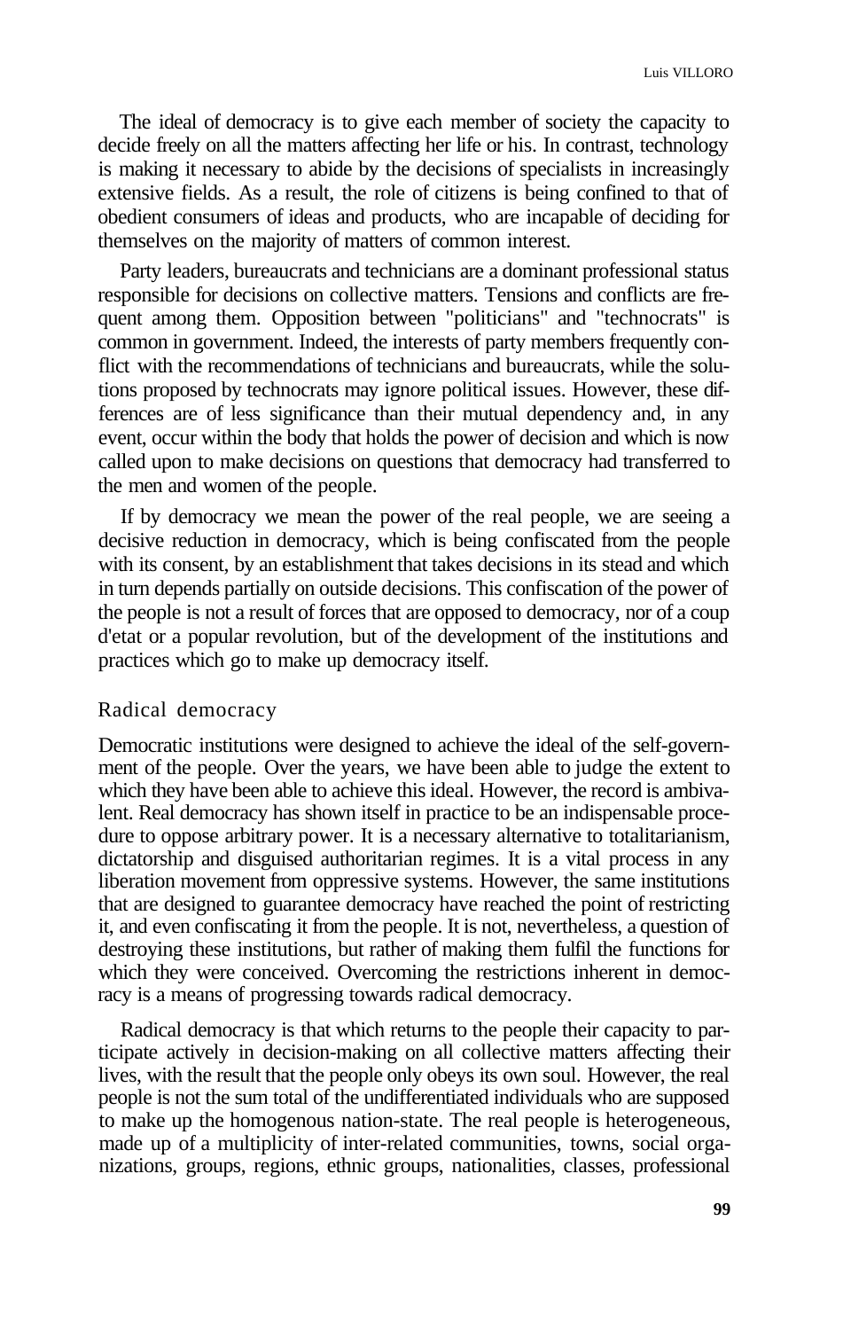The ideal of democracy is to give each member of society the capacity to decide freely on all the matters affecting her life or his. In contrast, technology is making it necessary to abide by the decisions of specialists in increasingly extensive fields. As a result, the role of citizens is being confined to that of obedient consumers of ideas and products, who are incapable of deciding for themselves on the majority of matters of common interest.

Party leaders, bureaucrats and technicians are a dominant professional status responsible for decisions on collective matters. Tensions and conflicts are frequent among them. Opposition between "politicians" and "technocrats" is common in government. Indeed, the interests of party members frequently conflict with the recommendations of technicians and bureaucrats, while the solutions proposed by technocrats may ignore political issues. However, these differences are of less significance than their mutual dependency and, in any event, occur within the body that holds the power of decision and which is now called upon to make decisions on questions that democracy had transferred to the men and women of the people.

If by democracy we mean the power of the real people, we are seeing a decisive reduction in democracy, which is being confiscated from the people with its consent, by an establishment that takes decisions in its stead and which in turn depends partially on outside decisions. This confiscation of the power of the people is not a result of forces that are opposed to democracy, nor of a coup d'etat or a popular revolution, but of the development of the institutions and practices which go to make up democracy itself.

## Radical democracy

Democratic institutions were designed to achieve the ideal of the self-government of the people. Over the years, we have been able to judge the extent to which they have been able to achieve this ideal. However, the record is ambivalent. Real democracy has shown itself in practice to be an indispensable procedure to oppose arbitrary power. It is a necessary alternative to totalitarianism, dictatorship and disguised authoritarian regimes. It is a vital process in any liberation movement from oppressive systems. However, the same institutions that are designed to guarantee democracy have reached the point of restricting it, and even confiscating it from the people. It is not, nevertheless, a question of destroying these institutions, but rather of making them fulfil the functions for which they were conceived. Overcoming the restrictions inherent in democracy is a means of progressing towards radical democracy.

Radical democracy is that which returns to the people their capacity to participate actively in decision-making on all collective matters affecting their lives, with the result that the people only obeys its own soul. However, the real people is not the sum total of the undifferentiated individuals who are supposed to make up the homogenous nation-state. The real people is heterogeneous, made up of a multiplicity of inter-related communities, towns, social organizations, groups, regions, ethnic groups, nationalities, classes, professional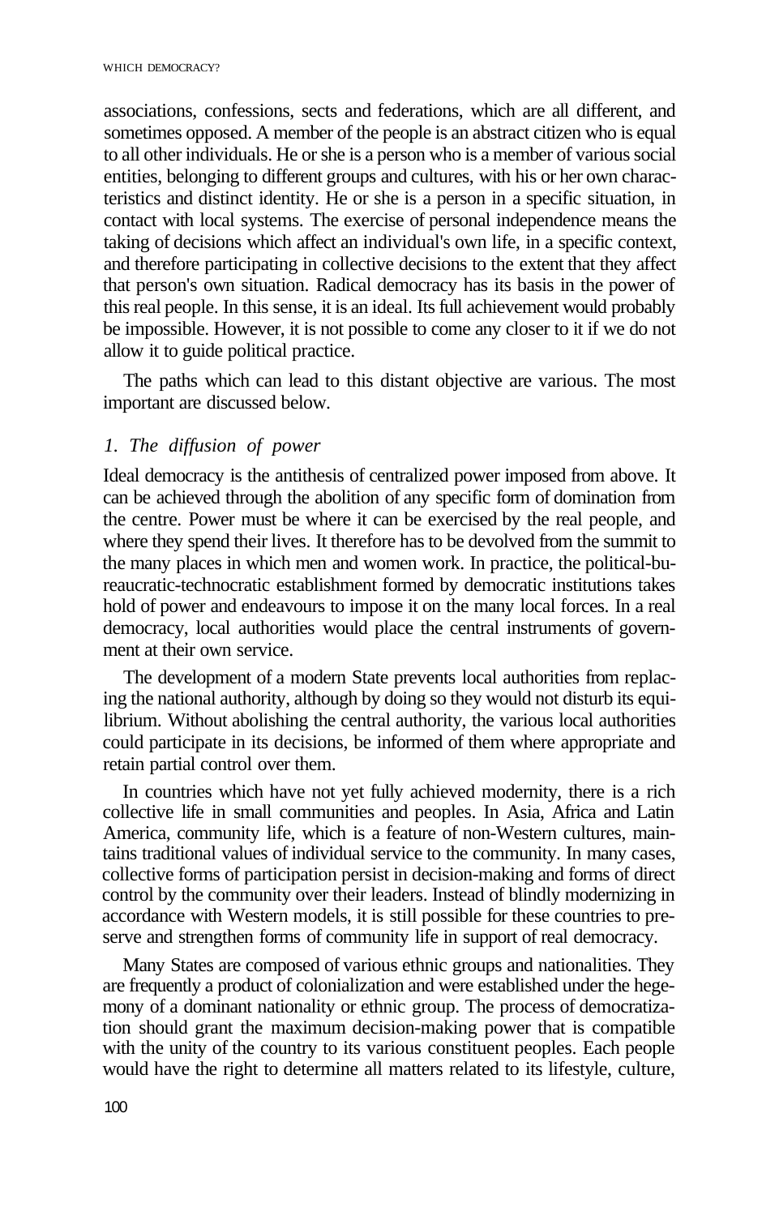associations, confessions, sects and federations, which are all different, and sometimes opposed. A member of the people is an abstract citizen who is equal to all other individuals. He or she is a person who is a member of various social entities, belonging to different groups and cultures, with his or her own characteristics and distinct identity. He or she is a person in a specific situation, in contact with local systems. The exercise of personal independence means the taking of decisions which affect an individual's own life, in a specific context, and therefore participating in collective decisions to the extent that they affect that person's own situation. Radical democracy has its basis in the power of this real people. In this sense, it is an ideal. Its full achievement would probably be impossible. However, it is not possible to come any closer to it if we do not allow it to guide political practice.

The paths which can lead to this distant objective are various. The most important are discussed below.

*1. The diffusion of power*

Ideal democracy is the antithesis of centralized power imposed from above. It can be achieved through the abolition of any specific form of domination from the centre. Power must be where it can be exercised by the real people, and where they spend their lives. It therefore has to be devolved from the summit to the many places in which men and women work. In practice, the political-bureaucratic-technocratic establishment formed by democratic institutions takes hold of power and endeavours to impose it on the many local forces. In a real democracy, local authorities would place the central instruments of government at their own service.

The development of a modern State prevents local authorities from replacing the national authority, although by doing so they would not disturb its equilibrium. Without abolishing the central authority, the various local authorities could participate in its decisions, be informed of them where appropriate and retain partial control over them.

In countries which have not yet fully achieved modernity, there is a rich collective life in small communities and peoples. In Asia, Africa and Latin America, community life, which is a feature of non-Western cultures, maintains traditional values of individual service to the community. In many cases, collective forms of participation persist in decision-making and forms of direct control by the community over their leaders. Instead of blindly modernizing in accordance with Western models, it is still possible for these countries to preserve and strengthen forms of community life in support of real democracy.

Many States are composed of various ethnic groups and nationalities. They are frequently a product of colonialization and were established under the hegemony of a dominant nationality or ethnic group. The process of democratization should grant the maximum decision-making power that is compatible with the unity of the country to its various constituent peoples. Each people would have the right to determine all matters related to its lifestyle, culture,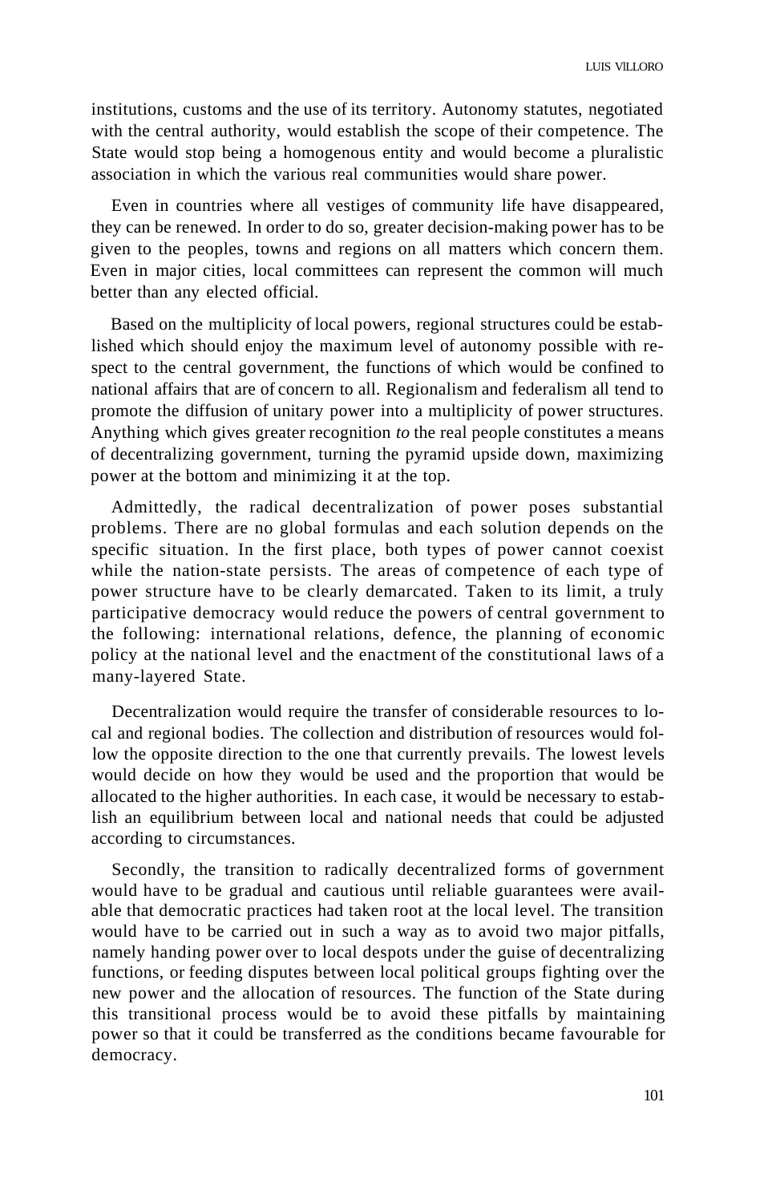institutions, customs and the use of its territory. Autonomy statutes, negotiated with the central authority, would establish the scope of their competence. The State would stop being a homogenous entity and would become a pluralistic association in which the various real communities would share power.

Even in countries where all vestiges of community life have disappeared, they can be renewed. In order to do so, greater decision-making power has to be given to the peoples, towns and regions on all matters which concern them. Even in major cities, local committees can represent the common will much better than any elected official.

Based on the multiplicity of local powers, regional structures could be established which should enjoy the maximum level of autonomy possible with respect to the central government, the functions of which would be confined to national affairs that are of concern to all. Regionalism and federalism all tend to promote the diffusion of unitary power into a multiplicity of power structures. Anything which gives greater recognition *to* the real people constitutes a means of decentralizing government, turning the pyramid upside down, maximizing power at the bottom and minimizing it at the top.

Admittedly, the radical decentralization of power poses substantial problems. There are no global formulas and each solution depends on the specific situation. In the first place, both types of power cannot coexist while the nation-state persists. The areas of competence of each type of power structure have to be clearly demarcated. Taken to its limit, a truly participative democracy would reduce the powers of central government to the following: international relations, defence, the planning of economic policy at the national level and the enactment of the constitutional laws of a many-layered State.

Decentralization would require the transfer of considerable resources to local and regional bodies. The collection and distribution of resources would follow the opposite direction to the one that currently prevails. The lowest levels would decide on how they would be used and the proportion that would be allocated to the higher authorities. In each case, it would be necessary to establish an equilibrium between local and national needs that could be adjusted according to circumstances.

Secondly, the transition to radically decentralized forms of government would have to be gradual and cautious until reliable guarantees were available that democratic practices had taken root at the local level. The transition would have to be carried out in such a way as to avoid two major pitfalls, namely handing power over to local despots under the guise of decentralizing functions, or feeding disputes between local political groups fighting over the new power and the allocation of resources. The function of the State during this transitional process would be to avoid these pitfalls by maintaining power so that it could be transferred as the conditions became favourable for democracy.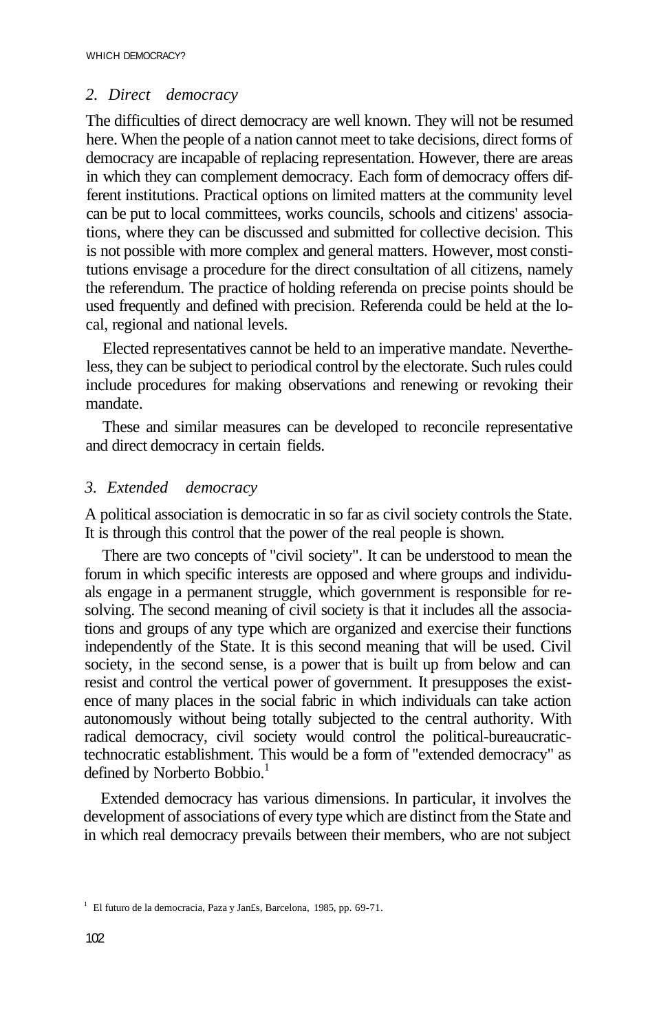## *2. Direct democracy*

The difficulties of direct democracy are well known. They will not be resumed here. When the people of a nation cannot meet to take decisions, direct forms of democracy are incapable of replacing representation. However, there are areas in which they can complement democracy. Each form of democracy offers different institutions. Practical options on limited matters at the community level can be put to local committees, works councils, schools and citizens' associations, where they can be discussed and submitted for collective decision. This is not possible with more complex and general matters. However, most constitutions envisage a procedure for the direct consultation of all citizens, namely the referendum. The practice of holding referenda on precise points should be used frequently and defined with precision. Referenda could be held at the local, regional and national levels.

Elected representatives cannot be held to an imperative mandate. Nevertheless, they can be subject to periodical control by the electorate. Such rules could include procedures for making observations and renewing or revoking their mandate.

These and similar measures can be developed to reconcile representative and direct democracy in certain fields.

## *3. Extended democracy*

A political association is democratic in so far as civil society controls the State. It is through this control that the power of the real people is shown.

There are two concepts of "civil society". It can be understood to mean the forum in which specific interests are opposed and where groups and individuals engage in a permanent struggle, which government is responsible for resolving. The second meaning of civil society is that it includes all the associations and groups of any type which are organized and exercise their functions independently of the State. It is this second meaning that will be used. Civil society, in the second sense, is a power that is built up from below and can resist and control the vertical power of government. It presupposes the existence of many places in the social fabric in which individuals can take action autonomously without being totally subjected to the central authority. With radical democracy, civil society would control the political-bureaucratic-technocratic establishment. This would be a form of "extended democracy" as defined by Norberto Bobbio.[1]

Extended democracy has various dimensions. In particular, it involves the development of associations of every type which are distinct from the State and in which real democracy prevails between their members, who are not subject

[1] El futuro de la democracia, Paza y Jan£s, Barcelona, 1985, pp. 69-71.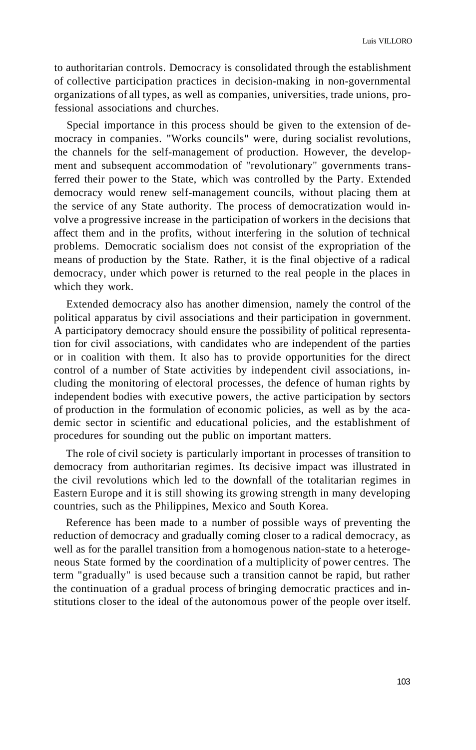to authoritarian controls. Democracy is consolidated through the establishment of collective participation practices in decision-making in non-governmental organizations of all types, as well as companies, universities, trade unions, professional associations and churches.

Special importance in this process should be given to the extension of democracy in companies. "Works councils" were, during socialist revolutions, the channels for the self-management of production. However, the development and subsequent accommodation of "revolutionary" governments transferred their power to the State, which was controlled by the Party. Extended democracy would renew self-management councils, without placing them at the service of any State authority. The process of democratization would involve a progressive increase in the participation of workers in the decisions that affect them and in the profits, without interfering in the solution of technical problems. Democratic socialism does not consist of the expropriation of the means of production by the State. Rather, it is the final objective of a radical democracy, under which power is returned to the real people in the places in which they work.

Extended democracy also has another dimension, namely the control of the political apparatus by civil associations and their participation in government. A participatory democracy should ensure the possibility of political representation for civil associations, with candidates who are independent of the parties or in coalition with them. It also has to provide opportunities for the direct control of a number of State activities by independent civil associations, including the monitoring of electoral processes, the defence of human rights by independent bodies with executive powers, the active participation by sectors of production in the formulation of economic policies, as well as by the academic sector in scientific and educational policies, and the establishment of procedures for sounding out the public on important matters.

The role of civil society is particularly important in processes of transition to democracy from authoritarian regimes. Its decisive impact was illustrated in the civil revolutions which led to the downfall of the totalitarian regimes in Eastern Europe and it is still showing its growing strength in many developing countries, such as the Philippines, Mexico and South Korea.

Reference has been made to a number of possible ways of preventing the reduction of democracy and gradually coming closer to a radical democracy, as well as for the parallel transition from a homogenous nation-state to a heterogeneous State formed by the coordination of a multiplicity of power centres. The term "gradually" is used because such a transition cannot be rapid, but rather the continuation of a gradual process of bringing democratic practices and institutions closer to the ideal of the autonomous power of the people over itself.